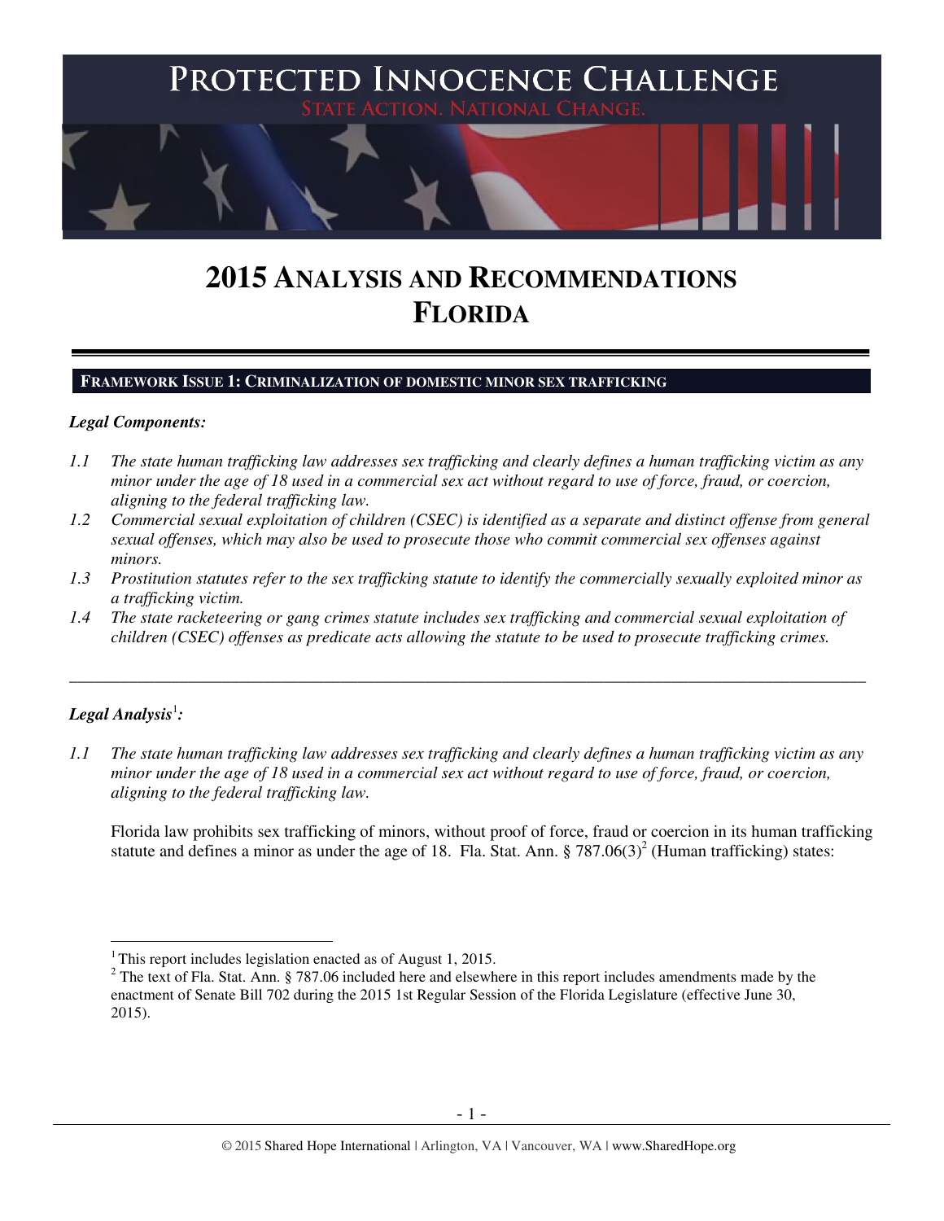# PROTECTED INNOCENCE CHALLENGE

STATE ACTION. NATIONAL CHANGE.

# 2015 ANALYSIS AND RECOMMENDATIONS FLORIDA

## FRAMEWORK ISSUE 1: CRIMINALIZATION OF DOMESTIC MINOR SEX TRAFFICKING

***Legal Components:***

*1.1 The state human trafficking law addresses sex trafficking and clearly defines a human trafficking victim as any minor under the age of 18 used in a commercial sex act without regard to use of force, fraud, or coercion, aligning to the federal trafficking law.*

*1.2 Commercial sexual exploitation of children (CSEC) is identified as a separate and distinct offense from general sexual offenses, which may also be used to prosecute those who commit commercial sex offenses against minors.*

*1.3 Prostitution statutes refer to the sex trafficking statute to identify the commercially sexually exploited minor as a trafficking victim.*

*1.4 The state racketeering or gang crimes statute includes sex trafficking and commercial sexual exploitation of children (CSEC) offenses as predicate acts allowing the statute to be used to prosecute trafficking crimes.*

---

***Legal Analysis[1]:***

*1.1 The state human trafficking law addresses sex trafficking and clearly defines a human trafficking victim as any minor under the age of 18 used in a commercial sex act without regard to use of force, fraud, or coercion, aligning to the federal trafficking law.*

Florida law prohibits sex trafficking of minors, without proof of force, fraud or coercion in its human trafficking statute and defines a minor as under the age of 18. Fla. Stat. Ann. § 787.06(3)[2] (Human trafficking) states:

---

[1] This report includes legislation enacted as of August 1, 2015.

[2] The text of Fla. Stat. Ann. § 787.06 included here and elsewhere in this report includes amendments made by the enactment of Senate Bill 702 during the 2015 1st Regular Session of the Florida Legislature (effective June 30, 2015).

© 2015 Shared Hope International | Arlington, VA | Vancouver, WA | www.SharedHope.org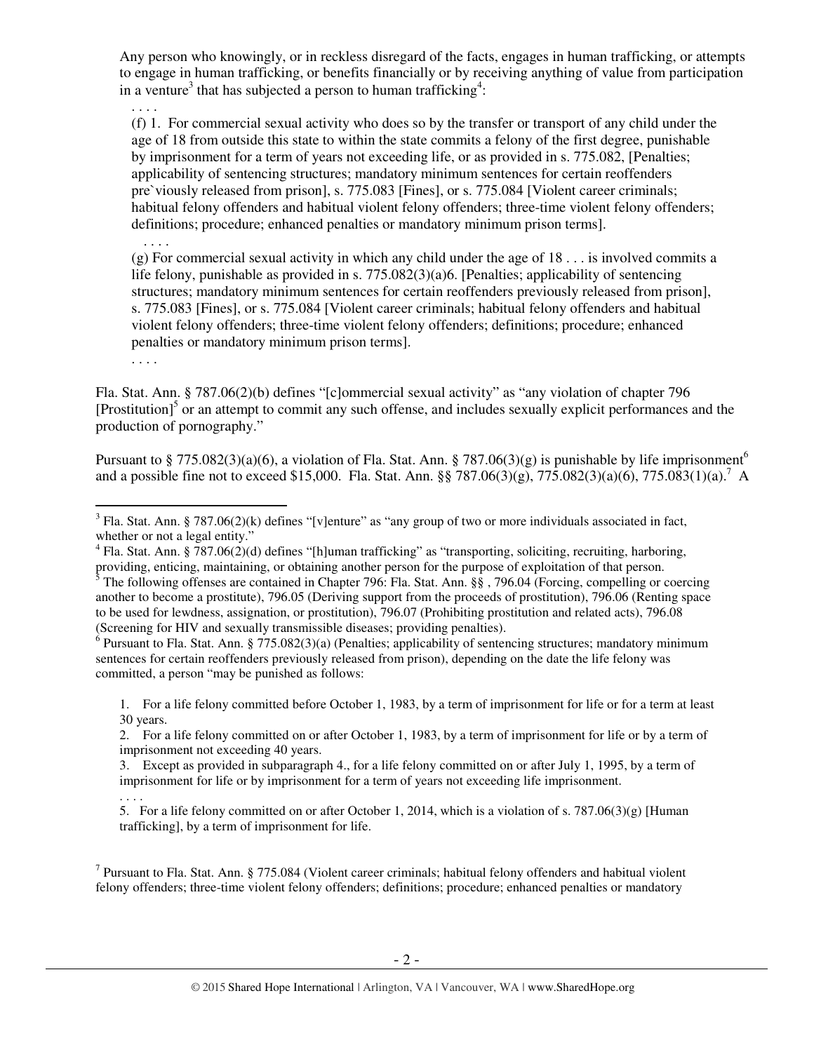Any person who knowingly, or in reckless disregard of the facts, engages in human trafficking, or attempts to engage in human trafficking, or benefits financially or by receiving anything of value from participation in a venture[3] that has subjected a person to human trafficking[4]:

. . . .

(f) 1. For commercial sexual activity who does so by the transfer or transport of any child under the age of 18 from outside this state to within the state commits a felony of the first degree, punishable by imprisonment for a term of years not exceeding life, or as provided in s. 775.082, [Penalties; applicability of sentencing structures; mandatory minimum sentences for certain reoffenders pre`viously released from prison], s. 775.083 [Fines], or s. 775.084 [Violent career criminals; habitual felony offenders and habitual violent felony offenders; three-time violent felony offenders; definitions; procedure; enhanced penalties or mandatory minimum prison terms].

. . . .

(g) For commercial sexual activity in which any child under the age of 18 . . . is involved commits a life felony, punishable as provided in s. 775.082(3)(a)6. [Penalties; applicability of sentencing structures; mandatory minimum sentences for certain reoffenders previously released from prison], s. 775.083 [Fines], or s. 775.084 [Violent career criminals; habitual felony offenders and habitual violent felony offenders; three-time violent felony offenders; definitions; procedure; enhanced penalties or mandatory minimum prison terms].

. . . .

Fla. Stat. Ann. § 787.06(2)(b) defines "[c]ommercial sexual activity" as "any violation of chapter 796 [Prostitution][5] or an attempt to commit any such offense, and includes sexually explicit performances and the production of pornography."

Pursuant to § 775.082(3)(a)(6), a violation of Fla. Stat. Ann. § 787.06(3)(g) is punishable by life imprisonment[6] and a possible fine not to exceed $15,000. Fla. Stat. Ann. §§ 787.06(3)(g), 775.082(3)(a)(6), 775.083(1)(a).[7] A

---

[3] Fla. Stat. Ann. § 787.06(2)(k) defines "[v]enture" as "any group of two or more individuals associated in fact, whether or not a legal entity."

[4] Fla. Stat. Ann. § 787.06(2)(d) defines "[h]uman trafficking" as "transporting, soliciting, recruiting, harboring, providing, enticing, maintaining, or obtaining another person for the purpose of exploitation of that person.

[5] The following offenses are contained in Chapter 796: Fla. Stat. Ann. §§ , 796.04 (Forcing, compelling or coercing another to become a prostitute), 796.05 (Deriving support from the proceeds of prostitution), 796.06 (Renting space to be used for lewdness, assignation, or prostitution), 796.07 (Prohibiting prostitution and related acts), 796.08 (Screening for HIV and sexually transmissible diseases; providing penalties).

[6] Pursuant to Fla. Stat. Ann. § 775.082(3)(a) (Penalties; applicability of sentencing structures; mandatory minimum sentences for certain reoffenders previously released from prison), depending on the date the life felony was committed, a person "may be punished as follows:

1. For a life felony committed before October 1, 1983, by a term of imprisonment for life or for a term at least 30 years.
2. For a life felony committed on or after October 1, 1983, by a term of imprisonment for life or by a term of imprisonment not exceeding 40 years.
3. Except as provided in subparagraph 4., for a life felony committed on or after July 1, 1995, by a term of imprisonment for life or by imprisonment for a term of years not exceeding life imprisonment.

. . . .

5. For a life felony committed on or after October 1, 2014, which is a violation of s. 787.06(3)(g) [Human trafficking], by a term of imprisonment for life.

[7] Pursuant to Fla. Stat. Ann. § 775.084 (Violent career criminals; habitual felony offenders and habitual violent felony offenders; three-time violent felony offenders; definitions; procedure; enhanced penalties or mandatory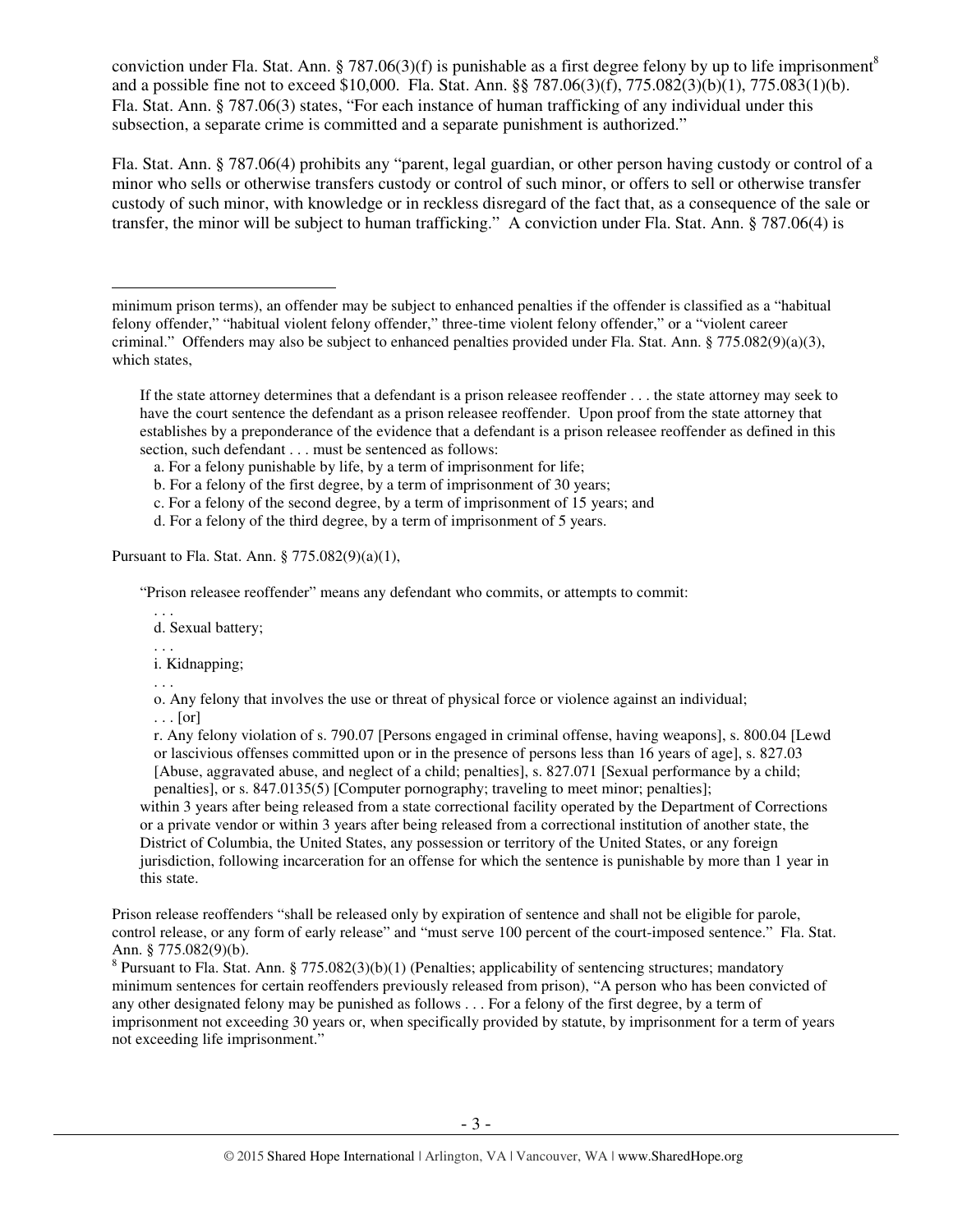conviction under Fla. Stat. Ann. § 787.06(3)(f) is punishable as a first degree felony by up to life imprisonment[8] and a possible fine not to exceed $10,000. Fla. Stat. Ann. §§ 787.06(3)(f), 775.082(3)(b)(1), 775.083(1)(b). Fla. Stat. Ann. § 787.06(3) states, "For each instance of human trafficking of any individual under this subsection, a separate crime is committed and a separate punishment is authorized."

Fla. Stat. Ann. § 787.06(4) prohibits any "parent, legal guardian, or other person having custody or control of a minor who sells or otherwise transfers custody or control of such minor, or offers to sell or otherwise transfer custody of such minor, with knowledge or in reckless disregard of the fact that, as a consequence of the sale or transfer, the minor will be subject to human trafficking." A conviction under Fla. Stat. Ann. § 787.06(4) is

---

minimum prison terms), an offender may be subject to enhanced penalties if the offender is classified as a "habitual felony offender," "habitual violent felony offender," three-time violent felony offender," or a "violent career criminal." Offenders may also be subject to enhanced penalties provided under Fla. Stat. Ann. § 775.082(9)(a)(3), which states,

> If the state attorney determines that a defendant is a prison releasee reoffender . . . the state attorney may seek to have the court sentence the defendant as a prison releasee reoffender. Upon proof from the state attorney that establishes by a preponderance of the evidence that a defendant is a prison releasee reoffender as defined in this section, such defendant . . . must be sentenced as follows:
>
> a. For a felony punishable by life, by a term of imprisonment for life;
> b. For a felony of the first degree, by a term of imprisonment of 30 years;
> c. For a felony of the second degree, by a term of imprisonment of 15 years; and
> d. For a felony of the third degree, by a term of imprisonment of 5 years.

Pursuant to Fla. Stat. Ann. § 775.082(9)(a)(1),

> "Prison releasee reoffender" means any defendant who commits, or attempts to commit:
>
> . . .
> d. Sexual battery;
> . . .
> i. Kidnapping;
> . . .
> o. Any felony that involves the use or threat of physical force or violence against an individual;
> . . . [or]
> r. Any felony violation of s. 790.07 [Persons engaged in criminal offense, having weapons], s. 800.04 [Lewd or lascivious offenses committed upon or in the presence of persons less than 16 years of age], s. 827.03 [Abuse, aggravated abuse, and neglect of a child; penalties], s. 827.071 [Sexual performance by a child; penalties], or s. 847.0135(5) [Computer pornography; traveling to meet minor; penalties];
>
> within 3 years after being released from a state correctional facility operated by the Department of Corrections or a private vendor or within 3 years after being released from a correctional institution of another state, the District of Columbia, the United States, any possession or territory of the United States, or any foreign jurisdiction, following incarceration for an offense for which the sentence is punishable by more than 1 year in this state.

Prison release reoffenders "shall be released only by expiration of sentence and shall not be eligible for parole, control release, or any form of early release" and "must serve 100 percent of the court-imposed sentence." Fla. Stat. Ann. § 775.082(9)(b).

[8] Pursuant to Fla. Stat. Ann. § 775.082(3)(b)(1) (Penalties; applicability of sentencing structures; mandatory minimum sentences for certain reoffenders previously released from prison), "A person who has been convicted of any other designated felony may be punished as follows . . . For a felony of the first degree, by a term of imprisonment not exceeding 30 years or, when specifically provided by statute, by imprisonment for a term of years not exceeding life imprisonment."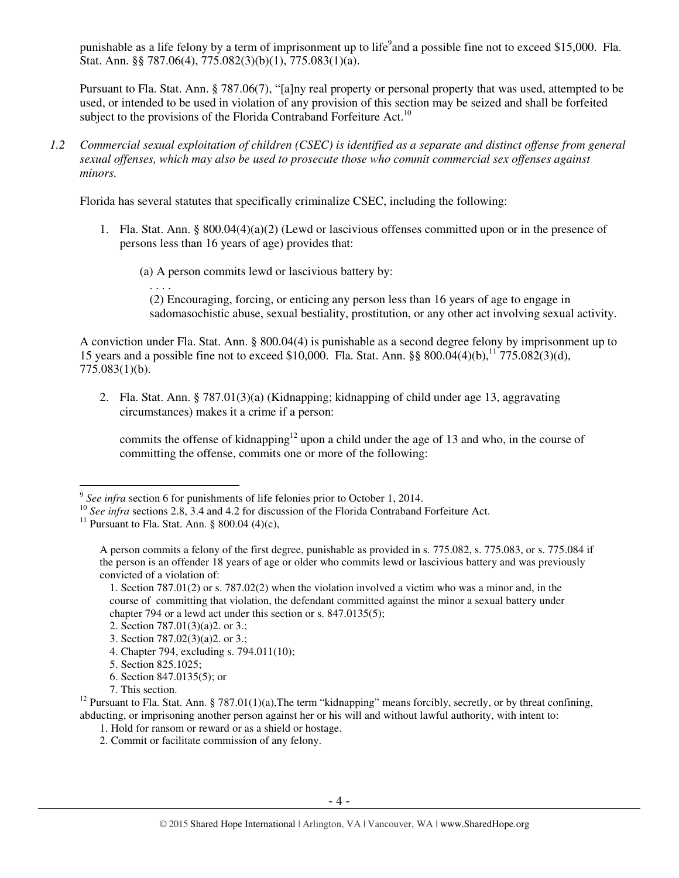punishable as a life felony by a term of imprisonment up to life[9] and a possible fine not to exceed $15,000. Fla. Stat. Ann. §§ 787.06(4), 775.082(3)(b)(1), 775.083(1)(a).

Pursuant to Fla. Stat. Ann. § 787.06(7), "[a]ny real property or personal property that was used, attempted to be used, or intended to be used in violation of any provision of this section may be seized and shall be forfeited subject to the provisions of the Florida Contraband Forfeiture Act.[10]

*1.2 Commercial sexual exploitation of children (CSEC) is identified as a separate and distinct offense from general sexual offenses, which may also be used to prosecute those who commit commercial sex offenses against minors.*

Florida has several statutes that specifically criminalize CSEC, including the following:

1. Fla. Stat. Ann. § 800.04(4)(a)(2) (Lewd or lascivious offenses committed upon or in the presence of persons less than 16 years of age) provides that:

   (a) A person commits lewd or lascivious battery by:

   . . . .

   (2) Encouraging, forcing, or enticing any person less than 16 years of age to engage in sadomasochistic abuse, sexual bestiality, prostitution, or any other act involving sexual activity.

A conviction under Fla. Stat. Ann. § 800.04(4) is punishable as a second degree felony by imprisonment up to 15 years and a possible fine not to exceed $10,000. Fla. Stat. Ann. §§ 800.04(4)(b),[11] 775.082(3)(d), 775.083(1)(b).

2. Fla. Stat. Ann. § 787.01(3)(a) (Kidnapping; kidnapping of child under age 13, aggravating circumstances) makes it a crime if a person:

   commits the offense of kidnapping[12] upon a child under the age of 13 and who, in the course of committing the offense, commits one or more of the following:

---

[9] *See infra* section 6 for punishments of life felonies prior to October 1, 2014.

[10] *See infra* sections 2.8, 3.4 and 4.2 for discussion of the Florida Contraband Forfeiture Act.

[11] Pursuant to Fla. Stat. Ann. § 800.04 (4)(c),

> A person commits a felony of the first degree, punishable as provided in s. 775.082, s. 775.083, or s. 775.084 if the person is an offender 18 years of age or older who commits lewd or lascivious battery and was previously convicted of a violation of:
>
> 1. Section 787.01(2) or s. 787.02(2) when the violation involved a victim who was a minor and, in the course of committing that violation, the defendant committed against the minor a sexual battery under chapter 794 or a lewd act under this section or s. 847.0135(5);
> 2. Section 787.01(3)(a)2. or 3.;
> 3. Section 787.02(3)(a)2. or 3.;
> 4. Chapter 794, excluding s. 794.011(10);
> 5. Section 825.1025;
> 6. Section 847.0135(5); or
> 7. This section.

[12] Pursuant to Fla. Stat. Ann. § 787.01(1)(a),The term "kidnapping" means forcibly, secretly, or by threat confining, abducting, or imprisoning another person against her or his will and without lawful authority, with intent to:

1. Hold for ransom or reward or as a shield or hostage.
2. Commit or facilitate commission of any felony.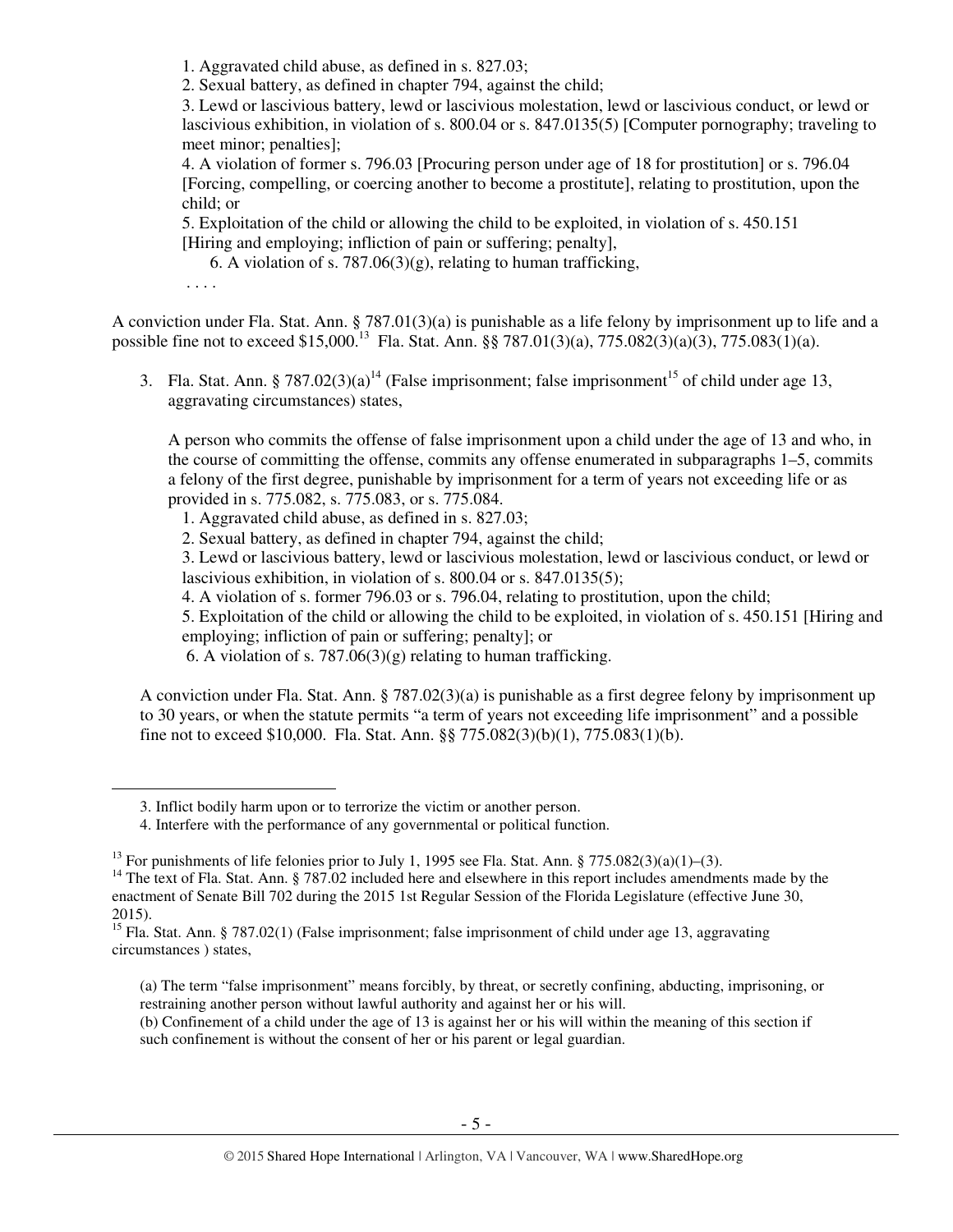1. Aggravated child abuse, as defined in s. 827.03;
2. Sexual battery, as defined in chapter 794, against the child;
3. Lewd or lascivious battery, lewd or lascivious molestation, lewd or lascivious conduct, or lewd or lascivious exhibition, in violation of s. 800.04 or s. 847.0135(5) [Computer pornography; traveling to meet minor; penalties];
4. A violation of former s. 796.03 [Procuring person under age of 18 for prostitution] or s. 796.04 [Forcing, compelling, or coercing another to become a prostitute], relating to prostitution, upon the child; or
5. Exploitation of the child or allowing the child to be exploited, in violation of s. 450.151 [Hiring and employing; infliction of pain or suffering; penalty],
6. A violation of s. 787.06(3)(g), relating to human trafficking,

. . . .

A conviction under Fla. Stat. Ann. § 787.01(3)(a) is punishable as a life felony by imprisonment up to life and a possible fine not to exceed $15,000.[13] Fla. Stat. Ann. §§ 787.01(3)(a), 775.082(3)(a)(3), 775.083(1)(a).

3. Fla. Stat. Ann. § 787.02(3)(a)[14] (False imprisonment; false imprisonment[15] of child under age 13, aggravating circumstances) states,

   A person who commits the offense of false imprisonment upon a child under the age of 13 and who, in the course of committing the offense, commits any offense enumerated in subparagraphs 1–5, commits a felony of the first degree, punishable by imprisonment for a term of years not exceeding life or as provided in s. 775.082, s. 775.083, or s. 775.084.
   1. Aggravated child abuse, as defined in s. 827.03;
   2. Sexual battery, as defined in chapter 794, against the child;
   3. Lewd or lascivious battery, lewd or lascivious molestation, lewd or lascivious conduct, or lewd or lascivious exhibition, in violation of s. 800.04 or s. 847.0135(5);
   4. A violation of s. former 796.03 or s. 796.04, relating to prostitution, upon the child;
   5. Exploitation of the child or allowing the child to be exploited, in violation of s. 450.151 [Hiring and employing; infliction of pain or suffering; penalty]; or
   6. A violation of s. 787.06(3)(g) relating to human trafficking.

   A conviction under Fla. Stat. Ann. § 787.02(3)(a) is punishable as a first degree felony by imprisonment up to 30 years, or when the statute permits "a term of years not exceeding life imprisonment" and a possible fine not to exceed $10,000. Fla. Stat. Ann. §§ 775.082(3)(b)(1), 775.083(1)(b).

---

3. Inflict bodily harm upon or to terrorize the victim or another person.
4. Interfere with the performance of any governmental or political function.

[13] For punishments of life felonies prior to July 1, 1995 see Fla. Stat. Ann. § 775.082(3)(a)(1)–(3).

[14] The text of Fla. Stat. Ann. § 787.02 included here and elsewhere in this report includes amendments made by the enactment of Senate Bill 702 during the 2015 1st Regular Session of the Florida Legislature (effective June 30, 2015).

[15] Fla. Stat. Ann. § 787.02(1) (False imprisonment; false imprisonment of child under age 13, aggravating circumstances ) states,

(a) The term "false imprisonment" means forcibly, by threat, or secretly confining, abducting, imprisoning, or restraining another person without lawful authority and against her or his will.
(b) Confinement of a child under the age of 13 is against her or his will within the meaning of this section if such confinement is without the consent of her or his parent or legal guardian.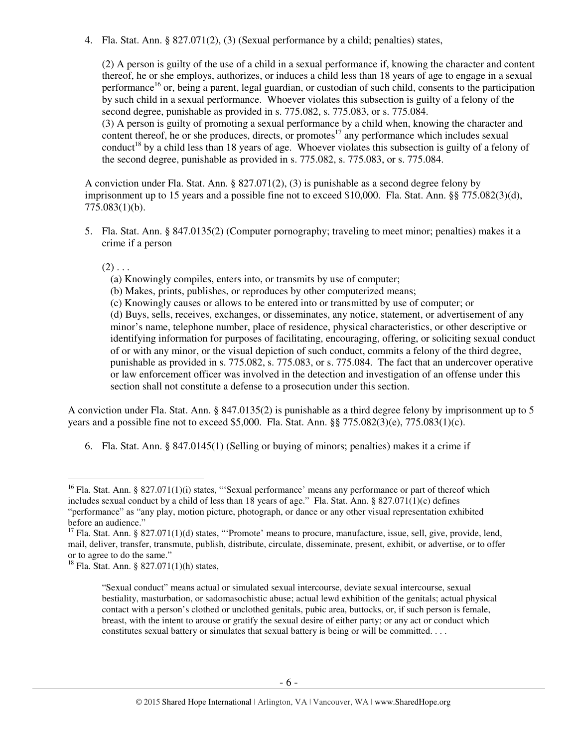4. Fla. Stat. Ann. § 827.071(2), (3) (Sexual performance by a child; penalties) states,

   (2) A person is guilty of the use of a child in a sexual performance if, knowing the character and content thereof, he or she employs, authorizes, or induces a child less than 18 years of age to engage in a sexual performance[16] or, being a parent, legal guardian, or custodian of such child, consents to the participation by such child in a sexual performance. Whoever violates this subsection is guilty of a felony of the second degree, punishable as provided in s. 775.082, s. 775.083, or s. 775.084.
   (3) A person is guilty of promoting a sexual performance by a child when, knowing the character and content thereof, he or she produces, directs, or promotes[17] any performance which includes sexual conduct[18] by a child less than 18 years of age. Whoever violates this subsection is guilty of a felony of the second degree, punishable as provided in s. 775.082, s. 775.083, or s. 775.084.

A conviction under Fla. Stat. Ann. § 827.071(2), (3) is punishable as a second degree felony by imprisonment up to 15 years and a possible fine not to exceed $10,000. Fla. Stat. Ann. §§ 775.082(3)(d), 775.083(1)(b).

5. Fla. Stat. Ann. § 847.0135(2) (Computer pornography; traveling to meet minor; penalties) makes it a crime if a person

   (2) . . .
   (a) Knowingly compiles, enters into, or transmits by use of computer;
   (b) Makes, prints, publishes, or reproduces by other computerized means;
   (c) Knowingly causes or allows to be entered into or transmitted by use of computer; or
   (d) Buys, sells, receives, exchanges, or disseminates, any notice, statement, or advertisement of any minor's name, telephone number, place of residence, physical characteristics, or other descriptive or identifying information for purposes of facilitating, encouraging, offering, or soliciting sexual conduct of or with any minor, or the visual depiction of such conduct, commits a felony of the third degree, punishable as provided in s. 775.082, s. 775.083, or s. 775.084. The fact that an undercover operative or law enforcement officer was involved in the detection and investigation of an offense under this section shall not constitute a defense to a prosecution under this section.

A conviction under Fla. Stat. Ann. § 847.0135(2) is punishable as a third degree felony by imprisonment up to 5 years and a possible fine not to exceed $5,000. Fla. Stat. Ann. §§ 775.082(3)(e), 775.083(1)(c).

6. Fla. Stat. Ann. § 847.0145(1) (Selling or buying of minors; penalties) makes it a crime if

---

[16] Fla. Stat. Ann. § 827.071(1)(i) states, "'Sexual performance' means any performance or part of thereof which includes sexual conduct by a child of less than 18 years of age." Fla. Stat. Ann. § 827.071(1)(c) defines "performance" as "any play, motion picture, photograph, or dance or any other visual representation exhibited before an audience."

[17] Fla. Stat. Ann. § 827.071(1)(d) states, "'Promote' means to procure, manufacture, issue, sell, give, provide, lend, mail, deliver, transfer, transmute, publish, distribute, circulate, disseminate, present, exhibit, or advertise, or to offer or to agree to do the same."

[18] Fla. Stat. Ann. § 827.071(1)(h) states,

> "Sexual conduct" means actual or simulated sexual intercourse, deviate sexual intercourse, sexual bestiality, masturbation, or sadomasochistic abuse; actual lewd exhibition of the genitals; actual physical contact with a person's clothed or unclothed genitals, pubic area, buttocks, or, if such person is female, breast, with the intent to arouse or gratify the sexual desire of either party; or any act or conduct which constitutes sexual battery or simulates that sexual battery is being or will be committed. . . .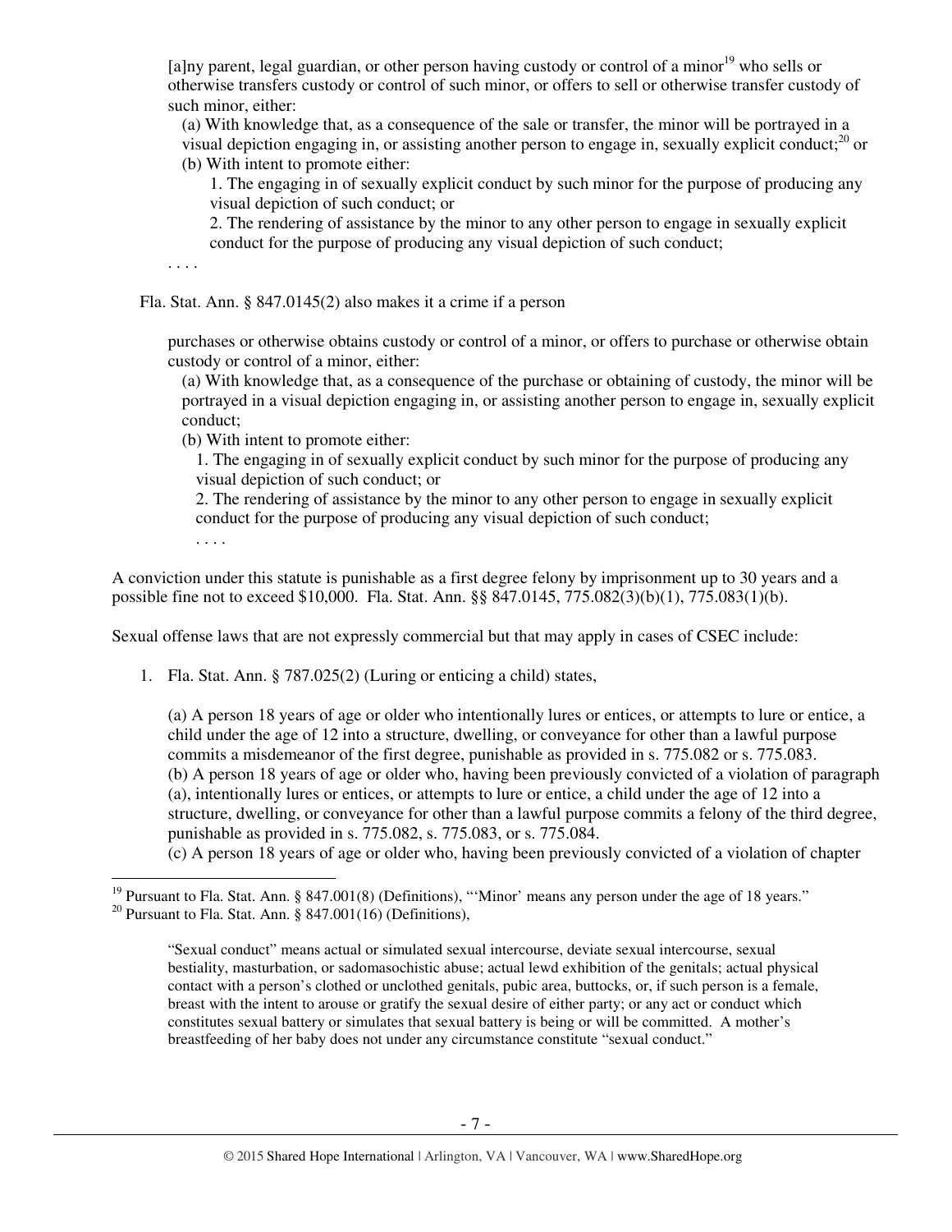> [a]ny parent, legal guardian, or other person having custody or control of a minor[19] who sells or otherwise transfers custody or control of such minor, or offers to sell or otherwise transfer custody of such minor, either:
>
> (a) With knowledge that, as a consequence of the sale or transfer, the minor will be portrayed in a visual depiction engaging in, or assisting another person to engage in, sexually explicit conduct;[20] or
>
> (b) With intent to promote either:
>
> 1. The engaging in of sexually explicit conduct by such minor for the purpose of producing any visual depiction of such conduct; or
>
> 2. The rendering of assistance by the minor to any other person to engage in sexually explicit conduct for the purpose of producing any visual depiction of such conduct;
>
> . . . .

Fla. Stat. Ann. § 847.0145(2) also makes it a crime if a person

> purchases or otherwise obtains custody or control of a minor, or offers to purchase or otherwise obtain custody or control of a minor, either:
>
> (a) With knowledge that, as a consequence of the purchase or obtaining of custody, the minor will be portrayed in a visual depiction engaging in, or assisting another person to engage in, sexually explicit conduct;
>
> (b) With intent to promote either:
>
> 1. The engaging in of sexually explicit conduct by such minor for the purpose of producing any visual depiction of such conduct; or
>
> 2. The rendering of assistance by the minor to any other person to engage in sexually explicit conduct for the purpose of producing any visual depiction of such conduct;
>
> . . . .

A conviction under this statute is punishable as a first degree felony by imprisonment up to 30 years and a possible fine not to exceed $10,000. Fla. Stat. Ann. §§ 847.0145, 775.082(3)(b)(1), 775.083(1)(b).

Sexual offense laws that are not expressly commercial but that may apply in cases of CSEC include:

1. Fla. Stat. Ann. § 787.025(2) (Luring or enticing a child) states,

> (a) A person 18 years of age or older who intentionally lures or entices, or attempts to lure or entice, a child under the age of 12 into a structure, dwelling, or conveyance for other than a lawful purpose commits a misdemeanor of the first degree, punishable as provided in s. 775.082 or s. 775.083.
>
> (b) A person 18 years of age or older who, having been previously convicted of a violation of paragraph (a), intentionally lures or entices, or attempts to lure or entice, a child under the age of 12 into a structure, dwelling, or conveyance for other than a lawful purpose commits a felony of the third degree, punishable as provided in s. 775.082, s. 775.083, or s. 775.084.
>
> (c) A person 18 years of age or older who, having been previously convicted of a violation of chapter

---

[19] Pursuant to Fla. Stat. Ann. § 847.001(8) (Definitions), "'Minor' means any person under the age of 18 years."

[20] Pursuant to Fla. Stat. Ann. § 847.001(16) (Definitions),

> "Sexual conduct" means actual or simulated sexual intercourse, deviate sexual intercourse, sexual bestiality, masturbation, or sadomasochistic abuse; actual lewd exhibition of the genitals; actual physical contact with a person's clothed or unclothed genitals, pubic area, buttocks, or, if such person is a female, breast with the intent to arouse or gratify the sexual desire of either party; or any act or conduct which constitutes sexual battery or simulates that sexual battery is being or will be committed. A mother's breastfeeding of her baby does not under any circumstance constitute "sexual conduct."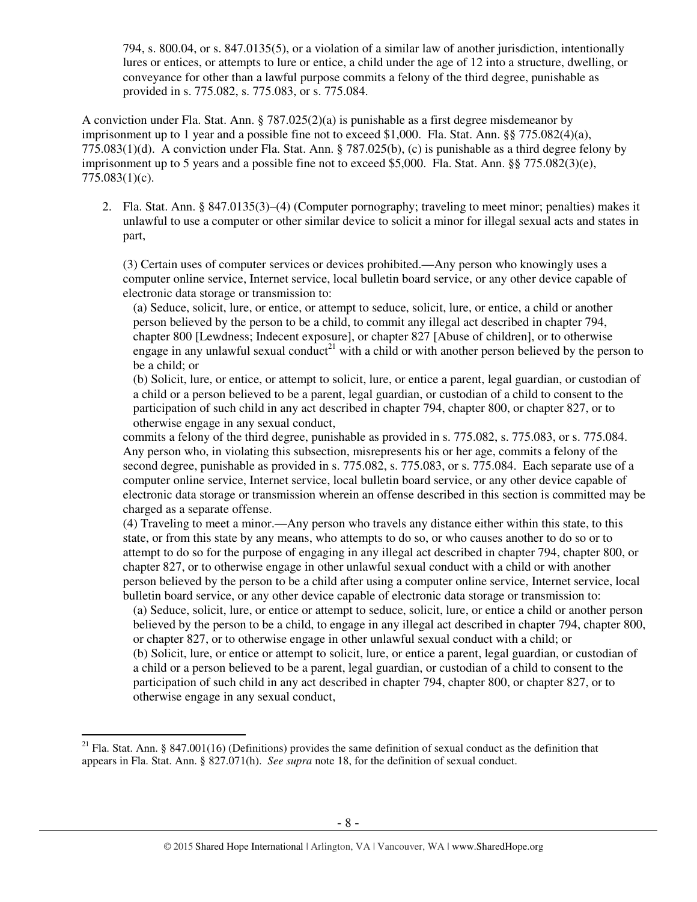794, s. 800.04, or s. 847.0135(5), or a violation of a similar law of another jurisdiction, intentionally lures or entices, or attempts to lure or entice, a child under the age of 12 into a structure, dwelling, or conveyance for other than a lawful purpose commits a felony of the third degree, punishable as provided in s. 775.082, s. 775.083, or s. 775.084.

A conviction under Fla. Stat. Ann. § 787.025(2)(a) is punishable as a first degree misdemeanor by imprisonment up to 1 year and a possible fine not to exceed $1,000. Fla. Stat. Ann. §§ 775.082(4)(a), 775.083(1)(d). A conviction under Fla. Stat. Ann. § 787.025(b), (c) is punishable as a third degree felony by imprisonment up to 5 years and a possible fine not to exceed $5,000. Fla. Stat. Ann. §§ 775.082(3)(e), 775.083(1)(c).

2. Fla. Stat. Ann. § 847.0135(3)–(4) (Computer pornography; traveling to meet minor; penalties) makes it unlawful to use a computer or other similar device to solicit a minor for illegal sexual acts and states in part,

   (3) Certain uses of computer services or devices prohibited.—Any person who knowingly uses a computer online service, Internet service, local bulletin board service, or any other device capable of electronic data storage or transmission to:

   (a) Seduce, solicit, lure, or entice, or attempt to seduce, solicit, lure, or entice, a child or another person believed by the person to be a child, to commit any illegal act described in chapter 794, chapter 800 [Lewdness; Indecent exposure], or chapter 827 [Abuse of children], or to otherwise engage in any unlawful sexual conduct[21] with a child or with another person believed by the person to be a child; or

   (b) Solicit, lure, or entice, or attempt to solicit, lure, or entice a parent, legal guardian, or custodian of a child or a person believed to be a parent, legal guardian, or custodian of a child to consent to the participation of such child in any act described in chapter 794, chapter 800, or chapter 827, or to otherwise engage in any sexual conduct,

   commits a felony of the third degree, punishable as provided in s. 775.082, s. 775.083, or s. 775.084. Any person who, in violating this subsection, misrepresents his or her age, commits a felony of the second degree, punishable as provided in s. 775.082, s. 775.083, or s. 775.084. Each separate use of a computer online service, Internet service, local bulletin board service, or any other device capable of electronic data storage or transmission wherein an offense described in this section is committed may be charged as a separate offense.

   (4) Traveling to meet a minor.—Any person who travels any distance either within this state, to this state, or from this state by any means, who attempts to do so, or who causes another to do so or to attempt to do so for the purpose of engaging in any illegal act described in chapter 794, chapter 800, or chapter 827, or to otherwise engage in other unlawful sexual conduct with a child or with another person believed by the person to be a child after using a computer online service, Internet service, local bulletin board service, or any other device capable of electronic data storage or transmission to:

   (a) Seduce, solicit, lure, or entice or attempt to seduce, solicit, lure, or entice a child or another person believed by the person to be a child, to engage in any illegal act described in chapter 794, chapter 800, or chapter 827, or to otherwise engage in other unlawful sexual conduct with a child; or

   (b) Solicit, lure, or entice or attempt to solicit, lure, or entice a parent, legal guardian, or custodian of a child or a person believed to be a parent, legal guardian, or custodian of a child to consent to the participation of such child in any act described in chapter 794, chapter 800, or chapter 827, or to otherwise engage in any sexual conduct,

---

[21] Fla. Stat. Ann. § 847.001(16) (Definitions) provides the same definition of sexual conduct as the definition that appears in Fla. Stat. Ann. § 827.071(h). *See supra* note 18, for the definition of sexual conduct.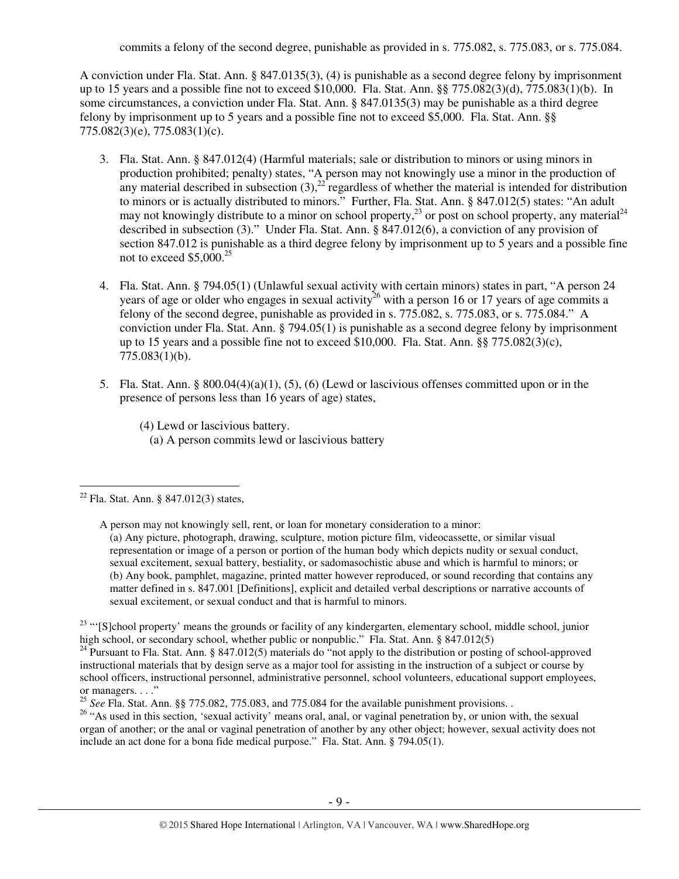commits a felony of the second degree, punishable as provided in s. 775.082, s. 775.083, or s. 775.084.

A conviction under Fla. Stat. Ann. § 847.0135(3), (4) is punishable as a second degree felony by imprisonment up to 15 years and a possible fine not to exceed $10,000. Fla. Stat. Ann. §§ 775.082(3)(d), 775.083(1)(b). In some circumstances, a conviction under Fla. Stat. Ann. § 847.0135(3) may be punishable as a third degree felony by imprisonment up to 5 years and a possible fine not to exceed $5,000. Fla. Stat. Ann. §§ 775.082(3)(e), 775.083(1)(c).

3. Fla. Stat. Ann. § 847.012(4) (Harmful materials; sale or distribution to minors or using minors in production prohibited; penalty) states, "A person may not knowingly use a minor in the production of any material described in subsection (3),[22] regardless of whether the material is intended for distribution to minors or is actually distributed to minors." Further, Fla. Stat. Ann. § 847.012(5) states: "An adult may not knowingly distribute to a minor on school property,[23] or post on school property, any material[24] described in subsection (3)." Under Fla. Stat. Ann. § 847.012(6), a conviction of any provision of section 847.012 is punishable as a third degree felony by imprisonment up to 5 years and a possible fine not to exceed $5,000.[25]

4. Fla. Stat. Ann. § 794.05(1) (Unlawful sexual activity with certain minors) states in part, "A person 24 years of age or older who engages in sexual activity[26] with a person 16 or 17 years of age commits a felony of the second degree, punishable as provided in s. 775.082, s. 775.083, or s. 775.084." A conviction under Fla. Stat. Ann. § 794.05(1) is punishable as a second degree felony by imprisonment up to 15 years and a possible fine not to exceed $10,000. Fla. Stat. Ann. §§ 775.082(3)(c), 775.083(1)(b).

5. Fla. Stat. Ann. § 800.04(4)(a)(1), (5), (6) (Lewd or lascivious offenses committed upon or in the presence of persons less than 16 years of age) states,

   (4) Lewd or lascivious battery.
     (a) A person commits lewd or lascivious battery

---

[22] Fla. Stat. Ann. § 847.012(3) states,

> A person may not knowingly sell, rent, or loan for monetary consideration to a minor:
> (a) Any picture, photograph, drawing, sculpture, motion picture film, videocassette, or similar visual representation or image of a person or portion of the human body which depicts nudity or sexual conduct, sexual excitement, sexual battery, bestiality, or sadomasochistic abuse and which is harmful to minors; or
> (b) Any book, pamphlet, magazine, printed matter however reproduced, or sound recording that contains any matter defined in s. 847.001 [Definitions], explicit and detailed verbal descriptions or narrative accounts of sexual excitement, or sexual conduct and that is harmful to minors.

[23] "'[S]chool property' means the grounds or facility of any kindergarten, elementary school, middle school, junior high school, or secondary school, whether public or nonpublic." Fla. Stat. Ann. § 847.012(5)

[24] Pursuant to Fla. Stat. Ann. § 847.012(5) materials do "not apply to the distribution or posting of school-approved instructional materials that by design serve as a major tool for assisting in the instruction of a subject or course by school officers, instructional personnel, administrative personnel, school volunteers, educational support employees, or managers. . . ."

[25] *See* Fla. Stat. Ann. §§ 775.082, 775.083, and 775.084 for the available punishment provisions. .

[26] "As used in this section, 'sexual activity' means oral, anal, or vaginal penetration by, or union with, the sexual organ of another; or the anal or vaginal penetration of another by any other object; however, sexual activity does not include an act done for a bona fide medical purpose." Fla. Stat. Ann. § 794.05(1).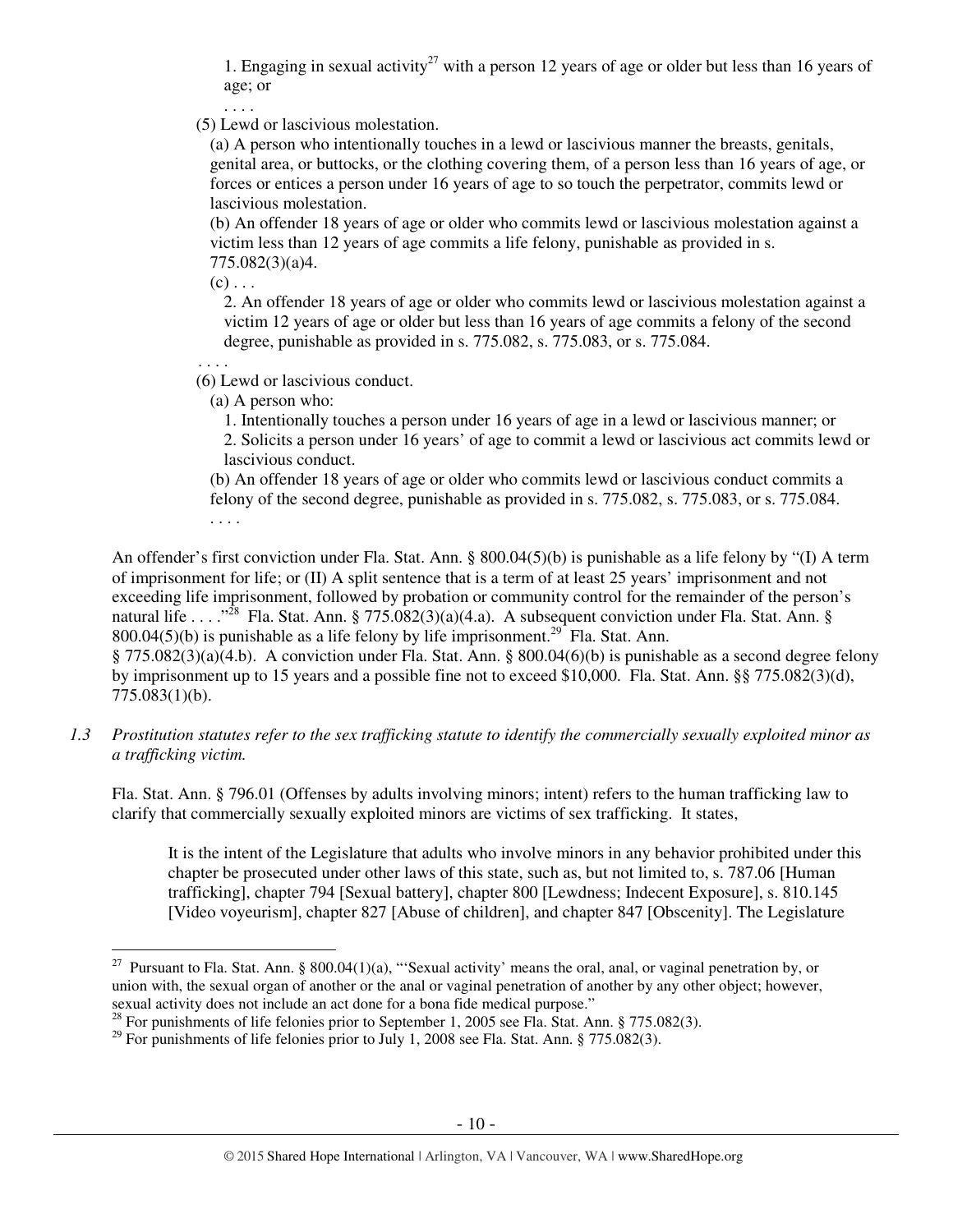1. Engaging in sexual activity[27] with a person 12 years of age or older but less than 16 years of age; or

. . . .

(5) Lewd or lascivious molestation.

(a) A person who intentionally touches in a lewd or lascivious manner the breasts, genitals, genital area, or buttocks, or the clothing covering them, of a person less than 16 years of age, or forces or entices a person under 16 years of age to so touch the perpetrator, commits lewd or lascivious molestation.

(b) An offender 18 years of age or older who commits lewd or lascivious molestation against a victim less than 12 years of age commits a life felony, punishable as provided in s. 775.082(3)(a)4.

(c) . . .

2. An offender 18 years of age or older who commits lewd or lascivious molestation against a victim 12 years of age or older but less than 16 years of age commits a felony of the second degree, punishable as provided in s. 775.082, s. 775.083, or s. 775.084.

. . . .

(6) Lewd or lascivious conduct.

(a) A person who:

1. Intentionally touches a person under 16 years of age in a lewd or lascivious manner; or
2. Solicits a person under 16 years' of age to commit a lewd or lascivious act commits lewd or lascivious conduct.

(b) An offender 18 years of age or older who commits lewd or lascivious conduct commits a felony of the second degree, punishable as provided in s. 775.082, s. 775.083, or s. 775.084.

. . . .

An offender's first conviction under Fla. Stat. Ann. § 800.04(5)(b) is punishable as a life felony by "(I) A term of imprisonment for life; or (II) A split sentence that is a term of at least 25 years' imprisonment and not exceeding life imprisonment, followed by probation or community control for the remainder of the person's natural life . . . ."[28] Fla. Stat. Ann. § 775.082(3)(a)(4.a). A subsequent conviction under Fla. Stat. Ann. § 800.04(5)(b) is punishable as a life felony by life imprisonment.[29] Fla. Stat. Ann. § 775.082(3)(a)(4.b). A conviction under Fla. Stat. Ann. § 800.04(6)(b) is punishable as a second degree felony by imprisonment up to 15 years and a possible fine not to exceed $10,000. Fla. Stat. Ann. §§ 775.082(3)(d), 775.083(1)(b).

*1.3 Prostitution statutes refer to the sex trafficking statute to identify the commercially sexually exploited minor as a trafficking victim.*

Fla. Stat. Ann. § 796.01 (Offenses by adults involving minors; intent) refers to the human trafficking law to clarify that commercially sexually exploited minors are victims of sex trafficking. It states,

> It is the intent of the Legislature that adults who involve minors in any behavior prohibited under this chapter be prosecuted under other laws of this state, such as, but not limited to, s. 787.06 [Human trafficking], chapter 794 [Sexual battery], chapter 800 [Lewdness; Indecent Exposure], s. 810.145 [Video voyeurism], chapter 827 [Abuse of children], and chapter 847 [Obscenity]. The Legislature

---

[27] Pursuant to Fla. Stat. Ann. § 800.04(1)(a), "'Sexual activity' means the oral, anal, or vaginal penetration by, or union with, the sexual organ of another or the anal or vaginal penetration of another by any other object; however, sexual activity does not include an act done for a bona fide medical purpose."

[28] For punishments of life felonies prior to September 1, 2005 see Fla. Stat. Ann. § 775.082(3).

[29] For punishments of life felonies prior to July 1, 2008 see Fla. Stat. Ann. § 775.082(3).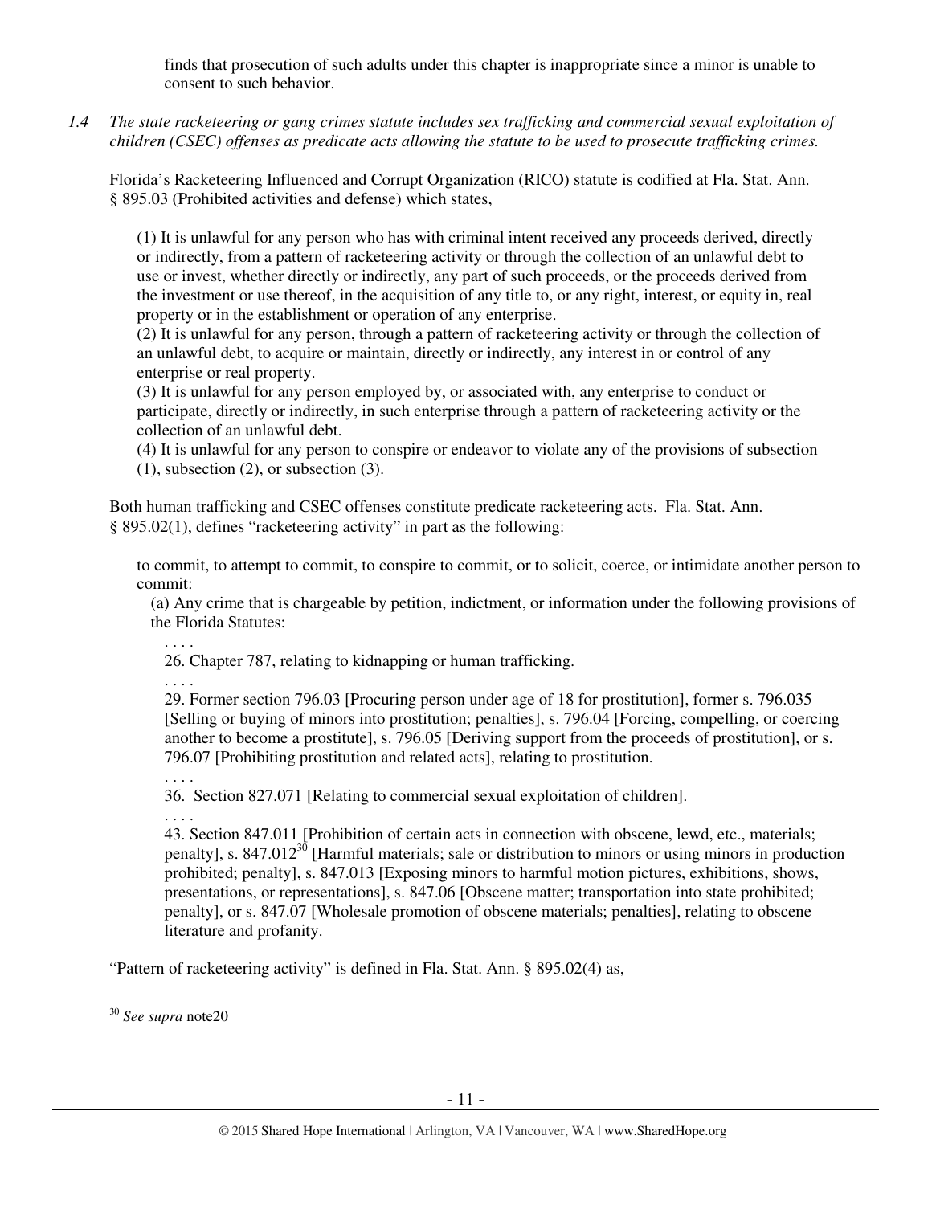finds that prosecution of such adults under this chapter is inappropriate since a minor is unable to consent to such behavior.

*1.4 The state racketeering or gang crimes statute includes sex trafficking and commercial sexual exploitation of children (CSEC) offenses as predicate acts allowing the statute to be used to prosecute trafficking crimes.*

Florida's Racketeering Influenced and Corrupt Organization (RICO) statute is codified at Fla. Stat. Ann. § 895.03 (Prohibited activities and defense) which states,

> (1) It is unlawful for any person who has with criminal intent received any proceeds derived, directly or indirectly, from a pattern of racketeering activity or through the collection of an unlawful debt to use or invest, whether directly or indirectly, any part of such proceeds, or the proceeds derived from the investment or use thereof, in the acquisition of any title to, or any right, interest, or equity in, real property or in the establishment or operation of any enterprise.
> (2) It is unlawful for any person, through a pattern of racketeering activity or through the collection of an unlawful debt, to acquire or maintain, directly or indirectly, any interest in or control of any enterprise or real property.
> (3) It is unlawful for any person employed by, or associated with, any enterprise to conduct or participate, directly or indirectly, in such enterprise through a pattern of racketeering activity or the collection of an unlawful debt.
> (4) It is unlawful for any person to conspire or endeavor to violate any of the provisions of subsection (1), subsection (2), or subsection (3).

Both human trafficking and CSEC offenses constitute predicate racketeering acts. Fla. Stat. Ann. § 895.02(1), defines "racketeering activity" in part as the following:

> to commit, to attempt to commit, to conspire to commit, or to solicit, coerce, or intimidate another person to commit:
> (a) Any crime that is chargeable by petition, indictment, or information under the following provisions of the Florida Statutes:
> . . . .
> 26. Chapter 787, relating to kidnapping or human trafficking.
> . . . .
> 29. Former section 796.03 [Procuring person under age of 18 for prostitution], former s. 796.035 [Selling or buying of minors into prostitution; penalties], s. 796.04 [Forcing, compelling, or coercing another to become a prostitute], s. 796.05 [Deriving support from the proceeds of prostitution], or s. 796.07 [Prohibiting prostitution and related acts], relating to prostitution.
> . . . .
> 36. Section 827.071 [Relating to commercial sexual exploitation of children].
> . . . .
> 43. Section 847.011 [Prohibition of certain acts in connection with obscene, lewd, etc., materials; penalty], s. 847.012[30] [Harmful materials; sale or distribution to minors or using minors in production prohibited; penalty], s. 847.013 [Exposing minors to harmful motion pictures, exhibitions, shows, presentations, or representations], s. 847.06 [Obscene matter; transportation into state prohibited; penalty], or s. 847.07 [Wholesale promotion of obscene materials; penalties], relating to obscene literature and profanity.

"Pattern of racketeering activity" is defined in Fla. Stat. Ann. § 895.02(4) as,

---

[30] *See supra* note20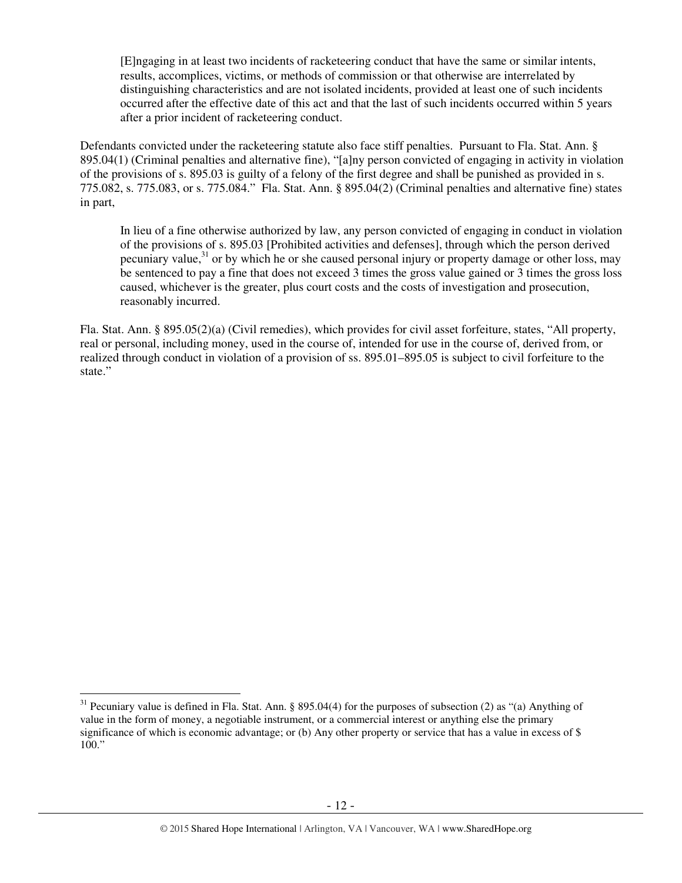> [E]ngaging in at least two incidents of racketeering conduct that have the same or similar intents, results, accomplices, victims, or methods of commission or that otherwise are interrelated by distinguishing characteristics and are not isolated incidents, provided at least one of such incidents occurred after the effective date of this act and that the last of such incidents occurred within 5 years after a prior incident of racketeering conduct.

Defendants convicted under the racketeering statute also face stiff penalties. Pursuant to Fla. Stat. Ann. § 895.04(1) (Criminal penalties and alternative fine), "[a]ny person convicted of engaging in activity in violation of the provisions of s. 895.03 is guilty of a felony of the first degree and shall be punished as provided in s. 775.082, s. 775.083, or s. 775.084." Fla. Stat. Ann. § 895.04(2) (Criminal penalties and alternative fine) states in part,

> In lieu of a fine otherwise authorized by law, any person convicted of engaging in conduct in violation of the provisions of s. 895.03 [Prohibited activities and defenses], through which the person derived pecuniary value,[31] or by which he or she caused personal injury or property damage or other loss, may be sentenced to pay a fine that does not exceed 3 times the gross value gained or 3 times the gross loss caused, whichever is the greater, plus court costs and the costs of investigation and prosecution, reasonably incurred.

Fla. Stat. Ann. § 895.05(2)(a) (Civil remedies), which provides for civil asset forfeiture, states, "All property, real or personal, including money, used in the course of, intended for use in the course of, derived from, or realized through conduct in violation of a provision of ss. 895.01–895.05 is subject to civil forfeiture to the state."

---

[31] Pecuniary value is defined in Fla. Stat. Ann. § 895.04(4) for the purposes of subsection (2) as "(a) Anything of value in the form of money, a negotiable instrument, or a commercial interest or anything else the primary significance of which is economic advantage; or (b) Any other property or service that has a value in excess of $ 100."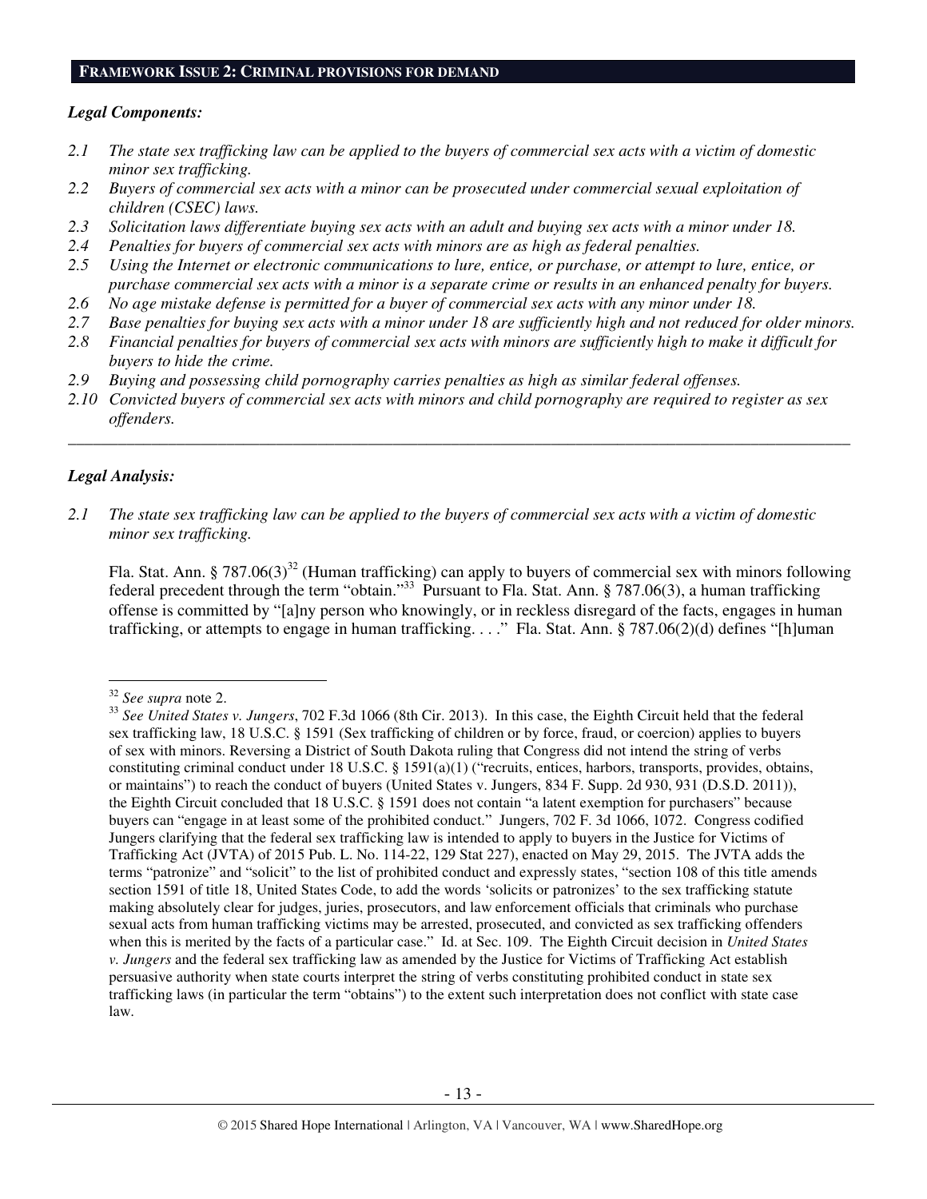## FRAMEWORK ISSUE 2: CRIMINAL PROVISIONS FOR DEMAND

### *Legal Components:*

*2.1 The state sex trafficking law can be applied to the buyers of commercial sex acts with a victim of domestic minor sex trafficking.*

*2.2 Buyers of commercial sex acts with a minor can be prosecuted under commercial sexual exploitation of children (CSEC) laws.*

*2.3 Solicitation laws differentiate buying sex acts with an adult and buying sex acts with a minor under 18.*

*2.4 Penalties for buyers of commercial sex acts with minors are as high as federal penalties.*

*2.5 Using the Internet or electronic communications to lure, entice, or purchase, or attempt to lure, entice, or purchase commercial sex acts with a minor is a separate crime or results in an enhanced penalty for buyers.*

*2.6 No age mistake defense is permitted for a buyer of commercial sex acts with any minor under 18.*

*2.7 Base penalties for buying sex acts with a minor under 18 are sufficiently high and not reduced for older minors.*

*2.8 Financial penalties for buyers of commercial sex acts with minors are sufficiently high to make it difficult for buyers to hide the crime.*

*2.9 Buying and possessing child pornography carries penalties as high as similar federal offenses.*

*2.10 Convicted buyers of commercial sex acts with minors and child pornography are required to register as sex offenders.*

---

### *Legal Analysis:*

*2.1 The state sex trafficking law can be applied to the buyers of commercial sex acts with a victim of domestic minor sex trafficking.*

Fla. Stat. Ann. § 787.06(3)[32] (Human trafficking) can apply to buyers of commercial sex with minors following federal precedent through the term "obtain."[33] Pursuant to Fla. Stat. Ann. § 787.06(3), a human trafficking offense is committed by "[a]ny person who knowingly, or in reckless disregard of the facts, engages in human trafficking, or attempts to engage in human trafficking. . . ." Fla. Stat. Ann. § 787.06(2)(d) defines "[h]uman

---

[32] *See supra* note 2.

[33] *See United States v. Jungers*, 702 F.3d 1066 (8th Cir. 2013). In this case, the Eighth Circuit held that the federal sex trafficking law, 18 U.S.C. § 1591 (Sex trafficking of children or by force, fraud, or coercion) applies to buyers of sex with minors. Reversing a District of South Dakota ruling that Congress did not intend the string of verbs constituting criminal conduct under 18 U.S.C. § 1591(a)(1) ("recruits, entices, harbors, transports, provides, obtains, or maintains") to reach the conduct of buyers (United States v. Jungers, 834 F. Supp. 2d 930, 931 (D.S.D. 2011)), the Eighth Circuit concluded that 18 U.S.C. § 1591 does not contain "a latent exemption for purchasers" because buyers can "engage in at least some of the prohibited conduct." Jungers, 702 F. 3d 1066, 1072. Congress codified Jungers clarifying that the federal sex trafficking law is intended to apply to buyers in the Justice for Victims of Trafficking Act (JVTA) of 2015 Pub. L. No. 114-22, 129 Stat 227), enacted on May 29, 2015. The JVTA adds the terms "patronize" and "solicit" to the list of prohibited conduct and expressly states, "section 108 of this title amends section 1591 of title 18, United States Code, to add the words 'solicits or patronizes' to the sex trafficking statute making absolutely clear for judges, juries, prosecutors, and law enforcement officials that criminals who purchase sexual acts from human trafficking victims may be arrested, prosecuted, and convicted as sex trafficking offenders when this is merited by the facts of a particular case." Id. at Sec. 109. The Eighth Circuit decision in *United States v. Jungers* and the federal sex trafficking law as amended by the Justice for Victims of Trafficking Act establish persuasive authority when state courts interpret the string of verbs constituting prohibited conduct in state sex trafficking laws (in particular the term "obtains") to the extent such interpretation does not conflict with state case law.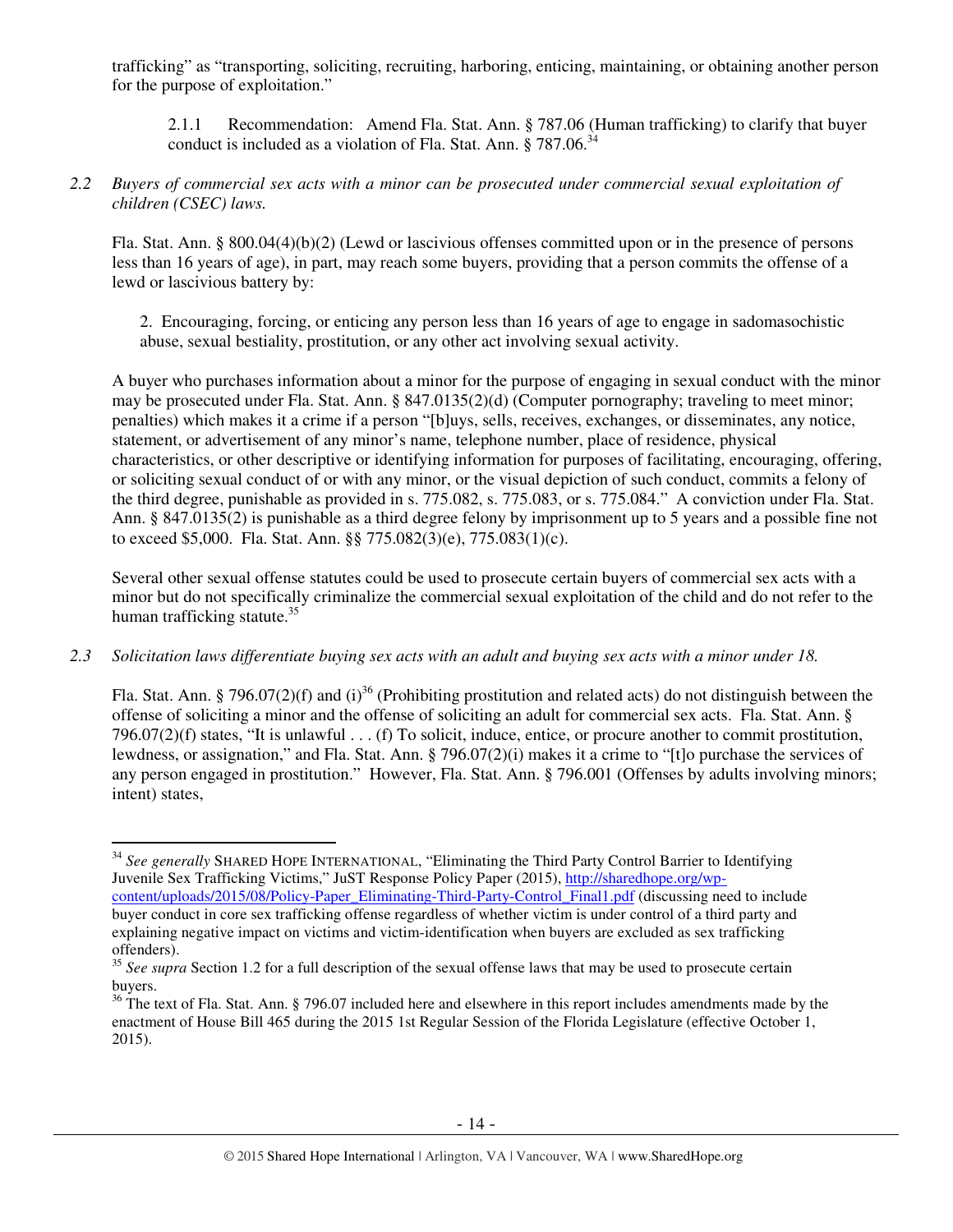trafficking" as "transporting, soliciting, recruiting, harboring, enticing, maintaining, or obtaining another person for the purpose of exploitation."

> 2.1.1 Recommendation: Amend Fla. Stat. Ann. § 787.06 (Human trafficking) to clarify that buyer conduct is included as a violation of Fla. Stat. Ann. § 787.06.[34]

*2.2 Buyers of commercial sex acts with a minor can be prosecuted under commercial sexual exploitation of children (CSEC) laws.*

Fla. Stat. Ann. § 800.04(4)(b)(2) (Lewd or lascivious offenses committed upon or in the presence of persons less than 16 years of age), in part, may reach some buyers, providing that a person commits the offense of a lewd or lascivious battery by:

> 2. Encouraging, forcing, or enticing any person less than 16 years of age to engage in sadomasochistic abuse, sexual bestiality, prostitution, or any other act involving sexual activity.

A buyer who purchases information about a minor for the purpose of engaging in sexual conduct with the minor may be prosecuted under Fla. Stat. Ann. § 847.0135(2)(d) (Computer pornography; traveling to meet minor; penalties) which makes it a crime if a person "[b]uys, sells, receives, exchanges, or disseminates, any notice, statement, or advertisement of any minor's name, telephone number, place of residence, physical characteristics, or other descriptive or identifying information for purposes of facilitating, encouraging, offering, or soliciting sexual conduct of or with any minor, or the visual depiction of such conduct, commits a felony of the third degree, punishable as provided in s. 775.082, s. 775.083, or s. 775.084." A conviction under Fla. Stat. Ann. § 847.0135(2) is punishable as a third degree felony by imprisonment up to 5 years and a possible fine not to exceed $5,000. Fla. Stat. Ann. §§ 775.082(3)(e), 775.083(1)(c).

Several other sexual offense statutes could be used to prosecute certain buyers of commercial sex acts with a minor but do not specifically criminalize the commercial sexual exploitation of the child and do not refer to the human trafficking statute.[35]

*2.3 Solicitation laws differentiate buying sex acts with an adult and buying sex acts with a minor under 18.*

Fla. Stat. Ann. § 796.07(2)(f) and (i)[36] (Prohibiting prostitution and related acts) do not distinguish between the offense of soliciting a minor and the offense of soliciting an adult for commercial sex acts. Fla. Stat. Ann. § 796.07(2)(f) states, "It is unlawful . . . (f) To solicit, induce, entice, or procure another to commit prostitution, lewdness, or assignation," and Fla. Stat. Ann. § 796.07(2)(i) makes it a crime to "[t]o purchase the services of any person engaged in prostitution." However, Fla. Stat. Ann. § 796.001 (Offenses by adults involving minors; intent) states,

---

[34] *See generally* SHARED HOPE INTERNATIONAL, "Eliminating the Third Party Control Barrier to Identifying Juvenile Sex Trafficking Victims," JuST Response Policy Paper (2015), http://sharedhope.org/wp-content/uploads/2015/08/Policy-Paper_Eliminating-Third-Party-Control_Final1.pdf (discussing need to include buyer conduct in core sex trafficking offense regardless of whether victim is under control of a third party and explaining negative impact on victims and victim-identification when buyers are excluded as sex trafficking offenders).

[35] *See supra* Section 1.2 for a full description of the sexual offense laws that may be used to prosecute certain buyers.

[36] The text of Fla. Stat. Ann. § 796.07 included here and elsewhere in this report includes amendments made by the enactment of House Bill 465 during the 2015 1st Regular Session of the Florida Legislature (effective October 1, 2015).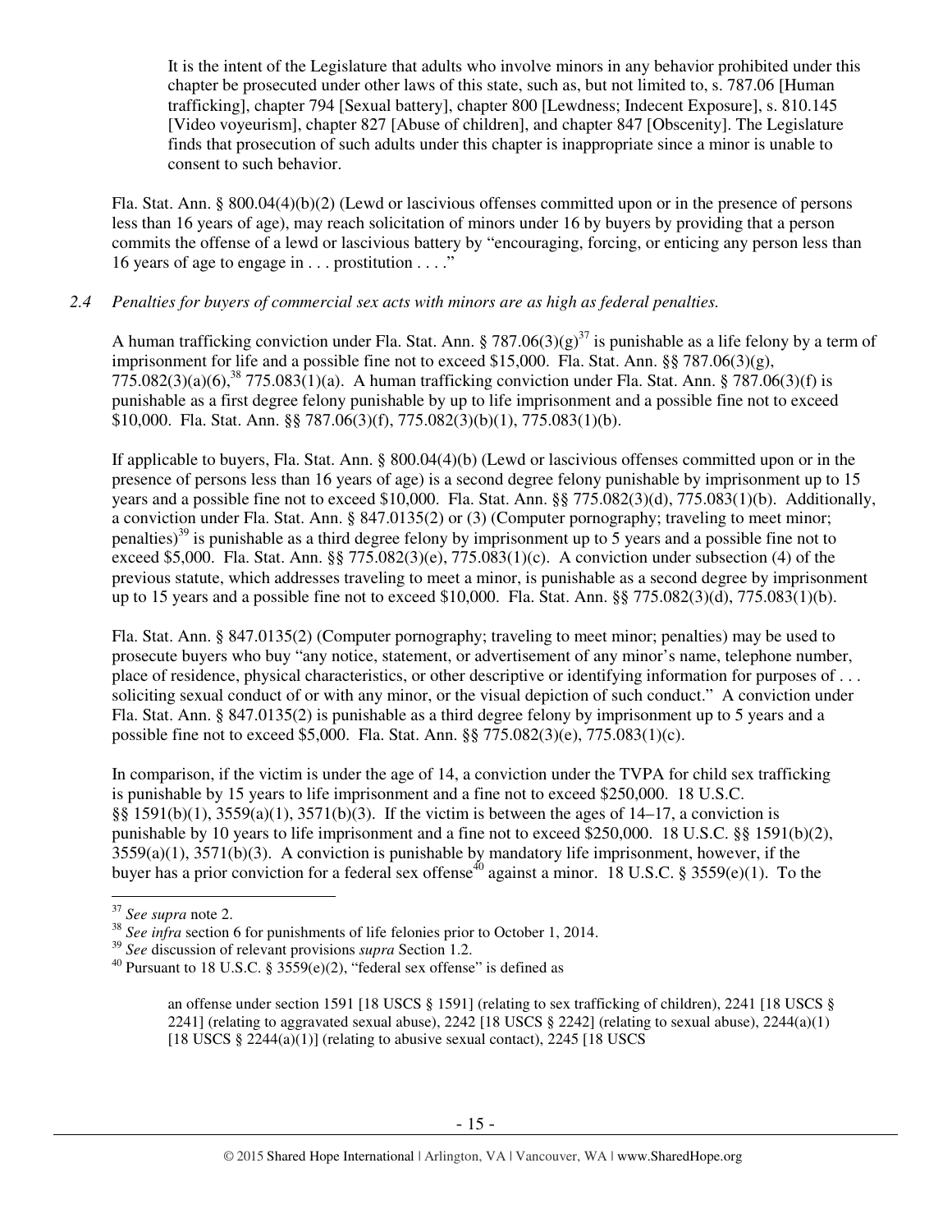> It is the intent of the Legislature that adults who involve minors in any behavior prohibited under this chapter be prosecuted under other laws of this state, such as, but not limited to, s. 787.06 [Human trafficking], chapter 794 [Sexual battery], chapter 800 [Lewdness; Indecent Exposure], s. 810.145 [Video voyeurism], chapter 827 [Abuse of children], and chapter 847 [Obscenity]. The Legislature finds that prosecution of such adults under this chapter is inappropriate since a minor is unable to consent to such behavior.

Fla. Stat. Ann. § 800.04(4)(b)(2) (Lewd or lascivious offenses committed upon or in the presence of persons less than 16 years of age), may reach solicitation of minors under 16 by buyers by providing that a person commits the offense of a lewd or lascivious battery by "encouraging, forcing, or enticing any person less than 16 years of age to engage in . . . prostitution . . . ."

*2.4 Penalties for buyers of commercial sex acts with minors are as high as federal penalties.*

A human trafficking conviction under Fla. Stat. Ann. § 787.06(3)(g)[37] is punishable as a life felony by a term of imprisonment for life and a possible fine not to exceed $15,000. Fla. Stat. Ann. §§ 787.06(3)(g), 775.082(3)(a)(6),[38] 775.083(1)(a). A human trafficking conviction under Fla. Stat. Ann. § 787.06(3)(f) is punishable as a first degree felony punishable by up to life imprisonment and a possible fine not to exceed $10,000. Fla. Stat. Ann. §§ 787.06(3)(f), 775.082(3)(b)(1), 775.083(1)(b).

If applicable to buyers, Fla. Stat. Ann. § 800.04(4)(b) (Lewd or lascivious offenses committed upon or in the presence of persons less than 16 years of age) is a second degree felony punishable by imprisonment up to 15 years and a possible fine not to exceed $10,000. Fla. Stat. Ann. §§ 775.082(3)(d), 775.083(1)(b). Additionally, a conviction under Fla. Stat. Ann. § 847.0135(2) or (3) (Computer pornography; traveling to meet minor; penalties)[39] is punishable as a third degree felony by imprisonment up to 5 years and a possible fine not to exceed $5,000. Fla. Stat. Ann. §§ 775.082(3)(e), 775.083(1)(c). A conviction under subsection (4) of the previous statute, which addresses traveling to meet a minor, is punishable as a second degree by imprisonment up to 15 years and a possible fine not to exceed $10,000. Fla. Stat. Ann. §§ 775.082(3)(d), 775.083(1)(b).

Fla. Stat. Ann. § 847.0135(2) (Computer pornography; traveling to meet minor; penalties) may be used to prosecute buyers who buy "any notice, statement, or advertisement of any minor's name, telephone number, place of residence, physical characteristics, or other descriptive or identifying information for purposes of . . . soliciting sexual conduct of or with any minor, or the visual depiction of such conduct." A conviction under Fla. Stat. Ann. § 847.0135(2) is punishable as a third degree felony by imprisonment up to 5 years and a possible fine not to exceed $5,000. Fla. Stat. Ann. §§ 775.082(3)(e), 775.083(1)(c).

In comparison, if the victim is under the age of 14, a conviction under the TVPA for child sex trafficking is punishable by 15 years to life imprisonment and a fine not to exceed $250,000. 18 U.S.C. §§ 1591(b)(1), 3559(a)(1), 3571(b)(3). If the victim is between the ages of 14–17, a conviction is punishable by 10 years to life imprisonment and a fine not to exceed $250,000. 18 U.S.C. §§ 1591(b)(2), 3559(a)(1), 3571(b)(3). A conviction is punishable by mandatory life imprisonment, however, if the buyer has a prior conviction for a federal sex offense[40] against a minor. 18 U.S.C. § 3559(e)(1). To the

---

[37] *See supra* note 2.

[38] *See infra* section 6 for punishments of life felonies prior to October 1, 2014.

[39] *See* discussion of relevant provisions *supra* Section 1.2.

[40] Pursuant to 18 U.S.C. § 3559(e)(2), "federal sex offense" is defined as

> an offense under section 1591 [18 USCS § 1591] (relating to sex trafficking of children), 2241 [18 USCS § 2241] (relating to aggravated sexual abuse), 2242 [18 USCS § 2242] (relating to sexual abuse), 2244(a)(1) [18 USCS § 2244(a)(1)] (relating to abusive sexual contact), 2245 [18 USCS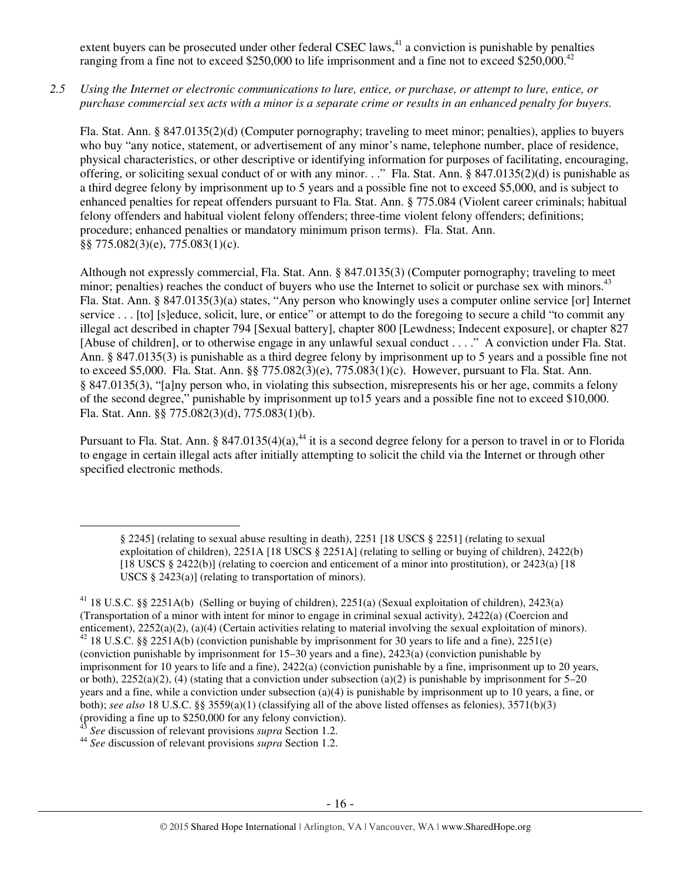extent buyers can be prosecuted under other federal CSEC laws,[41] a conviction is punishable by penalties ranging from a fine not to exceed $250,000 to life imprisonment and a fine not to exceed $250,000.[42]

*2.5 Using the Internet or electronic communications to lure, entice, or purchase, or attempt to lure, entice, or purchase commercial sex acts with a minor is a separate crime or results in an enhanced penalty for buyers.*

Fla. Stat. Ann. § 847.0135(2)(d) (Computer pornography; traveling to meet minor; penalties), applies to buyers who buy "any notice, statement, or advertisement of any minor's name, telephone number, place of residence, physical characteristics, or other descriptive or identifying information for purposes of facilitating, encouraging, offering, or soliciting sexual conduct of or with any minor. . ." Fla. Stat. Ann. § 847.0135(2)(d) is punishable as a third degree felony by imprisonment up to 5 years and a possible fine not to exceed $5,000, and is subject to enhanced penalties for repeat offenders pursuant to Fla. Stat. Ann. § 775.084 (Violent career criminals; habitual felony offenders and habitual violent felony offenders; three-time violent felony offenders; definitions; procedure; enhanced penalties or mandatory minimum prison terms). Fla. Stat. Ann. §§ 775.082(3)(e), 775.083(1)(c).

Although not expressly commercial, Fla. Stat. Ann. § 847.0135(3) (Computer pornography; traveling to meet minor; penalties) reaches the conduct of buyers who use the Internet to solicit or purchase sex with minors.[43] Fla. Stat. Ann. § 847.0135(3)(a) states, "Any person who knowingly uses a computer online service [or] Internet service . . . [to] [s]educe, solicit, lure, or entice" or attempt to do the foregoing to secure a child "to commit any illegal act described in chapter 794 [Sexual battery], chapter 800 [Lewdness; Indecent exposure], or chapter 827 [Abuse of children], or to otherwise engage in any unlawful sexual conduct . . . ." A conviction under Fla. Stat. Ann. § 847.0135(3) is punishable as a third degree felony by imprisonment up to 5 years and a possible fine not to exceed $5,000. Fla. Stat. Ann. §§ 775.082(3)(e), 775.083(1)(c). However, pursuant to Fla. Stat. Ann. § 847.0135(3), "[a]ny person who, in violating this subsection, misrepresents his or her age, commits a felony of the second degree," punishable by imprisonment up to15 years and a possible fine not to exceed $10,000. Fla. Stat. Ann. §§ 775.082(3)(d), 775.083(1)(b).

Pursuant to Fla. Stat. Ann. § 847.0135(4)(a),[44] it is a second degree felony for a person to travel in or to Florida to engage in certain illegal acts after initially attempting to solicit the child via the Internet or through other specified electronic methods.

---

§ 2245] (relating to sexual abuse resulting in death), 2251 [18 USCS § 2251] (relating to sexual exploitation of children), 2251A [18 USCS § 2251A] (relating to selling or buying of children), 2422(b) [18 USCS § 2422(b)] (relating to coercion and enticement of a minor into prostitution), or 2423(a) [18 USCS § 2423(a)] (relating to transportation of minors).

[41] 18 U.S.C. §§ 2251A(b) (Selling or buying of children), 2251(a) (Sexual exploitation of children), 2423(a) (Transportation of a minor with intent for minor to engage in criminal sexual activity), 2422(a) (Coercion and enticement), 2252(a)(2), (a)(4) (Certain activities relating to material involving the sexual exploitation of minors).

[42] 18 U.S.C. §§ 2251A(b) (conviction punishable by imprisonment for 30 years to life and a fine), 2251(e) (conviction punishable by imprisonment for 15–30 years and a fine), 2423(a) (conviction punishable by imprisonment for 10 years to life and a fine), 2422(a) (conviction punishable by a fine, imprisonment up to 20 years, or both), 2252(a)(2), (4) (stating that a conviction under subsection (a)(2) is punishable by imprisonment for 5–20 years and a fine, while a conviction under subsection (a)(4) is punishable by imprisonment up to 10 years, a fine, or both); *see also* 18 U.S.C. §§ 3559(a)(1) (classifying all of the above listed offenses as felonies), 3571(b)(3) (providing a fine up to $250,000 for any felony conviction).

[43] *See* discussion of relevant provisions *supra* Section 1.2.

[44] *See* discussion of relevant provisions *supra* Section 1.2.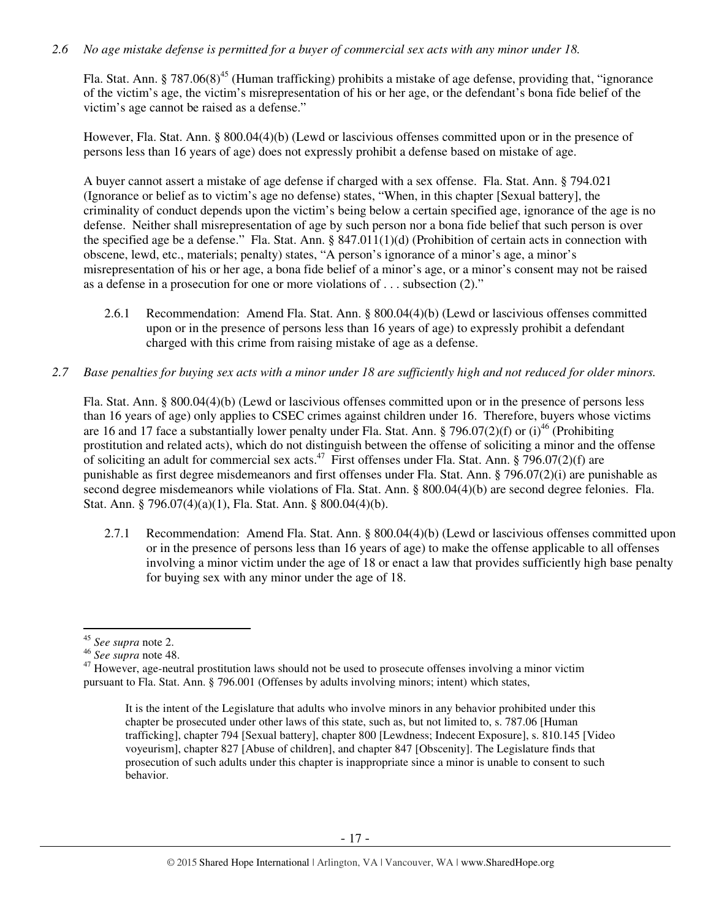*2.6 No age mistake defense is permitted for a buyer of commercial sex acts with any minor under 18.*

Fla. Stat. Ann. § 787.06(8)[45] (Human trafficking) prohibits a mistake of age defense, providing that, "ignorance of the victim's age, the victim's misrepresentation of his or her age, or the defendant's bona fide belief of the victim's age cannot be raised as a defense."

However, Fla. Stat. Ann. § 800.04(4)(b) (Lewd or lascivious offenses committed upon or in the presence of persons less than 16 years of age) does not expressly prohibit a defense based on mistake of age.

A buyer cannot assert a mistake of age defense if charged with a sex offense. Fla. Stat. Ann. § 794.021 (Ignorance or belief as to victim's age no defense) states, "When, in this chapter [Sexual battery], the criminality of conduct depends upon the victim's being below a certain specified age, ignorance of the age is no defense. Neither shall misrepresentation of age by such person nor a bona fide belief that such person is over the specified age be a defense." Fla. Stat. Ann. § 847.011(1)(d) (Prohibition of certain acts in connection with obscene, lewd, etc., materials; penalty) states, "A person's ignorance of a minor's age, a minor's misrepresentation of his or her age, a bona fide belief of a minor's age, or a minor's consent may not be raised as a defense in a prosecution for one or more violations of . . . subsection (2)."

2.6.1 Recommendation: Amend Fla. Stat. Ann. § 800.04(4)(b) (Lewd or lascivious offenses committed upon or in the presence of persons less than 16 years of age) to expressly prohibit a defendant charged with this crime from raising mistake of age as a defense.

*2.7 Base penalties for buying sex acts with a minor under 18 are sufficiently high and not reduced for older minors.*

Fla. Stat. Ann. § 800.04(4)(b) (Lewd or lascivious offenses committed upon or in the presence of persons less than 16 years of age) only applies to CSEC crimes against children under 16. Therefore, buyers whose victims are 16 and 17 face a substantially lower penalty under Fla. Stat. Ann. § 796.07(2)(f) or (i)[46] (Prohibiting prostitution and related acts), which do not distinguish between the offense of soliciting a minor and the offense of soliciting an adult for commercial sex acts.[47] First offenses under Fla. Stat. Ann. § 796.07(2)(f) are punishable as first degree misdemeanors and first offenses under Fla. Stat. Ann. § 796.07(2)(i) are punishable as second degree misdemeanors while violations of Fla. Stat. Ann. § 800.04(4)(b) are second degree felonies. Fla. Stat. Ann. § 796.07(4)(a)(1), Fla. Stat. Ann. § 800.04(4)(b).

2.7.1 Recommendation: Amend Fla. Stat. Ann. § 800.04(4)(b) (Lewd or lascivious offenses committed upon or in the presence of persons less than 16 years of age) to make the offense applicable to all offenses involving a minor victim under the age of 18 or enact a law that provides sufficiently high base penalty for buying sex with any minor under the age of 18.

---

[45] *See supra* note 2.

[46] *See supra* note 48.

[47] However, age-neutral prostitution laws should not be used to prosecute offenses involving a minor victim pursuant to Fla. Stat. Ann. § 796.001 (Offenses by adults involving minors; intent) which states,

> It is the intent of the Legislature that adults who involve minors in any behavior prohibited under this chapter be prosecuted under other laws of this state, such as, but not limited to, s. 787.06 [Human trafficking], chapter 794 [Sexual battery], chapter 800 [Lewdness; Indecent Exposure], s. 810.145 [Video voyeurism], chapter 827 [Abuse of children], and chapter 847 [Obscenity]. The Legislature finds that prosecution of such adults under this chapter is inappropriate since a minor is unable to consent to such behavior.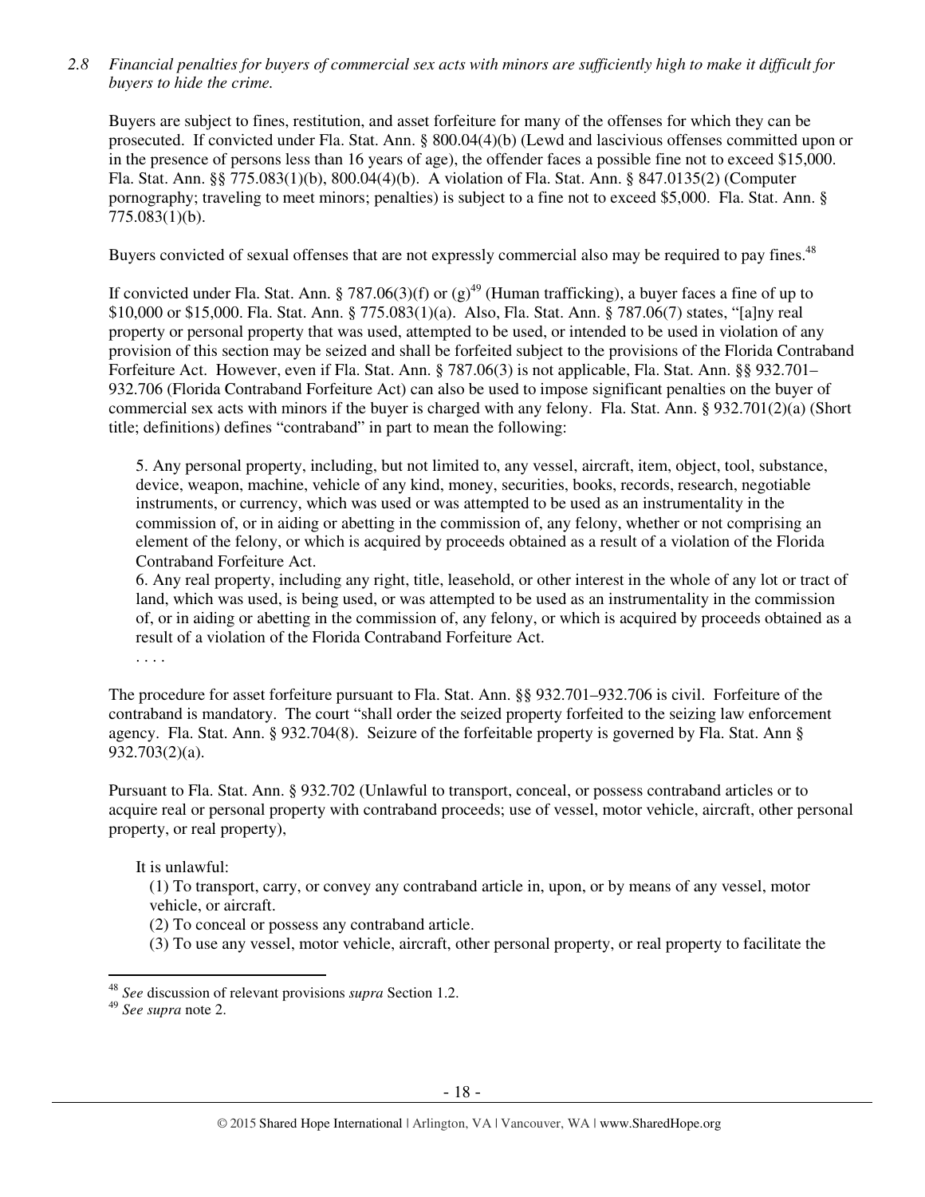*2.8 Financial penalties for buyers of commercial sex acts with minors are sufficiently high to make it difficult for buyers to hide the crime.*

Buyers are subject to fines, restitution, and asset forfeiture for many of the offenses for which they can be prosecuted. If convicted under Fla. Stat. Ann. § 800.04(4)(b) (Lewd and lascivious offenses committed upon or in the presence of persons less than 16 years of age), the offender faces a possible fine not to exceed $15,000. Fla. Stat. Ann. §§ 775.083(1)(b), 800.04(4)(b). A violation of Fla. Stat. Ann. § 847.0135(2) (Computer pornography; traveling to meet minors; penalties) is subject to a fine not to exceed $5,000. Fla. Stat. Ann. § 775.083(1)(b).

Buyers convicted of sexual offenses that are not expressly commercial also may be required to pay fines.[48]

If convicted under Fla. Stat. Ann. § 787.06(3)(f) or (g)[49] (Human trafficking), a buyer faces a fine of up to $10,000 or $15,000. Fla. Stat. Ann. § 775.083(1)(a). Also, Fla. Stat. Ann. § 787.06(7) states, "[a]ny real property or personal property that was used, attempted to be used, or intended to be used in violation of any provision of this section may be seized and shall be forfeited subject to the provisions of the Florida Contraband Forfeiture Act. However, even if Fla. Stat. Ann. § 787.06(3) is not applicable, Fla. Stat. Ann. §§ 932.701–932.706 (Florida Contraband Forfeiture Act) can also be used to impose significant penalties on the buyer of commercial sex acts with minors if the buyer is charged with any felony. Fla. Stat. Ann. § 932.701(2)(a) (Short title; definitions) defines "contraband" in part to mean the following:

> 5. Any personal property, including, but not limited to, any vessel, aircraft, item, object, tool, substance, device, weapon, machine, vehicle of any kind, money, securities, books, records, research, negotiable instruments, or currency, which was used or was attempted to be used as an instrumentality in the commission of, or in aiding or abetting in the commission of, any felony, whether or not comprising an element of the felony, or which is acquired by proceeds obtained as a result of a violation of the Florida Contraband Forfeiture Act.
> 6. Any real property, including any right, title, leasehold, or other interest in the whole of any lot or tract of land, which was used, is being used, or was attempted to be used as an instrumentality in the commission of, or in aiding or abetting in the commission of, any felony, or which is acquired by proceeds obtained as a result of a violation of the Florida Contraband Forfeiture Act.
> . . . .

The procedure for asset forfeiture pursuant to Fla. Stat. Ann. §§ 932.701–932.706 is civil. Forfeiture of the contraband is mandatory. The court "shall order the seized property forfeited to the seizing law enforcement agency. Fla. Stat. Ann. § 932.704(8). Seizure of the forfeitable property is governed by Fla. Stat. Ann § 932.703(2)(a).

Pursuant to Fla. Stat. Ann. § 932.702 (Unlawful to transport, conceal, or possess contraband articles or to acquire real or personal property with contraband proceeds; use of vessel, motor vehicle, aircraft, other personal property, or real property),

> It is unlawful:
> (1) To transport, carry, or convey any contraband article in, upon, or by means of any vessel, motor vehicle, or aircraft.
> (2) To conceal or possess any contraband article.
> (3) To use any vessel, motor vehicle, aircraft, other personal property, or real property to facilitate the

[48] *See* discussion of relevant provisions *supra* Section 1.2.
[49] *See supra* note 2.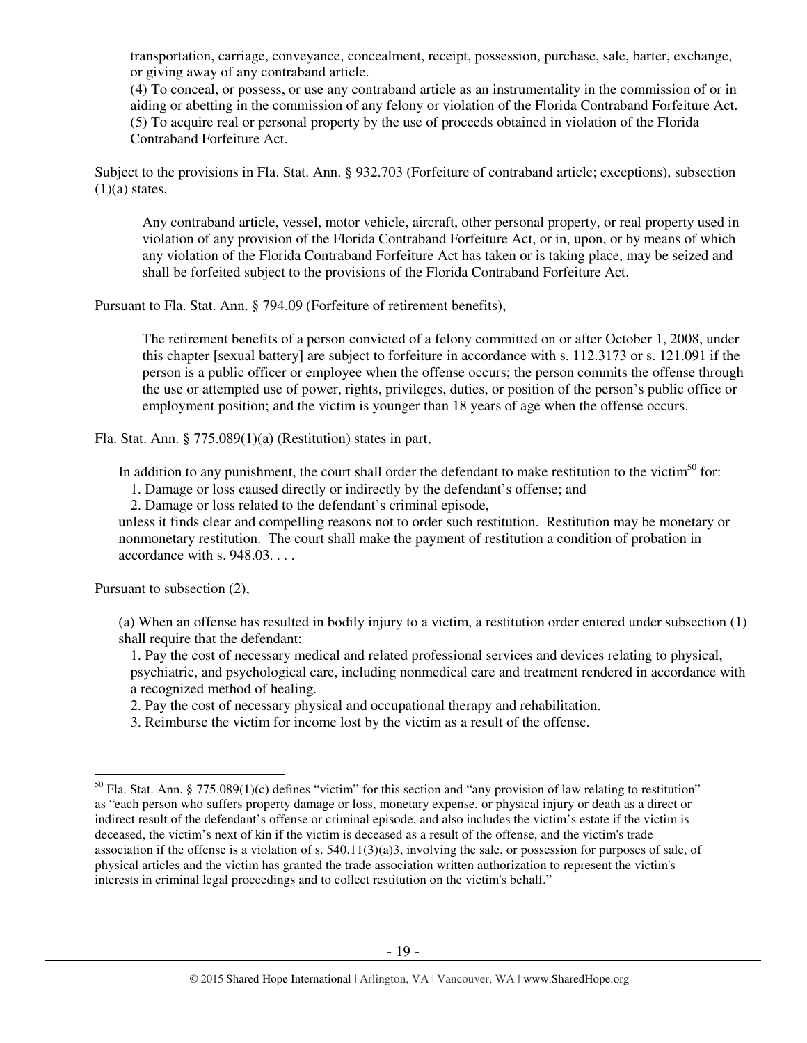transportation, carriage, conveyance, concealment, receipt, possession, purchase, sale, barter, exchange, or giving away of any contraband article.

(4) To conceal, or possess, or use any contraband article as an instrumentality in the commission of or in aiding or abetting in the commission of any felony or violation of the Florida Contraband Forfeiture Act.

(5) To acquire real or personal property by the use of proceeds obtained in violation of the Florida Contraband Forfeiture Act.

Subject to the provisions in Fla. Stat. Ann. § 932.703 (Forfeiture of contraband article; exceptions), subsection (1)(a) states,

> Any contraband article, vessel, motor vehicle, aircraft, other personal property, or real property used in violation of any provision of the Florida Contraband Forfeiture Act, or in, upon, or by means of which any violation of the Florida Contraband Forfeiture Act has taken or is taking place, may be seized and shall be forfeited subject to the provisions of the Florida Contraband Forfeiture Act.

Pursuant to Fla. Stat. Ann. § 794.09 (Forfeiture of retirement benefits),

> The retirement benefits of a person convicted of a felony committed on or after October 1, 2008, under this chapter [sexual battery] are subject to forfeiture in accordance with s. 112.3173 or s. 121.091 if the person is a public officer or employee when the offense occurs; the person commits the offense through the use or attempted use of power, rights, privileges, duties, or position of the person's public office or employment position; and the victim is younger than 18 years of age when the offense occurs.

Fla. Stat. Ann. § 775.089(1)(a) (Restitution) states in part,

> In addition to any punishment, the court shall order the defendant to make restitution to the victim[50] for:
>
> 1. Damage or loss caused directly or indirectly by the defendant's offense; and
> 2. Damage or loss related to the defendant's criminal episode,
>
> unless it finds clear and compelling reasons not to order such restitution. Restitution may be monetary or nonmonetary restitution. The court shall make the payment of restitution a condition of probation in accordance with s. 948.03. . . .

Pursuant to subsection (2),

> (a) When an offense has resulted in bodily injury to a victim, a restitution order entered under subsection (1) shall require that the defendant:
>
> 1. Pay the cost of necessary medical and related professional services and devices relating to physical, psychiatric, and psychological care, including nonmedical care and treatment rendered in accordance with a recognized method of healing.
> 2. Pay the cost of necessary physical and occupational therapy and rehabilitation.
> 3. Reimburse the victim for income lost by the victim as a result of the offense.

---

[50] Fla. Stat. Ann. § 775.089(1)(c) defines "victim" for this section and "any provision of law relating to restitution" as "each person who suffers property damage or loss, monetary expense, or physical injury or death as a direct or indirect result of the defendant's offense or criminal episode, and also includes the victim's estate if the victim is deceased, the victim's next of kin if the victim is deceased as a result of the offense, and the victim's trade association if the offense is a violation of s. 540.11(3)(a)3, involving the sale, or possession for purposes of sale, of physical articles and the victim has granted the trade association written authorization to represent the victim's interests in criminal legal proceedings and to collect restitution on the victim's behalf."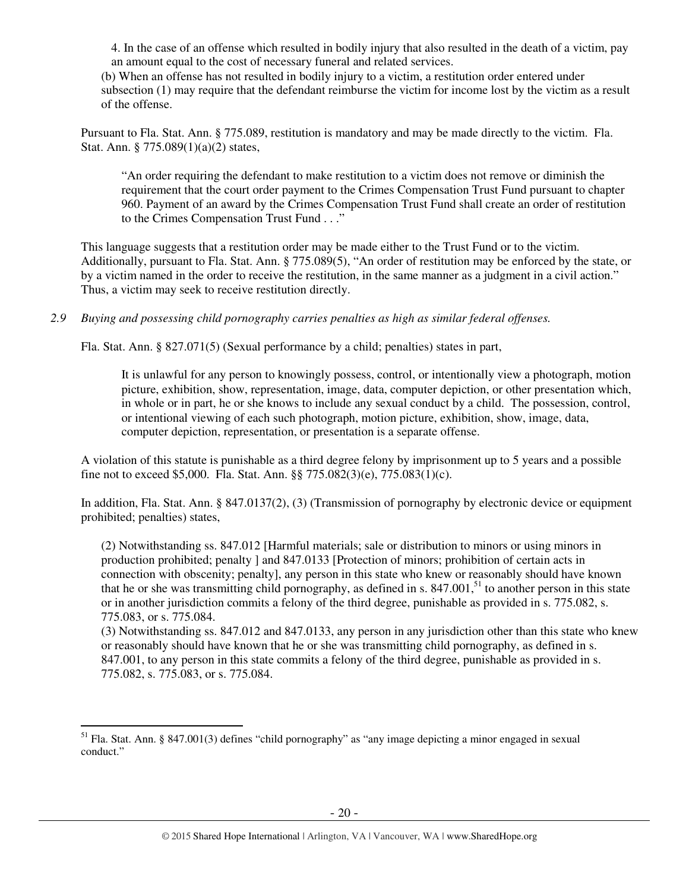4. In the case of an offense which resulted in bodily injury that also resulted in the death of a victim, pay an amount equal to the cost of necessary funeral and related services.

(b) When an offense has not resulted in bodily injury to a victim, a restitution order entered under subsection (1) may require that the defendant reimburse the victim for income lost by the victim as a result of the offense.

Pursuant to Fla. Stat. Ann. § 775.089, restitution is mandatory and may be made directly to the victim. Fla. Stat. Ann. § 775.089(1)(a)(2) states,

> "An order requiring the defendant to make restitution to a victim does not remove or diminish the requirement that the court order payment to the Crimes Compensation Trust Fund pursuant to chapter 960. Payment of an award by the Crimes Compensation Trust Fund shall create an order of restitution to the Crimes Compensation Trust Fund . . ."

This language suggests that a restitution order may be made either to the Trust Fund or to the victim. Additionally, pursuant to Fla. Stat. Ann. § 775.089(5), "An order of restitution may be enforced by the state, or by a victim named in the order to receive the restitution, in the same manner as a judgment in a civil action." Thus, a victim may seek to receive restitution directly.

*2.9 Buying and possessing child pornography carries penalties as high as similar federal offenses.*

Fla. Stat. Ann. § 827.071(5) (Sexual performance by a child; penalties) states in part,

> It is unlawful for any person to knowingly possess, control, or intentionally view a photograph, motion picture, exhibition, show, representation, image, data, computer depiction, or other presentation which, in whole or in part, he or she knows to include any sexual conduct by a child. The possession, control, or intentional viewing of each such photograph, motion picture, exhibition, show, image, data, computer depiction, representation, or presentation is a separate offense.

A violation of this statute is punishable as a third degree felony by imprisonment up to 5 years and a possible fine not to exceed $5,000. Fla. Stat. Ann. §§ 775.082(3)(e), 775.083(1)(c).

In addition, Fla. Stat. Ann. § 847.0137(2), (3) (Transmission of pornography by electronic device or equipment prohibited; penalties) states,

> (2) Notwithstanding ss. 847.012 [Harmful materials; sale or distribution to minors or using minors in production prohibited; penalty ] and 847.0133 [Protection of minors; prohibition of certain acts in connection with obscenity; penalty], any person in this state who knew or reasonably should have known that he or she was transmitting child pornography, as defined in s. 847.001,[51] to another person in this state or in another jurisdiction commits a felony of the third degree, punishable as provided in s. 775.082, s. 775.083, or s. 775.084.
>
> (3) Notwithstanding ss. 847.012 and 847.0133, any person in any jurisdiction other than this state who knew or reasonably should have known that he or she was transmitting child pornography, as defined in s. 847.001, to any person in this state commits a felony of the third degree, punishable as provided in s. 775.082, s. 775.083, or s. 775.084.

[51] Fla. Stat. Ann. § 847.001(3) defines "child pornography" as "any image depicting a minor engaged in sexual conduct."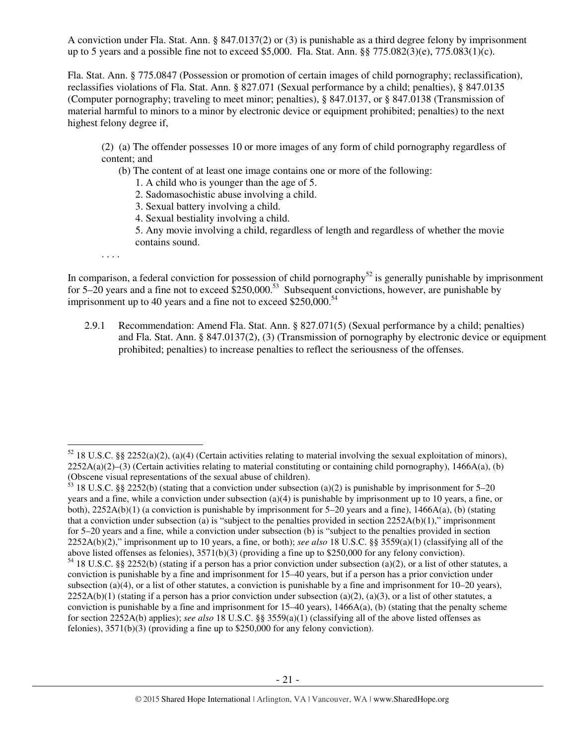A conviction under Fla. Stat. Ann. § 847.0137(2) or (3) is punishable as a third degree felony by imprisonment up to 5 years and a possible fine not to exceed $5,000. Fla. Stat. Ann. §§ 775.082(3)(e), 775.083(1)(c).

Fla. Stat. Ann. § 775.0847 (Possession or promotion of certain images of child pornography; reclassification), reclassifies violations of Fla. Stat. Ann. § 827.071 (Sexual performance by a child; penalties), § 847.0135 (Computer pornography; traveling to meet minor; penalties), § 847.0137, or § 847.0138 (Transmission of material harmful to minors to a minor by electronic device or equipment prohibited; penalties) to the next highest felony degree if,

> (2) (a) The offender possesses 10 or more images of any form of child pornography regardless of content; and
>
> (b) The content of at least one image contains one or more of the following:
>
> 1. A child who is younger than the age of 5.
> 2. Sadomasochistic abuse involving a child.
> 3. Sexual battery involving a child.
> 4. Sexual bestiality involving a child.
> 5. Any movie involving a child, regardless of length and regardless of whether the movie contains sound.
>
> . . . .

In comparison, a federal conviction for possession of child pornography[52] is generally punishable by imprisonment for 5–20 years and a fine not to exceed $250,000.[53] Subsequent convictions, however, are punishable by imprisonment up to 40 years and a fine not to exceed $250,000.[54]

2.9.1 Recommendation: Amend Fla. Stat. Ann. § 827.071(5) (Sexual performance by a child; penalties) and Fla. Stat. Ann. § 847.0137(2), (3) (Transmission of pornography by electronic device or equipment prohibited; penalties) to increase penalties to reflect the seriousness of the offenses.

---

[52] 18 U.S.C. §§ 2252(a)(2), (a)(4) (Certain activities relating to material involving the sexual exploitation of minors), 2252A(a)(2)–(3) (Certain activities relating to material constituting or containing child pornography), 1466A(a), (b) (Obscene visual representations of the sexual abuse of children).

[53] 18 U.S.C. §§ 2252(b) (stating that a conviction under subsection (a)(2) is punishable by imprisonment for 5–20 years and a fine, while a conviction under subsection (a)(4) is punishable by imprisonment up to 10 years, a fine, or both), 2252A(b)(1) (a conviction is punishable by imprisonment for 5–20 years and a fine), 1466A(a), (b) (stating that a conviction under subsection (a) is "subject to the penalties provided in section 2252A(b)(1)," imprisonment for 5–20 years and a fine, while a conviction under subsection (b) is "subject to the penalties provided in section 2252A(b)(2)," imprisonment up to 10 years, a fine, or both); *see also* 18 U.S.C. §§ 3559(a)(1) (classifying all of the above listed offenses as felonies), 3571(b)(3) (providing a fine up to $250,000 for any felony conviction).

[54] 18 U.S.C. §§ 2252(b) (stating if a person has a prior conviction under subsection (a)(2), or a list of other statutes, a conviction is punishable by a fine and imprisonment for 15–40 years, but if a person has a prior conviction under subsection (a)(4), or a list of other statutes, a conviction is punishable by a fine and imprisonment for 10–20 years), 2252A(b)(1) (stating if a person has a prior conviction under subsection (a)(2), (a)(3), or a list of other statutes, a conviction is punishable by a fine and imprisonment for 15–40 years), 1466A(a), (b) (stating that the penalty scheme for section 2252A(b) applies); *see also* 18 U.S.C. §§ 3559(a)(1) (classifying all of the above listed offenses as felonies), 3571(b)(3) (providing a fine up to $250,000 for any felony conviction).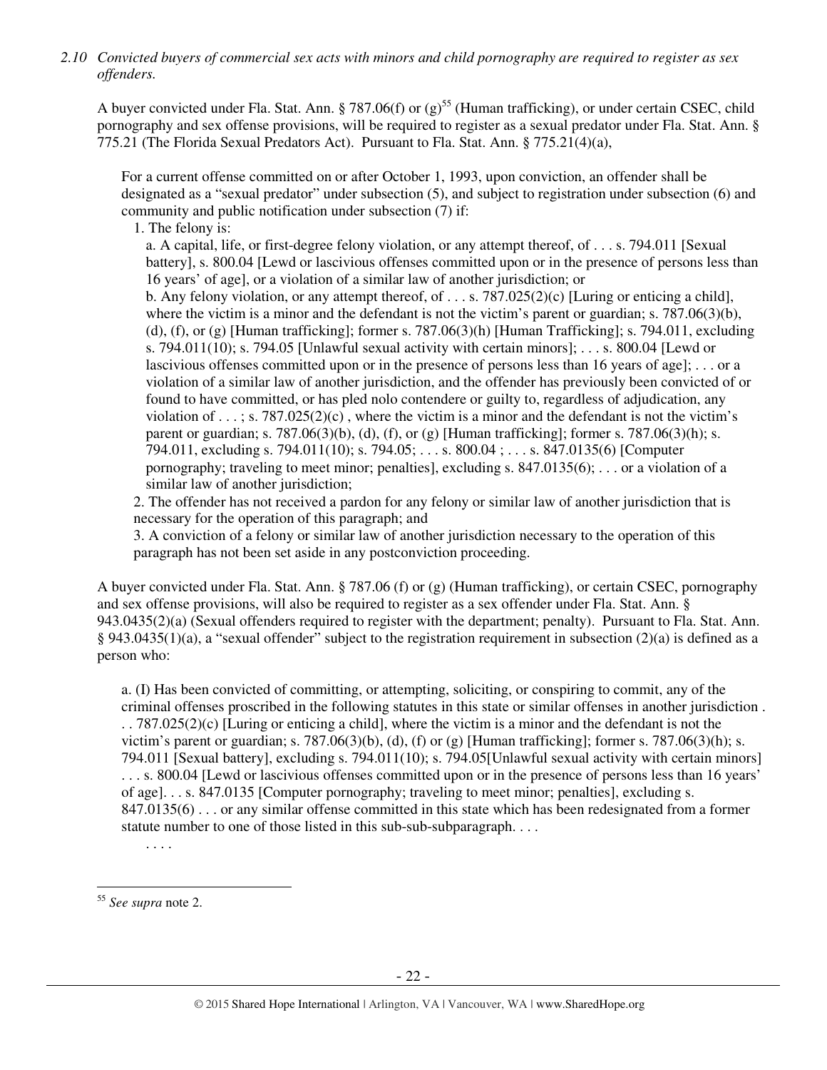*2.10 Convicted buyers of commercial sex acts with minors and child pornography are required to register as sex offenders.*

A buyer convicted under Fla. Stat. Ann. § 787.06(f) or (g)[55] (Human trafficking), or under certain CSEC, child pornography and sex offense provisions, will be required to register as a sexual predator under Fla. Stat. Ann. § 775.21 (The Florida Sexual Predators Act). Pursuant to Fla. Stat. Ann. § 775.21(4)(a),

> For a current offense committed on or after October 1, 1993, upon conviction, an offender shall be designated as a "sexual predator" under subsection (5), and subject to registration under subsection (6) and community and public notification under subsection (7) if:
>
> 1. The felony is:
>
> a. A capital, life, or first-degree felony violation, or any attempt thereof, of . . . s. 794.011 [Sexual battery], s. 800.04 [Lewd or lascivious offenses committed upon or in the presence of persons less than 16 years' of age], or a violation of a similar law of another jurisdiction; or
>
> b. Any felony violation, or any attempt thereof, of . . . s. 787.025(2)(c) [Luring or enticing a child], where the victim is a minor and the defendant is not the victim's parent or guardian; s. 787.06(3)(b), (d), (f), or (g) [Human trafficking]; former s. 787.06(3)(h) [Human Trafficking]; s. 794.011, excluding s. 794.011(10); s. 794.05 [Unlawful sexual activity with certain minors]; . . . s. 800.04 [Lewd or lascivious offenses committed upon or in the presence of persons less than 16 years of age]; . . . or a violation of a similar law of another jurisdiction, and the offender has previously been convicted of or found to have committed, or has pled nolo contendere or guilty to, regardless of adjudication, any violation of . . . ; s. 787.025(2)(c) , where the victim is a minor and the defendant is not the victim's parent or guardian; s. 787.06(3)(b), (d), (f), or (g) [Human trafficking]; former s. 787.06(3)(h); s. 794.011, excluding s. 794.011(10); s. 794.05; . . . s. 800.04 ; . . . s. 847.0135(6) [Computer pornography; traveling to meet minor; penalties], excluding s. 847.0135(6); . . . or a violation of a similar law of another jurisdiction;
>
> 2. The offender has not received a pardon for any felony or similar law of another jurisdiction that is necessary for the operation of this paragraph; and
>
> 3. A conviction of a felony or similar law of another jurisdiction necessary to the operation of this paragraph has not been set aside in any postconviction proceeding.

A buyer convicted under Fla. Stat. Ann. § 787.06 (f) or (g) (Human trafficking), or certain CSEC, pornography and sex offense provisions, will also be required to register as a sex offender under Fla. Stat. Ann. § 943.0435(2)(a) (Sexual offenders required to register with the department; penalty). Pursuant to Fla. Stat. Ann. § 943.0435(1)(a), a "sexual offender" subject to the registration requirement in subsection (2)(a) is defined as a person who:

> a. (I) Has been convicted of committing, or attempting, soliciting, or conspiring to commit, any of the criminal offenses proscribed in the following statutes in this state or similar offenses in another jurisdiction . . . 787.025(2)(c) [Luring or enticing a child], where the victim is a minor and the defendant is not the victim's parent or guardian; s. 787.06(3)(b), (d), (f) or (g) [Human trafficking]; former s. 787.06(3)(h); s. 794.011 [Sexual battery], excluding s. 794.011(10); s. 794.05[Unlawful sexual activity with certain minors] . . . s. 800.04 [Lewd or lascivious offenses committed upon or in the presence of persons less than 16 years' of age]. . . s. 847.0135 [Computer pornography; traveling to meet minor; penalties], excluding s. 847.0135(6) . . . or any similar offense committed in this state which has been redesignated from a former statute number to one of those listed in this sub-sub-subparagraph. . . .
>
> . . . .

[55] *See supra* note 2.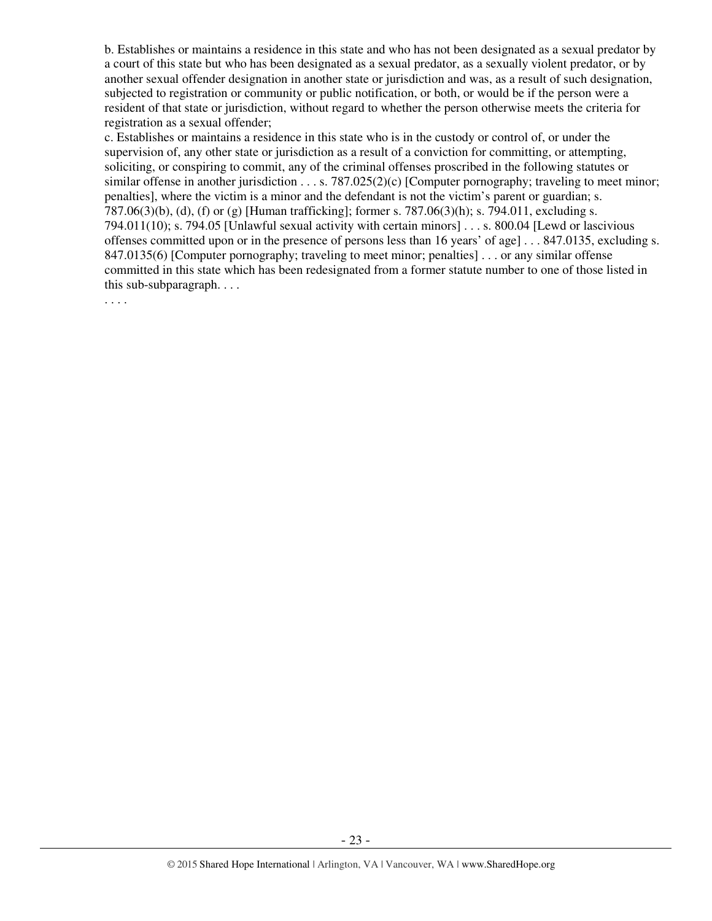b. Establishes or maintains a residence in this state and who has not been designated as a sexual predator by a court of this state but who has been designated as a sexual predator, as a sexually violent predator, or by another sexual offender designation in another state or jurisdiction and was, as a result of such designation, subjected to registration or community or public notification, or both, or would be if the person were a resident of that state or jurisdiction, without regard to whether the person otherwise meets the criteria for registration as a sexual offender;

c. Establishes or maintains a residence in this state who is in the custody or control of, or under the supervision of, any other state or jurisdiction as a result of a conviction for committing, or attempting, soliciting, or conspiring to commit, any of the criminal offenses proscribed in the following statutes or similar offense in another jurisdiction . . . s. 787.025(2)(c) [Computer pornography; traveling to meet minor; penalties], where the victim is a minor and the defendant is not the victim's parent or guardian; s. 787.06(3)(b), (d), (f) or (g) [Human trafficking]; former s. 787.06(3)(h); s. 794.011, excluding s. 794.011(10); s. 794.05 [Unlawful sexual activity with certain minors] . . . s. 800.04 [Lewd or lascivious offenses committed upon or in the presence of persons less than 16 years' of age] . . . 847.0135, excluding s. 847.0135(6) [Computer pornography; traveling to meet minor; penalties] . . . or any similar offense committed in this state which has been redesignated from a former statute number to one of those listed in this sub-subparagraph. . . .

. . . .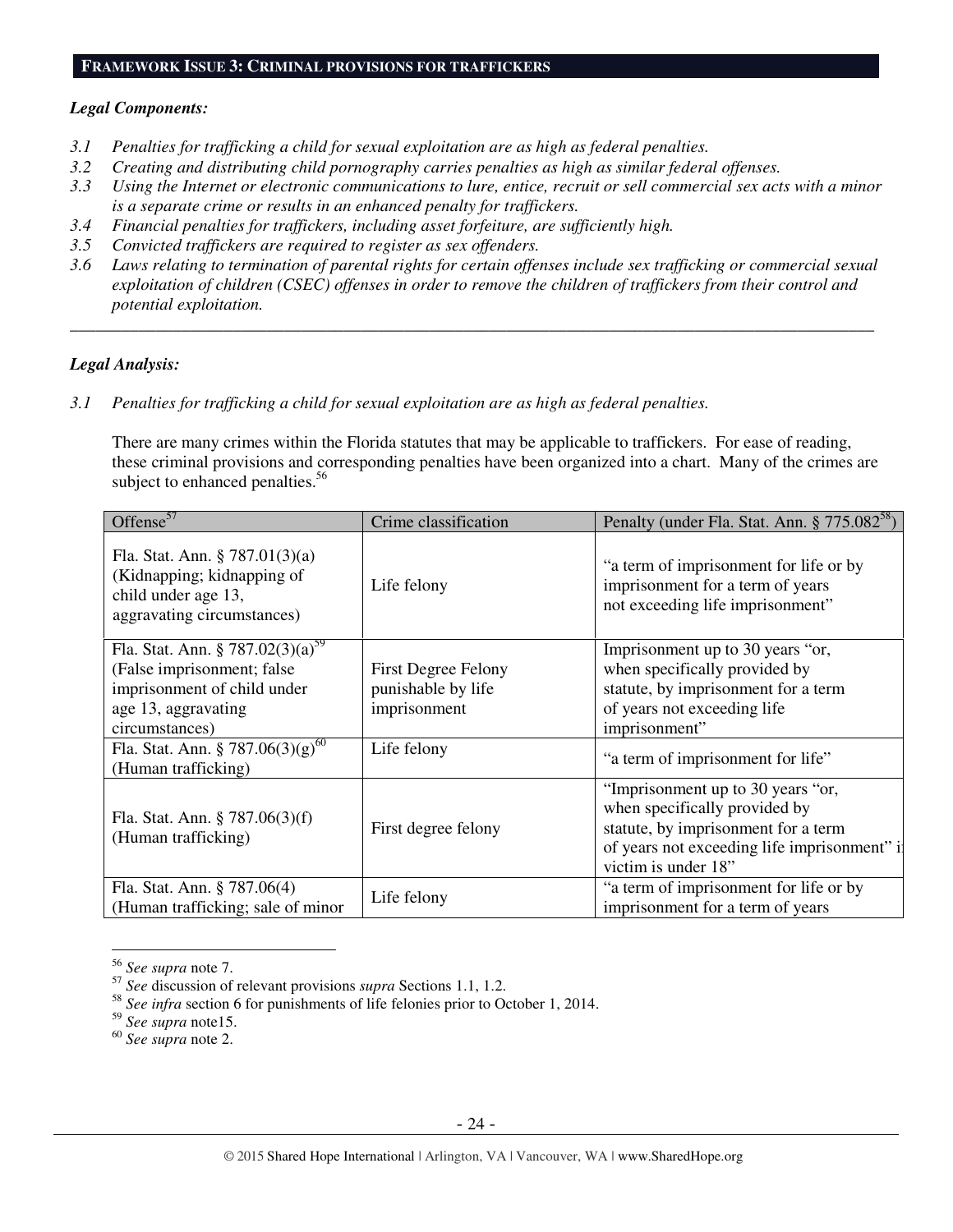## FRAMEWORK ISSUE 3: CRIMINAL PROVISIONS FOR TRAFFICKERS

***Legal Components:***

*3.1 Penalties for trafficking a child for sexual exploitation are as high as federal penalties.*
*3.2 Creating and distributing child pornography carries penalties as high as similar federal offenses.*
*3.3 Using the Internet or electronic communications to lure, entice, recruit or sell commercial sex acts with a minor is a separate crime or results in an enhanced penalty for traffickers.*
*3.4 Financial penalties for traffickers, including asset forfeiture, are sufficiently high.*
*3.5 Convicted traffickers are required to register as sex offenders.*
*3.6 Laws relating to termination of parental rights for certain offenses include sex trafficking or commercial sexual exploitation of children (CSEC) offenses in order to remove the children of traffickers from their control and potential exploitation.*

---

***Legal Analysis:***

*3.1 Penalties for trafficking a child for sexual exploitation are as high as federal penalties.*

There are many crimes within the Florida statutes that may be applicable to traffickers. For ease of reading, these criminal provisions and corresponding penalties have been organized into a chart. Many of the crimes are subject to enhanced penalties.[56]

| Offense[57] | Crime classification | Penalty (under Fla. Stat. Ann. § 775.082[58]) |
|---|---|---|
| Fla. Stat. Ann. § 787.01(3)(a) (Kidnapping; kidnapping of child under age 13, aggravating circumstances) | Life felony | "a term of imprisonment for life or by imprisonment for a term of years not exceeding life imprisonment" |
| Fla. Stat. Ann. § 787.02(3)(a)[59] (False imprisonment; false imprisonment of child under age 13, aggravating circumstances) | First Degree Felony punishable by life imprisonment | Imprisonment up to 30 years "or, when specifically provided by statute, by imprisonment for a term of years not exceeding life imprisonment" |
| Fla. Stat. Ann. § 787.06(3)(g)[60] (Human trafficking) | Life felony | "a term of imprisonment for life" |
| Fla. Stat. Ann. § 787.06(3)(f) (Human trafficking) | First degree felony | "Imprisonment up to 30 years "or, when specifically provided by statute, by imprisonment for a term of years not exceeding life imprisonment" if victim is under 18" |
| Fla. Stat. Ann. § 787.06(4) (Human trafficking; sale of minor | Life felony | "a term of imprisonment for life or by imprisonment for a term of years |

[56] *See supra* note 7.
[57] *See* discussion of relevant provisions *supra* Sections 1.1, 1.2.
[58] *See infra* section 6 for punishments of life felonies prior to October 1, 2014.
[59] *See supra* note15.
[60] *See supra* note 2.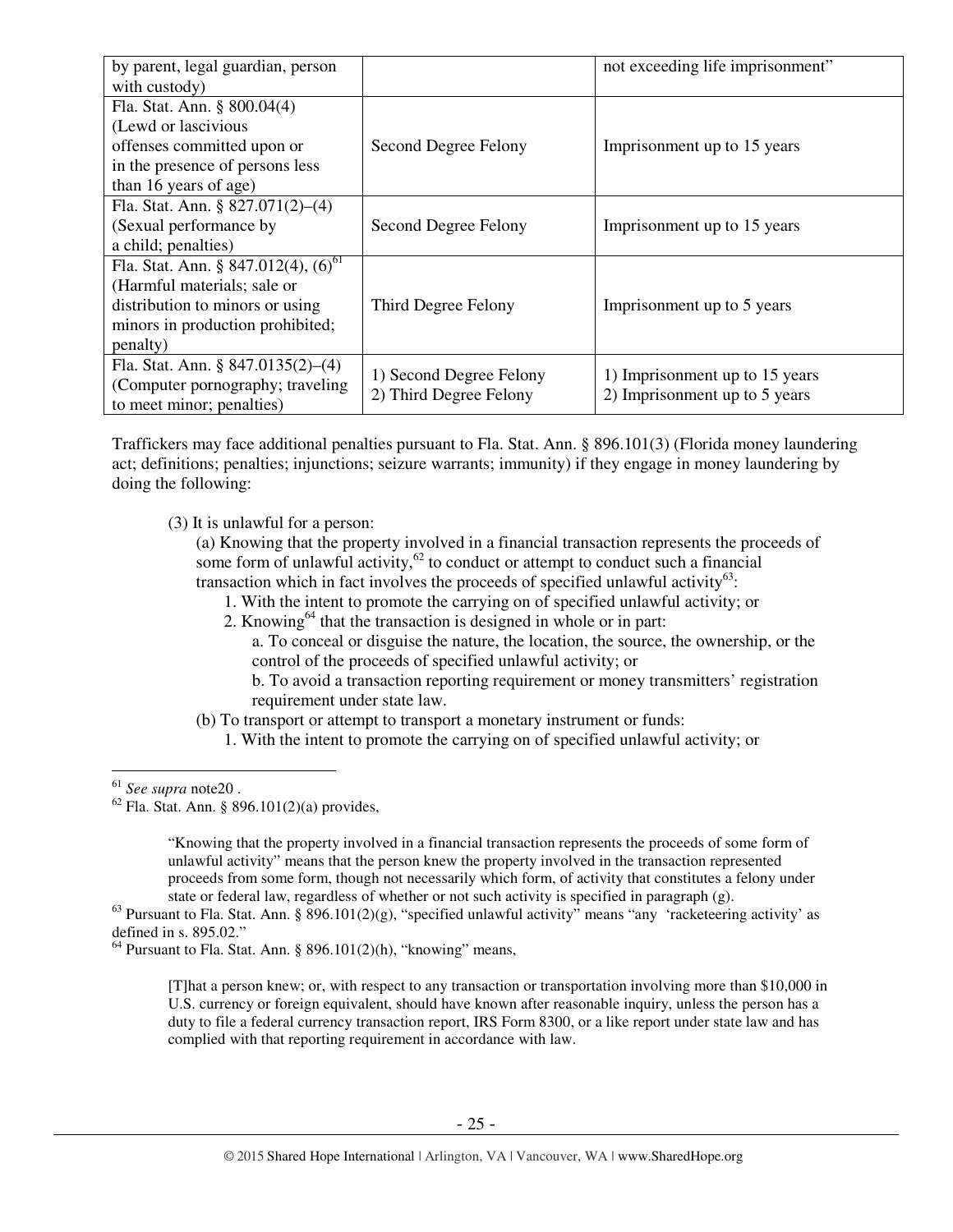| | | |
|---|---|---|
| by parent, legal guardian, person with custody) | | not exceeding life imprisonment" |
| Fla. Stat. Ann. § 800.04(4) (Lewd or lascivious offenses committed upon or in the presence of persons less than 16 years of age) | Second Degree Felony | Imprisonment up to 15 years |
| Fla. Stat. Ann. § 827.071(2)–(4) (Sexual performance by a child; penalties) | Second Degree Felony | Imprisonment up to 15 years |
| Fla. Stat. Ann. § 847.012(4), (6)[61] (Harmful materials; sale or distribution to minors or using minors in production prohibited; penalty) | Third Degree Felony | Imprisonment up to 5 years |
| Fla. Stat. Ann. § 847.0135(2)–(4) (Computer pornography; traveling to meet minor; penalties) | 1) Second Degree Felony<br>2) Third Degree Felony | 1) Imprisonment up to 15 years<br>2) Imprisonment up to 5 years |

Traffickers may face additional penalties pursuant to Fla. Stat. Ann. § 896.101(3) (Florida money laundering act; definitions; penalties; injunctions; seizure warrants; immunity) if they engage in money laundering by doing the following:

> (3) It is unlawful for a person:
>
> (a) Knowing that the property involved in a financial transaction represents the proceeds of some form of unlawful activity,[62] to conduct or attempt to conduct such a financial transaction which in fact involves the proceeds of specified unlawful activity[63]:
>
> 1. With the intent to promote the carrying on of specified unlawful activity; or
> 2. Knowing[64] that the transaction is designed in whole or in part:
>
> a. To conceal or disguise the nature, the location, the source, the ownership, or the control of the proceeds of specified unlawful activity; or
>
> b. To avoid a transaction reporting requirement or money transmitters' registration requirement under state law.
>
> (b) To transport or attempt to transport a monetary instrument or funds:
>
> 1. With the intent to promote the carrying on of specified unlawful activity; or

---

[61] *See supra* note20 .

[62] Fla. Stat. Ann. § 896.101(2)(a) provides,

> "Knowing that the property involved in a financial transaction represents the proceeds of some form of unlawful activity" means that the person knew the property involved in the transaction represented proceeds from some form, though not necessarily which form, of activity that constitutes a felony under state or federal law, regardless of whether or not such activity is specified in paragraph (g).

[63] Pursuant to Fla. Stat. Ann. § 896.101(2)(g), "specified unlawful activity" means "any 'racketeering activity' as defined in s. 895.02."

[64] Pursuant to Fla. Stat. Ann. § 896.101(2)(h), "knowing" means,

> [T]hat a person knew; or, with respect to any transaction or transportation involving more than $10,000 in U.S. currency or foreign equivalent, should have known after reasonable inquiry, unless the person has a duty to file a federal currency transaction report, IRS Form 8300, or a like report under state law and has complied with that reporting requirement in accordance with law.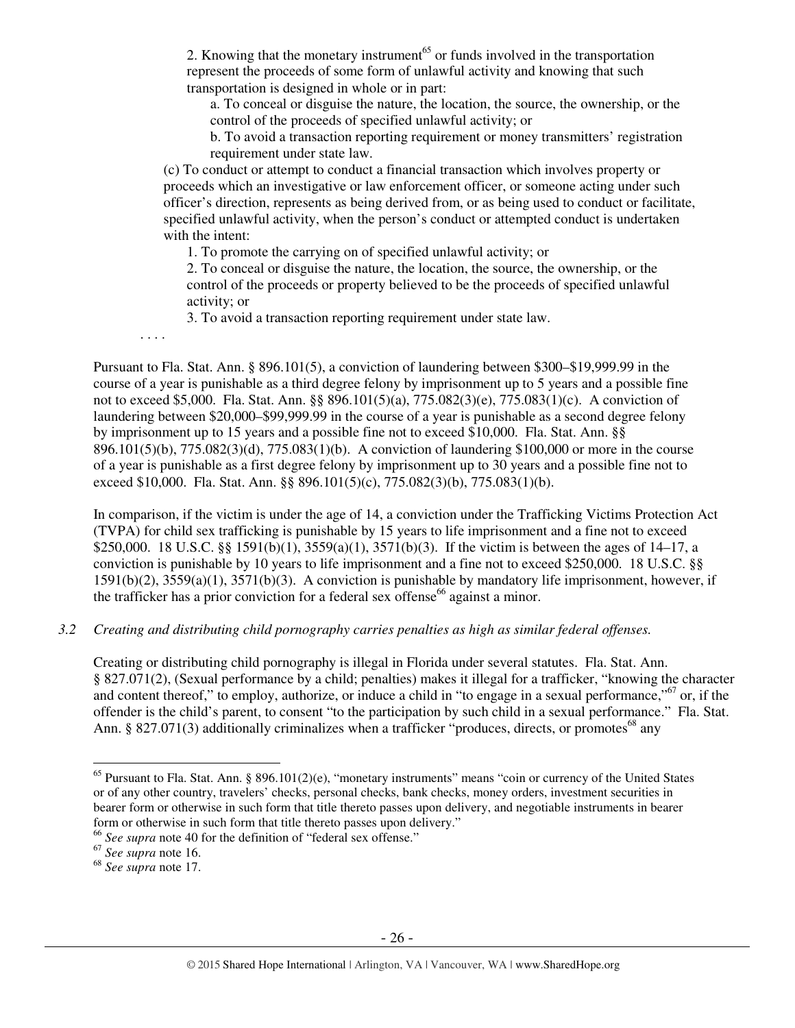2. Knowing that the monetary instrument[65] or funds involved in the transportation represent the proceeds of some form of unlawful activity and knowing that such transportation is designed in whole or in part:

a. To conceal or disguise the nature, the location, the source, the ownership, or the control of the proceeds of specified unlawful activity; or

b. To avoid a transaction reporting requirement or money transmitters' registration requirement under state law.

(c) To conduct or attempt to conduct a financial transaction which involves property or proceeds which an investigative or law enforcement officer, or someone acting under such officer's direction, represents as being derived from, or as being used to conduct or facilitate, specified unlawful activity, when the person's conduct or attempted conduct is undertaken with the intent:

1. To promote the carrying on of specified unlawful activity; or

2. To conceal or disguise the nature, the location, the source, the ownership, or the control of the proceeds or property believed to be the proceeds of specified unlawful activity; or

3. To avoid a transaction reporting requirement under state law.

. . . .

Pursuant to Fla. Stat. Ann. § 896.101(5), a conviction of laundering between $300–$19,999.99 in the course of a year is punishable as a third degree felony by imprisonment up to 5 years and a possible fine not to exceed $5,000. Fla. Stat. Ann. §§ 896.101(5)(a), 775.082(3)(e), 775.083(1)(c). A conviction of laundering between $20,000–$99,999.99 in the course of a year is punishable as a second degree felony by imprisonment up to 15 years and a possible fine not to exceed $10,000. Fla. Stat. Ann. §§ 896.101(5)(b), 775.082(3)(d), 775.083(1)(b). A conviction of laundering $100,000 or more in the course of a year is punishable as a first degree felony by imprisonment up to 30 years and a possible fine not to exceed $10,000. Fla. Stat. Ann. §§ 896.101(5)(c), 775.082(3)(b), 775.083(1)(b).

In comparison, if the victim is under the age of 14, a conviction under the Trafficking Victims Protection Act (TVPA) for child sex trafficking is punishable by 15 years to life imprisonment and a fine not to exceed $250,000. 18 U.S.C. §§ 1591(b)(1), 3559(a)(1), 3571(b)(3). If the victim is between the ages of 14–17, a conviction is punishable by 10 years to life imprisonment and a fine not to exceed $250,000. 18 U.S.C. §§ 1591(b)(2), 3559(a)(1), 3571(b)(3). A conviction is punishable by mandatory life imprisonment, however, if the trafficker has a prior conviction for a federal sex offense[66] against a minor.

*3.2 Creating and distributing child pornography carries penalties as high as similar federal offenses.*

Creating or distributing child pornography is illegal in Florida under several statutes. Fla. Stat. Ann. § 827.071(2), (Sexual performance by a child; penalties) makes it illegal for a trafficker, "knowing the character and content thereof," to employ, authorize, or induce a child in "to engage in a sexual performance,"[67] or, if the offender is the child's parent, to consent "to the participation by such child in a sexual performance." Fla. Stat. Ann. § 827.071(3) additionally criminalizes when a trafficker "produces, directs, or promotes[68] any

---

[65] Pursuant to Fla. Stat. Ann. § 896.101(2)(e), "monetary instruments" means "coin or currency of the United States or of any other country, travelers' checks, personal checks, bank checks, money orders, investment securities in bearer form or otherwise in such form that title thereto passes upon delivery, and negotiable instruments in bearer form or otherwise in such form that title thereto passes upon delivery."

[66] *See supra* note 40 for the definition of "federal sex offense."

[67] *See supra* note 16.

[68] *See supra* note 17.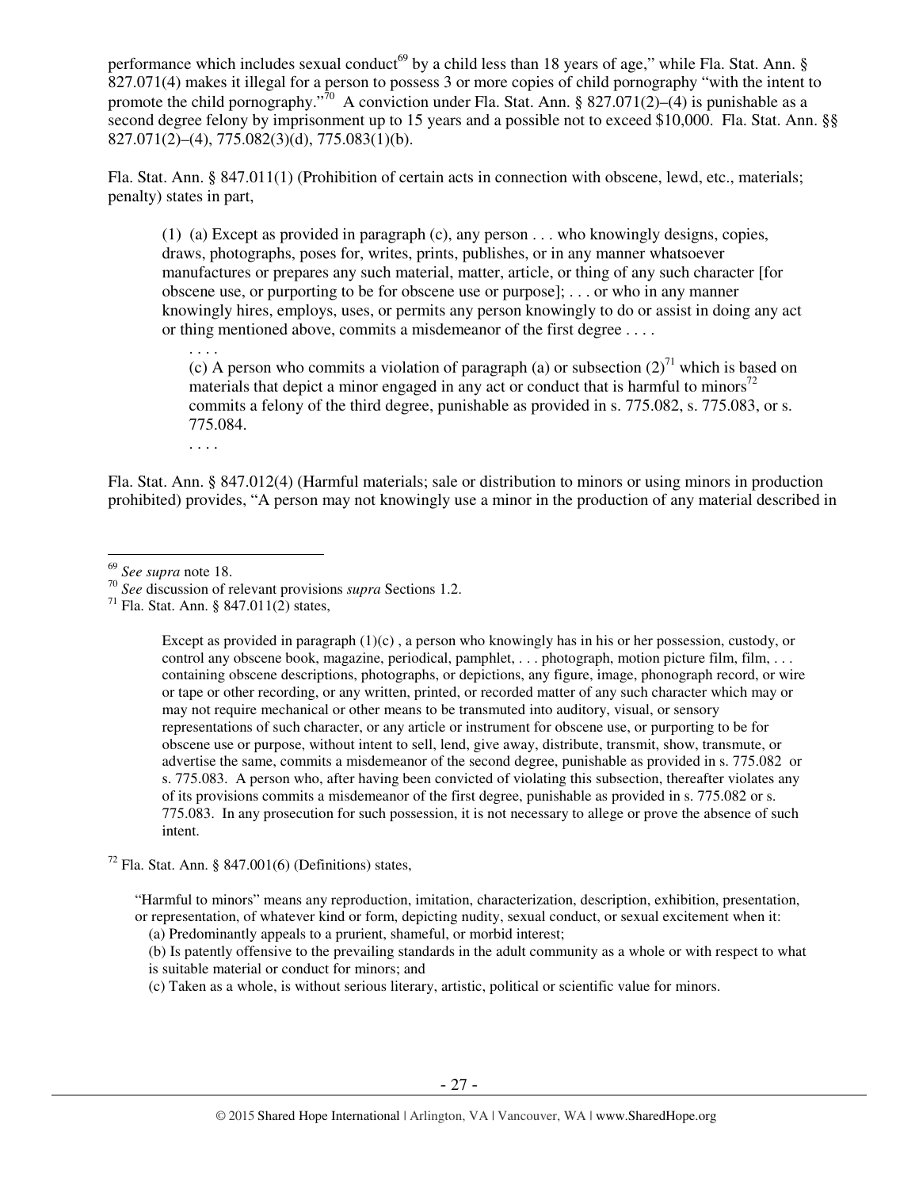performance which includes sexual conduct[69] by a child less than 18 years of age," while Fla. Stat. Ann. § 827.071(4) makes it illegal for a person to possess 3 or more copies of child pornography "with the intent to promote the child pornography."[70] A conviction under Fla. Stat. Ann. § 827.071(2)–(4) is punishable as a second degree felony by imprisonment up to 15 years and a possible not to exceed $10,000. Fla. Stat. Ann. §§ 827.071(2)–(4), 775.082(3)(d), 775.083(1)(b).

Fla. Stat. Ann. § 847.011(1) (Prohibition of certain acts in connection with obscene, lewd, etc., materials; penalty) states in part,

> (1) (a) Except as provided in paragraph (c), any person . . . who knowingly designs, copies, draws, photographs, poses for, writes, prints, publishes, or in any manner whatsoever manufactures or prepares any such material, matter, article, or thing of any such character [for obscene use, or purporting to be for obscene use or purpose]; . . . or who in any manner knowingly hires, employs, uses, or permits any person knowingly to do or assist in doing any act or thing mentioned above, commits a misdemeanor of the first degree . . . .
>
> . . . .
>
> (c) A person who commits a violation of paragraph (a) or subsection (2)[71] which is based on materials that depict a minor engaged in any act or conduct that is harmful to minors[72] commits a felony of the third degree, punishable as provided in s. 775.082, s. 775.083, or s. 775.084.
>
> . . . .

Fla. Stat. Ann. § 847.012(4) (Harmful materials; sale or distribution to minors or using minors in production prohibited) provides, "A person may not knowingly use a minor in the production of any material described in

---

[69] *See supra* note 18.

[70] *See* discussion of relevant provisions *supra* Sections 1.2.

[71] Fla. Stat. Ann. § 847.011(2) states,

> Except as provided in paragraph (1)(c) , a person who knowingly has in his or her possession, custody, or control any obscene book, magazine, periodical, pamphlet, . . . photograph, motion picture film, film, . . . containing obscene descriptions, photographs, or depictions, any figure, image, phonograph record, or wire or tape or other recording, or any written, printed, or recorded matter of any such character which may or may not require mechanical or other means to be transmuted into auditory, visual, or sensory representations of such character, or any article or instrument for obscene use, or purporting to be for obscene use or purpose, without intent to sell, lend, give away, distribute, transmit, show, transmute, or advertise the same, commits a misdemeanor of the second degree, punishable as provided in s. 775.082 or s. 775.083. A person who, after having been convicted of violating this subsection, thereafter violates any of its provisions commits a misdemeanor of the first degree, punishable as provided in s. 775.082 or s. 775.083. In any prosecution for such possession, it is not necessary to allege or prove the absence of such intent.

[72] Fla. Stat. Ann. § 847.001(6) (Definitions) states,

> "Harmful to minors" means any reproduction, imitation, characterization, description, exhibition, presentation, or representation, of whatever kind or form, depicting nudity, sexual conduct, or sexual excitement when it:
>
> (a) Predominantly appeals to a prurient, shameful, or morbid interest;
>
> (b) Is patently offensive to the prevailing standards in the adult community as a whole or with respect to what is suitable material or conduct for minors; and
>
> (c) Taken as a whole, is without serious literary, artistic, political or scientific value for minors.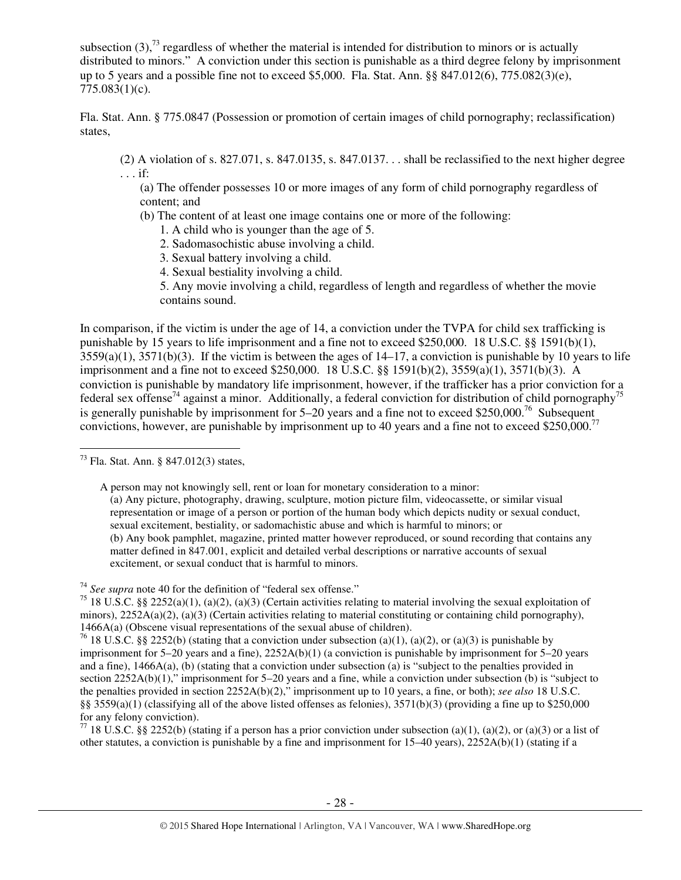subsection (3),[73] regardless of whether the material is intended for distribution to minors or is actually distributed to minors." A conviction under this section is punishable as a third degree felony by imprisonment up to 5 years and a possible fine not to exceed $5,000. Fla. Stat. Ann. §§ 847.012(6), 775.082(3)(e), 775.083(1)(c).

Fla. Stat. Ann. § 775.0847 (Possession or promotion of certain images of child pornography; reclassification) states,

> (2) A violation of s. 827.071, s. 847.0135, s. 847.0137. . . shall be reclassified to the next higher degree . . . if:
>
> (a) The offender possesses 10 or more images of any form of child pornography regardless of content; and
>
> (b) The content of at least one image contains one or more of the following:
>
> 1. A child who is younger than the age of 5.
> 2. Sadomasochistic abuse involving a child.
> 3. Sexual battery involving a child.
> 4. Sexual bestiality involving a child.
> 5. Any movie involving a child, regardless of length and regardless of whether the movie contains sound.

In comparison, if the victim is under the age of 14, a conviction under the TVPA for child sex trafficking is punishable by 15 years to life imprisonment and a fine not to exceed $250,000. 18 U.S.C. §§ 1591(b)(1), 3559(a)(1), 3571(b)(3). If the victim is between the ages of 14–17, a conviction is punishable by 10 years to life imprisonment and a fine not to exceed $250,000. 18 U.S.C. §§ 1591(b)(2), 3559(a)(1), 3571(b)(3). A conviction is punishable by mandatory life imprisonment, however, if the trafficker has a prior conviction for a federal sex offense[74] against a minor. Additionally, a federal conviction for distribution of child pornography[75] is generally punishable by imprisonment for 5–20 years and a fine not to exceed $250,000.[76] Subsequent convictions, however, are punishable by imprisonment up to 40 years and a fine not to exceed $250,000.[77]

---

[73] Fla. Stat. Ann. § 847.012(3) states,

> A person may not knowingly sell, rent or loan for monetary consideration to a minor:
>
> (a) Any picture, photography, drawing, sculpture, motion picture film, videocassette, or similar visual representation or image of a person or portion of the human body which depicts nudity or sexual conduct, sexual excitement, bestiality, or sadomachistic abuse and which is harmful to minors; or
>
> (b) Any book pamphlet, magazine, printed matter however reproduced, or sound recording that contains any matter defined in 847.001, explicit and detailed verbal descriptions or narrative accounts of sexual excitement, or sexual conduct that is harmful to minors.

[74] *See supra* note 40 for the definition of "federal sex offense."

[75] 18 U.S.C. §§ 2252(a)(1), (a)(2), (a)(3) (Certain activities relating to material involving the sexual exploitation of minors), 2252A(a)(2), (a)(3) (Certain activities relating to material constituting or containing child pornography), 1466A(a) (Obscene visual representations of the sexual abuse of children).

[76] 18 U.S.C. §§ 2252(b) (stating that a conviction under subsection (a)(1), (a)(2), or (a)(3) is punishable by imprisonment for 5–20 years and a fine), 2252A(b)(1) (a conviction is punishable by imprisonment for 5–20 years and a fine), 1466A(a), (b) (stating that a conviction under subsection (a) is "subject to the penalties provided in section 2252A(b)(1)," imprisonment for 5–20 years and a fine, while a conviction under subsection (b) is "subject to the penalties provided in section 2252A(b)(2)," imprisonment up to 10 years, a fine, or both); *see also* 18 U.S.C. §§ 3559(a)(1) (classifying all of the above listed offenses as felonies), 3571(b)(3) (providing a fine up to $250,000 for any felony conviction).

[77] 18 U.S.C. §§ 2252(b) (stating if a person has a prior conviction under subsection (a)(1), (a)(2), or (a)(3) or a list of other statutes, a conviction is punishable by a fine and imprisonment for 15–40 years), 2252A(b)(1) (stating if a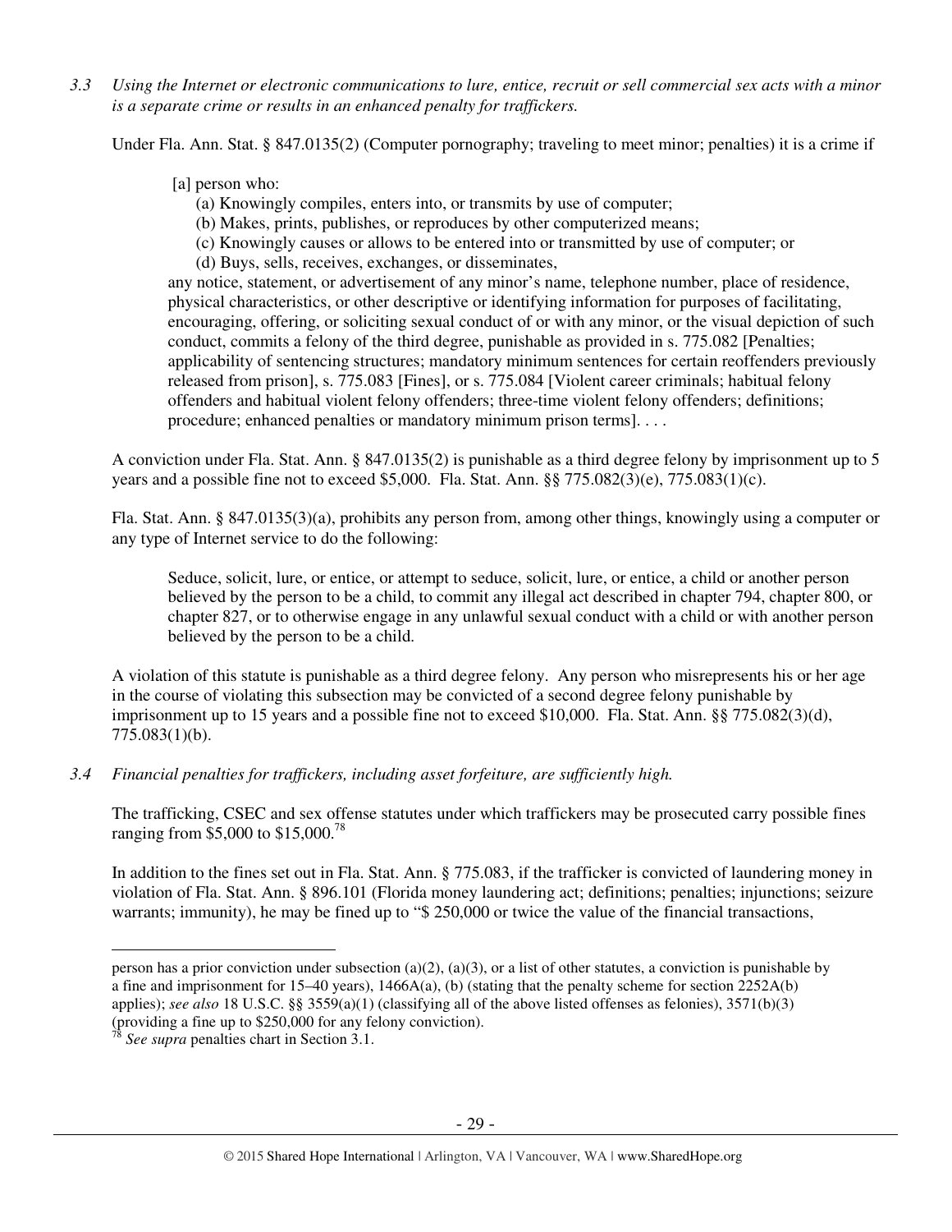*3.3 Using the Internet or electronic communications to lure, entice, recruit or sell commercial sex acts with a minor is a separate crime or results in an enhanced penalty for traffickers.*

Under Fla. Ann. Stat. § 847.0135(2) (Computer pornography; traveling to meet minor; penalties) it is a crime if

> [a] person who:
> (a) Knowingly compiles, enters into, or transmits by use of computer;
> (b) Makes, prints, publishes, or reproduces by other computerized means;
> (c) Knowingly causes or allows to be entered into or transmitted by use of computer; or
> (d) Buys, sells, receives, exchanges, or disseminates,
>
> any notice, statement, or advertisement of any minor's name, telephone number, place of residence, physical characteristics, or other descriptive or identifying information for purposes of facilitating, encouraging, offering, or soliciting sexual conduct of or with any minor, or the visual depiction of such conduct, commits a felony of the third degree, punishable as provided in s. 775.082 [Penalties; applicability of sentencing structures; mandatory minimum sentences for certain reoffenders previously released from prison], s. 775.083 [Fines], or s. 775.084 [Violent career criminals; habitual felony offenders and habitual violent felony offenders; three-time violent felony offenders; definitions; procedure; enhanced penalties or mandatory minimum prison terms]. . . .

A conviction under Fla. Stat. Ann. § 847.0135(2) is punishable as a third degree felony by imprisonment up to 5 years and a possible fine not to exceed $5,000. Fla. Stat. Ann. §§ 775.082(3)(e), 775.083(1)(c).

Fla. Stat. Ann. § 847.0135(3)(a), prohibits any person from, among other things, knowingly using a computer or any type of Internet service to do the following:

> Seduce, solicit, lure, or entice, or attempt to seduce, solicit, lure, or entice, a child or another person believed by the person to be a child, to commit any illegal act described in chapter 794, chapter 800, or chapter 827, or to otherwise engage in any unlawful sexual conduct with a child or with another person believed by the person to be a child.

A violation of this statute is punishable as a third degree felony. Any person who misrepresents his or her age in the course of violating this subsection may be convicted of a second degree felony punishable by imprisonment up to 15 years and a possible fine not to exceed $10,000. Fla. Stat. Ann. §§ 775.082(3)(d), 775.083(1)(b).

*3.4 Financial penalties for traffickers, including asset forfeiture, are sufficiently high.*

The trafficking, CSEC and sex offense statutes under which traffickers may be prosecuted carry possible fines ranging from $5,000 to $15,000.[78]

In addition to the fines set out in Fla. Stat. Ann. § 775.083, if the trafficker is convicted of laundering money in violation of Fla. Stat. Ann. § 896.101 (Florida money laundering act; definitions; penalties; injunctions; seizure warrants; immunity), he may be fined up to "$ 250,000 or twice the value of the financial transactions,

---

person has a prior conviction under subsection (a)(2), (a)(3), or a list of other statutes, a conviction is punishable by a fine and imprisonment for 15–40 years), 1466A(a), (b) (stating that the penalty scheme for section 2252A(b) applies); *see also* 18 U.S.C. §§ 3559(a)(1) (classifying all of the above listed offenses as felonies), 3571(b)(3) (providing a fine up to $250,000 for any felony conviction).

[78] *See supra* penalties chart in Section 3.1.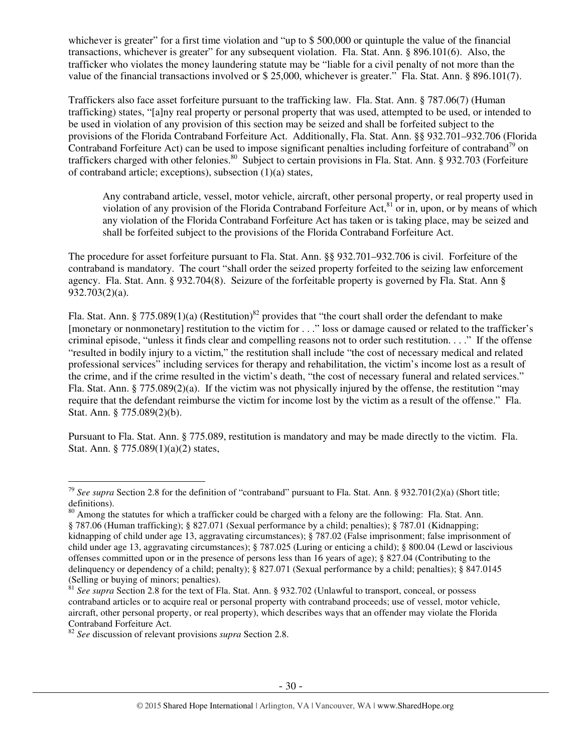whichever is greater" for a first time violation and "up to $ 500,000 or quintuple the value of the financial transactions, whichever is greater" for any subsequent violation. Fla. Stat. Ann. § 896.101(6). Also, the trafficker who violates the money laundering statute may be "liable for a civil penalty of not more than the value of the financial transactions involved or $ 25,000, whichever is greater." Fla. Stat. Ann. § 896.101(7).

Traffickers also face asset forfeiture pursuant to the trafficking law. Fla. Stat. Ann. § 787.06(7) (Human trafficking) states, "[a]ny real property or personal property that was used, attempted to be used, or intended to be used in violation of any provision of this section may be seized and shall be forfeited subject to the provisions of the Florida Contraband Forfeiture Act. Additionally, Fla. Stat. Ann. §§ 932.701–932.706 (Florida Contraband Forfeiture Act) can be used to impose significant penalties including forfeiture of contraband[79] on traffickers charged with other felonies.[80] Subject to certain provisions in Fla. Stat. Ann. § 932.703 (Forfeiture of contraband article; exceptions), subsection (1)(a) states,

> Any contraband article, vessel, motor vehicle, aircraft, other personal property, or real property used in violation of any provision of the Florida Contraband Forfeiture Act,[81] or in, upon, or by means of which any violation of the Florida Contraband Forfeiture Act has taken or is taking place, may be seized and shall be forfeited subject to the provisions of the Florida Contraband Forfeiture Act.

The procedure for asset forfeiture pursuant to Fla. Stat. Ann. §§ 932.701–932.706 is civil. Forfeiture of the contraband is mandatory. The court "shall order the seized property forfeited to the seizing law enforcement agency. Fla. Stat. Ann. § 932.704(8). Seizure of the forfeitable property is governed by Fla. Stat. Ann § 932.703(2)(a).

Fla. Stat. Ann. § 775.089(1)(a) (Restitution)[82] provides that "the court shall order the defendant to make [monetary or nonmonetary] restitution to the victim for . . ." loss or damage caused or related to the trafficker's criminal episode, "unless it finds clear and compelling reasons not to order such restitution. . . ." If the offense "resulted in bodily injury to a victim," the restitution shall include "the cost of necessary medical and related professional services" including services for therapy and rehabilitation, the victim's income lost as a result of the crime, and if the crime resulted in the victim's death, "the cost of necessary funeral and related services." Fla. Stat. Ann. § 775.089(2)(a). If the victim was not physically injured by the offense, the restitution "may require that the defendant reimburse the victim for income lost by the victim as a result of the offense." Fla. Stat. Ann. § 775.089(2)(b).

Pursuant to Fla. Stat. Ann. § 775.089, restitution is mandatory and may be made directly to the victim. Fla. Stat. Ann. § 775.089(1)(a)(2) states,

---

[79] *See supra* Section 2.8 for the definition of "contraband" pursuant to Fla. Stat. Ann. § 932.701(2)(a) (Short title; definitions).

[80] Among the statutes for which a trafficker could be charged with a felony are the following: Fla. Stat. Ann. § 787.06 (Human trafficking); § 827.071 (Sexual performance by a child; penalties); § 787.01 (Kidnapping; kidnapping of child under age 13, aggravating circumstances); § 787.02 (False imprisonment; false imprisonment of child under age 13, aggravating circumstances); § 787.025 (Luring or enticing a child); § 800.04 (Lewd or lascivious offenses committed upon or in the presence of persons less than 16 years of age); § 827.04 (Contributing to the delinquency or dependency of a child; penalty); § 827.071 (Sexual performance by a child; penalties); § 847.0145 (Selling or buying of minors; penalties).

[81] *See supra* Section 2.8 for the text of Fla. Stat. Ann. § 932.702 (Unlawful to transport, conceal, or possess contraband articles or to acquire real or personal property with contraband proceeds; use of vessel, motor vehicle, aircraft, other personal property, or real property), which describes ways that an offender may violate the Florida Contraband Forfeiture Act.

[82] *See* discussion of relevant provisions *supra* Section 2.8.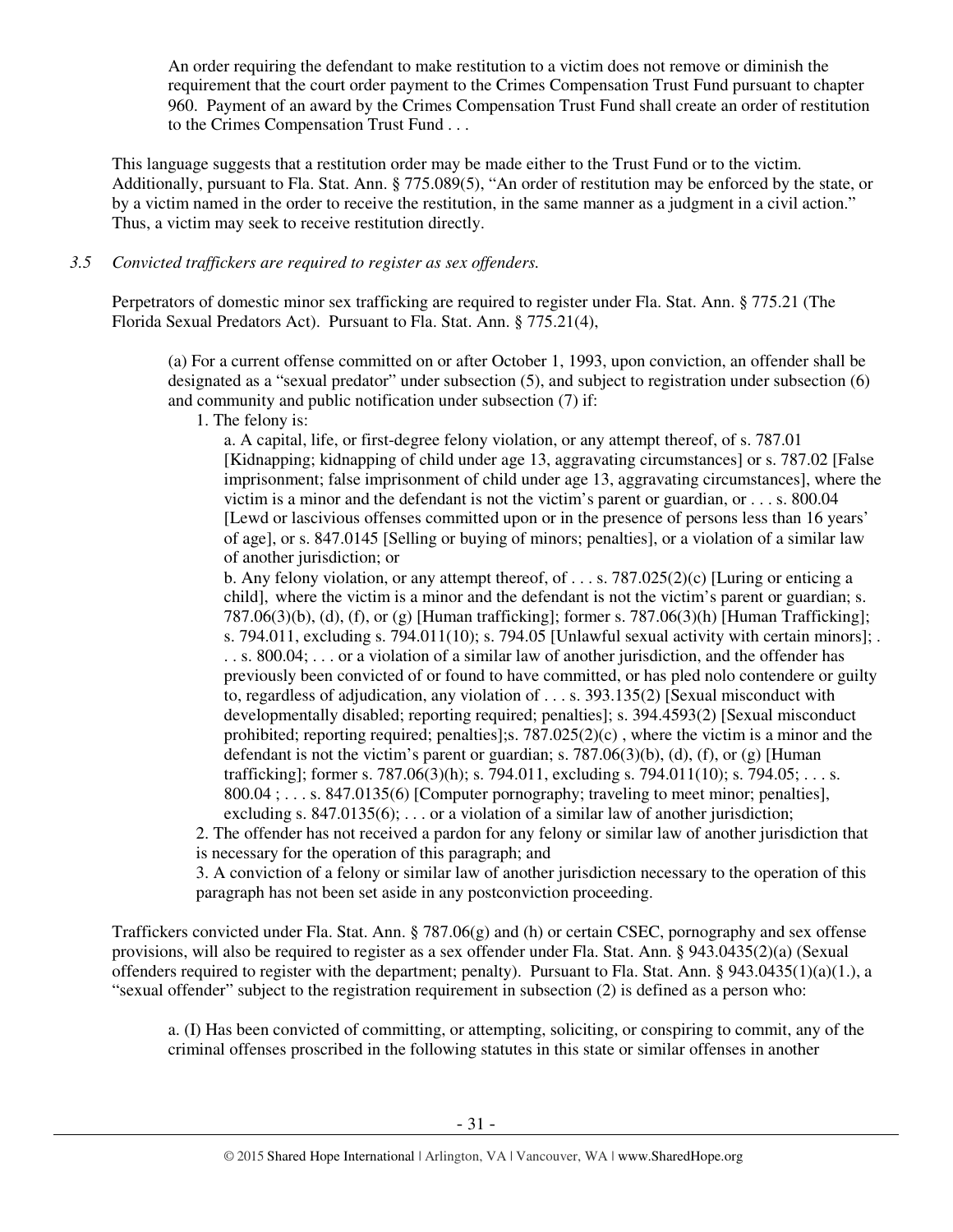> An order requiring the defendant to make restitution to a victim does not remove or diminish the requirement that the court order payment to the Crimes Compensation Trust Fund pursuant to chapter 960. Payment of an award by the Crimes Compensation Trust Fund shall create an order of restitution to the Crimes Compensation Trust Fund . . .

This language suggests that a restitution order may be made either to the Trust Fund or to the victim. Additionally, pursuant to Fla. Stat. Ann. § 775.089(5), "An order of restitution may be enforced by the state, or by a victim named in the order to receive the restitution, in the same manner as a judgment in a civil action." Thus, a victim may seek to receive restitution directly.

*3.5 Convicted traffickers are required to register as sex offenders.*

Perpetrators of domestic minor sex trafficking are required to register under Fla. Stat. Ann. § 775.21 (The Florida Sexual Predators Act). Pursuant to Fla. Stat. Ann. § 775.21(4),

> (a) For a current offense committed on or after October 1, 1993, upon conviction, an offender shall be designated as a "sexual predator" under subsection (5), and subject to registration under subsection (6) and community and public notification under subsection (7) if:
>
> 1. The felony is:
>
> a. A capital, life, or first-degree felony violation, or any attempt thereof, of s. 787.01 [Kidnapping; kidnapping of child under age 13, aggravating circumstances] or s. 787.02 [False imprisonment; false imprisonment of child under age 13, aggravating circumstances], where the victim is a minor and the defendant is not the victim's parent or guardian, or . . . s. 800.04 [Lewd or lascivious offenses committed upon or in the presence of persons less than 16 years' of age], or s. 847.0145 [Selling or buying of minors; penalties], or a violation of a similar law of another jurisdiction; or
>
> b. Any felony violation, or any attempt thereof, of . . . s. 787.025(2)(c) [Luring or enticing a child], where the victim is a minor and the defendant is not the victim's parent or guardian; s. 787.06(3)(b), (d), (f), or (g) [Human trafficking]; former s. 787.06(3)(h) [Human Trafficking]; s. 794.011, excluding s. 794.011(10); s. 794.05 [Unlawful sexual activity with certain minors]; . . . s. 800.04; . . . or a violation of a similar law of another jurisdiction, and the offender has previously been convicted of or found to have committed, or has pled nolo contendere or guilty to, regardless of adjudication, any violation of . . . s. 393.135(2) [Sexual misconduct with developmentally disabled; reporting required; penalties]; s. 394.4593(2) [Sexual misconduct prohibited; reporting required; penalties];s. 787.025(2)(c) , where the victim is a minor and the defendant is not the victim's parent or guardian; s. 787.06(3)(b), (d), (f), or (g) [Human trafficking]; former s. 787.06(3)(h); s. 794.011, excluding s. 794.011(10); s. 794.05; . . . s. 800.04 ; . . . s. 847.0135(6) [Computer pornography; traveling to meet minor; penalties], excluding s. 847.0135(6); . . . or a violation of a similar law of another jurisdiction;
>
> 2. The offender has not received a pardon for any felony or similar law of another jurisdiction that is necessary for the operation of this paragraph; and
>
> 3. A conviction of a felony or similar law of another jurisdiction necessary to the operation of this paragraph has not been set aside in any postconviction proceeding.

Traffickers convicted under Fla. Stat. Ann. § 787.06(g) and (h) or certain CSEC, pornography and sex offense provisions, will also be required to register as a sex offender under Fla. Stat. Ann. § 943.0435(2)(a) (Sexual offenders required to register with the department; penalty). Pursuant to Fla. Stat. Ann. § 943.0435(1)(a)(1.), a "sexual offender" subject to the registration requirement in subsection (2) is defined as a person who:

> a. (I) Has been convicted of committing, or attempting, soliciting, or conspiring to commit, any of the criminal offenses proscribed in the following statutes in this state or similar offenses in another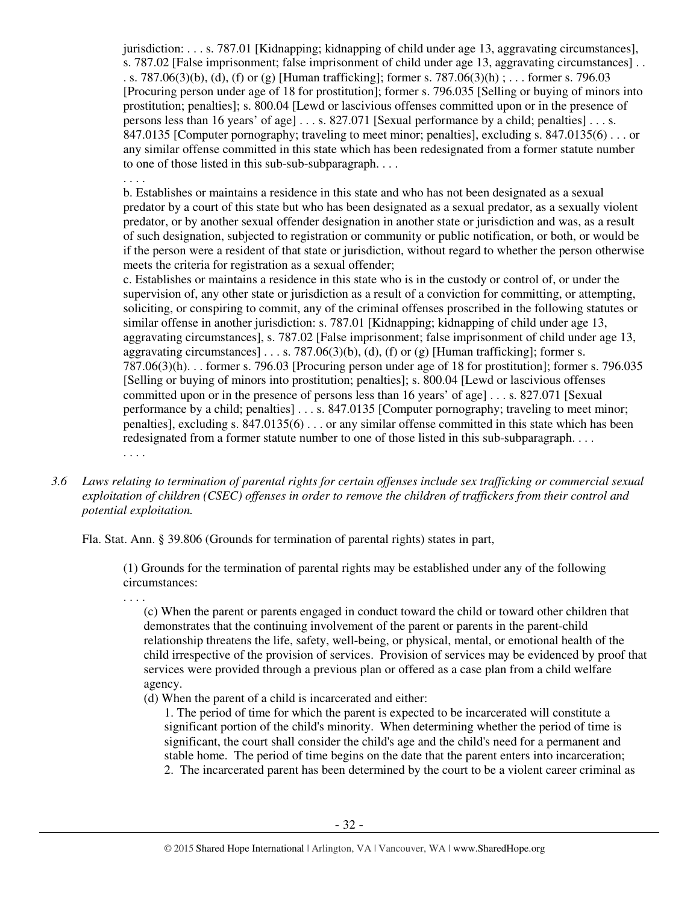jurisdiction: . . . s. 787.01 [Kidnapping; kidnapping of child under age 13, aggravating circumstances], s. 787.02 [False imprisonment; false imprisonment of child under age 13, aggravating circumstances] . . . s. 787.06(3)(b), (d), (f) or (g) [Human trafficking]; former s. 787.06(3)(h) ; . . . former s. 796.03 [Procuring person under age of 18 for prostitution]; former s. 796.035 [Selling or buying of minors into prostitution; penalties]; s. 800.04 [Lewd or lascivious offenses committed upon or in the presence of persons less than 16 years' of age] . . . s. 827.071 [Sexual performance by a child; penalties] . . . s. 847.0135 [Computer pornography; traveling to meet minor; penalties], excluding s. 847.0135(6) . . . or any similar offense committed in this state which has been redesignated from a former statute number to one of those listed in this sub-sub-subparagraph. . . .

. . . .

b. Establishes or maintains a residence in this state and who has not been designated as a sexual predator by a court of this state but who has been designated as a sexual predator, as a sexually violent predator, or by another sexual offender designation in another state or jurisdiction and was, as a result of such designation, subjected to registration or community or public notification, or both, or would be if the person were a resident of that state or jurisdiction, without regard to whether the person otherwise meets the criteria for registration as a sexual offender;

c. Establishes or maintains a residence in this state who is in the custody or control of, or under the supervision of, any other state or jurisdiction as a result of a conviction for committing, or attempting, soliciting, or conspiring to commit, any of the criminal offenses proscribed in the following statutes or similar offense in another jurisdiction: s. 787.01 [Kidnapping; kidnapping of child under age 13, aggravating circumstances], s. 787.02 [False imprisonment; false imprisonment of child under age 13, aggravating circumstances] . . . s. 787.06(3)(b), (d), (f) or (g) [Human trafficking]; former s. 787.06(3)(h). . . former s. 796.03 [Procuring person under age of 18 for prostitution]; former s. 796.035 [Selling or buying of minors into prostitution; penalties]; s. 800.04 [Lewd or lascivious offenses committed upon or in the presence of persons less than 16 years' of age] . . . s. 827.071 [Sexual performance by a child; penalties] . . . s. 847.0135 [Computer pornography; traveling to meet minor; penalties], excluding s. 847.0135(6) . . . or any similar offense committed in this state which has been redesignated from a former statute number to one of those listed in this sub-subparagraph. . . .

. . . .

*3.6 Laws relating to termination of parental rights for certain offenses include sex trafficking or commercial sexual exploitation of children (CSEC) offenses in order to remove the children of traffickers from their control and potential exploitation.*

Fla. Stat. Ann. § 39.806 (Grounds for termination of parental rights) states in part,

(1) Grounds for the termination of parental rights may be established under any of the following circumstances:

. . . .

(c) When the parent or parents engaged in conduct toward the child or toward other children that demonstrates that the continuing involvement of the parent or parents in the parent-child relationship threatens the life, safety, well-being, or physical, mental, or emotional health of the child irrespective of the provision of services. Provision of services may be evidenced by proof that services were provided through a previous plan or offered as a case plan from a child welfare agency.

(d) When the parent of a child is incarcerated and either:

1. The period of time for which the parent is expected to be incarcerated will constitute a significant portion of the child's minority. When determining whether the period of time is significant, the court shall consider the child's age and the child's need for a permanent and stable home. The period of time begins on the date that the parent enters into incarceration;

2. The incarcerated parent has been determined by the court to be a violent career criminal as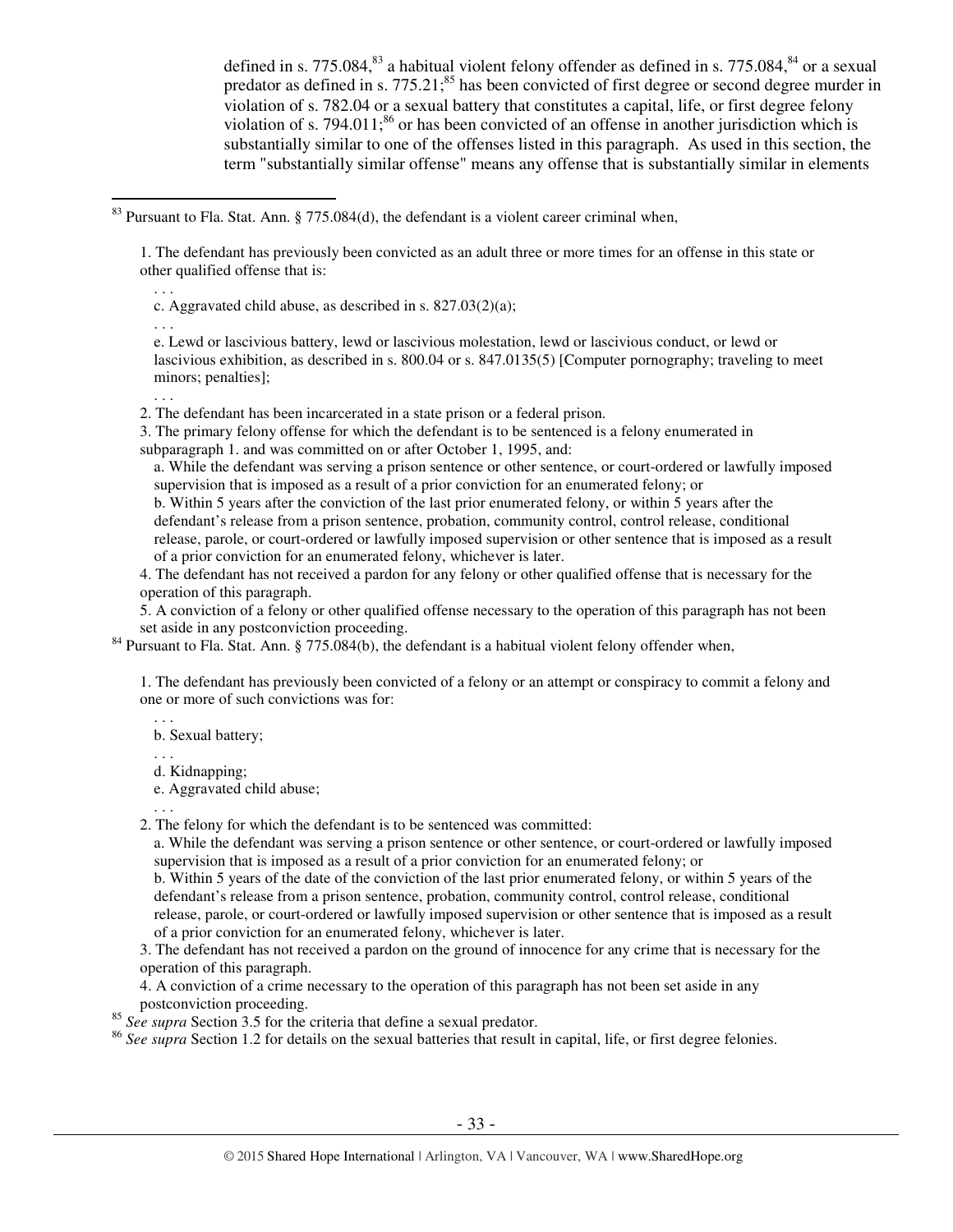defined in s. 775.084,[83] a habitual violent felony offender as defined in s. 775.084,[84] or a sexual predator as defined in s. 775.21;[85] has been convicted of first degree or second degree murder in violation of s. 782.04 or a sexual battery that constitutes a capital, life, or first degree felony violation of s. 794.011;[86] or has been convicted of an offense in another jurisdiction which is substantially similar to one of the offenses listed in this paragraph. As used in this section, the term "substantially similar offense" means any offense that is substantially similar in elements

---

[83] Pursuant to Fla. Stat. Ann. § 775.084(d), the defendant is a violent career criminal when,

> 1. The defendant has previously been convicted as an adult three or more times for an offense in this state or other qualified offense that is:
>
> > . . .
> >
> > c. Aggravated child abuse, as described in s. 827.03(2)(a);
> >
> > . . .
> >
> > e. Lewd or lascivious battery, lewd or lascivious molestation, lewd or lascivious conduct, or lewd or lascivious exhibition, as described in s. 800.04 or s. 847.0135(5) [Computer pornography; traveling to meet minors; penalties];
> >
> > . . .
>
> 2. The defendant has been incarcerated in a state prison or a federal prison.
>
> 3. The primary felony offense for which the defendant is to be sentenced is a felony enumerated in subparagraph 1. and was committed on or after October 1, 1995, and:
>
> > a. While the defendant was serving a prison sentence or other sentence, or court-ordered or lawfully imposed supervision that is imposed as a result of a prior conviction for an enumerated felony; or
> >
> > b. Within 5 years after the conviction of the last prior enumerated felony, or within 5 years after the defendant's release from a prison sentence, probation, community control, control release, conditional release, parole, or court-ordered or lawfully imposed supervision or other sentence that is imposed as a result of a prior conviction for an enumerated felony, whichever is later.
>
> 4. The defendant has not received a pardon for any felony or other qualified offense that is necessary for the operation of this paragraph.
>
> 5. A conviction of a felony or other qualified offense necessary to the operation of this paragraph has not been set aside in any postconviction proceeding.

[84] Pursuant to Fla. Stat. Ann. § 775.084(b), the defendant is a habitual violent felony offender when,

> 1. The defendant has previously been convicted of a felony or an attempt or conspiracy to commit a felony and one or more of such convictions was for:
>
> > . . .
> >
> > b. Sexual battery;
> >
> > . . .
> >
> > d. Kidnapping;
> >
> > e. Aggravated child abuse;
> >
> > . . .
>
> 2. The felony for which the defendant is to be sentenced was committed:
>
> > a. While the defendant was serving a prison sentence or other sentence, or court-ordered or lawfully imposed supervision that is imposed as a result of a prior conviction for an enumerated felony; or
> >
> > b. Within 5 years of the date of the conviction of the last prior enumerated felony, or within 5 years of the defendant's release from a prison sentence, probation, community control, control release, conditional release, parole, or court-ordered or lawfully imposed supervision or other sentence that is imposed as a result of a prior conviction for an enumerated felony, whichever is later.
>
> 3. The defendant has not received a pardon on the ground of innocence for any crime that is necessary for the operation of this paragraph.
>
> 4. A conviction of a crime necessary to the operation of this paragraph has not been set aside in any postconviction proceeding.

[85] *See supra* Section 3.5 for the criteria that define a sexual predator.

[86] *See supra* Section 1.2 for details on the sexual batteries that result in capital, life, or first degree felonies.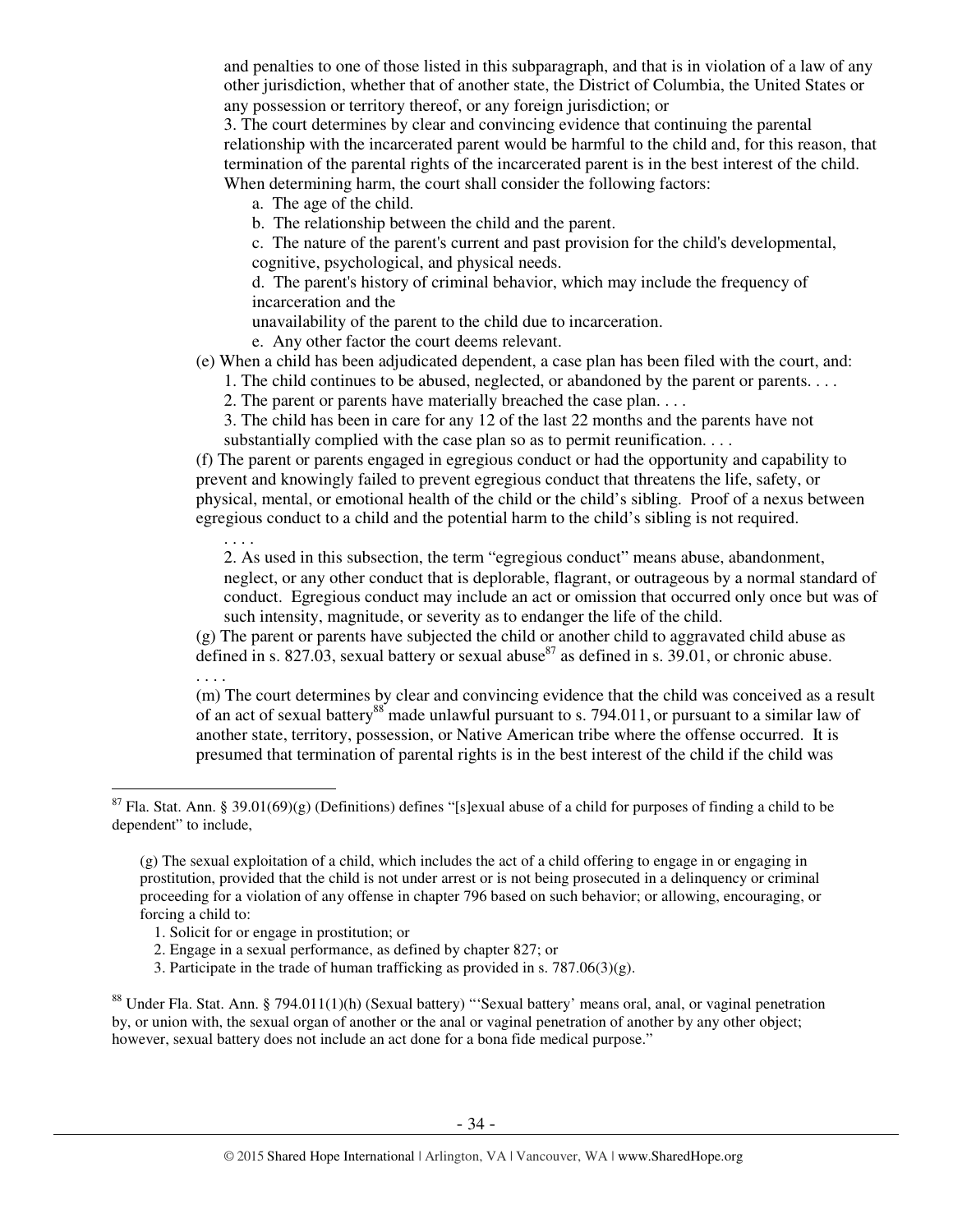and penalties to one of those listed in this subparagraph, and that is in violation of a law of any other jurisdiction, whether that of another state, the District of Columbia, the United States or any possession or territory thereof, or any foreign jurisdiction; or

3. The court determines by clear and convincing evidence that continuing the parental relationship with the incarcerated parent would be harmful to the child and, for this reason, that termination of the parental rights of the incarcerated parent is in the best interest of the child. When determining harm, the court shall consider the following factors:

a. The age of the child.

b. The relationship between the child and the parent.

c. The nature of the parent's current and past provision for the child's developmental, cognitive, psychological, and physical needs.

d. The parent's history of criminal behavior, which may include the frequency of incarceration and the

unavailability of the parent to the child due to incarceration.

e. Any other factor the court deems relevant.

(e) When a child has been adjudicated dependent, a case plan has been filed with the court, and:

1. The child continues to be abused, neglected, or abandoned by the parent or parents. . . .

2. The parent or parents have materially breached the case plan. . . .

3. The child has been in care for any 12 of the last 22 months and the parents have not substantially complied with the case plan so as to permit reunification. . . .

(f) The parent or parents engaged in egregious conduct or had the opportunity and capability to prevent and knowingly failed to prevent egregious conduct that threatens the life, safety, or physical, mental, or emotional health of the child or the child's sibling. Proof of a nexus between egregious conduct to a child and the potential harm to the child's sibling is not required.

. . . .

2. As used in this subsection, the term "egregious conduct" means abuse, abandonment, neglect, or any other conduct that is deplorable, flagrant, or outrageous by a normal standard of conduct. Egregious conduct may include an act or omission that occurred only once but was of such intensity, magnitude, or severity as to endanger the life of the child.

(g) The parent or parents have subjected the child or another child to aggravated child abuse as defined in s. 827.03, sexual battery or sexual abuse[87] as defined in s. 39.01, or chronic abuse.

. . . .

(m) The court determines by clear and convincing evidence that the child was conceived as a result of an act of sexual battery[88] made unlawful pursuant to s. 794.011, or pursuant to a similar law of another state, territory, possession, or Native American tribe where the offense occurred. It is presumed that termination of parental rights is in the best interest of the child if the child was

---

[87] Fla. Stat. Ann. § 39.01(69)(g) (Definitions) defines "[s]exual abuse of a child for purposes of finding a child to be dependent" to include,

(g) The sexual exploitation of a child, which includes the act of a child offering to engage in or engaging in prostitution, provided that the child is not under arrest or is not being prosecuted in a delinquency or criminal proceeding for a violation of any offense in chapter 796 based on such behavior; or allowing, encouraging, or forcing a child to:

1. Solicit for or engage in prostitution; or
2. Engage in a sexual performance, as defined by chapter 827; or
3. Participate in the trade of human trafficking as provided in s. 787.06(3)(g).

[88] Under Fla. Stat. Ann. § 794.011(1)(h) (Sexual battery) "'Sexual battery' means oral, anal, or vaginal penetration by, or union with, the sexual organ of another or the anal or vaginal penetration of another by any other object; however, sexual battery does not include an act done for a bona fide medical purpose."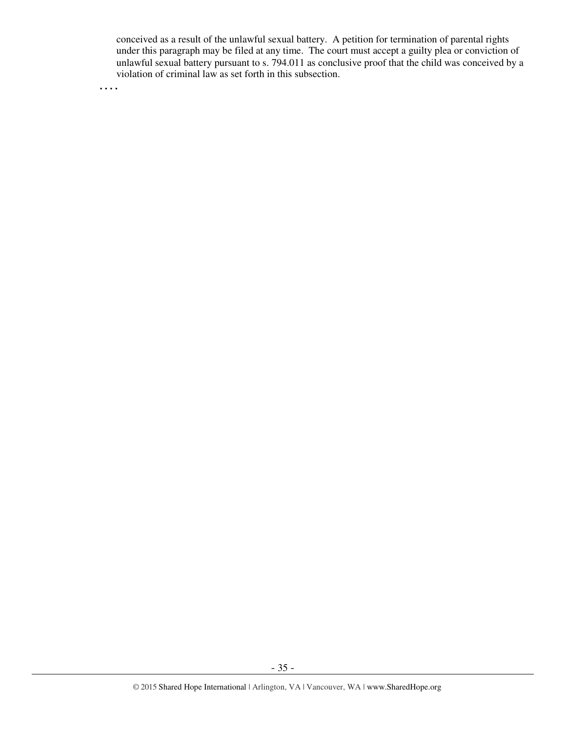conceived as a result of the unlawful sexual battery. A petition for termination of parental rights under this paragraph may be filed at any time. The court must accept a guilty plea or conviction of unlawful sexual battery pursuant to s. 794.011 as conclusive proof that the child was conceived by a violation of criminal law as set forth in this subsection.

. . . .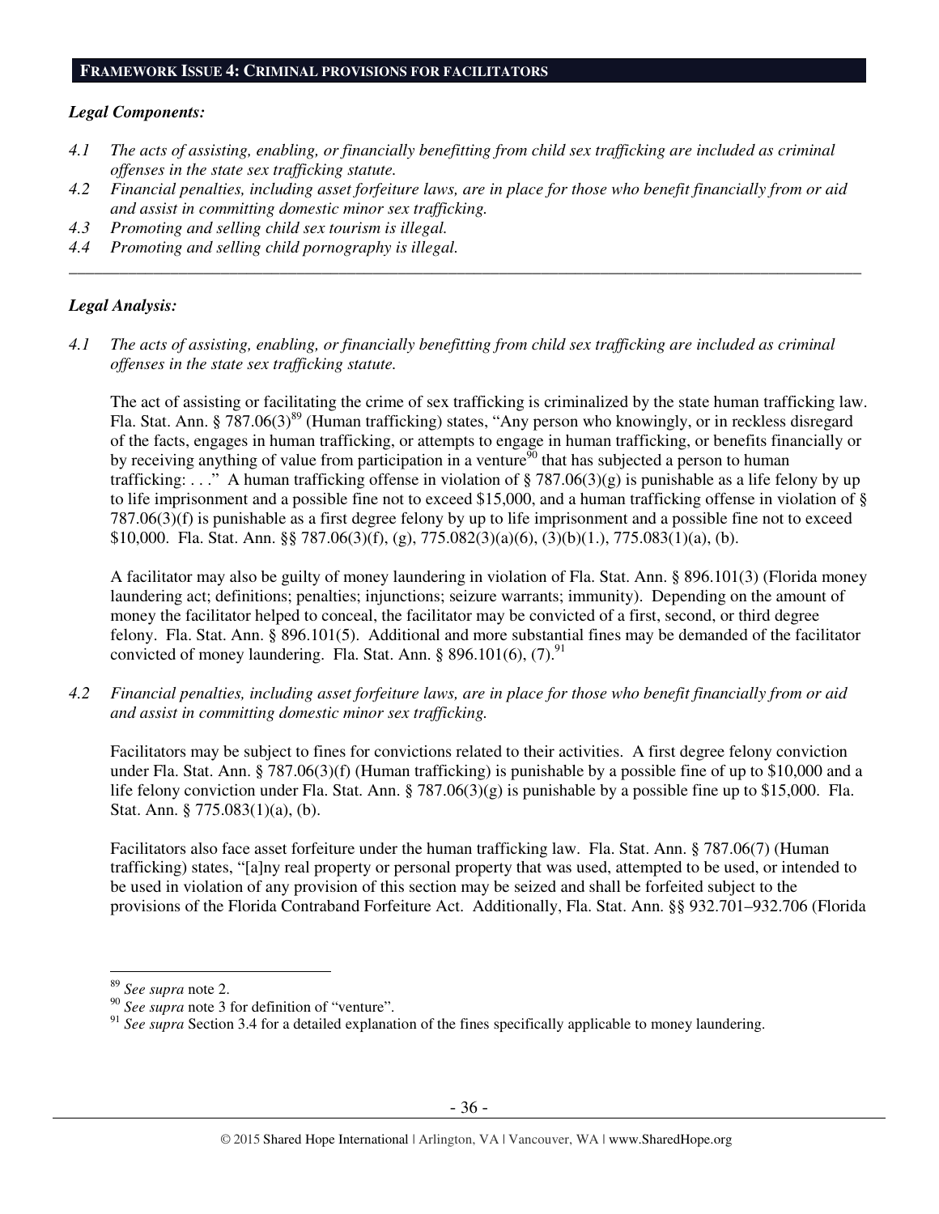## FRAMEWORK ISSUE 4: CRIMINAL PROVISIONS FOR FACILITATORS

***Legal Components:***

*4.1 The acts of assisting, enabling, or financially benefitting from child sex trafficking are included as criminal offenses in the state sex trafficking statute.*

*4.2 Financial penalties, including asset forfeiture laws, are in place for those who benefit financially from or aid and assist in committing domestic minor sex trafficking.*

*4.3 Promoting and selling child sex tourism is illegal.*

*4.4 Promoting and selling child pornography is illegal.*

---

***Legal Analysis:***

*4.1 The acts of assisting, enabling, or financially benefitting from child sex trafficking are included as criminal offenses in the state sex trafficking statute.*

The act of assisting or facilitating the crime of sex trafficking is criminalized by the state human trafficking law. Fla. Stat. Ann. § 787.06(3)[89] (Human trafficking) states, "Any person who knowingly, or in reckless disregard of the facts, engages in human trafficking, or attempts to engage in human trafficking, or benefits financially or by receiving anything of value from participation in a venture[90] that has subjected a person to human trafficking: . . ." A human trafficking offense in violation of § 787.06(3)(g) is punishable as a life felony by up to life imprisonment and a possible fine not to exceed $15,000, and a human trafficking offense in violation of § 787.06(3)(f) is punishable as a first degree felony by up to life imprisonment and a possible fine not to exceed $10,000. Fla. Stat. Ann. §§ 787.06(3)(f), (g), 775.082(3)(a)(6), (3)(b)(1.), 775.083(1)(a), (b).

A facilitator may also be guilty of money laundering in violation of Fla. Stat. Ann. § 896.101(3) (Florida money laundering act; definitions; penalties; injunctions; seizure warrants; immunity). Depending on the amount of money the facilitator helped to conceal, the facilitator may be convicted of a first, second, or third degree felony. Fla. Stat. Ann. § 896.101(5). Additional and more substantial fines may be demanded of the facilitator convicted of money laundering. Fla. Stat. Ann. § 896.101(6), (7).[91]

*4.2 Financial penalties, including asset forfeiture laws, are in place for those who benefit financially from or aid and assist in committing domestic minor sex trafficking.*

Facilitators may be subject to fines for convictions related to their activities. A first degree felony conviction under Fla. Stat. Ann. § 787.06(3)(f) (Human trafficking) is punishable by a possible fine of up to $10,000 and a life felony conviction under Fla. Stat. Ann. § 787.06(3)(g) is punishable by a possible fine up to $15,000. Fla. Stat. Ann. § 775.083(1)(a), (b).

Facilitators also face asset forfeiture under the human trafficking law. Fla. Stat. Ann. § 787.06(7) (Human trafficking) states, "[a]ny real property or personal property that was used, attempted to be used, or intended to be used in violation of any provision of this section may be seized and shall be forfeited subject to the provisions of the Florida Contraband Forfeiture Act. Additionally, Fla. Stat. Ann. §§ 932.701–932.706 (Florida

---

[89] *See supra* note 2.

[90] *See supra* note 3 for definition of "venture".

[91] *See supra* Section 3.4 for a detailed explanation of the fines specifically applicable to money laundering.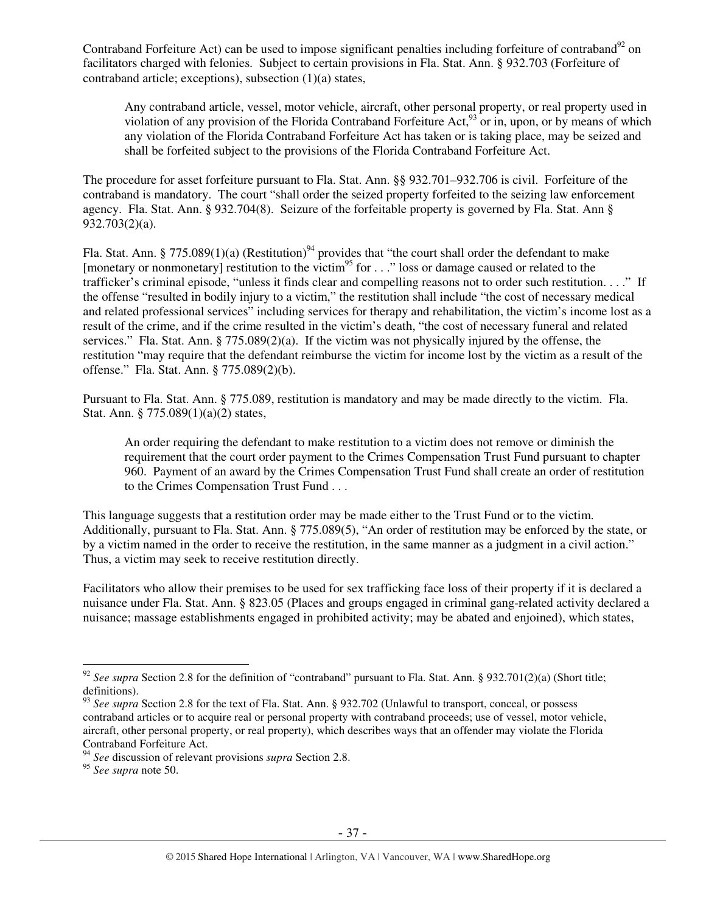Contraband Forfeiture Act) can be used to impose significant penalties including forfeiture of contraband[92] on facilitators charged with felonies. Subject to certain provisions in Fla. Stat. Ann. § 932.703 (Forfeiture of contraband article; exceptions), subsection (1)(a) states,

> Any contraband article, vessel, motor vehicle, aircraft, other personal property, or real property used in violation of any provision of the Florida Contraband Forfeiture Act,[93] or in, upon, or by means of which any violation of the Florida Contraband Forfeiture Act has taken or is taking place, may be seized and shall be forfeited subject to the provisions of the Florida Contraband Forfeiture Act.

The procedure for asset forfeiture pursuant to Fla. Stat. Ann. §§ 932.701–932.706 is civil. Forfeiture of the contraband is mandatory. The court "shall order the seized property forfeited to the seizing law enforcement agency. Fla. Stat. Ann. § 932.704(8). Seizure of the forfeitable property is governed by Fla. Stat. Ann § 932.703(2)(a).

Fla. Stat. Ann. § 775.089(1)(a) (Restitution)[94] provides that "the court shall order the defendant to make [monetary or nonmonetary] restitution to the victim[95] for . . ." loss or damage caused or related to the trafficker's criminal episode, "unless it finds clear and compelling reasons not to order such restitution. . . ." If the offense "resulted in bodily injury to a victim," the restitution shall include "the cost of necessary medical and related professional services" including services for therapy and rehabilitation, the victim's income lost as a result of the crime, and if the crime resulted in the victim's death, "the cost of necessary funeral and related services." Fla. Stat. Ann. § 775.089(2)(a). If the victim was not physically injured by the offense, the restitution "may require that the defendant reimburse the victim for income lost by the victim as a result of the offense." Fla. Stat. Ann. § 775.089(2)(b).

Pursuant to Fla. Stat. Ann. § 775.089, restitution is mandatory and may be made directly to the victim. Fla. Stat. Ann. § 775.089(1)(a)(2) states,

> An order requiring the defendant to make restitution to a victim does not remove or diminish the requirement that the court order payment to the Crimes Compensation Trust Fund pursuant to chapter 960. Payment of an award by the Crimes Compensation Trust Fund shall create an order of restitution to the Crimes Compensation Trust Fund . . .

This language suggests that a restitution order may be made either to the Trust Fund or to the victim. Additionally, pursuant to Fla. Stat. Ann. § 775.089(5), "An order of restitution may be enforced by the state, or by a victim named in the order to receive the restitution, in the same manner as a judgment in a civil action." Thus, a victim may seek to receive restitution directly.

Facilitators who allow their premises to be used for sex trafficking face loss of their property if it is declared a nuisance under Fla. Stat. Ann. § 823.05 (Places and groups engaged in criminal gang-related activity declared a nuisance; massage establishments engaged in prohibited activity; may be abated and enjoined), which states,

---

[92] *See supra* Section 2.8 for the definition of "contraband" pursuant to Fla. Stat. Ann. § 932.701(2)(a) (Short title; definitions).

[93] *See supra* Section 2.8 for the text of Fla. Stat. Ann. § 932.702 (Unlawful to transport, conceal, or possess contraband articles or to acquire real or personal property with contraband proceeds; use of vessel, motor vehicle, aircraft, other personal property, or real property), which describes ways that an offender may violate the Florida Contraband Forfeiture Act.

[94] *See* discussion of relevant provisions *supra* Section 2.8.

[95] *See supra* note 50.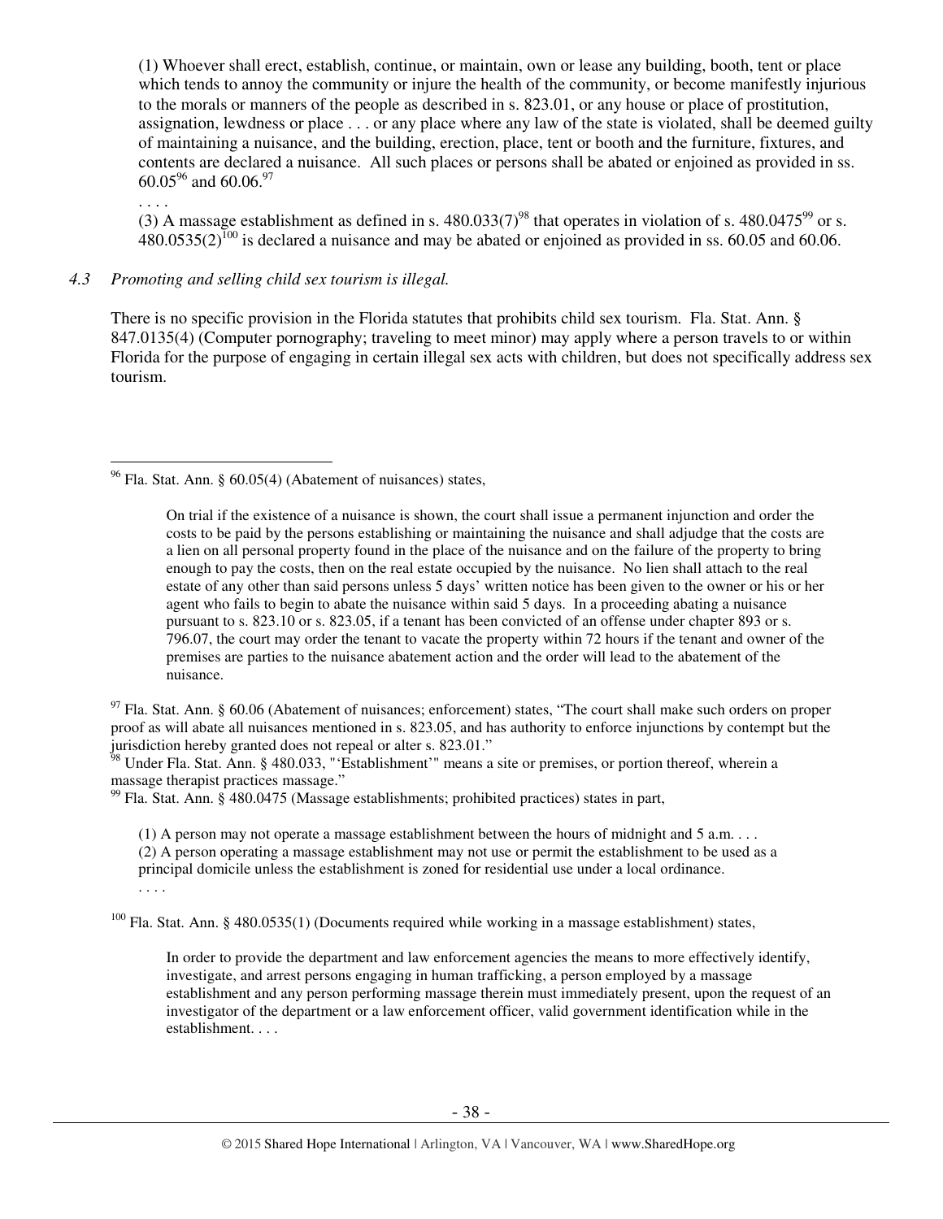(1) Whoever shall erect, establish, continue, or maintain, own or lease any building, booth, tent or place which tends to annoy the community or injure the health of the community, or become manifestly injurious to the morals or manners of the people as described in s. 823.01, or any house or place of prostitution, assignation, lewdness or place . . . or any place where any law of the state is violated, shall be deemed guilty of maintaining a nuisance, and the building, erection, place, tent or booth and the furniture, fixtures, and contents are declared a nuisance. All such places or persons shall be abated or enjoined as provided in ss. 60.05[96] and 60.06.[97]

. . . .

(3) A massage establishment as defined in s. 480.033(7)[98] that operates in violation of s. 480.0475[99] or s. 480.0535(2)[100] is declared a nuisance and may be abated or enjoined as provided in ss. 60.05 and 60.06.

*4.3 Promoting and selling child sex tourism is illegal.*

There is no specific provision in the Florida statutes that prohibits child sex tourism. Fla. Stat. Ann. § 847.0135(4) (Computer pornography; traveling to meet minor) may apply where a person travels to or within Florida for the purpose of engaging in certain illegal sex acts with children, but does not specifically address sex tourism.

---

[96] Fla. Stat. Ann. § 60.05(4) (Abatement of nuisances) states,

> On trial if the existence of a nuisance is shown, the court shall issue a permanent injunction and order the costs to be paid by the persons establishing or maintaining the nuisance and shall adjudge that the costs are a lien on all personal property found in the place of the nuisance and on the failure of the property to bring enough to pay the costs, then on the real estate occupied by the nuisance. No lien shall attach to the real estate of any other than said persons unless 5 days' written notice has been given to the owner or his or her agent who fails to begin to abate the nuisance within said 5 days. In a proceeding abating a nuisance pursuant to s. 823.10 or s. 823.05, if a tenant has been convicted of an offense under chapter 893 or s. 796.07, the court may order the tenant to vacate the property within 72 hours if the tenant and owner of the premises are parties to the nuisance abatement action and the order will lead to the abatement of the nuisance.

[97] Fla. Stat. Ann. § 60.06 (Abatement of nuisances; enforcement) states, "The court shall make such orders on proper proof as will abate all nuisances mentioned in s. 823.05, and has authority to enforce injunctions by contempt but the jurisdiction hereby granted does not repeal or alter s. 823.01."

[98] Under Fla. Stat. Ann. § 480.033, "'Establishment'" means a site or premises, or portion thereof, wherein a massage therapist practices massage."

[99] Fla. Stat. Ann. § 480.0475 (Massage establishments; prohibited practices) states in part,

> (1) A person may not operate a massage establishment between the hours of midnight and 5 a.m. . . .
> (2) A person operating a massage establishment may not use or permit the establishment to be used as a principal domicile unless the establishment is zoned for residential use under a local ordinance.
> . . . .

[100] Fla. Stat. Ann. § 480.0535(1) (Documents required while working in a massage establishment) states,

> In order to provide the department and law enforcement agencies the means to more effectively identify, investigate, and arrest persons engaging in human trafficking, a person employed by a massage establishment and any person performing massage therein must immediately present, upon the request of an investigator of the department or a law enforcement officer, valid government identification while in the establishment. . . .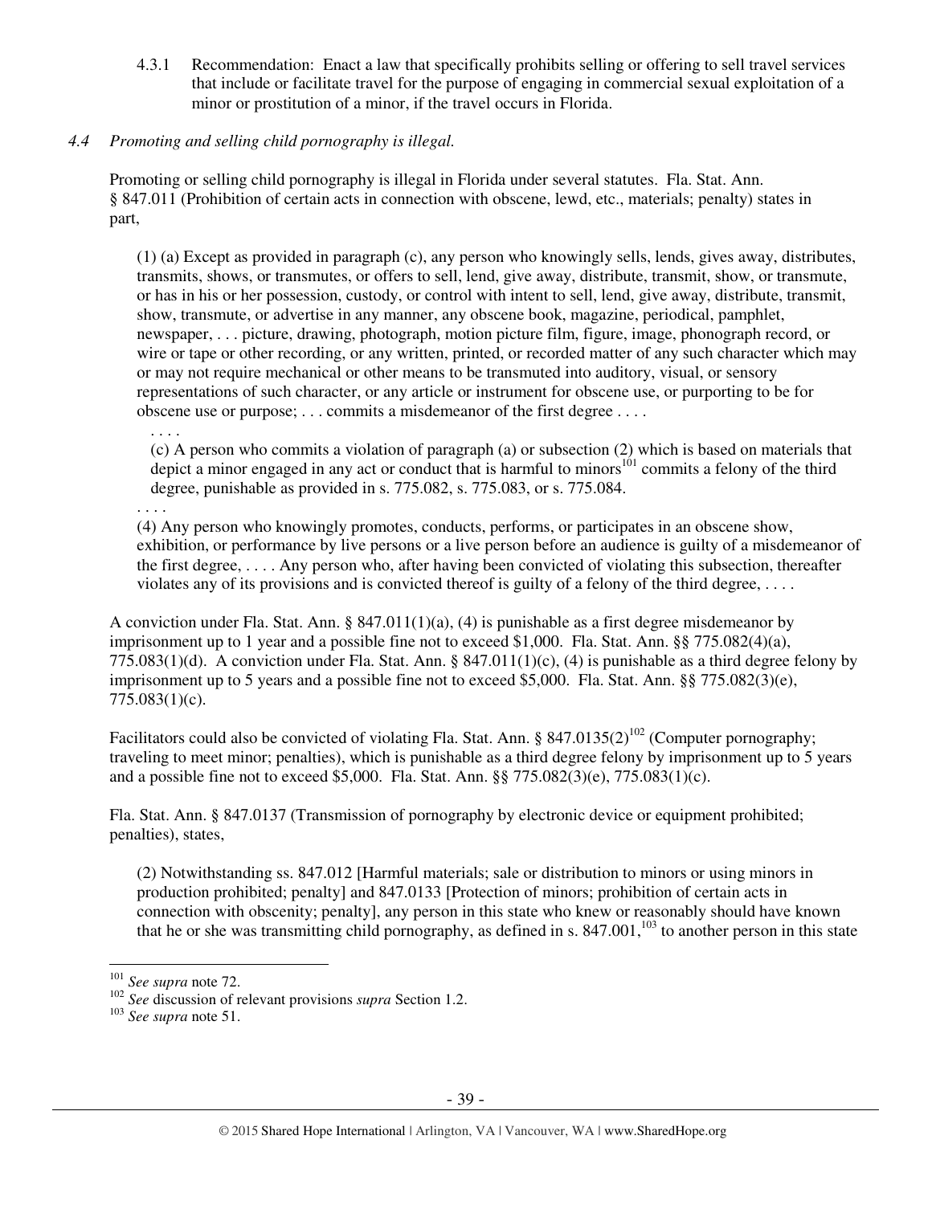4.3.1 Recommendation: Enact a law that specifically prohibits selling or offering to sell travel services that include or facilitate travel for the purpose of engaging in commercial sexual exploitation of a minor or prostitution of a minor, if the travel occurs in Florida.

*4.4 Promoting and selling child pornography is illegal.*

Promoting or selling child pornography is illegal in Florida under several statutes. Fla. Stat. Ann. § 847.011 (Prohibition of certain acts in connection with obscene, lewd, etc., materials; penalty) states in part,

> (1) (a) Except as provided in paragraph (c), any person who knowingly sells, lends, gives away, distributes, transmits, shows, or transmutes, or offers to sell, lend, give away, distribute, transmit, show, or transmute, or has in his or her possession, custody, or control with intent to sell, lend, give away, distribute, transmit, show, transmute, or advertise in any manner, any obscene book, magazine, periodical, pamphlet, newspaper, . . . picture, drawing, photograph, motion picture film, figure, image, phonograph record, or wire or tape or other recording, or any written, printed, or recorded matter of any such character which may or may not require mechanical or other means to be transmuted into auditory, visual, or sensory representations of such character, or any article or instrument for obscene use, or purporting to be for obscene use or purpose; . . . commits a misdemeanor of the first degree . . . .
>
> . . . .
>
> (c) A person who commits a violation of paragraph (a) or subsection (2) which is based on materials that depict a minor engaged in any act or conduct that is harmful to minors[101] commits a felony of the third degree, punishable as provided in s. 775.082, s. 775.083, or s. 775.084.
>
> . . . .
>
> (4) Any person who knowingly promotes, conducts, performs, or participates in an obscene show, exhibition, or performance by live persons or a live person before an audience is guilty of a misdemeanor of the first degree, . . . . Any person who, after having been convicted of violating this subsection, thereafter violates any of its provisions and is convicted thereof is guilty of a felony of the third degree, . . . .

A conviction under Fla. Stat. Ann. § 847.011(1)(a), (4) is punishable as a first degree misdemeanor by imprisonment up to 1 year and a possible fine not to exceed $1,000. Fla. Stat. Ann. §§ 775.082(4)(a), 775.083(1)(d). A conviction under Fla. Stat. Ann. § 847.011(1)(c), (4) is punishable as a third degree felony by imprisonment up to 5 years and a possible fine not to exceed $5,000. Fla. Stat. Ann. §§ 775.082(3)(e), 775.083(1)(c).

Facilitators could also be convicted of violating Fla. Stat. Ann. § 847.0135(2)[102] (Computer pornography; traveling to meet minor; penalties), which is punishable as a third degree felony by imprisonment up to 5 years and a possible fine not to exceed $5,000. Fla. Stat. Ann. §§ 775.082(3)(e), 775.083(1)(c).

Fla. Stat. Ann. § 847.0137 (Transmission of pornography by electronic device or equipment prohibited; penalties), states,

> (2) Notwithstanding ss. 847.012 [Harmful materials; sale or distribution to minors or using minors in production prohibited; penalty] and 847.0133 [Protection of minors; prohibition of certain acts in connection with obscenity; penalty], any person in this state who knew or reasonably should have known that he or she was transmitting child pornography, as defined in s. 847.001,[103] to another person in this state

---

[101] *See supra* note 72.

[102] *See* discussion of relevant provisions *supra* Section 1.2.

[103] *See supra* note 51.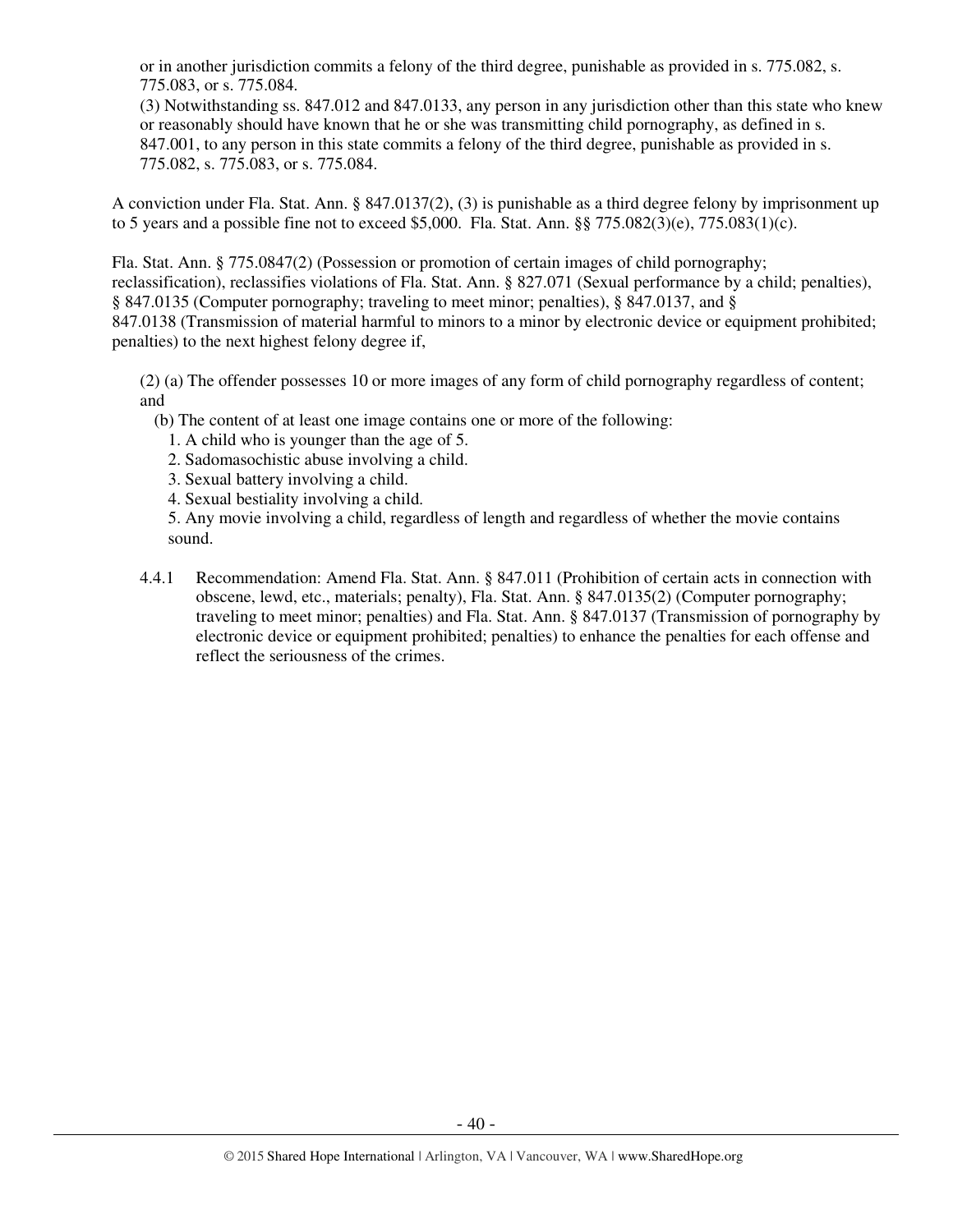or in another jurisdiction commits a felony of the third degree, punishable as provided in s. 775.082, s. 775.083, or s. 775.084.

(3) Notwithstanding ss. 847.012 and 847.0133, any person in any jurisdiction other than this state who knew or reasonably should have known that he or she was transmitting child pornography, as defined in s. 847.001, to any person in this state commits a felony of the third degree, punishable as provided in s. 775.082, s. 775.083, or s. 775.084.

A conviction under Fla. Stat. Ann. § 847.0137(2), (3) is punishable as a third degree felony by imprisonment up to 5 years and a possible fine not to exceed $5,000. Fla. Stat. Ann. §§ 775.082(3)(e), 775.083(1)(c).

Fla. Stat. Ann. § 775.0847(2) (Possession or promotion of certain images of child pornography; reclassification), reclassifies violations of Fla. Stat. Ann. § 827.071 (Sexual performance by a child; penalties), § 847.0135 (Computer pornography; traveling to meet minor; penalties), § 847.0137, and § 847.0138 (Transmission of material harmful to minors to a minor by electronic device or equipment prohibited; penalties) to the next highest felony degree if,

> (2) (a) The offender possesses 10 or more images of any form of child pornography regardless of content; and
>
> (b) The content of at least one image contains one or more of the following:
>
> 1. A child who is younger than the age of 5.
> 2. Sadomasochistic abuse involving a child.
> 3. Sexual battery involving a child.
> 4. Sexual bestiality involving a child.
> 5. Any movie involving a child, regardless of length and regardless of whether the movie contains sound.

4.4.1 Recommendation: Amend Fla. Stat. Ann. § 847.011 (Prohibition of certain acts in connection with obscene, lewd, etc., materials; penalty), Fla. Stat. Ann. § 847.0135(2) (Computer pornography; traveling to meet minor; penalties) and Fla. Stat. Ann. § 847.0137 (Transmission of pornography by electronic device or equipment prohibited; penalties) to enhance the penalties for each offense and reflect the seriousness of the crimes.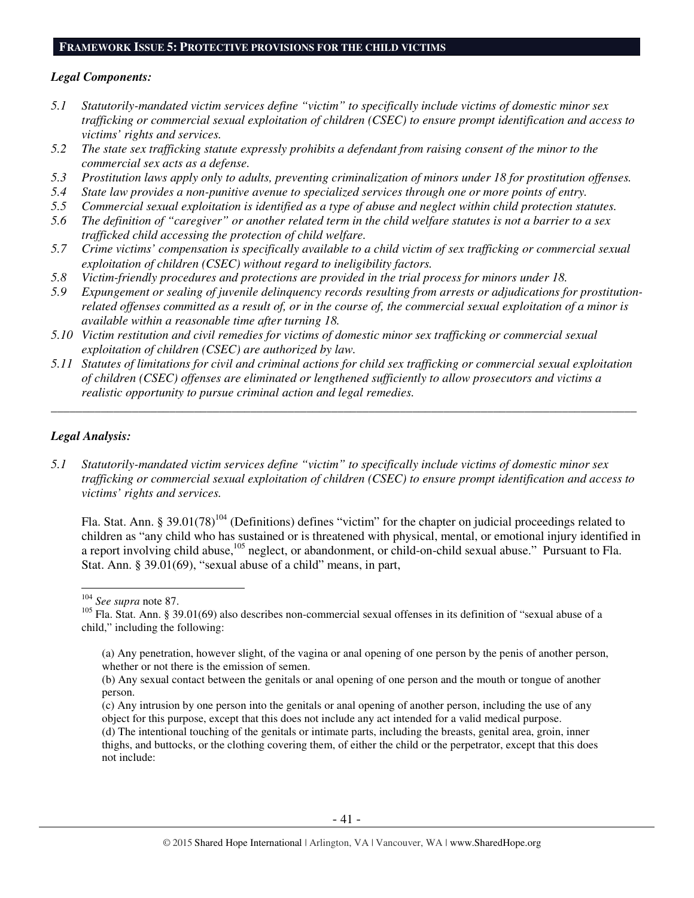## FRAMEWORK ISSUE 5: PROTECTIVE PROVISIONS FOR THE CHILD VICTIMS

### *Legal Components:*

*5.1 Statutorily-mandated victim services define "victim" to specifically include victims of domestic minor sex trafficking or commercial sexual exploitation of children (CSEC) to ensure prompt identification and access to victims' rights and services.*

*5.2 The state sex trafficking statute expressly prohibits a defendant from raising consent of the minor to the commercial sex acts as a defense.*

*5.3 Prostitution laws apply only to adults, preventing criminalization of minors under 18 for prostitution offenses.*

*5.4 State law provides a non-punitive avenue to specialized services through one or more points of entry.*

*5.5 Commercial sexual exploitation is identified as a type of abuse and neglect within child protection statutes.*

*5.6 The definition of "caregiver" or another related term in the child welfare statutes is not a barrier to a sex trafficked child accessing the protection of child welfare.*

*5.7 Crime victims' compensation is specifically available to a child victim of sex trafficking or commercial sexual exploitation of children (CSEC) without regard to ineligibility factors.*

*5.8 Victim-friendly procedures and protections are provided in the trial process for minors under 18.*

*5.9 Expungement or sealing of juvenile delinquency records resulting from arrests or adjudications for prostitution-related offenses committed as a result of, or in the course of, the commercial sexual exploitation of a minor is available within a reasonable time after turning 18.*

*5.10 Victim restitution and civil remedies for victims of domestic minor sex trafficking or commercial sexual exploitation of children (CSEC) are authorized by law.*

*5.11 Statutes of limitations for civil and criminal actions for child sex trafficking or commercial sexual exploitation of children (CSEC) offenses are eliminated or lengthened sufficiently to allow prosecutors and victims a realistic opportunity to pursue criminal action and legal remedies.*

---

### *Legal Analysis:*

*5.1 Statutorily-mandated victim services define "victim" to specifically include victims of domestic minor sex trafficking or commercial sexual exploitation of children (CSEC) to ensure prompt identification and access to victims' rights and services.*

Fla. Stat. Ann. § 39.01(78)[104] (Definitions) defines "victim" for the chapter on judicial proceedings related to children as "any child who has sustained or is threatened with physical, mental, or emotional injury identified in a report involving child abuse,[105] neglect, or abandonment, or child-on-child sexual abuse." Pursuant to Fla. Stat. Ann. § 39.01(69), "sexual abuse of a child" means, in part,

---

[104] *See supra* note 87.

[105] Fla. Stat. Ann. § 39.01(69) also describes non-commercial sexual offenses in its definition of "sexual abuse of a child," including the following:

(a) Any penetration, however slight, of the vagina or anal opening of one person by the penis of another person, whether or not there is the emission of semen.
(b) Any sexual contact between the genitals or anal opening of one person and the mouth or tongue of another person.
(c) Any intrusion by one person into the genitals or anal opening of another person, including the use of any object for this purpose, except that this does not include any act intended for a valid medical purpose.
(d) The intentional touching of the genitals or intimate parts, including the breasts, genital area, groin, inner thighs, and buttocks, or the clothing covering them, of either the child or the perpetrator, except that this does not include: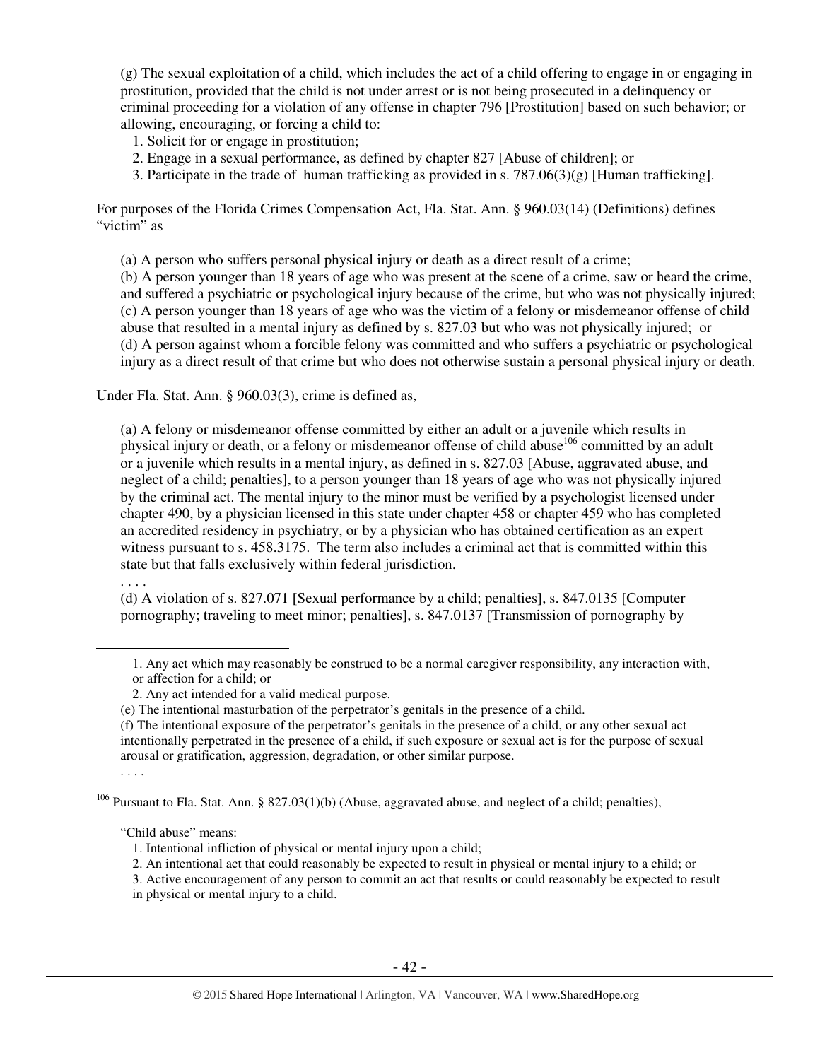(g) The sexual exploitation of a child, which includes the act of a child offering to engage in or engaging in prostitution, provided that the child is not under arrest or is not being prosecuted in a delinquency or criminal proceeding for a violation of any offense in chapter 796 [Prostitution] based on such behavior; or allowing, encouraging, or forcing a child to:

1. Solicit for or engage in prostitution;
2. Engage in a sexual performance, as defined by chapter 827 [Abuse of children]; or
3. Participate in the trade of human trafficking as provided in s. 787.06(3)(g) [Human trafficking].

For purposes of the Florida Crimes Compensation Act, Fla. Stat. Ann. § 960.03(14) (Definitions) defines "victim" as

> (a) A person who suffers personal physical injury or death as a direct result of a crime;
> (b) A person younger than 18 years of age who was present at the scene of a crime, saw or heard the crime, and suffered a psychiatric or psychological injury because of the crime, but who was not physically injured;
> (c) A person younger than 18 years of age who was the victim of a felony or misdemeanor offense of child abuse that resulted in a mental injury as defined by s. 827.03 but who was not physically injured; or
> (d) A person against whom a forcible felony was committed and who suffers a psychiatric or psychological injury as a direct result of that crime but who does not otherwise sustain a personal physical injury or death.

Under Fla. Stat. Ann. § 960.03(3), crime is defined as,

> (a) A felony or misdemeanor offense committed by either an adult or a juvenile which results in physical injury or death, or a felony or misdemeanor offense of child abuse[106] committed by an adult or a juvenile which results in a mental injury, as defined in s. 827.03 [Abuse, aggravated abuse, and neglect of a child; penalties], to a person younger than 18 years of age who was not physically injured by the criminal act. The mental injury to the minor must be verified by a psychologist licensed under chapter 490, by a physician licensed in this state under chapter 458 or chapter 459 who has completed an accredited residency in psychiatry, or by a physician who has obtained certification as an expert witness pursuant to s. 458.3175. The term also includes a criminal act that is committed within this state but that falls exclusively within federal jurisdiction.
> . . . .
> (d) A violation of s. 827.071 [Sexual performance by a child; penalties], s. 847.0135 [Computer pornography; traveling to meet minor; penalties], s. 847.0137 [Transmission of pornography by

---

1. Any act which may reasonably be construed to be a normal caregiver responsibility, any interaction with, or affection for a child; or
2. Any act intended for a valid medical purpose.

(e) The intentional masturbation of the perpetrator's genitals in the presence of a child.
(f) The intentional exposure of the perpetrator's genitals in the presence of a child, or any other sexual act intentionally perpetrated in the presence of a child, if such exposure or sexual act is for the purpose of sexual arousal or gratification, aggression, degradation, or other similar purpose.
. . . .

[106] Pursuant to Fla. Stat. Ann. § 827.03(1)(b) (Abuse, aggravated abuse, and neglect of a child; penalties),

"Child abuse" means:

1. Intentional infliction of physical or mental injury upon a child;
2. An intentional act that could reasonably be expected to result in physical or mental injury to a child; or
3. Active encouragement of any person to commit an act that results or could reasonably be expected to result in physical or mental injury to a child.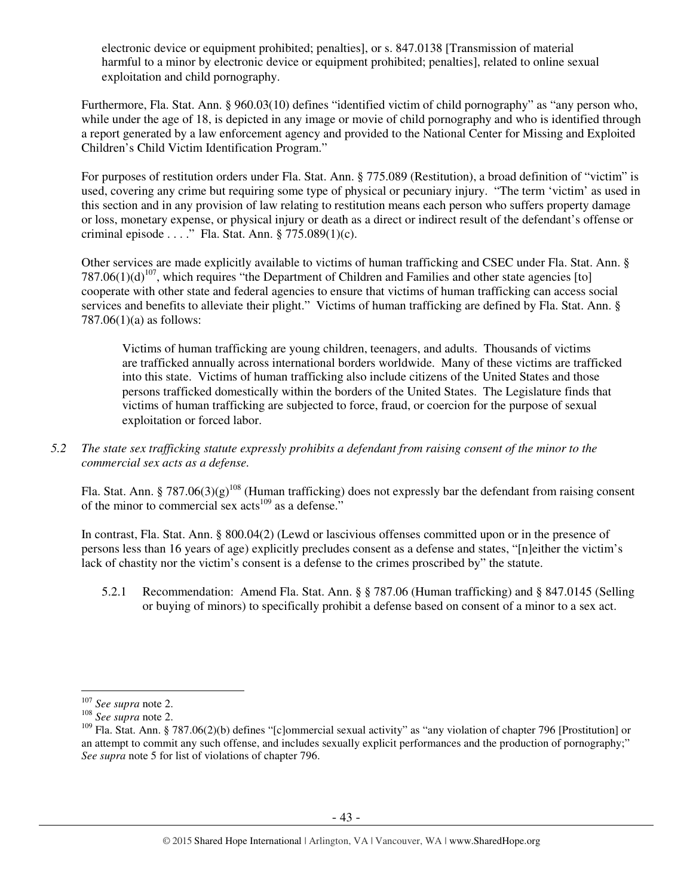electronic device or equipment prohibited; penalties], or s. 847.0138 [Transmission of material harmful to a minor by electronic device or equipment prohibited; penalties], related to online sexual exploitation and child pornography.

Furthermore, Fla. Stat. Ann. § 960.03(10) defines "identified victim of child pornography" as "any person who, while under the age of 18, is depicted in any image or movie of child pornography and who is identified through a report generated by a law enforcement agency and provided to the National Center for Missing and Exploited Children's Child Victim Identification Program."

For purposes of restitution orders under Fla. Stat. Ann. § 775.089 (Restitution), a broad definition of "victim" is used, covering any crime but requiring some type of physical or pecuniary injury. "The term 'victim' as used in this section and in any provision of law relating to restitution means each person who suffers property damage or loss, monetary expense, or physical injury or death as a direct or indirect result of the defendant's offense or criminal episode . . . ." Fla. Stat. Ann. § 775.089(1)(c).

Other services are made explicitly available to victims of human trafficking and CSEC under Fla. Stat. Ann. § 787.06(1)(d)[107], which requires "the Department of Children and Families and other state agencies [to] cooperate with other state and federal agencies to ensure that victims of human trafficking can access social services and benefits to alleviate their plight." Victims of human trafficking are defined by Fla. Stat. Ann. § 787.06(1)(a) as follows:

> Victims of human trafficking are young children, teenagers, and adults. Thousands of victims are trafficked annually across international borders worldwide. Many of these victims are trafficked into this state. Victims of human trafficking also include citizens of the United States and those persons trafficked domestically within the borders of the United States. The Legislature finds that victims of human trafficking are subjected to force, fraud, or coercion for the purpose of sexual exploitation or forced labor.

*5.2 The state sex trafficking statute expressly prohibits a defendant from raising consent of the minor to the commercial sex acts as a defense.*

Fla. Stat. Ann. § 787.06(3)(g)[108] (Human trafficking) does not expressly bar the defendant from raising consent of the minor to commercial sex acts[109] as a defense."

In contrast, Fla. Stat. Ann. § 800.04(2) (Lewd or lascivious offenses committed upon or in the presence of persons less than 16 years of age) explicitly precludes consent as a defense and states, "[n]either the victim's lack of chastity nor the victim's consent is a defense to the crimes proscribed by" the statute.

5.2.1 Recommendation: Amend Fla. Stat. Ann. § § 787.06 (Human trafficking) and § 847.0145 (Selling or buying of minors) to specifically prohibit a defense based on consent of a minor to a sex act.

---

[107] *See supra* note 2.

[108] *See supra* note 2.

[109] Fla. Stat. Ann. § 787.06(2)(b) defines "[c]ommercial sexual activity" as "any violation of chapter 796 [Prostitution] or an attempt to commit any such offense, and includes sexually explicit performances and the production of pornography;" *See supra* note 5 for list of violations of chapter 796.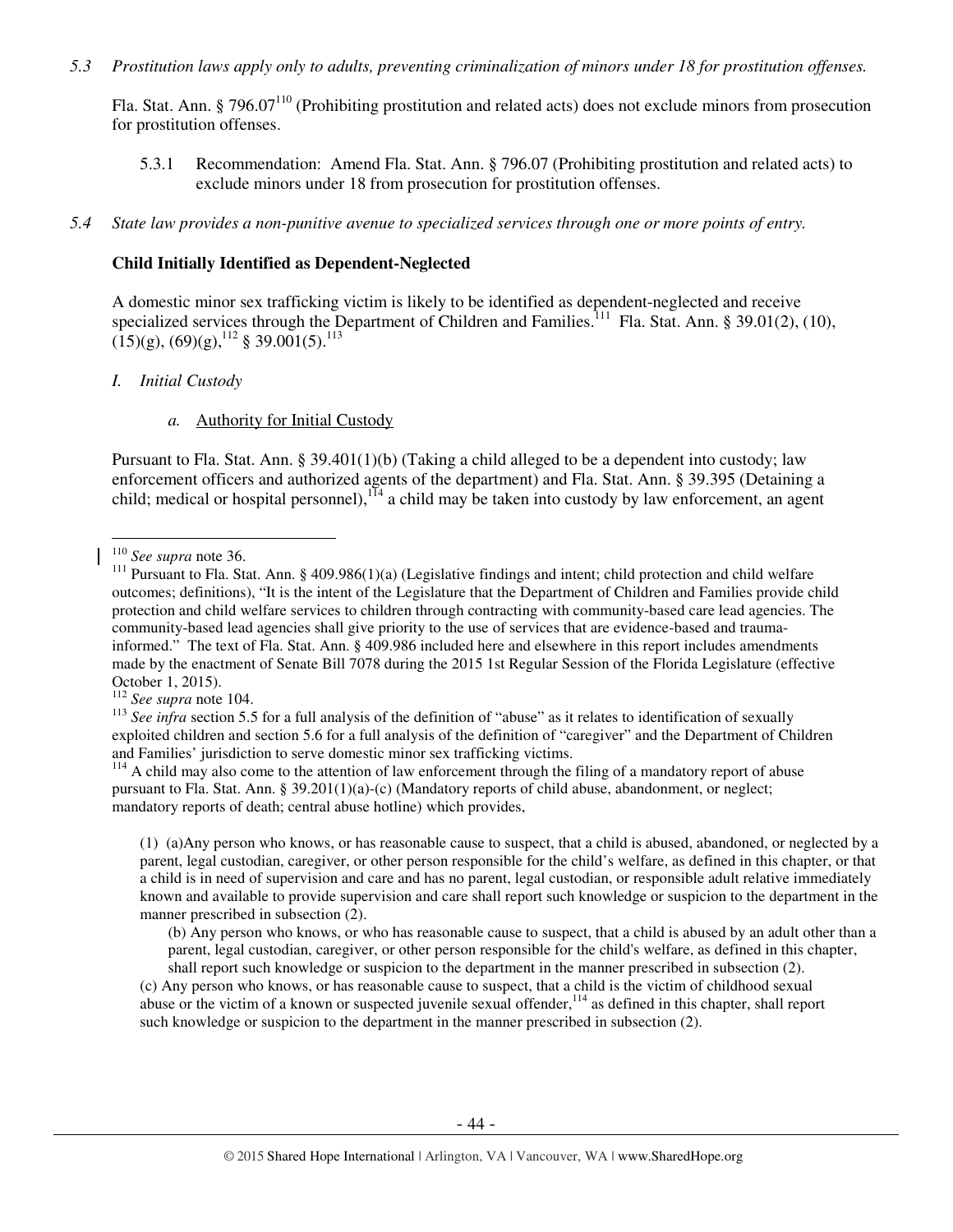*5.3 Prostitution laws apply only to adults, preventing criminalization of minors under 18 for prostitution offenses.*

Fla. Stat. Ann. § 796.07[110] (Prohibiting prostitution and related acts) does not exclude minors from prosecution for prostitution offenses.

5.3.1 Recommendation: Amend Fla. Stat. Ann. § 796.07 (Prohibiting prostitution and related acts) to exclude minors under 18 from prosecution for prostitution offenses.

*5.4 State law provides a non-punitive avenue to specialized services through one or more points of entry.*

**Child Initially Identified as Dependent-Neglected**

A domestic minor sex trafficking victim is likely to be identified as dependent-neglected and receive specialized services through the Department of Children and Families.[111] Fla. Stat. Ann. § 39.01(2), (10), (15)(g), (69)(g),[112] § 39.001(5).[113]

*I. Initial Custody*

*a.* Authority for Initial Custody

Pursuant to Fla. Stat. Ann. § 39.401(1)(b) (Taking a child alleged to be a dependent into custody; law enforcement officers and authorized agents of the department) and Fla. Stat. Ann. § 39.395 (Detaining a child; medical or hospital personnel),[114] a child may be taken into custody by law enforcement, an agent

---

[110] *See supra* note 36.

[111] Pursuant to Fla. Stat. Ann. § 409.986(1)(a) (Legislative findings and intent; child protection and child welfare outcomes; definitions), "It is the intent of the Legislature that the Department of Children and Families provide child protection and child welfare services to children through contracting with community-based care lead agencies. The community-based lead agencies shall give priority to the use of services that are evidence-based and trauma-informed." The text of Fla. Stat. Ann. § 409.986 included here and elsewhere in this report includes amendments made by the enactment of Senate Bill 7078 during the 2015 1st Regular Session of the Florida Legislature (effective October 1, 2015).

[112] *See supra* note 104.

[113] *See infra* section 5.5 for a full analysis of the definition of "abuse" as it relates to identification of sexually exploited children and section 5.6 for a full analysis of the definition of "caregiver" and the Department of Children and Families' jurisdiction to serve domestic minor sex trafficking victims.

[114] A child may also come to the attention of law enforcement through the filing of a mandatory report of abuse pursuant to Fla. Stat. Ann. § 39.201(1)(a)-(c) (Mandatory reports of child abuse, abandonment, or neglect; mandatory reports of death; central abuse hotline) which provides,

> (1) (a)Any person who knows, or has reasonable cause to suspect, that a child is abused, abandoned, or neglected by a parent, legal custodian, caregiver, or other person responsible for the child's welfare, as defined in this chapter, or that a child is in need of supervision and care and has no parent, legal custodian, or responsible adult relative immediately known and available to provide supervision and care shall report such knowledge or suspicion to the department in the manner prescribed in subsection (2).
>
> (b) Any person who knows, or who has reasonable cause to suspect, that a child is abused by an adult other than a parent, legal custodian, caregiver, or other person responsible for the child's welfare, as defined in this chapter, shall report such knowledge or suspicion to the department in the manner prescribed in subsection (2).
>
> (c) Any person who knows, or has reasonable cause to suspect, that a child is the victim of childhood sexual abuse or the victim of a known or suspected juvenile sexual offender,[114] as defined in this chapter, shall report such knowledge or suspicion to the department in the manner prescribed in subsection (2).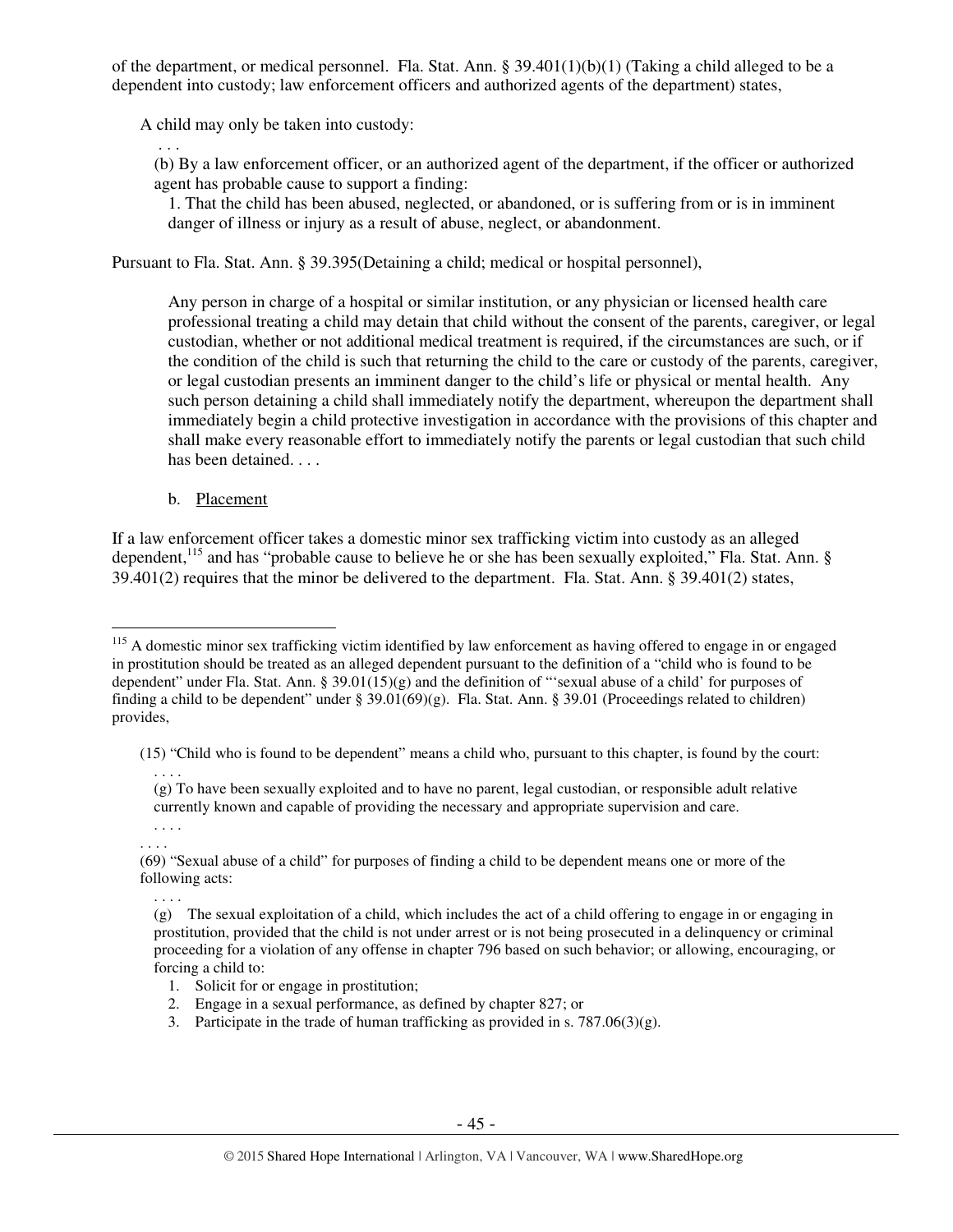of the department, or medical personnel. Fla. Stat. Ann. § 39.401(1)(b)(1) (Taking a child alleged to be a dependent into custody; law enforcement officers and authorized agents of the department) states,

> A child may only be taken into custody:
>
> . . .
>
> (b) By a law enforcement officer, or an authorized agent of the department, if the officer or authorized agent has probable cause to support a finding:
>
> 1. That the child has been abused, neglected, or abandoned, or is suffering from or is in imminent danger of illness or injury as a result of abuse, neglect, or abandonment.

Pursuant to Fla. Stat. Ann. § 39.395(Detaining a child; medical or hospital personnel),

> Any person in charge of a hospital or similar institution, or any physician or licensed health care professional treating a child may detain that child without the consent of the parents, caregiver, or legal custodian, whether or not additional medical treatment is required, if the circumstances are such, or if the condition of the child is such that returning the child to the care or custody of the parents, caregiver, or legal custodian presents an imminent danger to the child's life or physical or mental health. Any such person detaining a child shall immediately notify the department, whereupon the department shall immediately begin a child protective investigation in accordance with the provisions of this chapter and shall make every reasonable effort to immediately notify the parents or legal custodian that such child has been detained. . . .

b. Placement

If a law enforcement officer takes a domestic minor sex trafficking victim into custody as an alleged dependent,[115] and has "probable cause to believe he or she has been sexually exploited," Fla. Stat. Ann. § 39.401(2) requires that the minor be delivered to the department. Fla. Stat. Ann. § 39.401(2) states,

---

[115] A domestic minor sex trafficking victim identified by law enforcement as having offered to engage in or engaged in prostitution should be treated as an alleged dependent pursuant to the definition of a "child who is found to be dependent" under Fla. Stat. Ann. § 39.01(15)(g) and the definition of "'sexual abuse of a child' for purposes of finding a child to be dependent" under § 39.01(69)(g). Fla. Stat. Ann. § 39.01 (Proceedings related to children) provides,

> (15) "Child who is found to be dependent" means a child who, pursuant to this chapter, is found by the court:
>
> . . . .
>
> (g) To have been sexually exploited and to have no parent, legal custodian, or responsible adult relative currently known and capable of providing the necessary and appropriate supervision and care.
>
> . . . .
>
> . . . .
>
> (69) "Sexual abuse of a child" for purposes of finding a child to be dependent means one or more of the following acts:
>
> . . . .
>
> (g) The sexual exploitation of a child, which includes the act of a child offering to engage in or engaging in prostitution, provided that the child is not under arrest or is not being prosecuted in a delinquency or criminal proceeding for a violation of any offense in chapter 796 based on such behavior; or allowing, encouraging, or forcing a child to:
>
> 1. Solicit for or engage in prostitution;
> 2. Engage in a sexual performance, as defined by chapter 827; or
> 3. Participate in the trade of human trafficking as provided in s. 787.06(3)(g).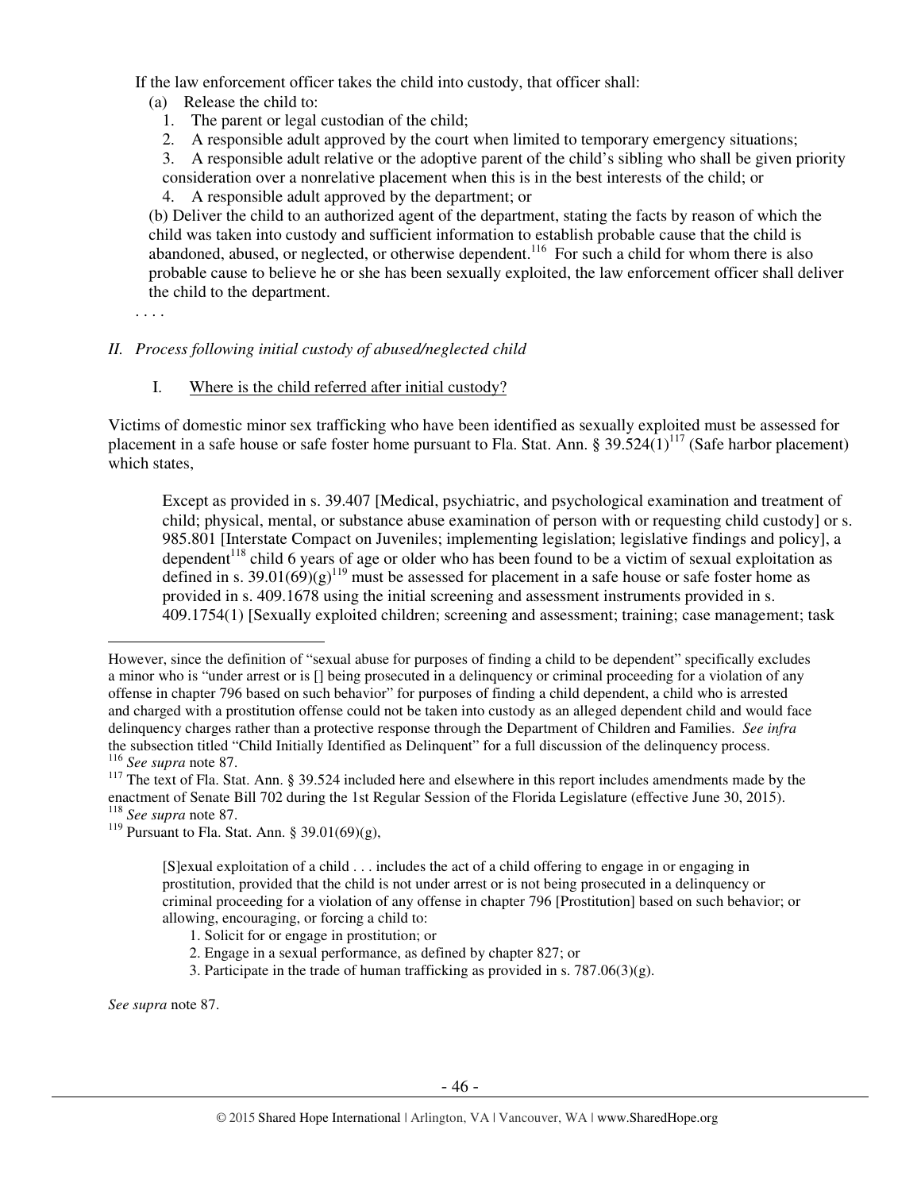If the law enforcement officer takes the child into custody, that officer shall:

(a) Release the child to:

1. The parent or legal custodian of the child;
2. A responsible adult approved by the court when limited to temporary emergency situations;
3. A responsible adult relative or the adoptive parent of the child's sibling who shall be given priority consideration over a nonrelative placement when this is in the best interests of the child; or
4. A responsible adult approved by the department; or

(b) Deliver the child to an authorized agent of the department, stating the facts by reason of which the child was taken into custody and sufficient information to establish probable cause that the child is abandoned, abused, or neglected, or otherwise dependent.[116] For such a child for whom there is also probable cause to believe he or she has been sexually exploited, the law enforcement officer shall deliver the child to the department.

. . . .

*II. Process following initial custody of abused/neglected child*

I. Where is the child referred after initial custody?

Victims of domestic minor sex trafficking who have been identified as sexually exploited must be assessed for placement in a safe house or safe foster home pursuant to Fla. Stat. Ann. § 39.524(1)[117] (Safe harbor placement) which states,

> Except as provided in s. 39.407 [Medical, psychiatric, and psychological examination and treatment of child; physical, mental, or substance abuse examination of person with or requesting child custody] or s. 985.801 [Interstate Compact on Juveniles; implementing legislation; legislative findings and policy], a dependent[118] child 6 years of age or older who has been found to be a victim of sexual exploitation as defined in s. 39.01(69)(g)[119] must be assessed for placement in a safe house or safe foster home as provided in s. 409.1678 using the initial screening and assessment instruments provided in s. 409.1754(1) [Sexually exploited children; screening and assessment; training; case management; task

---

However, since the definition of "sexual abuse for purposes of finding a child to be dependent" specifically excludes a minor who is "under arrest or is [] being prosecuted in a delinquency or criminal proceeding for a violation of any offense in chapter 796 based on such behavior" for purposes of finding a child dependent, a child who is arrested and charged with a prostitution offense could not be taken into custody as an alleged dependent child and would face delinquency charges rather than a protective response through the Department of Children and Families. *See infra* the subsection titled "Child Initially Identified as Delinquent" for a full discussion of the delinquency process.

[116] *See supra* note 87.

[117] The text of Fla. Stat. Ann. § 39.524 included here and elsewhere in this report includes amendments made by the enactment of Senate Bill 702 during the 1st Regular Session of the Florida Legislature (effective June 30, 2015).

[118] *See supra* note 87.

[119] Pursuant to Fla. Stat. Ann. § 39.01(69)(g),

> [S]exual exploitation of a child . . . includes the act of a child offering to engage in or engaging in prostitution, provided that the child is not under arrest or is not being prosecuted in a delinquency or criminal proceeding for a violation of any offense in chapter 796 [Prostitution] based on such behavior; or allowing, encouraging, or forcing a child to:
>
> 1. Solicit for or engage in prostitution; or
> 2. Engage in a sexual performance, as defined by chapter 827; or
> 3. Participate in the trade of human trafficking as provided in s. 787.06(3)(g).

*See supra* note 87.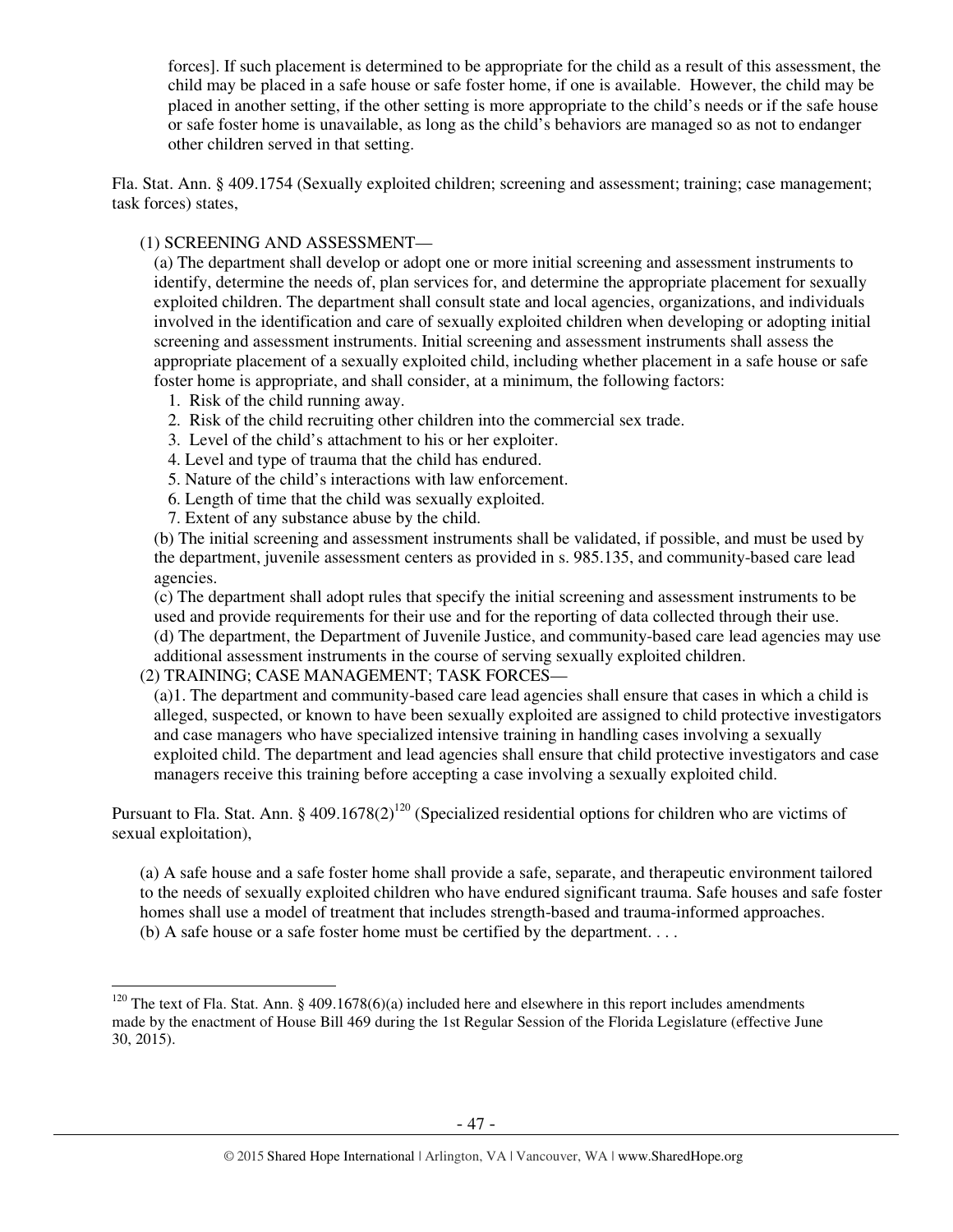forces]. If such placement is determined to be appropriate for the child as a result of this assessment, the child may be placed in a safe house or safe foster home, if one is available. However, the child may be placed in another setting, if the other setting is more appropriate to the child's needs or if the safe house or safe foster home is unavailable, as long as the child's behaviors are managed so as not to endanger other children served in that setting.

Fla. Stat. Ann. § 409.1754 (Sexually exploited children; screening and assessment; training; case management; task forces) states,

> (1) SCREENING AND ASSESSMENT—
>
> (a) The department shall develop or adopt one or more initial screening and assessment instruments to identify, determine the needs of, plan services for, and determine the appropriate placement for sexually exploited children. The department shall consult state and local agencies, organizations, and individuals involved in the identification and care of sexually exploited children when developing or adopting initial screening and assessment instruments. Initial screening and assessment instruments shall assess the appropriate placement of a sexually exploited child, including whether placement in a safe house or safe foster home is appropriate, and shall consider, at a minimum, the following factors:
>
> 1. Risk of the child running away.
> 2. Risk of the child recruiting other children into the commercial sex trade.
> 3. Level of the child's attachment to his or her exploiter.
> 4. Level and type of trauma that the child has endured.
> 5. Nature of the child's interactions with law enforcement.
> 6. Length of time that the child was sexually exploited.
> 7. Extent of any substance abuse by the child.
>
> (b) The initial screening and assessment instruments shall be validated, if possible, and must be used by the department, juvenile assessment centers as provided in s. 985.135, and community-based care lead agencies.
>
> (c) The department shall adopt rules that specify the initial screening and assessment instruments to be used and provide requirements for their use and for the reporting of data collected through their use.
>
> (d) The department, the Department of Juvenile Justice, and community-based care lead agencies may use additional assessment instruments in the course of serving sexually exploited children.
>
> (2) TRAINING; CASE MANAGEMENT; TASK FORCES—
>
> (a)1. The department and community-based care lead agencies shall ensure that cases in which a child is alleged, suspected, or known to have been sexually exploited are assigned to child protective investigators and case managers who have specialized intensive training in handling cases involving a sexually exploited child. The department and lead agencies shall ensure that child protective investigators and case managers receive this training before accepting a case involving a sexually exploited child.

Pursuant to Fla. Stat. Ann. § 409.1678(2)[120] (Specialized residential options for children who are victims of sexual exploitation),

> (a) A safe house and a safe foster home shall provide a safe, separate, and therapeutic environment tailored to the needs of sexually exploited children who have endured significant trauma. Safe houses and safe foster homes shall use a model of treatment that includes strength-based and trauma-informed approaches.
>
> (b) A safe house or a safe foster home must be certified by the department. . . .

---

[120] The text of Fla. Stat. Ann. § 409.1678(6)(a) included here and elsewhere in this report includes amendments made by the enactment of House Bill 469 during the 1st Regular Session of the Florida Legislature (effective June 30, 2015).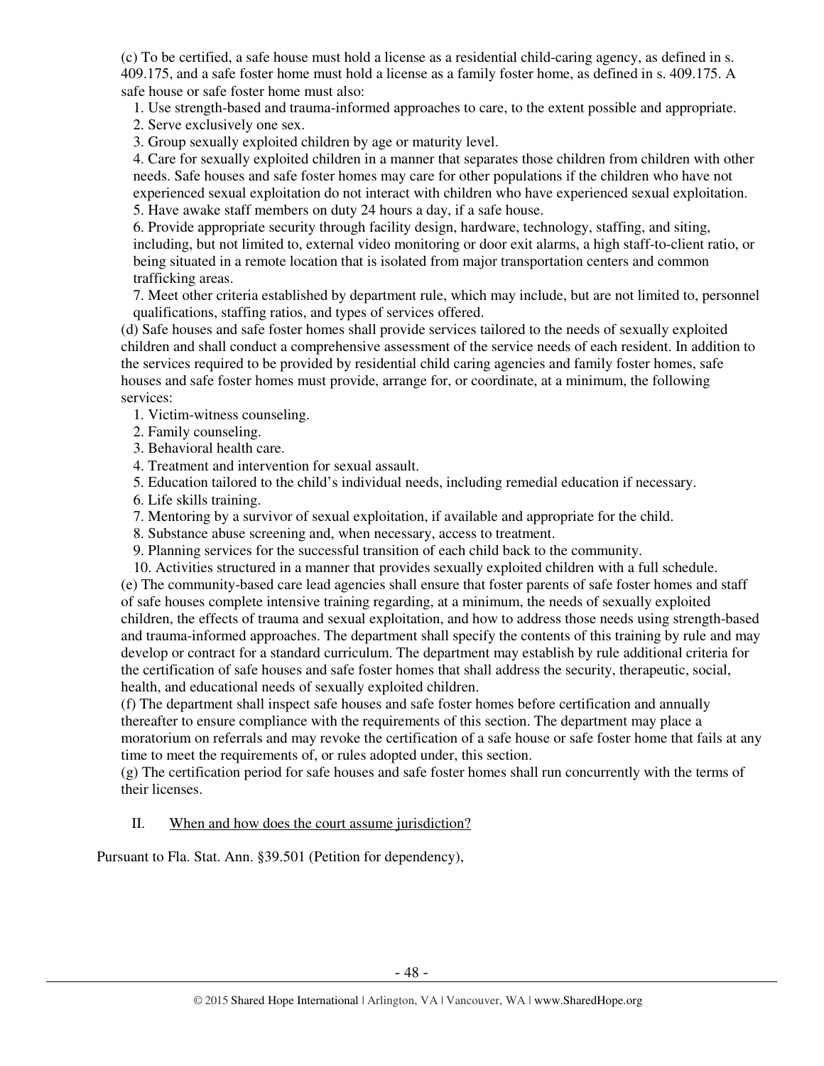(c) To be certified, a safe house must hold a license as a residential child-caring agency, as defined in s. 409.175, and a safe foster home must hold a license as a family foster home, as defined in s. 409.175. A safe house or safe foster home must also:

1. Use strength-based and trauma-informed approaches to care, to the extent possible and appropriate.
2. Serve exclusively one sex.
3. Group sexually exploited children by age or maturity level.
4. Care for sexually exploited children in a manner that separates those children from children with other needs. Safe houses and safe foster homes may care for other populations if the children who have not experienced sexual exploitation do not interact with children who have experienced sexual exploitation.
5. Have awake staff members on duty 24 hours a day, if a safe house.
6. Provide appropriate security through facility design, hardware, technology, staffing, and siting, including, but not limited to, external video monitoring or door exit alarms, a high staff-to-client ratio, or being situated in a remote location that is isolated from major transportation centers and common trafficking areas.
7. Meet other criteria established by department rule, which may include, but are not limited to, personnel qualifications, staffing ratios, and types of services offered.

(d) Safe houses and safe foster homes shall provide services tailored to the needs of sexually exploited children and shall conduct a comprehensive assessment of the service needs of each resident. In addition to the services required to be provided by residential child caring agencies and family foster homes, safe houses and safe foster homes must provide, arrange for, or coordinate, at a minimum, the following services:

1. Victim-witness counseling.
2. Family counseling.
3. Behavioral health care.
4. Treatment and intervention for sexual assault.
5. Education tailored to the child's individual needs, including remedial education if necessary.
6. Life skills training.
7. Mentoring by a survivor of sexual exploitation, if available and appropriate for the child.
8. Substance abuse screening and, when necessary, access to treatment.
9. Planning services for the successful transition of each child back to the community.
10. Activities structured in a manner that provides sexually exploited children with a full schedule.

(e) The community-based care lead agencies shall ensure that foster parents of safe foster homes and staff of safe houses complete intensive training regarding, at a minimum, the needs of sexually exploited children, the effects of trauma and sexual exploitation, and how to address those needs using strength-based and trauma-informed approaches. The department shall specify the contents of this training by rule and may develop or contract for a standard curriculum. The department may establish by rule additional criteria for the certification of safe houses and safe foster homes that shall address the security, therapeutic, social, health, and educational needs of sexually exploited children.

(f) The department shall inspect safe houses and safe foster homes before certification and annually thereafter to ensure compliance with the requirements of this section. The department may place a moratorium on referrals and may revoke the certification of a safe house or safe foster home that fails at any time to meet the requirements of, or rules adopted under, this section.

(g) The certification period for safe houses and safe foster homes shall run concurrently with the terms of their licenses.

II. <u>When and how does the court assume jurisdiction?</u>

Pursuant to Fla. Stat. Ann. §39.501 (Petition for dependency),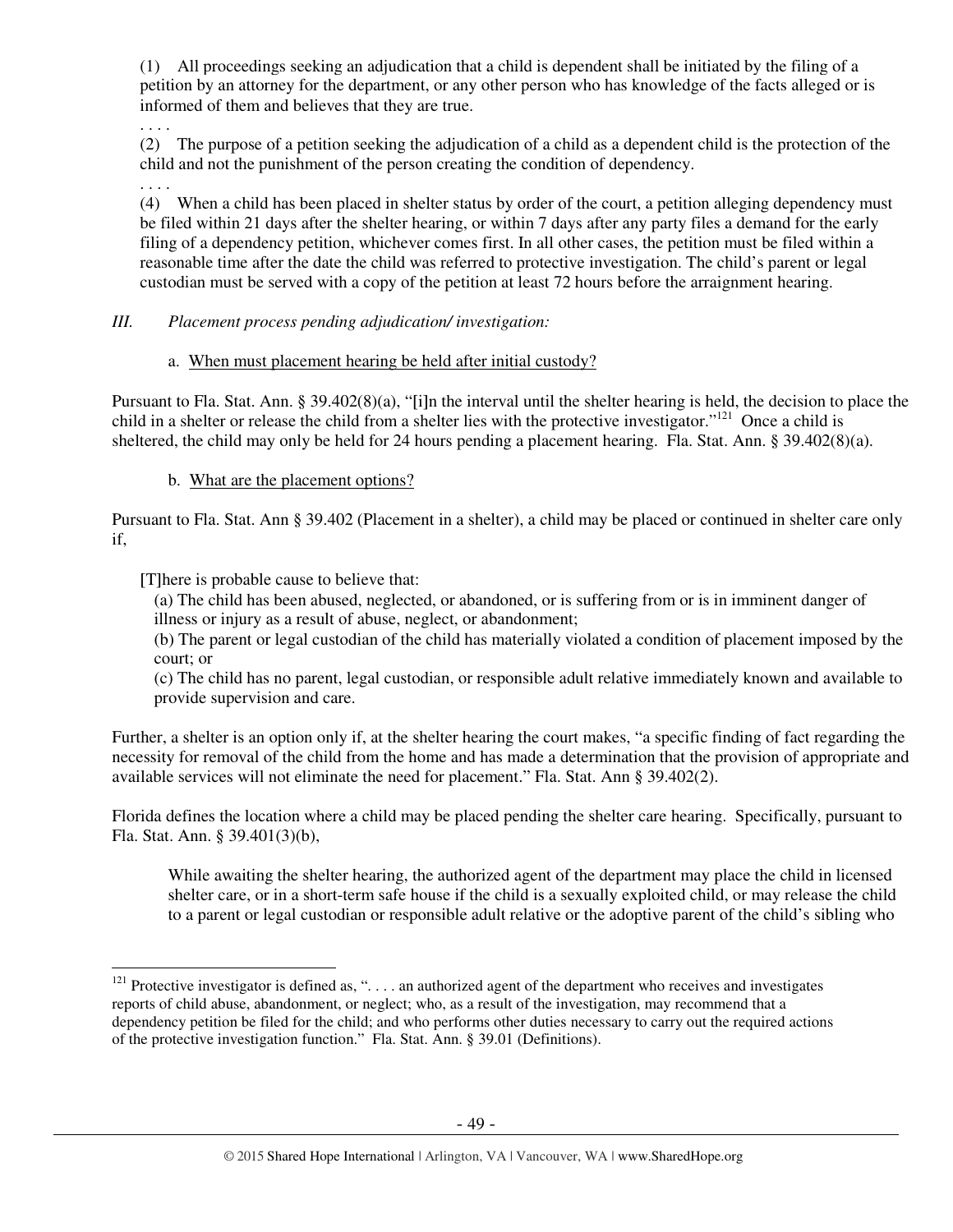(1) All proceedings seeking an adjudication that a child is dependent shall be initiated by the filing of a petition by an attorney for the department, or any other person who has knowledge of the facts alleged or is informed of them and believes that they are true.

. . . .

(2) The purpose of a petition seeking the adjudication of a child as a dependent child is the protection of the child and not the punishment of the person creating the condition of dependency.

. . . .

(4) When a child has been placed in shelter status by order of the court, a petition alleging dependency must be filed within 21 days after the shelter hearing, or within 7 days after any party files a demand for the early filing of a dependency petition, whichever comes first. In all other cases, the petition must be filed within a reasonable time after the date the child was referred to protective investigation. The child's parent or legal custodian must be served with a copy of the petition at least 72 hours before the arraignment hearing.

### III. *Placement process pending adjudication/ investigation:*

a. When must placement hearing be held after initial custody?

Pursuant to Fla. Stat. Ann. § 39.402(8)(a), "[i]n the interval until the shelter hearing is held, the decision to place the child in a shelter or release the child from a shelter lies with the protective investigator."[121] Once a child is sheltered, the child may only be held for 24 hours pending a placement hearing. Fla. Stat. Ann. § 39.402(8)(a).

b. What are the placement options?

Pursuant to Fla. Stat. Ann § 39.402 (Placement in a shelter), a child may be placed or continued in shelter care only if,

> [T]here is probable cause to believe that:
>
> (a) The child has been abused, neglected, or abandoned, or is suffering from or is in imminent danger of illness or injury as a result of abuse, neglect, or abandonment;
>
> (b) The parent or legal custodian of the child has materially violated a condition of placement imposed by the court; or
>
> (c) The child has no parent, legal custodian, or responsible adult relative immediately known and available to provide supervision and care.

Further, a shelter is an option only if, at the shelter hearing the court makes, "a specific finding of fact regarding the necessity for removal of the child from the home and has made a determination that the provision of appropriate and available services will not eliminate the need for placement." Fla. Stat. Ann § 39.402(2).

Florida defines the location where a child may be placed pending the shelter care hearing. Specifically, pursuant to Fla. Stat. Ann. § 39.401(3)(b),

> While awaiting the shelter hearing, the authorized agent of the department may place the child in licensed shelter care, or in a short-term safe house if the child is a sexually exploited child, or may release the child to a parent or legal custodian or responsible adult relative or the adoptive parent of the child's sibling who

---

[121] Protective investigator is defined as, ". . . . an authorized agent of the department who receives and investigates reports of child abuse, abandonment, or neglect; who, as a result of the investigation, may recommend that a dependency petition be filed for the child; and who performs other duties necessary to carry out the required actions of the protective investigation function." Fla. Stat. Ann. § 39.01 (Definitions).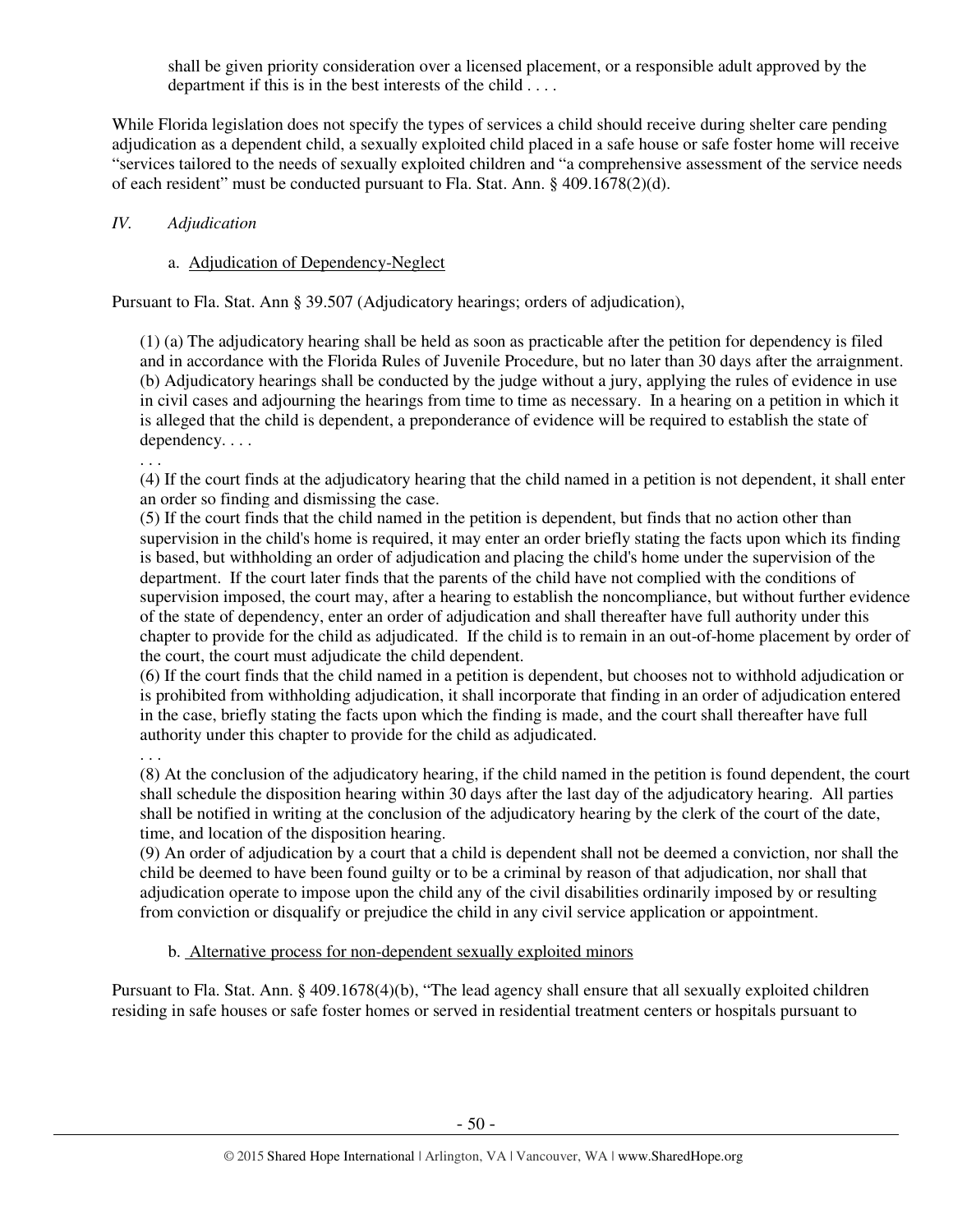shall be given priority consideration over a licensed placement, or a responsible adult approved by the department if this is in the best interests of the child . . . .

While Florida legislation does not specify the types of services a child should receive during shelter care pending adjudication as a dependent child, a sexually exploited child placed in a safe house or safe foster home will receive "services tailored to the needs of sexually exploited children and "a comprehensive assessment of the service needs of each resident" must be conducted pursuant to Fla. Stat. Ann. § 409.1678(2)(d).

*IV. Adjudication*

a. Adjudication of Dependency-Neglect

Pursuant to Fla. Stat Ann § 39.507 (Adjudicatory hearings; orders of adjudication),

> (1) (a) The adjudicatory hearing shall be held as soon as practicable after the petition for dependency is filed and in accordance with the Florida Rules of Juvenile Procedure, but no later than 30 days after the arraignment.
> (b) Adjudicatory hearings shall be conducted by the judge without a jury, applying the rules of evidence in use in civil cases and adjourning the hearings from time to time as necessary. In a hearing on a petition in which it is alleged that the child is dependent, a preponderance of evidence will be required to establish the state of dependency. . . .
> . . .
> (4) If the court finds at the adjudicatory hearing that the child named in a petition is not dependent, it shall enter an order so finding and dismissing the case.
> (5) If the court finds that the child named in the petition is dependent, but finds that no action other than supervision in the child's home is required, it may enter an order briefly stating the facts upon which its finding is based, but withholding an order of adjudication and placing the child's home under the supervision of the department. If the court later finds that the parents of the child have not complied with the conditions of supervision imposed, the court may, after a hearing to establish the noncompliance, but without further evidence of the state of dependency, enter an order of adjudication and shall thereafter have full authority under this chapter to provide for the child as adjudicated. If the child is to remain in an out-of-home placement by order of the court, the court must adjudicate the child dependent.
> (6) If the court finds that the child named in a petition is dependent, but chooses not to withhold adjudication or is prohibited from withholding adjudication, it shall incorporate that finding in an order of adjudication entered in the case, briefly stating the facts upon which the finding is made, and the court shall thereafter have full authority under this chapter to provide for the child as adjudicated.
> . . .
> (8) At the conclusion of the adjudicatory hearing, if the child named in the petition is found dependent, the court shall schedule the disposition hearing within 30 days after the last day of the adjudicatory hearing. All parties shall be notified in writing at the conclusion of the adjudicatory hearing by the clerk of the court of the date, time, and location of the disposition hearing.
> (9) An order of adjudication by a court that a child is dependent shall not be deemed a conviction, nor shall the child be deemed to have been found guilty or to be a criminal by reason of that adjudication, nor shall that adjudication operate to impose upon the child any of the civil disabilities ordinarily imposed by or resulting from conviction or disqualify or prejudice the child in any civil service application or appointment.

b. Alternative process for non-dependent sexually exploited minors

Pursuant to Fla. Stat. Ann. § 409.1678(4)(b), "The lead agency shall ensure that all sexually exploited children residing in safe houses or safe foster homes or served in residential treatment centers or hospitals pursuant to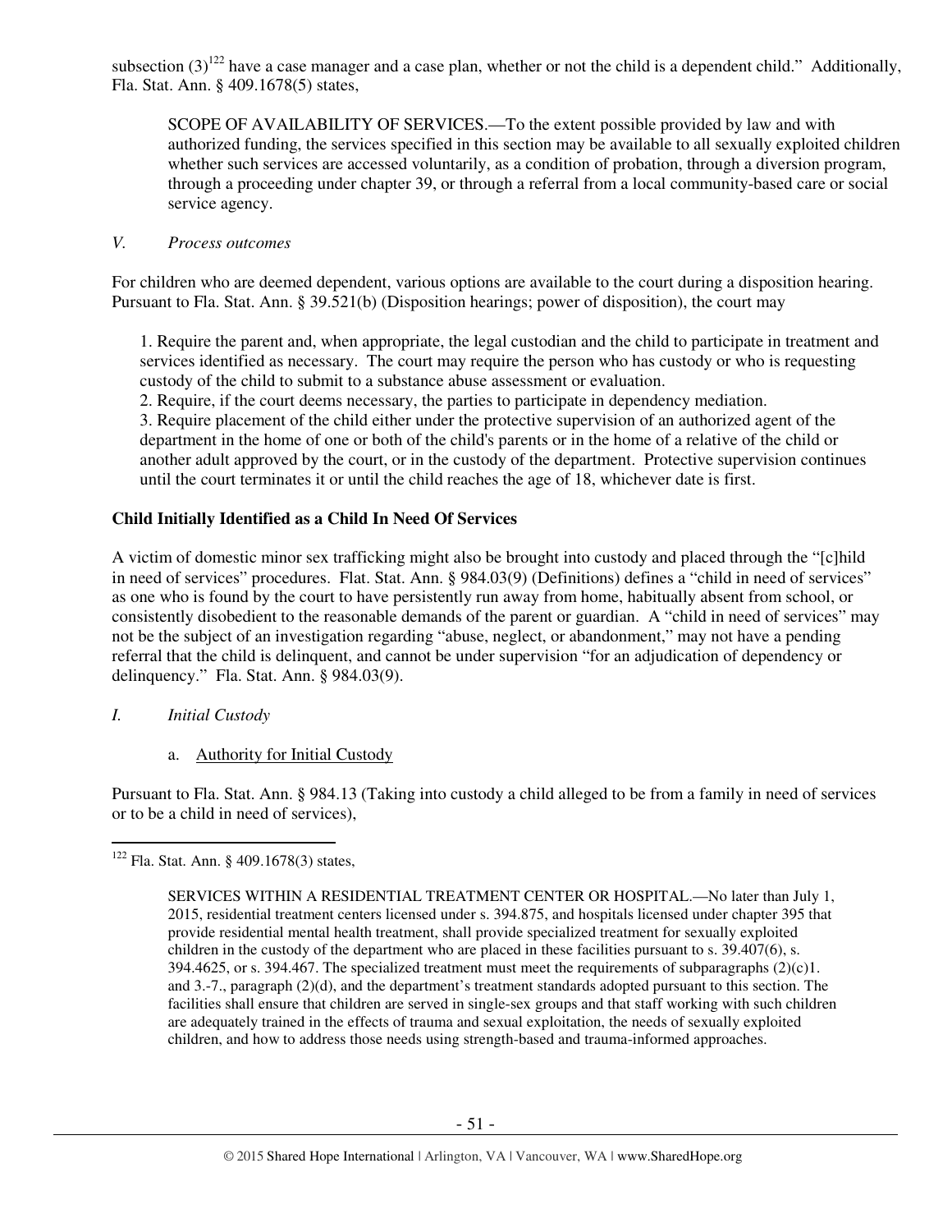subsection (3)[122] have a case manager and a case plan, whether or not the child is a dependent child." Additionally, Fla. Stat. Ann. § 409.1678(5) states,

> SCOPE OF AVAILABILITY OF SERVICES.—To the extent possible provided by law and with authorized funding, the services specified in this section may be available to all sexually exploited children whether such services are accessed voluntarily, as a condition of probation, through a diversion program, through a proceeding under chapter 39, or through a referral from a local community-based care or social service agency.

*V. Process outcomes*

For children who are deemed dependent, various options are available to the court during a disposition hearing. Pursuant to Fla. Stat. Ann. § 39.521(b) (Disposition hearings; power of disposition), the court may

> 1. Require the parent and, when appropriate, the legal custodian and the child to participate in treatment and services identified as necessary. The court may require the person who has custody or who is requesting custody of the child to submit to a substance abuse assessment or evaluation.
> 2. Require, if the court deems necessary, the parties to participate in dependency mediation.
> 3. Require placement of the child either under the protective supervision of an authorized agent of the department in the home of one or both of the child's parents or in the home of a relative of the child or another adult approved by the court, or in the custody of the department. Protective supervision continues until the court terminates it or until the child reaches the age of 18, whichever date is first.

**Child Initially Identified as a Child In Need Of Services**

A victim of domestic minor sex trafficking might also be brought into custody and placed through the "[c]hild in need of services" procedures. Flat. Stat. Ann. § 984.03(9) (Definitions) defines a "child in need of services" as one who is found by the court to have persistently run away from home, habitually absent from school, or consistently disobedient to the reasonable demands of the parent or guardian. A "child in need of services" may not be the subject of an investigation regarding "abuse, neglect, or abandonment," may not have a pending referral that the child is delinquent, and cannot be under supervision "for an adjudication of dependency or delinquency." Fla. Stat. Ann. § 984.03(9).

*I. Initial Custody*

a. Authority for Initial Custody

Pursuant to Fla. Stat. Ann. § 984.13 (Taking into custody a child alleged to be from a family in need of services or to be a child in need of services),

---

[122] Fla. Stat. Ann. § 409.1678(3) states,

> SERVICES WITHIN A RESIDENTIAL TREATMENT CENTER OR HOSPITAL.—No later than July 1, 2015, residential treatment centers licensed under s. 394.875, and hospitals licensed under chapter 395 that provide residential mental health treatment, shall provide specialized treatment for sexually exploited children in the custody of the department who are placed in these facilities pursuant to s. 39.407(6), s. 394.4625, or s. 394.467. The specialized treatment must meet the requirements of subparagraphs (2)(c)1. and 3.-7., paragraph (2)(d), and the department's treatment standards adopted pursuant to this section. The facilities shall ensure that children are served in single-sex groups and that staff working with such children are adequately trained in the effects of trauma and sexual exploitation, the needs of sexually exploited children, and how to address those needs using strength-based and trauma-informed approaches.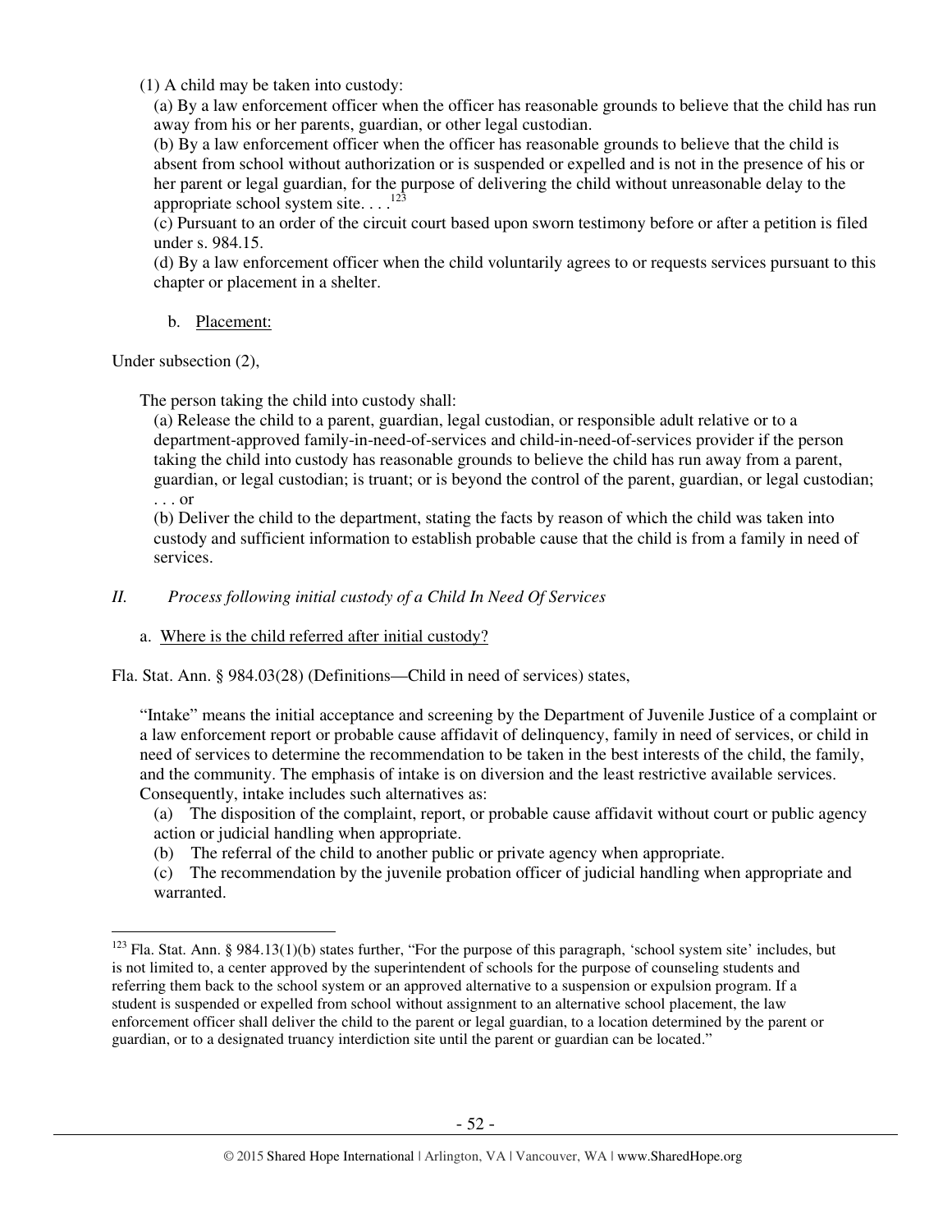(1) A child may be taken into custody:

(a) By a law enforcement officer when the officer has reasonable grounds to believe that the child has run away from his or her parents, guardian, or other legal custodian.

(b) By a law enforcement officer when the officer has reasonable grounds to believe that the child is absent from school without authorization or is suspended or expelled and is not in the presence of his or her parent or legal guardian, for the purpose of delivering the child without unreasonable delay to the appropriate school system site. . . .[123]

(c) Pursuant to an order of the circuit court based upon sworn testimony before or after a petition is filed under s. 984.15.

(d) By a law enforcement officer when the child voluntarily agrees to or requests services pursuant to this chapter or placement in a shelter.

b. Placement:

Under subsection (2),

The person taking the child into custody shall:

(a) Release the child to a parent, guardian, legal custodian, or responsible adult relative or to a department-approved family-in-need-of-services and child-in-need-of-services provider if the person taking the child into custody has reasonable grounds to believe the child has run away from a parent, guardian, or legal custodian; is truant; or is beyond the control of the parent, guardian, or legal custodian; . . . or

(b) Deliver the child to the department, stating the facts by reason of which the child was taken into custody and sufficient information to establish probable cause that the child is from a family in need of services.

## *II. Process following initial custody of a Child In Need Of Services*

a. Where is the child referred after initial custody?

Fla. Stat. Ann. § 984.03(28) (Definitions—Child in need of services) states,

"Intake" means the initial acceptance and screening by the Department of Juvenile Justice of a complaint or a law enforcement report or probable cause affidavit of delinquency, family in need of services, or child in need of services to determine the recommendation to be taken in the best interests of the child, the family, and the community. The emphasis of intake is on diversion and the least restrictive available services. Consequently, intake includes such alternatives as:

(a) The disposition of the complaint, report, or probable cause affidavit without court or public agency action or judicial handling when appropriate.

(b) The referral of the child to another public or private agency when appropriate.

(c) The recommendation by the juvenile probation officer of judicial handling when appropriate and warranted.

---

[123] Fla. Stat. Ann. § 984.13(1)(b) states further, "For the purpose of this paragraph, 'school system site' includes, but is not limited to, a center approved by the superintendent of schools for the purpose of counseling students and referring them back to the school system or an approved alternative to a suspension or expulsion program. If a student is suspended or expelled from school without assignment to an alternative school placement, the law enforcement officer shall deliver the child to the parent or legal guardian, to a location determined by the parent or guardian, or to a designated truancy interdiction site until the parent or guardian can be located."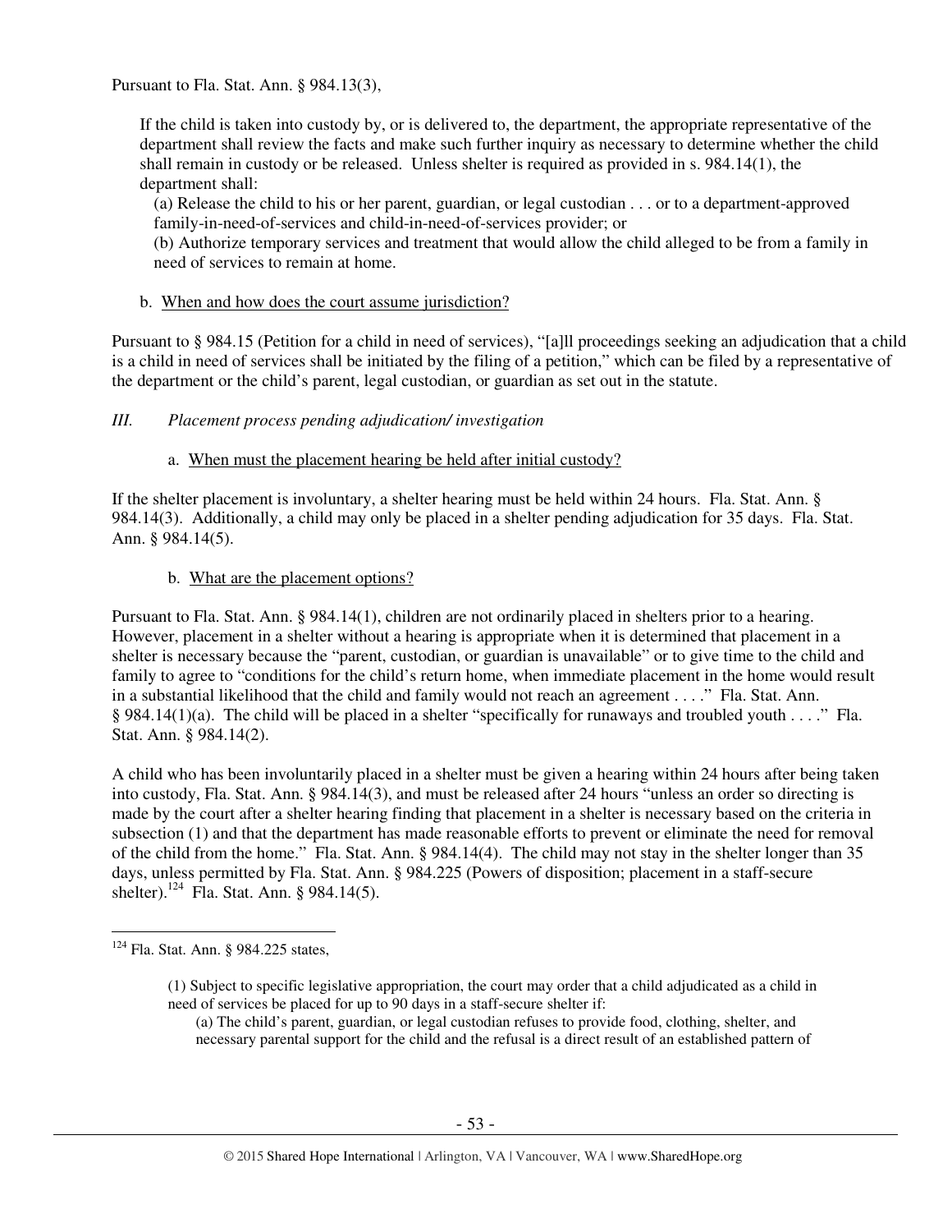Pursuant to Fla. Stat. Ann. § 984.13(3),

> If the child is taken into custody by, or is delivered to, the department, the appropriate representative of the department shall review the facts and make such further inquiry as necessary to determine whether the child shall remain in custody or be released. Unless shelter is required as provided in s. 984.14(1), the department shall:
>
> (a) Release the child to his or her parent, guardian, or legal custodian . . . or to a department-approved family-in-need-of-services and child-in-need-of-services provider; or
>
> (b) Authorize temporary services and treatment that would allow the child alleged to be from a family in need of services to remain at home.

b. When and how does the court assume jurisdiction?

Pursuant to § 984.15 (Petition for a child in need of services), "[a]ll proceedings seeking an adjudication that a child is a child in need of services shall be initiated by the filing of a petition," which can be filed by a representative of the department or the child's parent, legal custodian, or guardian as set out in the statute.

*III. Placement process pending adjudication/ investigation*

a. When must the placement hearing be held after initial custody?

If the shelter placement is involuntary, a shelter hearing must be held within 24 hours. Fla. Stat. Ann. § 984.14(3). Additionally, a child may only be placed in a shelter pending adjudication for 35 days. Fla. Stat. Ann. § 984.14(5).

b. What are the placement options?

Pursuant to Fla. Stat. Ann. § 984.14(1), children are not ordinarily placed in shelters prior to a hearing. However, placement in a shelter without a hearing is appropriate when it is determined that placement in a shelter is necessary because the "parent, custodian, or guardian is unavailable" or to give time to the child and family to agree to "conditions for the child's return home, when immediate placement in the home would result in a substantial likelihood that the child and family would not reach an agreement . . . ." Fla. Stat. Ann. § 984.14(1)(a). The child will be placed in a shelter "specifically for runaways and troubled youth . . . ." Fla. Stat. Ann. § 984.14(2).

A child who has been involuntarily placed in a shelter must be given a hearing within 24 hours after being taken into custody, Fla. Stat. Ann. § 984.14(3), and must be released after 24 hours "unless an order so directing is made by the court after a shelter hearing finding that placement in a shelter is necessary based on the criteria in subsection (1) and that the department has made reasonable efforts to prevent or eliminate the need for removal of the child from the home." Fla. Stat. Ann. § 984.14(4). The child may not stay in the shelter longer than 35 days, unless permitted by Fla. Stat. Ann. § 984.225 (Powers of disposition; placement in a staff-secure shelter).[124] Fla. Stat. Ann. § 984.14(5).

---

[124] Fla. Stat. Ann. § 984.225 states,

> (1) Subject to specific legislative appropriation, the court may order that a child adjudicated as a child in need of services be placed for up to 90 days in a staff-secure shelter if:
>
> (a) The child's parent, guardian, or legal custodian refuses to provide food, clothing, shelter, and necessary parental support for the child and the refusal is a direct result of an established pattern of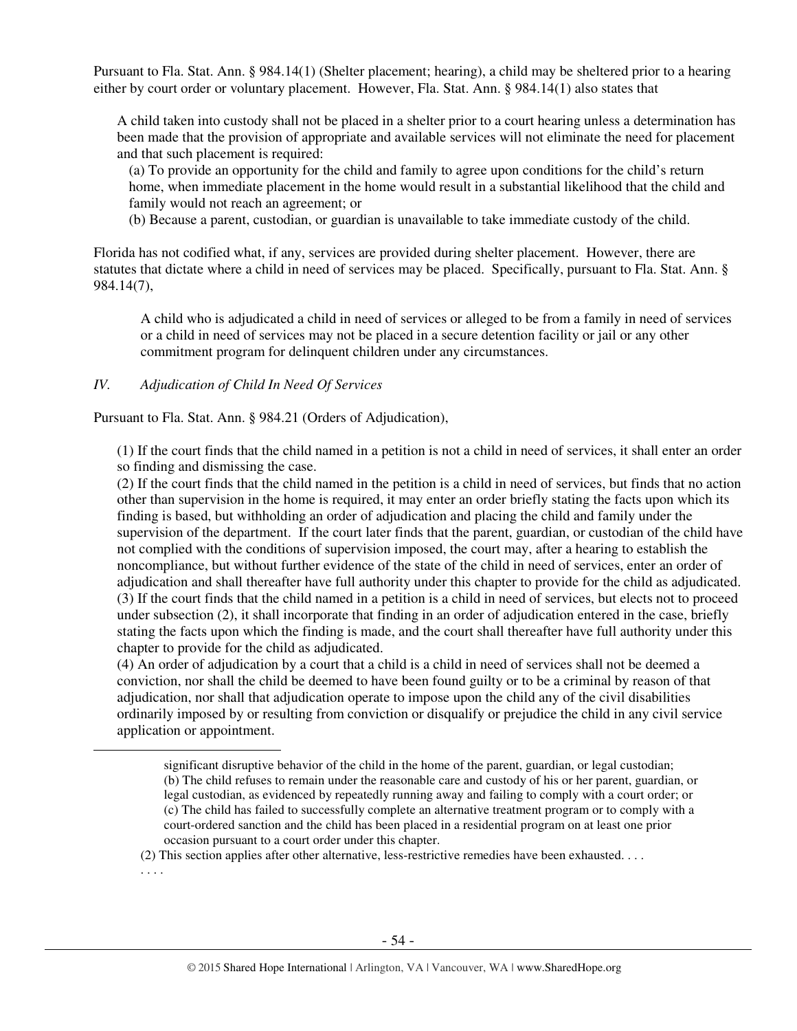Pursuant to Fla. Stat. Ann. § 984.14(1) (Shelter placement; hearing), a child may be sheltered prior to a hearing either by court order or voluntary placement. However, Fla. Stat. Ann. § 984.14(1) also states that

> A child taken into custody shall not be placed in a shelter prior to a court hearing unless a determination has been made that the provision of appropriate and available services will not eliminate the need for placement and that such placement is required:
>
> (a) To provide an opportunity for the child and family to agree upon conditions for the child's return home, when immediate placement in the home would result in a substantial likelihood that the child and family would not reach an agreement; or
>
> (b) Because a parent, custodian, or guardian is unavailable to take immediate custody of the child.

Florida has not codified what, if any, services are provided during shelter placement. However, there are statutes that dictate where a child in need of services may be placed. Specifically, pursuant to Fla. Stat. Ann. § 984.14(7),

> A child who is adjudicated a child in need of services or alleged to be from a family in need of services or a child in need of services may not be placed in a secure detention facility or jail or any other commitment program for delinquent children under any circumstances.

*IV. Adjudication of Child In Need Of Services*

Pursuant to Fla. Stat. Ann. § 984.21 (Orders of Adjudication),

> (1) If the court finds that the child named in a petition is not a child in need of services, it shall enter an order so finding and dismissing the case.
>
> (2) If the court finds that the child named in the petition is a child in need of services, but finds that no action other than supervision in the home is required, it may enter an order briefly stating the facts upon which its finding is based, but withholding an order of adjudication and placing the child and family under the supervision of the department. If the court later finds that the parent, guardian, or custodian of the child have not complied with the conditions of supervision imposed, the court may, after a hearing to establish the noncompliance, but without further evidence of the state of the child in need of services, enter an order of adjudication and shall thereafter have full authority under this chapter to provide for the child as adjudicated.
>
> (3) If the court finds that the child named in a petition is a child in need of services, but elects not to proceed under subsection (2), it shall incorporate that finding in an order of adjudication entered in the case, briefly stating the facts upon which the finding is made, and the court shall thereafter have full authority under this chapter to provide for the child as adjudicated.
>
> (4) An order of adjudication by a court that a child is a child in need of services shall not be deemed a conviction, nor shall the child be deemed to have been found guilty or to be a criminal by reason of that adjudication, nor shall that adjudication operate to impose upon the child any of the civil disabilities ordinarily imposed by or resulting from conviction or disqualify or prejudice the child in any civil service application or appointment.

---

significant disruptive behavior of the child in the home of the parent, guardian, or legal custodian;
(b) The child refuses to remain under the reasonable care and custody of his or her parent, guardian, or legal custodian, as evidenced by repeatedly running away and failing to comply with a court order; or
(c) The child has failed to successfully complete an alternative treatment program or to comply with a court-ordered sanction and the child has been placed in a residential program on at least one prior occasion pursuant to a court order under this chapter.

(2) This section applies after other alternative, less-restrictive remedies have been exhausted. . . .

. . . .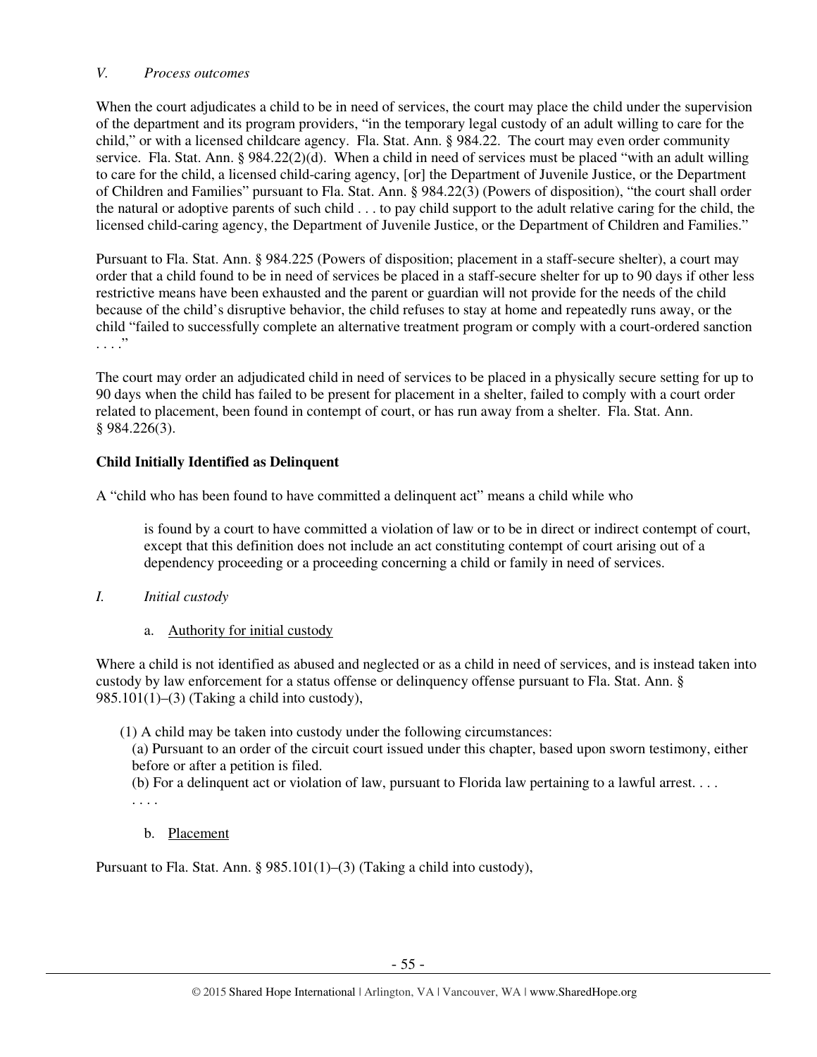*V. Process outcomes*

When the court adjudicates a child to be in need of services, the court may place the child under the supervision of the department and its program providers, "in the temporary legal custody of an adult willing to care for the child," or with a licensed childcare agency. Fla. Stat. Ann. § 984.22. The court may even order community service. Fla. Stat. Ann. § 984.22(2)(d). When a child in need of services must be placed "with an adult willing to care for the child, a licensed child-caring agency, [or] the Department of Juvenile Justice, or the Department of Children and Families" pursuant to Fla. Stat. Ann. § 984.22(3) (Powers of disposition), "the court shall order the natural or adoptive parents of such child . . . to pay child support to the adult relative caring for the child, the licensed child-caring agency, the Department of Juvenile Justice, or the Department of Children and Families."

Pursuant to Fla. Stat. Ann. § 984.225 (Powers of disposition; placement in a staff-secure shelter), a court may order that a child found to be in need of services be placed in a staff-secure shelter for up to 90 days if other less restrictive means have been exhausted and the parent or guardian will not provide for the needs of the child because of the child's disruptive behavior, the child refuses to stay at home and repeatedly runs away, or the child "failed to successfully complete an alternative treatment program or comply with a court-ordered sanction . . . ."

The court may order an adjudicated child in need of services to be placed in a physically secure setting for up to 90 days when the child has failed to be present for placement in a shelter, failed to comply with a court order related to placement, been found in contempt of court, or has run away from a shelter. Fla. Stat. Ann. § 984.226(3).

**Child Initially Identified as Delinquent**

A "child who has been found to have committed a delinquent act" means a child while who

> is found by a court to have committed a violation of law or to be in direct or indirect contempt of court, except that this definition does not include an act constituting contempt of court arising out of a dependency proceeding or a proceeding concerning a child or family in need of services.

*I. Initial custody*

a. Authority for initial custody

Where a child is not identified as abused and neglected or as a child in need of services, and is instead taken into custody by law enforcement for a status offense or delinquency offense pursuant to Fla. Stat. Ann. § 985.101(1)–(3) (Taking a child into custody),

> (1) A child may be taken into custody under the following circumstances:
> (a) Pursuant to an order of the circuit court issued under this chapter, based upon sworn testimony, either before or after a petition is filed.
> (b) For a delinquent act or violation of law, pursuant to Florida law pertaining to a lawful arrest. . . .
> . . . .

b. Placement

Pursuant to Fla. Stat. Ann. § 985.101(1)–(3) (Taking a child into custody),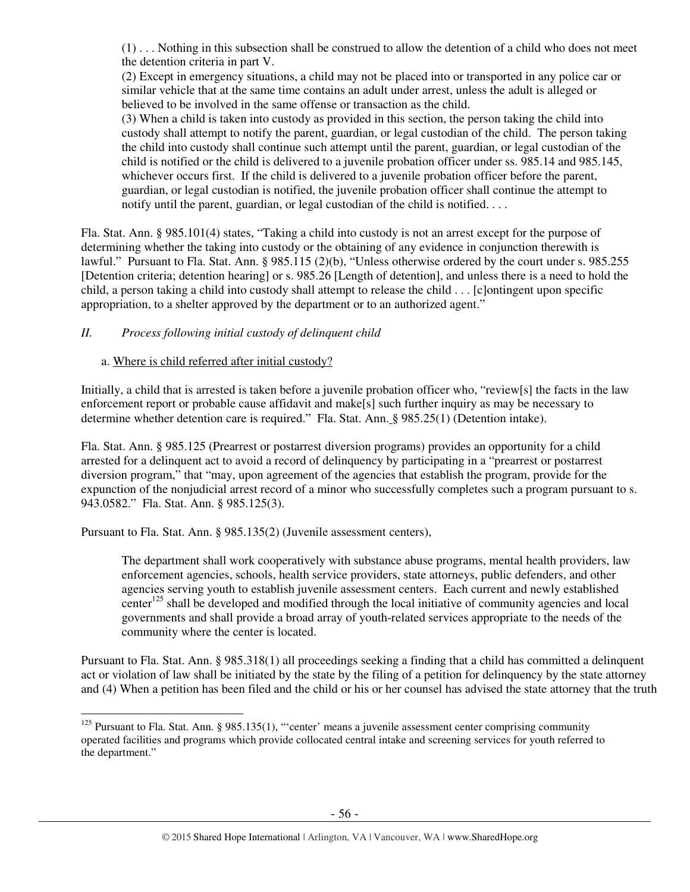> (1) . . . Nothing in this subsection shall be construed to allow the detention of a child who does not meet the detention criteria in part V.
>
> (2) Except in emergency situations, a child may not be placed into or transported in any police car or similar vehicle that at the same time contains an adult under arrest, unless the adult is alleged or believed to be involved in the same offense or transaction as the child.
>
> (3) When a child is taken into custody as provided in this section, the person taking the child into custody shall attempt to notify the parent, guardian, or legal custodian of the child. The person taking the child into custody shall continue such attempt until the parent, guardian, or legal custodian of the child is notified or the child is delivered to a juvenile probation officer under ss. 985.14 and 985.145, whichever occurs first. If the child is delivered to a juvenile probation officer before the parent, guardian, or legal custodian is notified, the juvenile probation officer shall continue the attempt to notify until the parent, guardian, or legal custodian of the child is notified. . . .

Fla. Stat. Ann. § 985.101(4) states, "Taking a child into custody is not an arrest except for the purpose of determining whether the taking into custody or the obtaining of any evidence in conjunction therewith is lawful." Pursuant to Fla. Stat. Ann. § 985.115 (2)(b), "Unless otherwise ordered by the court under s. 985.255 [Detention criteria; detention hearing] or s. 985.26 [Length of detention], and unless there is a need to hold the child, a person taking a child into custody shall attempt to release the child . . . [c]ontingent upon specific appropriation, to a shelter approved by the department or to an authorized agent."

### *II. Process following initial custody of delinquent child*

a. Where is child referred after initial custody?

Initially, a child that is arrested is taken before a juvenile probation officer who, "review[s] the facts in the law enforcement report or probable cause affidavit and make[s] such further inquiry as may be necessary to determine whether detention care is required." Fla. Stat. Ann. § 985.25(1) (Detention intake).

Fla. Stat. Ann. § 985.125 (Prearrest or postarrest diversion programs) provides an opportunity for a child arrested for a delinquent act to avoid a record of delinquency by participating in a "prearrest or postarrest diversion program," that "may, upon agreement of the agencies that establish the program, provide for the expunction of the nonjudicial arrest record of a minor who successfully completes such a program pursuant to s. 943.0582." Fla. Stat. Ann. § 985.125(3).

Pursuant to Fla. Stat. Ann. § 985.135(2) (Juvenile assessment centers),

> The department shall work cooperatively with substance abuse programs, mental health providers, law enforcement agencies, schools, health service providers, state attorneys, public defenders, and other agencies serving youth to establish juvenile assessment centers. Each current and newly established center[125] shall be developed and modified through the local initiative of community agencies and local governments and shall provide a broad array of youth-related services appropriate to the needs of the community where the center is located.

Pursuant to Fla. Stat. Ann. § 985.318(1) all proceedings seeking a finding that a child has committed a delinquent act or violation of law shall be initiated by the state by the filing of a petition for delinquency by the state attorney and (4) When a petition has been filed and the child or his or her counsel has advised the state attorney that the truth

---

[125] Pursuant to Fla. Stat. Ann. § 985.135(1), "'center' means a juvenile assessment center comprising community operated facilities and programs which provide collocated central intake and screening services for youth referred to the department."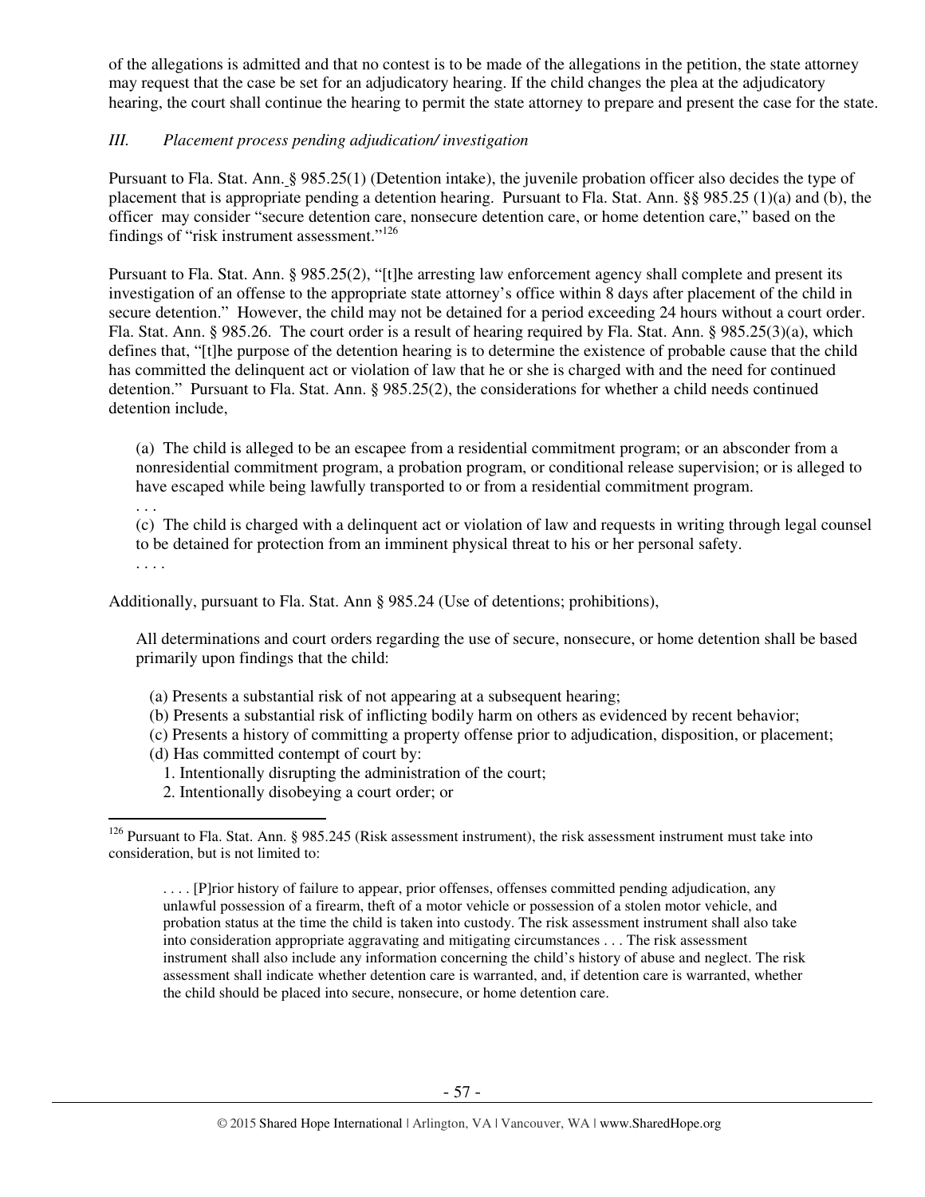of the allegations is admitted and that no contest is to be made of the allegations in the petition, the state attorney may request that the case be set for an adjudicatory hearing. If the child changes the plea at the adjudicatory hearing, the court shall continue the hearing to permit the state attorney to prepare and present the case for the state.

### *III. Placement process pending adjudication/ investigation*

Pursuant to Fla. Stat. Ann. § 985.25(1) (Detention intake), the juvenile probation officer also decides the type of placement that is appropriate pending a detention hearing. Pursuant to Fla. Stat. Ann. §§ 985.25 (1)(a) and (b), the officer may consider "secure detention care, nonsecure detention care, or home detention care," based on the findings of "risk instrument assessment."[126]

Pursuant to Fla. Stat. Ann. § 985.25(2), "[t]he arresting law enforcement agency shall complete and present its investigation of an offense to the appropriate state attorney's office within 8 days after placement of the child in secure detention." However, the child may not be detained for a period exceeding 24 hours without a court order. Fla. Stat. Ann. § 985.26. The court order is a result of hearing required by Fla. Stat. Ann. § 985.25(3)(a), which defines that, "[t]he purpose of the detention hearing is to determine the existence of probable cause that the child has committed the delinquent act or violation of law that he or she is charged with and the need for continued detention." Pursuant to Fla. Stat. Ann. § 985.25(2), the considerations for whether a child needs continued detention include,

> (a) The child is alleged to be an escapee from a residential commitment program; or an absconder from a nonresidential commitment program, a probation program, or conditional release supervision; or is alleged to have escaped while being lawfully transported to or from a residential commitment program.
> . . .
> (c) The child is charged with a delinquent act or violation of law and requests in writing through legal counsel to be detained for protection from an imminent physical threat to his or her personal safety.
> . . . .

Additionally, pursuant to Fla. Stat. Ann § 985.24 (Use of detentions; prohibitions),

> All determinations and court orders regarding the use of secure, nonsecure, or home detention shall be based primarily upon findings that the child:
>
> (a) Presents a substantial risk of not appearing at a subsequent hearing;
> (b) Presents a substantial risk of inflicting bodily harm on others as evidenced by recent behavior;
> (c) Presents a history of committing a property offense prior to adjudication, disposition, or placement;
> (d) Has committed contempt of court by:
> 1. Intentionally disrupting the administration of the court;
> 2. Intentionally disobeying a court order; or

---

[126] Pursuant to Fla. Stat. Ann. § 985.245 (Risk assessment instrument), the risk assessment instrument must take into consideration, but is not limited to:

> . . . . [P]rior history of failure to appear, prior offenses, offenses committed pending adjudication, any unlawful possession of a firearm, theft of a motor vehicle or possession of a stolen motor vehicle, and probation status at the time the child is taken into custody. The risk assessment instrument shall also take into consideration appropriate aggravating and mitigating circumstances . . . The risk assessment instrument shall also include any information concerning the child's history of abuse and neglect. The risk assessment shall indicate whether detention care is warranted, and, if detention care is warranted, whether the child should be placed into secure, nonsecure, or home detention care.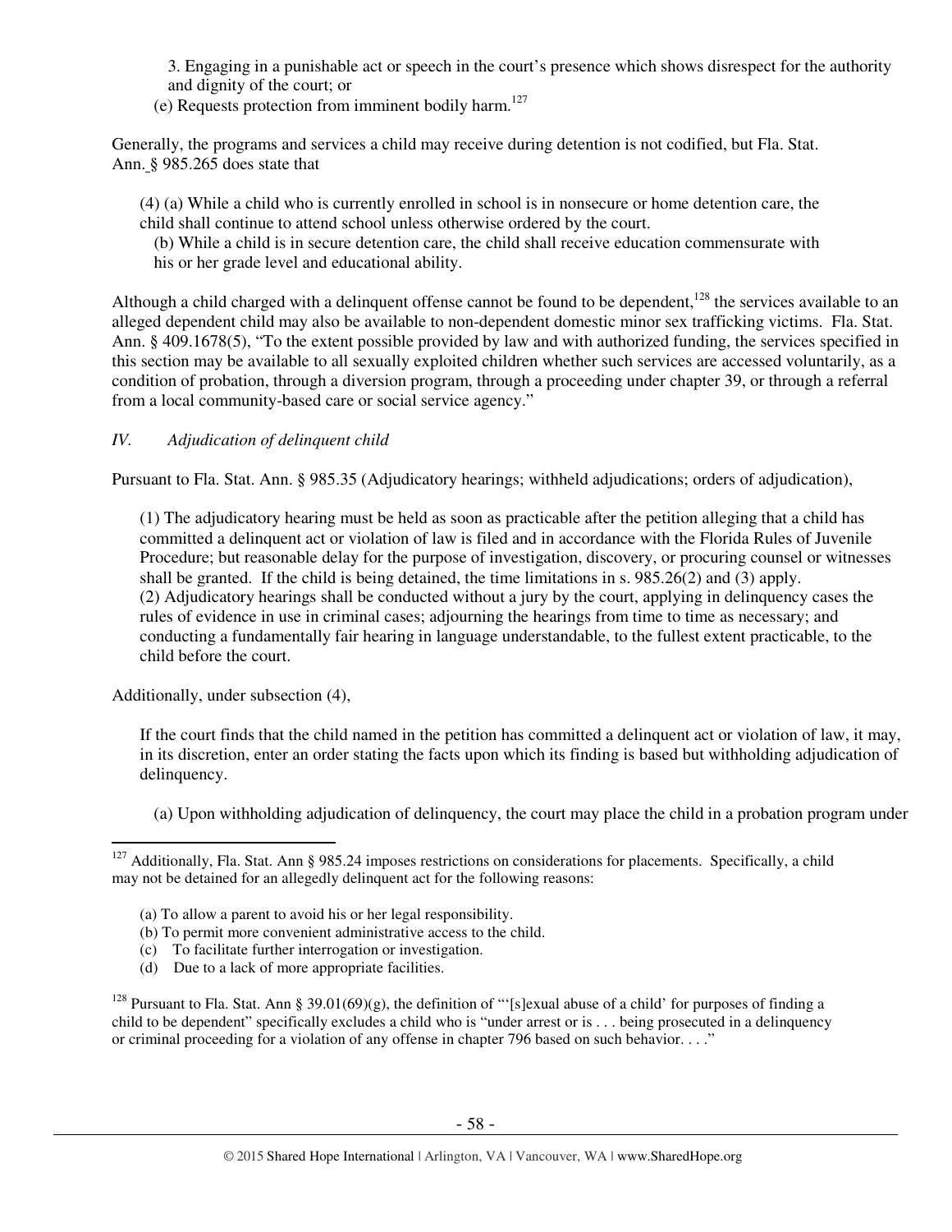3. Engaging in a punishable act or speech in the court's presence which shows disrespect for the authority and dignity of the court; or

(e) Requests protection from imminent bodily harm.[127]

Generally, the programs and services a child may receive during detention is not codified, but Fla. Stat. Ann. § 985.265 does state that

> (4) (a) While a child who is currently enrolled in school is in nonsecure or home detention care, the child shall continue to attend school unless otherwise ordered by the court.
>
> (b) While a child is in secure detention care, the child shall receive education commensurate with his or her grade level and educational ability.

Although a child charged with a delinquent offense cannot be found to be dependent,[128] the services available to an alleged dependent child may also be available to non-dependent domestic minor sex trafficking victims. Fla. Stat. Ann. § 409.1678(5), "To the extent possible provided by law and with authorized funding, the services specified in this section may be available to all sexually exploited children whether such services are accessed voluntarily, as a condition of probation, through a diversion program, through a proceeding under chapter 39, or through a referral from a local community-based care or social service agency."

*IV. Adjudication of delinquent child*

Pursuant to Fla. Stat. Ann. § 985.35 (Adjudicatory hearings; withheld adjudications; orders of adjudication),

> (1) The adjudicatory hearing must be held as soon as practicable after the petition alleging that a child has committed a delinquent act or violation of law is filed and in accordance with the Florida Rules of Juvenile Procedure; but reasonable delay for the purpose of investigation, discovery, or procuring counsel or witnesses shall be granted. If the child is being detained, the time limitations in s. 985.26(2) and (3) apply.
>
> (2) Adjudicatory hearings shall be conducted without a jury by the court, applying in delinquency cases the rules of evidence in use in criminal cases; adjourning the hearings from time to time as necessary; and conducting a fundamentally fair hearing in language understandable, to the fullest extent practicable, to the child before the court.

Additionally, under subsection (4),

> If the court finds that the child named in the petition has committed a delinquent act or violation of law, it may, in its discretion, enter an order stating the facts upon which its finding is based but withholding adjudication of delinquency.
>
> (a) Upon withholding adjudication of delinquency, the court may place the child in a probation program under

---

[127] Additionally, Fla. Stat. Ann § 985.24 imposes restrictions on considerations for placements. Specifically, a child may not be detained for an allegedly delinquent act for the following reasons:

> (a) To allow a parent to avoid his or her legal responsibility.
> (b) To permit more convenient administrative access to the child.
> (c) To facilitate further interrogation or investigation.
> (d) Due to a lack of more appropriate facilities.

[128] Pursuant to Fla. Stat. Ann § 39.01(69)(g), the definition of "'[s]exual abuse of a child' for purposes of finding a child to be dependent" specifically excludes a child who is "under arrest or is . . . being prosecuted in a delinquency or criminal proceeding for a violation of any offense in chapter 796 based on such behavior. . . ."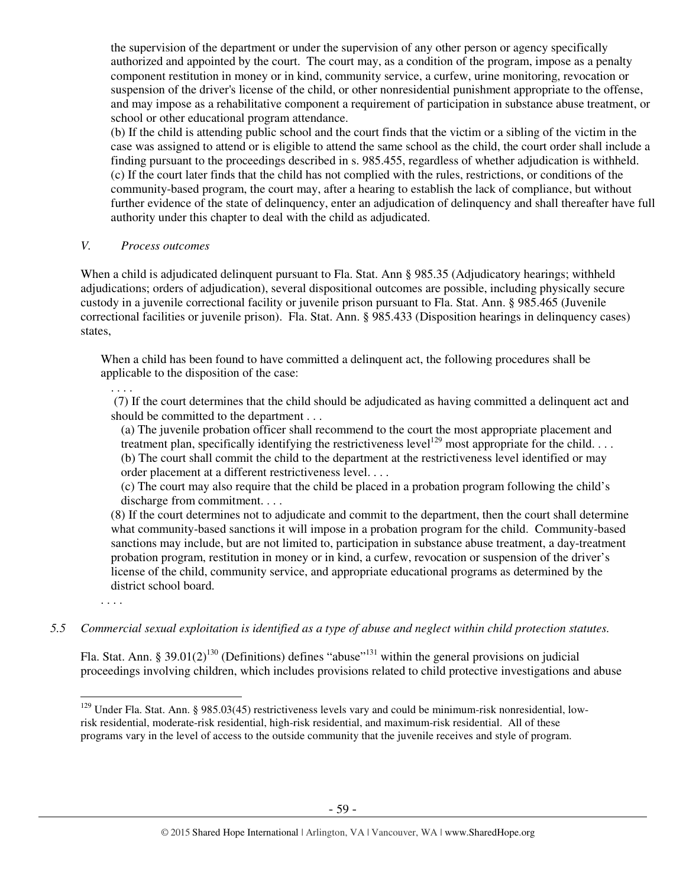the supervision of the department or under the supervision of any other person or agency specifically authorized and appointed by the court. The court may, as a condition of the program, impose as a penalty component restitution in money or in kind, community service, a curfew, urine monitoring, revocation or suspension of the driver's license of the child, or other nonresidential punishment appropriate to the offense, and may impose as a rehabilitative component a requirement of participation in substance abuse treatment, or school or other educational program attendance.

(b) If the child is attending public school and the court finds that the victim or a sibling of the victim in the case was assigned to attend or is eligible to attend the same school as the child, the court order shall include a finding pursuant to the proceedings described in s. 985.455, regardless of whether adjudication is withheld.

(c) If the court later finds that the child has not complied with the rules, restrictions, or conditions of the community-based program, the court may, after a hearing to establish the lack of compliance, but without further evidence of the state of delinquency, enter an adjudication of delinquency and shall thereafter have full authority under this chapter to deal with the child as adjudicated.

*V. Process outcomes*

When a child is adjudicated delinquent pursuant to Fla. Stat. Ann § 985.35 (Adjudicatory hearings; withheld adjudications; orders of adjudication), several dispositional outcomes are possible, including physically secure custody in a juvenile correctional facility or juvenile prison pursuant to Fla. Stat. Ann. § 985.465 (Juvenile correctional facilities or juvenile prison). Fla. Stat. Ann. § 985.433 (Disposition hearings in delinquency cases) states,

> When a child has been found to have committed a delinquent act, the following procedures shall be applicable to the disposition of the case:
>
> . . . .
>
> (7) If the court determines that the child should be adjudicated as having committed a delinquent act and should be committed to the department . . .
>
> (a) The juvenile probation officer shall recommend to the court the most appropriate placement and treatment plan, specifically identifying the restrictiveness level[129] most appropriate for the child. . . .
>
> (b) The court shall commit the child to the department at the restrictiveness level identified or may order placement at a different restrictiveness level. . . .
>
> (c) The court may also require that the child be placed in a probation program following the child's discharge from commitment. . . .
>
> (8) If the court determines not to adjudicate and commit to the department, then the court shall determine what community-based sanctions it will impose in a probation program for the child. Community-based sanctions may include, but are not limited to, participation in substance abuse treatment, a day-treatment probation program, restitution in money or in kind, a curfew, revocation or suspension of the driver's license of the child, community service, and appropriate educational programs as determined by the district school board.
>
> . . . .

*5.5 Commercial sexual exploitation is identified as a type of abuse and neglect within child protection statutes.*

Fla. Stat. Ann. § 39.01(2)[130] (Definitions) defines "abuse"[131] within the general provisions on judicial proceedings involving children, which includes provisions related to child protective investigations and abuse

---

[129] Under Fla. Stat. Ann. § 985.03(45) restrictiveness levels vary and could be minimum-risk nonresidential, low-risk residential, moderate-risk residential, high-risk residential, and maximum-risk residential. All of these programs vary in the level of access to the outside community that the juvenile receives and style of program.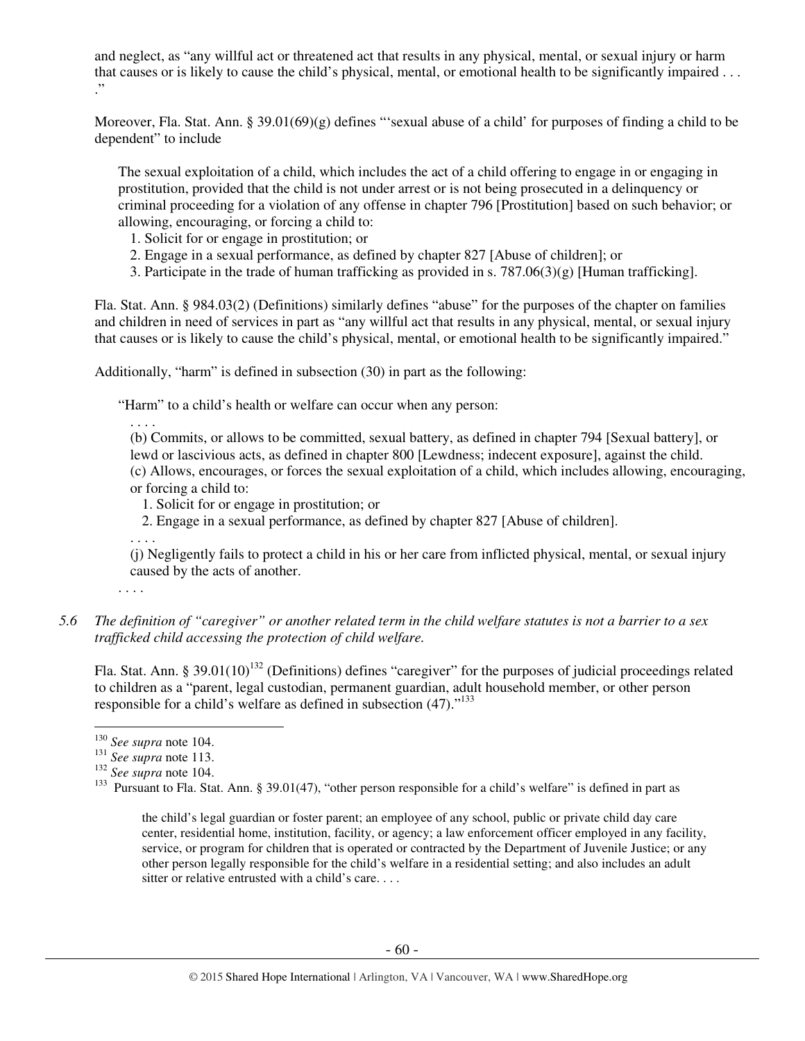and neglect, as "any willful act or threatened act that results in any physical, mental, or sexual injury or harm that causes or is likely to cause the child's physical, mental, or emotional health to be significantly impaired . . . ."

Moreover, Fla. Stat. Ann. § 39.01(69)(g) defines "'sexual abuse of a child' for purposes of finding a child to be dependent" to include

> The sexual exploitation of a child, which includes the act of a child offering to engage in or engaging in prostitution, provided that the child is not under arrest or is not being prosecuted in a delinquency or criminal proceeding for a violation of any offense in chapter 796 [Prostitution] based on such behavior; or allowing, encouraging, or forcing a child to:
> 1. Solicit for or engage in prostitution; or
> 2. Engage in a sexual performance, as defined by chapter 827 [Abuse of children]; or
> 3. Participate in the trade of human trafficking as provided in s. 787.06(3)(g) [Human trafficking].

Fla. Stat. Ann. § 984.03(2) (Definitions) similarly defines "abuse" for the purposes of the chapter on families and children in need of services in part as "any willful act that results in any physical, mental, or sexual injury that causes or is likely to cause the child's physical, mental, or emotional health to be significantly impaired."

Additionally, "harm" is defined in subsection (30) in part as the following:

> "Harm" to a child's health or welfare can occur when any person:
>
> . . . .
>
> (b) Commits, or allows to be committed, sexual battery, as defined in chapter 794 [Sexual battery], or lewd or lascivious acts, as defined in chapter 800 [Lewdness; indecent exposure], against the child.
>
> (c) Allows, encourages, or forces the sexual exploitation of a child, which includes allowing, encouraging, or forcing a child to:
> 1. Solicit for or engage in prostitution; or
> 2. Engage in a sexual performance, as defined by chapter 827 [Abuse of children].
>
> . . . .
>
> (j) Negligently fails to protect a child in his or her care from inflicted physical, mental, or sexual injury caused by the acts of another.
>
> . . . .

*5.6 The definition of "caregiver" or another related term in the child welfare statutes is not a barrier to a sex trafficked child accessing the protection of child welfare.*

Fla. Stat. Ann. § 39.01(10)[132] (Definitions) defines "caregiver" for the purposes of judicial proceedings related to children as a "parent, legal custodian, permanent guardian, adult household member, or other person responsible for a child's welfare as defined in subsection (47)."[133]

---

[130] *See supra* note 104.

[131] *See supra* note 113.

[132] *See supra* note 104.

[133] Pursuant to Fla. Stat. Ann. § 39.01(47), "other person responsible for a child's welfare" is defined in part as

> the child's legal guardian or foster parent; an employee of any school, public or private child day care center, residential home, institution, facility, or agency; a law enforcement officer employed in any facility, service, or program for children that is operated or contracted by the Department of Juvenile Justice; or any other person legally responsible for the child's welfare in a residential setting; and also includes an adult sitter or relative entrusted with a child's care. . . .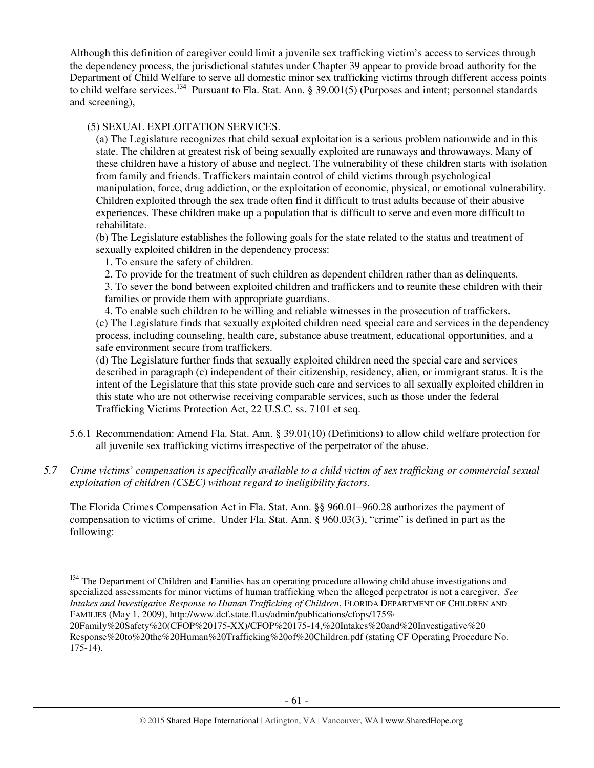Although this definition of caregiver could limit a juvenile sex trafficking victim's access to services through the dependency process, the jurisdictional statutes under Chapter 39 appear to provide broad authority for the Department of Child Welfare to serve all domestic minor sex trafficking victims through different access points to child welfare services.[134] Pursuant to Fla. Stat. Ann. § 39.001(5) (Purposes and intent; personnel standards and screening),

> (5) SEXUAL EXPLOITATION SERVICES.
>
> (a) The Legislature recognizes that child sexual exploitation is a serious problem nationwide and in this state. The children at greatest risk of being sexually exploited are runaways and throwaways. Many of these children have a history of abuse and neglect. The vulnerability of these children starts with isolation from family and friends. Traffickers maintain control of child victims through psychological manipulation, force, drug addiction, or the exploitation of economic, physical, or emotional vulnerability. Children exploited through the sex trade often find it difficult to trust adults because of their abusive experiences. These children make up a population that is difficult to serve and even more difficult to rehabilitate.
>
> (b) The Legislature establishes the following goals for the state related to the status and treatment of sexually exploited children in the dependency process:
>
> 1. To ensure the safety of children.
> 2. To provide for the treatment of such children as dependent children rather than as delinquents.
> 3. To sever the bond between exploited children and traffickers and to reunite these children with their families or provide them with appropriate guardians.
> 4. To enable such children to be willing and reliable witnesses in the prosecution of traffickers.
>
> (c) The Legislature finds that sexually exploited children need special care and services in the dependency process, including counseling, health care, substance abuse treatment, educational opportunities, and a safe environment secure from traffickers.
>
> (d) The Legislature further finds that sexually exploited children need the special care and services described in paragraph (c) independent of their citizenship, residency, alien, or immigrant status. It is the intent of the Legislature that this state provide such care and services to all sexually exploited children in this state who are not otherwise receiving comparable services, such as those under the federal Trafficking Victims Protection Act, 22 U.S.C. ss. 7101 et seq.

5.6.1 Recommendation: Amend Fla. Stat. Ann. § 39.01(10) (Definitions) to allow child welfare protection for all juvenile sex trafficking victims irrespective of the perpetrator of the abuse.

*5.7 Crime victims' compensation is specifically available to a child victim of sex trafficking or commercial sexual exploitation of children (CSEC) without regard to ineligibility factors.*

The Florida Crimes Compensation Act in Fla. Stat. Ann. §§ 960.01–960.28 authorizes the payment of compensation to victims of crime. Under Fla. Stat. Ann. § 960.03(3), "crime" is defined in part as the following:

---

[134] The Department of Children and Families has an operating procedure allowing child abuse investigations and specialized assessments for minor victims of human trafficking when the alleged perpetrator is not a caregiver. *See Intakes and Investigative Response to Human Trafficking of Children*, FLORIDA DEPARTMENT OF CHILDREN AND FAMILIES (May 1, 2009), http://www.dcf.state.fl.us/admin/publications/cfops/175%20Family%20Safety%20(CFOP%20175-XX)/CFOP%20175-14,%20Intakes%20and%20Investigative%20Response%20to%20the%20Human%20Trafficking%20of%20Children.pdf (stating CF Operating Procedure No. 175-14).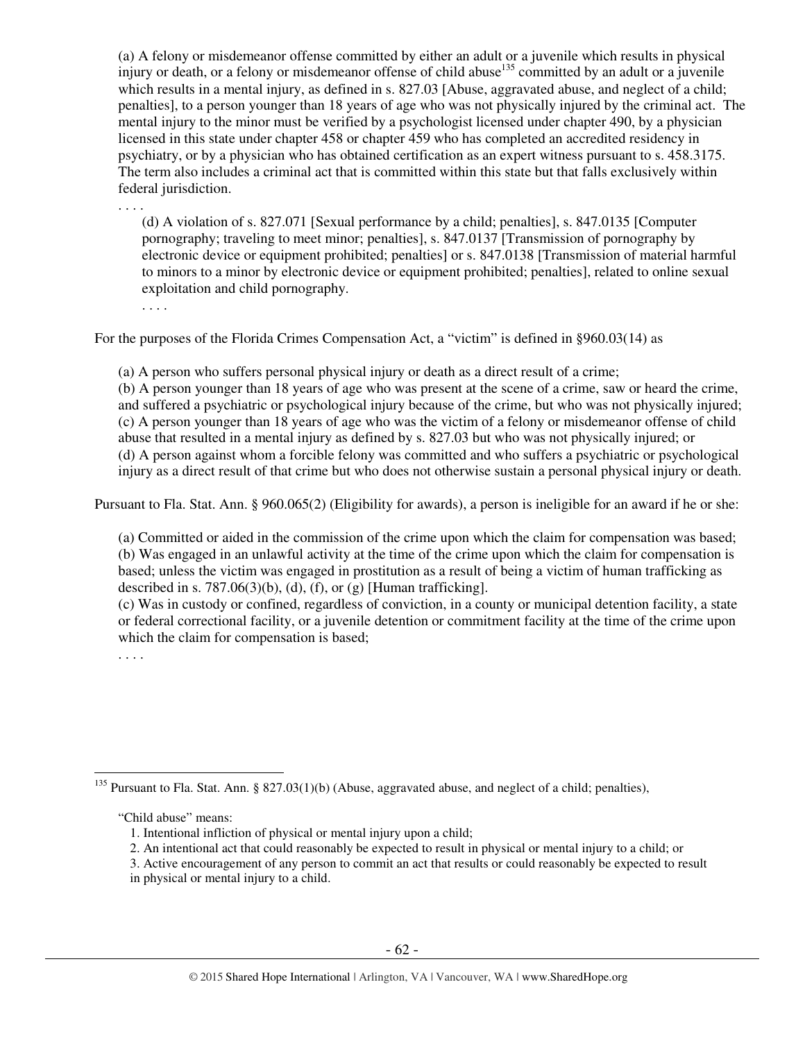(a) A felony or misdemeanor offense committed by either an adult or a juvenile which results in physical injury or death, or a felony or misdemeanor offense of child abuse[135] committed by an adult or a juvenile which results in a mental injury, as defined in s. 827.03 [Abuse, aggravated abuse, and neglect of a child; penalties], to a person younger than 18 years of age who was not physically injured by the criminal act. The mental injury to the minor must be verified by a psychologist licensed under chapter 490, by a physician licensed in this state under chapter 458 or chapter 459 who has completed an accredited residency in psychiatry, or by a physician who has obtained certification as an expert witness pursuant to s. 458.3175. The term also includes a criminal act that is committed within this state but that falls exclusively within federal jurisdiction.

. . . .

> (d) A violation of s. 827.071 [Sexual performance by a child; penalties], s. 847.0135 [Computer pornography; traveling to meet minor; penalties], s. 847.0137 [Transmission of pornography by electronic device or equipment prohibited; penalties] or s. 847.0138 [Transmission of material harmful to minors to a minor by electronic device or equipment prohibited; penalties], related to online sexual exploitation and child pornography.
>
> . . . .

For the purposes of the Florida Crimes Compensation Act, a "victim" is defined in §960.03(14) as

(a) A person who suffers personal physical injury or death as a direct result of a crime;
(b) A person younger than 18 years of age who was present at the scene of a crime, saw or heard the crime, and suffered a psychiatric or psychological injury because of the crime, but who was not physically injured;
(c) A person younger than 18 years of age who was the victim of a felony or misdemeanor offense of child abuse that resulted in a mental injury as defined by s. 827.03 but who was not physically injured; or
(d) A person against whom a forcible felony was committed and who suffers a psychiatric or psychological injury as a direct result of that crime but who does not otherwise sustain a personal physical injury or death.

Pursuant to Fla. Stat. Ann. § 960.065(2) (Eligibility for awards), a person is ineligible for an award if he or she:

(a) Committed or aided in the commission of the crime upon which the claim for compensation was based;
(b) Was engaged in an unlawful activity at the time of the crime upon which the claim for compensation is based; unless the victim was engaged in prostitution as a result of being a victim of human trafficking as described in s. 787.06(3)(b), (d), (f), or (g) [Human trafficking].
(c) Was in custody or confined, regardless of conviction, in a county or municipal detention facility, a state or federal correctional facility, or a juvenile detention or commitment facility at the time of the crime upon which the claim for compensation is based;

. . . .

---

[135] Pursuant to Fla. Stat. Ann. § 827.03(1)(b) (Abuse, aggravated abuse, and neglect of a child; penalties),

"Child abuse" means:
1. Intentional infliction of physical or mental injury upon a child;
2. An intentional act that could reasonably be expected to result in physical or mental injury to a child; or
3. Active encouragement of any person to commit an act that results or could reasonably be expected to result in physical or mental injury to a child.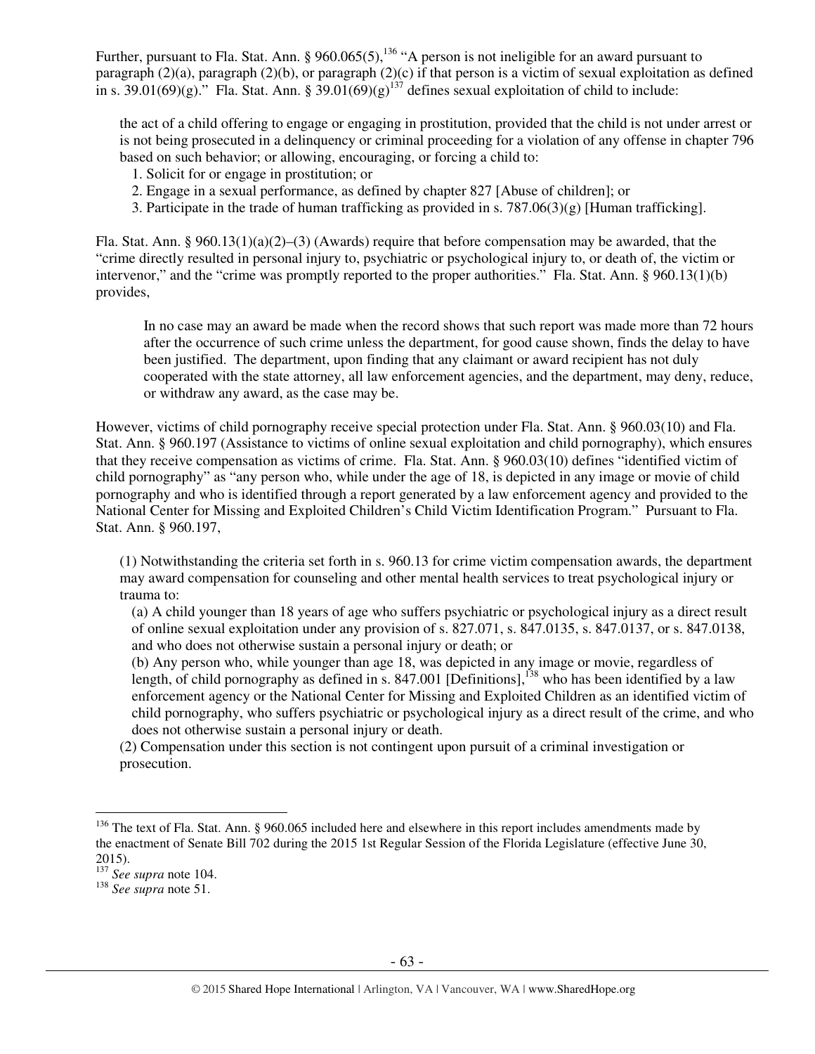Further, pursuant to Fla. Stat. Ann. § 960.065(5),[136] "A person is not ineligible for an award pursuant to paragraph (2)(a), paragraph (2)(b), or paragraph (2)(c) if that person is a victim of sexual exploitation as defined in s. 39.01(69)(g)." Fla. Stat. Ann. § 39.01(69)(g)[137] defines sexual exploitation of child to include:

> the act of a child offering to engage or engaging in prostitution, provided that the child is not under arrest or is not being prosecuted in a delinquency or criminal proceeding for a violation of any offense in chapter 796 based on such behavior; or allowing, encouraging, or forcing a child to:
> 1. Solicit for or engage in prostitution; or
> 2. Engage in a sexual performance, as defined by chapter 827 [Abuse of children]; or
> 3. Participate in the trade of human trafficking as provided in s. 787.06(3)(g) [Human trafficking].

Fla. Stat. Ann. § 960.13(1)(a)(2)–(3) (Awards) require that before compensation may be awarded, that the "crime directly resulted in personal injury to, psychiatric or psychological injury to, or death of, the victim or intervenor," and the "crime was promptly reported to the proper authorities." Fla. Stat. Ann. § 960.13(1)(b) provides,

> In no case may an award be made when the record shows that such report was made more than 72 hours after the occurrence of such crime unless the department, for good cause shown, finds the delay to have been justified. The department, upon finding that any claimant or award recipient has not duly cooperated with the state attorney, all law enforcement agencies, and the department, may deny, reduce, or withdraw any award, as the case may be.

However, victims of child pornography receive special protection under Fla. Stat. Ann. § 960.03(10) and Fla. Stat. Ann. § 960.197 (Assistance to victims of online sexual exploitation and child pornography), which ensures that they receive compensation as victims of crime. Fla. Stat. Ann. § 960.03(10) defines "identified victim of child pornography" as "any person who, while under the age of 18, is depicted in any image or movie of child pornography and who is identified through a report generated by a law enforcement agency and provided to the National Center for Missing and Exploited Children's Child Victim Identification Program." Pursuant to Fla. Stat. Ann. § 960.197,

> (1) Notwithstanding the criteria set forth in s. 960.13 for crime victim compensation awards, the department may award compensation for counseling and other mental health services to treat psychological injury or trauma to:
>
> (a) A child younger than 18 years of age who suffers psychiatric or psychological injury as a direct result of online sexual exploitation under any provision of s. 827.071, s. 847.0135, s. 847.0137, or s. 847.0138, and who does not otherwise sustain a personal injury or death; or
>
> (b) Any person who, while younger than age 18, was depicted in any image or movie, regardless of length, of child pornography as defined in s. 847.001 [Definitions],[138] who has been identified by a law enforcement agency or the National Center for Missing and Exploited Children as an identified victim of child pornography, who suffers psychiatric or psychological injury as a direct result of the crime, and who does not otherwise sustain a personal injury or death.
>
> (2) Compensation under this section is not contingent upon pursuit of a criminal investigation or prosecution.

---

[136] The text of Fla. Stat. Ann. § 960.065 included here and elsewhere in this report includes amendments made by the enactment of Senate Bill 702 during the 2015 1st Regular Session of the Florida Legislature (effective June 30, 2015).

[137] *See supra* note 104.

[138] *See supra* note 51.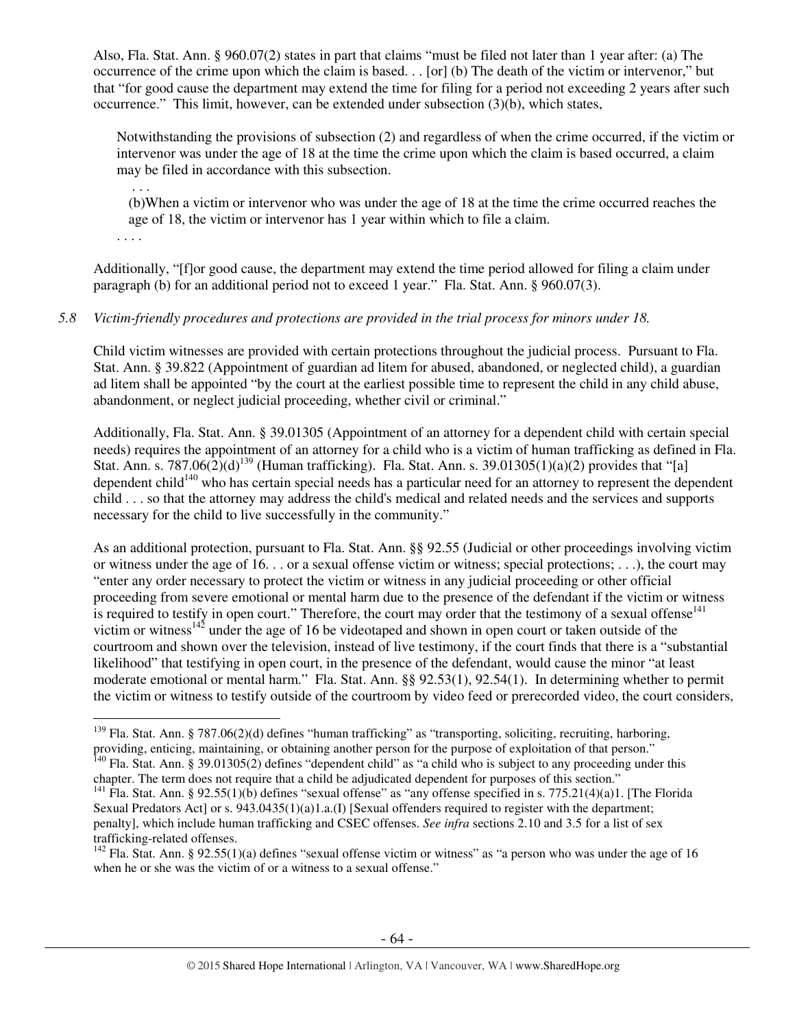Also, Fla. Stat. Ann. § 960.07(2) states in part that claims "must be filed not later than 1 year after: (a) The occurrence of the crime upon which the claim is based. . . [or] (b) The death of the victim or intervenor," but that "for good cause the department may extend the time for filing for a period not exceeding 2 years after such occurrence." This limit, however, can be extended under subsection (3)(b), which states,

> Notwithstanding the provisions of subsection (2) and regardless of when the crime occurred, if the victim or intervenor was under the age of 18 at the time the crime upon which the claim is based occurred, a claim may be filed in accordance with this subsection.
>
> . . .
>
> (b)When a victim or intervenor who was under the age of 18 at the time the crime occurred reaches the age of 18, the victim or intervenor has 1 year within which to file a claim.
>
> . . . .

Additionally, "[f]or good cause, the department may extend the time period allowed for filing a claim under paragraph (b) for an additional period not to exceed 1 year." Fla. Stat. Ann. § 960.07(3).

*5.8 Victim-friendly procedures and protections are provided in the trial process for minors under 18.*

Child victim witnesses are provided with certain protections throughout the judicial process. Pursuant to Fla. Stat. Ann. § 39.822 (Appointment of guardian ad litem for abused, abandoned, or neglected child), a guardian ad litem shall be appointed "by the court at the earliest possible time to represent the child in any child abuse, abandonment, or neglect judicial proceeding, whether civil or criminal."

Additionally, Fla. Stat. Ann. § 39.01305 (Appointment of an attorney for a dependent child with certain special needs) requires the appointment of an attorney for a child who is a victim of human trafficking as defined in Fla. Stat. Ann. s. 787.06(2)(d)[139] (Human trafficking). Fla. Stat. Ann. s. 39.01305(1)(a)(2) provides that "[a] dependent child[140] who has certain special needs has a particular need for an attorney to represent the dependent child . . . so that the attorney may address the child's medical and related needs and the services and supports necessary for the child to live successfully in the community."

As an additional protection, pursuant to Fla. Stat. Ann. §§ 92.55 (Judicial or other proceedings involving victim or witness under the age of 16. . . or a sexual offense victim or witness; special protections; . . .), the court may "enter any order necessary to protect the victim or witness in any judicial proceeding or other official proceeding from severe emotional or mental harm due to the presence of the defendant if the victim or witness is required to testify in open court." Therefore, the court may order that the testimony of a sexual offense[141] victim or witness[142] under the age of 16 be videotaped and shown in open court or taken outside of the courtroom and shown over the television, instead of live testimony, if the court finds that there is a "substantial likelihood" that testifying in open court, in the presence of the defendant, would cause the minor "at least moderate emotional or mental harm." Fla. Stat. Ann. §§ 92.53(1), 92.54(1). In determining whether to permit the victim or witness to testify outside of the courtroom by video feed or prerecorded video, the court considers,

---

[139] Fla. Stat. Ann. § 787.06(2)(d) defines "human trafficking" as "transporting, soliciting, recruiting, harboring, providing, enticing, maintaining, or obtaining another person for the purpose of exploitation of that person."

[140] Fla. Stat. Ann. § 39.01305(2) defines "dependent child" as "a child who is subject to any proceeding under this chapter. The term does not require that a child be adjudicated dependent for purposes of this section."

[141] Fla. Stat. Ann. § 92.55(1)(b) defines "sexual offense" as "any offense specified in s. 775.21(4)(a)1. [The Florida Sexual Predators Act] or s. 943.0435(1)(a)1.a.(I) [Sexual offenders required to register with the department; penalty], which include human trafficking and CSEC offenses. *See infra* sections 2.10 and 3.5 for a list of sex trafficking-related offenses.

[142] Fla. Stat. Ann. § 92.55(1)(a) defines "sexual offense victim or witness" as "a person who was under the age of 16 when he or she was the victim of or a witness to a sexual offense."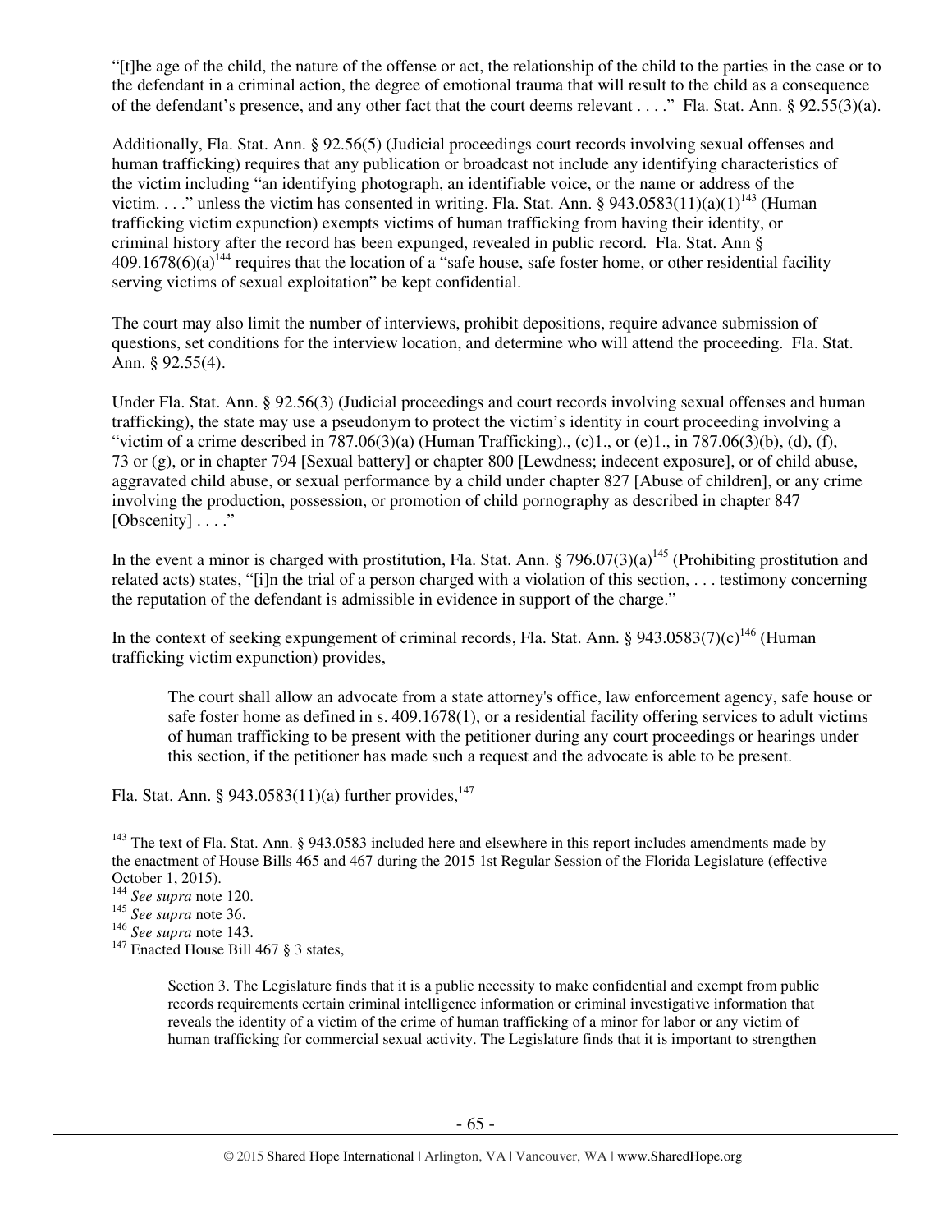"[t]he age of the child, the nature of the offense or act, the relationship of the child to the parties in the case or to the defendant in a criminal action, the degree of emotional trauma that will result to the child as a consequence of the defendant's presence, and any other fact that the court deems relevant . . . ." Fla. Stat. Ann. § 92.55(3)(a).

Additionally, Fla. Stat. Ann. § 92.56(5) (Judicial proceedings court records involving sexual offenses and human trafficking) requires that any publication or broadcast not include any identifying characteristics of the victim including "an identifying photograph, an identifiable voice, or the name or address of the victim. . . ." unless the victim has consented in writing. Fla. Stat. Ann. § 943.0583(11)(a)(1)[143] (Human trafficking victim expunction) exempts victims of human trafficking from having their identity, or criminal history after the record has been expunged, revealed in public record. Fla. Stat. Ann § 409.1678(6)(a)[144] requires that the location of a "safe house, safe foster home, or other residential facility serving victims of sexual exploitation" be kept confidential.

The court may also limit the number of interviews, prohibit depositions, require advance submission of questions, set conditions for the interview location, and determine who will attend the proceeding. Fla. Stat. Ann. § 92.55(4).

Under Fla. Stat. Ann. § 92.56(3) (Judicial proceedings and court records involving sexual offenses and human trafficking), the state may use a pseudonym to protect the victim's identity in court proceeding involving a "victim of a crime described in 787.06(3)(a) (Human Trafficking)., (c)1., or (e)1., in 787.06(3)(b), (d), (f), 73 or (g), or in chapter 794 [Sexual battery] or chapter 800 [Lewdness; indecent exposure], or of child abuse, aggravated child abuse, or sexual performance by a child under chapter 827 [Abuse of children], or any crime involving the production, possession, or promotion of child pornography as described in chapter 847 [Obscenity] . . . ."

In the event a minor is charged with prostitution, Fla. Stat. Ann. § 796.07(3)(a)[145] (Prohibiting prostitution and related acts) states, "[i]n the trial of a person charged with a violation of this section, . . . testimony concerning the reputation of the defendant is admissible in evidence in support of the charge."

In the context of seeking expungement of criminal records, Fla. Stat. Ann. § 943.0583(7)(c)[146] (Human trafficking victim expunction) provides,

> The court shall allow an advocate from a state attorney's office, law enforcement agency, safe house or safe foster home as defined in s. 409.1678(1), or a residential facility offering services to adult victims of human trafficking to be present with the petitioner during any court proceedings or hearings under this section, if the petitioner has made such a request and the advocate is able to be present.

Fla. Stat. Ann. § 943.0583(11)(a) further provides,[147]

---

[143] The text of Fla. Stat. Ann. § 943.0583 included here and elsewhere in this report includes amendments made by the enactment of House Bills 465 and 467 during the 2015 1st Regular Session of the Florida Legislature (effective October 1, 2015).

[144] *See supra* note 120.

[145] *See supra* note 36.

[146] *See supra* note 143.

[147] Enacted House Bill 467 § 3 states,

> Section 3. The Legislature finds that it is a public necessity to make confidential and exempt from public records requirements certain criminal intelligence information or criminal investigative information that reveals the identity of a victim of the crime of human trafficking of a minor for labor or any victim of human trafficking for commercial sexual activity. The Legislature finds that it is important to strengthen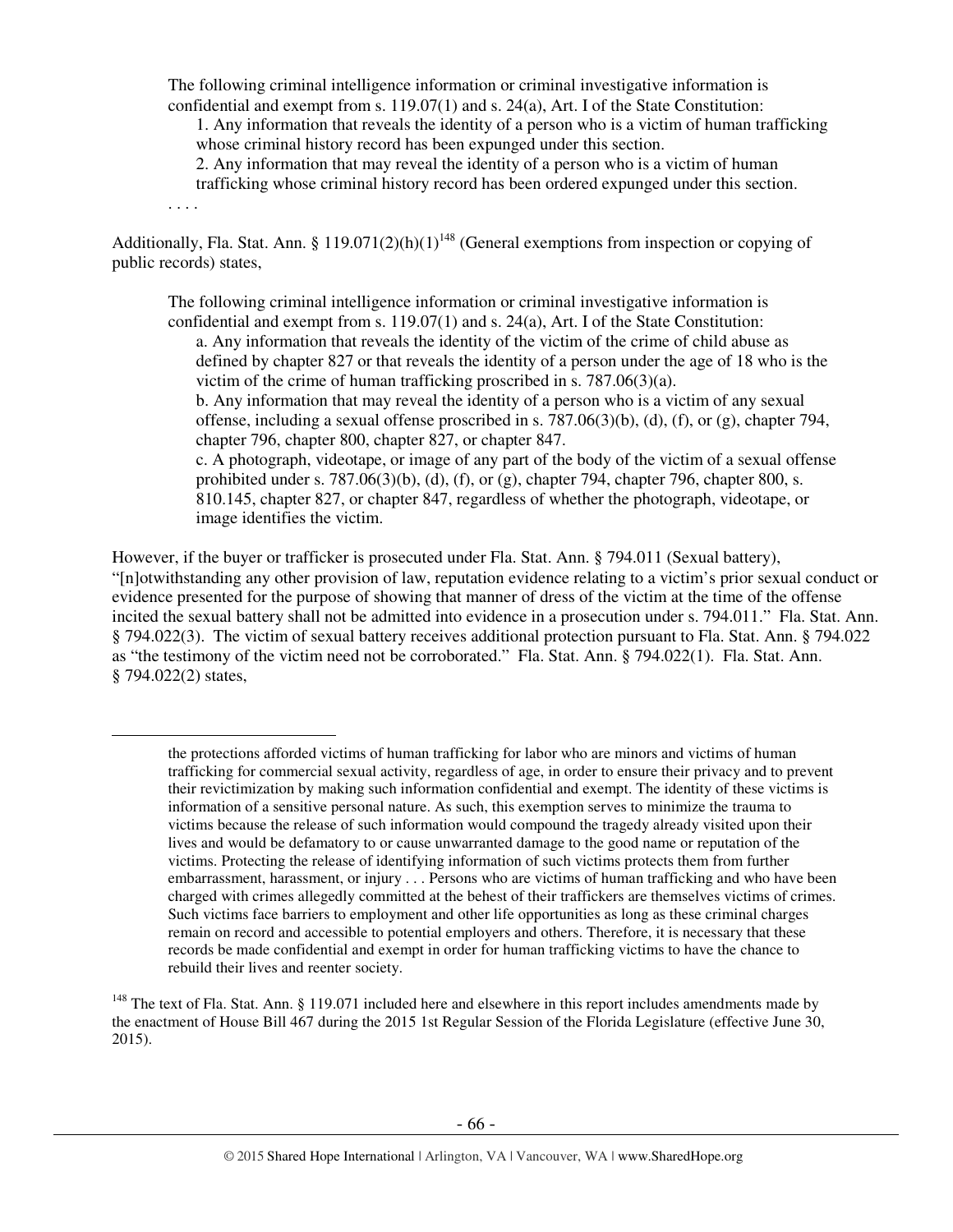> The following criminal intelligence information or criminal investigative information is confidential and exempt from s. 119.07(1) and s. 24(a), Art. I of the State Constitution:
>
> 1. Any information that reveals the identity of a person who is a victim of human trafficking whose criminal history record has been expunged under this section.
> 2. Any information that may reveal the identity of a person who is a victim of human trafficking whose criminal history record has been ordered expunged under this section.
>
> . . . .

Additionally, Fla. Stat. Ann. § 119.071(2)(h)(1)[148] (General exemptions from inspection or copying of public records) states,

> The following criminal intelligence information or criminal investigative information is confidential and exempt from s. 119.07(1) and s. 24(a), Art. I of the State Constitution:
>
> a. Any information that reveals the identity of the victim of the crime of child abuse as defined by chapter 827 or that reveals the identity of a person under the age of 18 who is the victim of the crime of human trafficking proscribed in s. 787.06(3)(a).
>
> b. Any information that may reveal the identity of a person who is a victim of any sexual offense, including a sexual offense proscribed in s. 787.06(3)(b), (d), (f), or (g), chapter 794, chapter 796, chapter 800, chapter 827, or chapter 847.
>
> c. A photograph, videotape, or image of any part of the body of the victim of a sexual offense prohibited under s. 787.06(3)(b), (d), (f), or (g), chapter 794, chapter 796, chapter 800, s. 810.145, chapter 827, or chapter 847, regardless of whether the photograph, videotape, or image identifies the victim.

However, if the buyer or trafficker is prosecuted under Fla. Stat. Ann. § 794.011 (Sexual battery), "[n]otwithstanding any other provision of law, reputation evidence relating to a victim's prior sexual conduct or evidence presented for the purpose of showing that manner of dress of the victim at the time of the offense incited the sexual battery shall not be admitted into evidence in a prosecution under s. 794.011." Fla. Stat. Ann. § 794.022(3). The victim of sexual battery receives additional protection pursuant to Fla. Stat. Ann. § 794.022 as "the testimony of the victim need not be corroborated." Fla. Stat. Ann. § 794.022(1). Fla. Stat. Ann. § 794.022(2) states,

---

> the protections afforded victims of human trafficking for labor who are minors and victims of human trafficking for commercial sexual activity, regardless of age, in order to ensure their privacy and to prevent their revictimization by making such information confidential and exempt. The identity of these victims is information of a sensitive personal nature. As such, this exemption serves to minimize the trauma to victims because the release of such information would compound the tragedy already visited upon their lives and would be defamatory to or cause unwarranted damage to the good name or reputation of the victims. Protecting the release of identifying information of such victims protects them from further embarrassment, harassment, or injury . . . Persons who are victims of human trafficking and who have been charged with crimes allegedly committed at the behest of their traffickers are themselves victims of crimes. Such victims face barriers to employment and other life opportunities as long as these criminal charges remain on record and accessible to potential employers and others. Therefore, it is necessary that these records be made confidential and exempt in order for human trafficking victims to have the chance to rebuild their lives and reenter society.

[148] The text of Fla. Stat. Ann. § 119.071 included here and elsewhere in this report includes amendments made by the enactment of House Bill 467 during the 2015 1st Regular Session of the Florida Legislature (effective June 30, 2015).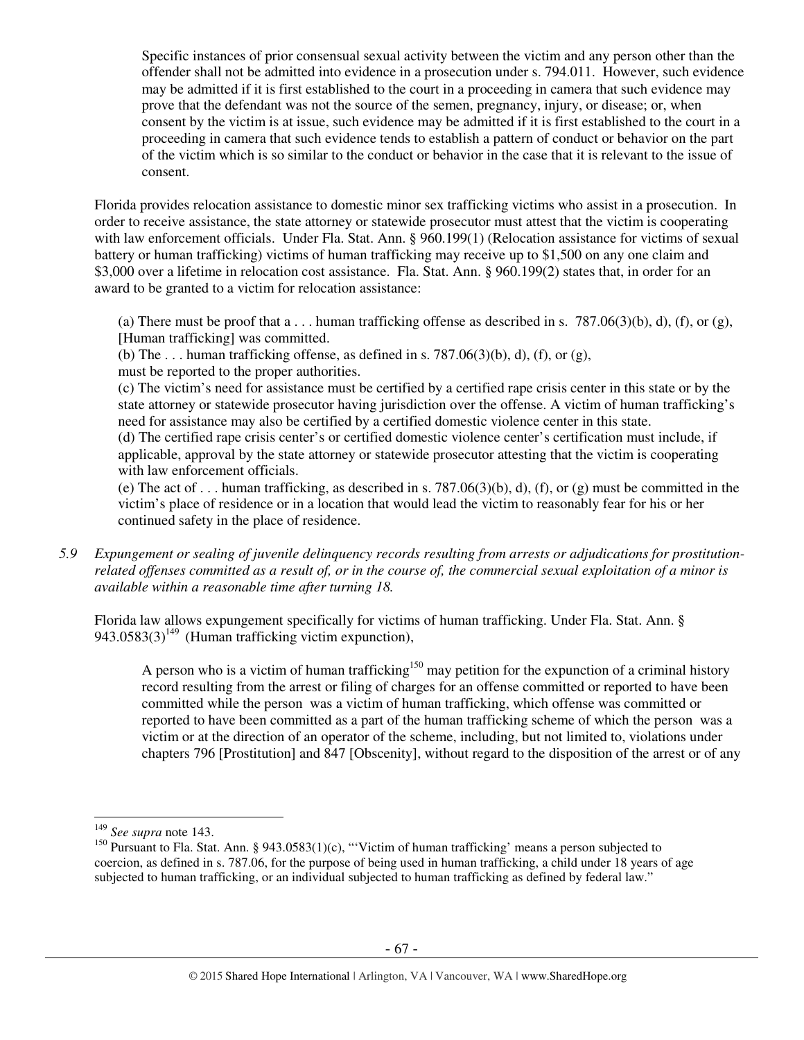> Specific instances of prior consensual sexual activity between the victim and any person other than the offender shall not be admitted into evidence in a prosecution under s. 794.011. However, such evidence may be admitted if it is first established to the court in a proceeding in camera that such evidence may prove that the defendant was not the source of the semen, pregnancy, injury, or disease; or, when consent by the victim is at issue, such evidence may be admitted if it is first established to the court in a proceeding in camera that such evidence tends to establish a pattern of conduct or behavior on the part of the victim which is so similar to the conduct or behavior in the case that it is relevant to the issue of consent.

Florida provides relocation assistance to domestic minor sex trafficking victims who assist in a prosecution. In order to receive assistance, the state attorney or statewide prosecutor must attest that the victim is cooperating with law enforcement officials. Under Fla. Stat. Ann. § 960.199(1) (Relocation assistance for victims of sexual battery or human trafficking) victims of human trafficking may receive up to $1,500 on any one claim and $3,000 over a lifetime in relocation cost assistance. Fla. Stat. Ann. § 960.199(2) states that, in order for an award to be granted to a victim for relocation assistance:

> (a) There must be proof that a . . . human trafficking offense as described in s. 787.06(3)(b), d), (f), or (g), [Human trafficking] was committed.
>
> (b) The . . . human trafficking offense, as defined in s. 787.06(3)(b), d), (f), or (g), must be reported to the proper authorities.
>
> (c) The victim's need for assistance must be certified by a certified rape crisis center in this state or by the state attorney or statewide prosecutor having jurisdiction over the offense. A victim of human trafficking's need for assistance may also be certified by a certified domestic violence center in this state.
>
> (d) The certified rape crisis center's or certified domestic violence center's certification must include, if applicable, approval by the state attorney or statewide prosecutor attesting that the victim is cooperating with law enforcement officials.
>
> (e) The act of . . . human trafficking, as described in s. 787.06(3)(b), d), (f), or (g) must be committed in the victim's place of residence or in a location that would lead the victim to reasonably fear for his or her continued safety in the place of residence.

*5.9 Expungement or sealing of juvenile delinquency records resulting from arrests or adjudications for prostitution-related offenses committed as a result of, or in the course of, the commercial sexual exploitation of a minor is available within a reasonable time after turning 18.*

Florida law allows expungement specifically for victims of human trafficking. Under Fla. Stat. Ann. § 943.0583(3)[149] (Human trafficking victim expunction),

> A person who is a victim of human trafficking[150] may petition for the expunction of a criminal history record resulting from the arrest or filing of charges for an offense committed or reported to have been committed while the person was a victim of human trafficking, which offense was committed or reported to have been committed as a part of the human trafficking scheme of which the person was a victim or at the direction of an operator of the scheme, including, but not limited to, violations under chapters 796 [Prostitution] and 847 [Obscenity], without regard to the disposition of the arrest or of any

---

[149] *See supra* note 143.

[150] Pursuant to Fla. Stat. Ann. § 943.0583(1)(c), "'Victim of human trafficking' means a person subjected to coercion, as defined in s. 787.06, for the purpose of being used in human trafficking, a child under 18 years of age subjected to human trafficking, or an individual subjected to human trafficking as defined by federal law."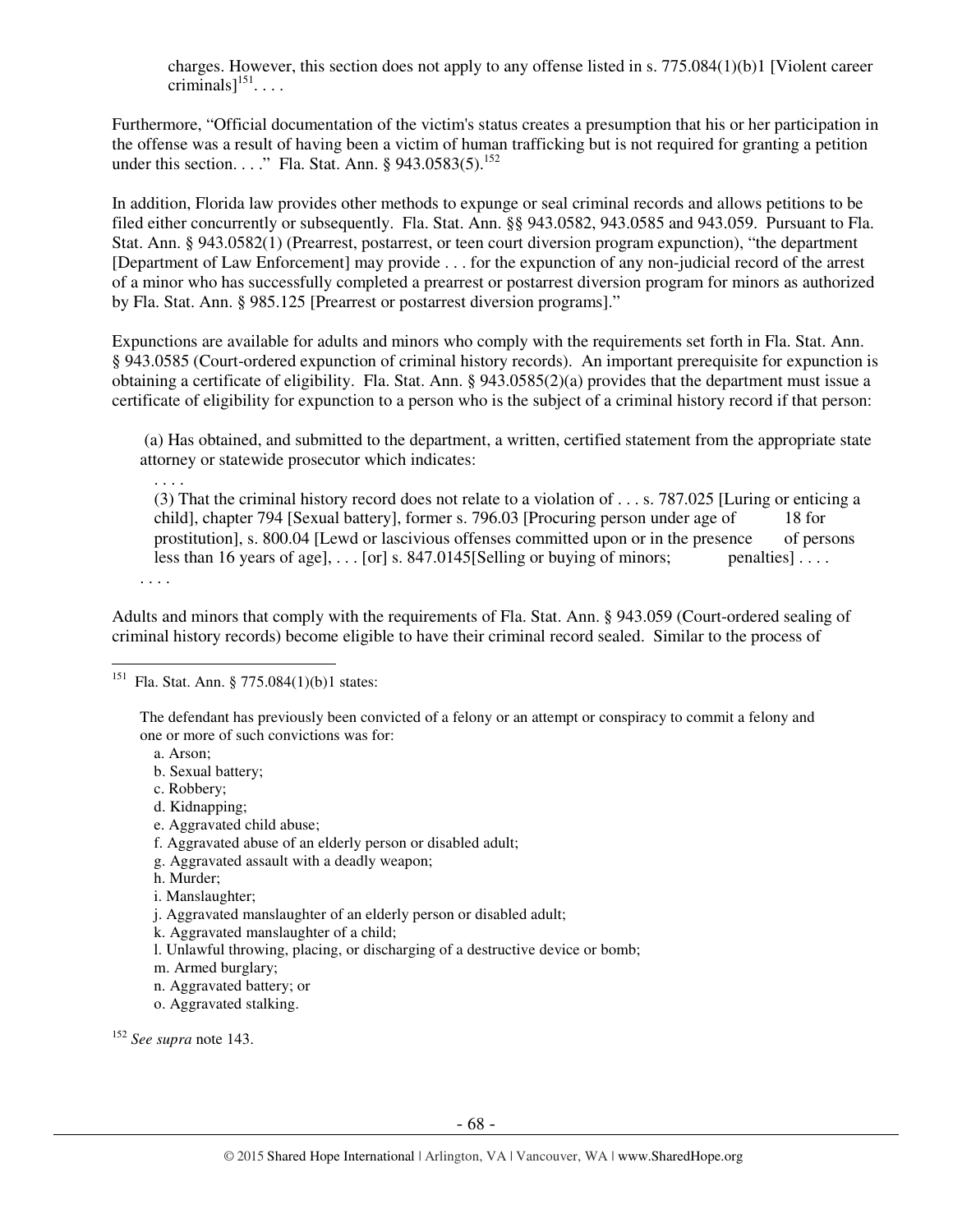charges. However, this section does not apply to any offense listed in s. 775.084(1)(b)1 [Violent career criminals][151]. . . .

Furthermore, "Official documentation of the victim's status creates a presumption that his or her participation in the offense was a result of having been a victim of human trafficking but is not required for granting a petition under this section. . . ." Fla. Stat. Ann. § 943.0583(5).[152]

In addition, Florida law provides other methods to expunge or seal criminal records and allows petitions to be filed either concurrently or subsequently. Fla. Stat. Ann. §§ 943.0582, 943.0585 and 943.059. Pursuant to Fla. Stat. Ann. § 943.0582(1) (Prearrest, postarrest, or teen court diversion program expunction), "the department [Department of Law Enforcement] may provide . . . for the expunction of any non-judicial record of the arrest of a minor who has successfully completed a prearrest or postarrest diversion program for minors as authorized by Fla. Stat. Ann. § 985.125 [Prearrest or postarrest diversion programs]."

Expunctions are available for adults and minors who comply with the requirements set forth in Fla. Stat. Ann. § 943.0585 (Court-ordered expunction of criminal history records). An important prerequisite for expunction is obtaining a certificate of eligibility. Fla. Stat. Ann. § 943.0585(2)(a) provides that the department must issue a certificate of eligibility for expunction to a person who is the subject of a criminal history record if that person:

> (a) Has obtained, and submitted to the department, a written, certified statement from the appropriate state attorney or statewide prosecutor which indicates:
>
> . . . .
>
> (3) That the criminal history record does not relate to a violation of . . . s. 787.025 [Luring or enticing a child], chapter 794 [Sexual battery], former s. 796.03 [Procuring person under age of 18 for prostitution], s. 800.04 [Lewd or lascivious offenses committed upon or in the presence of persons less than 16 years of age], . . . [or] s. 847.0145[Selling or buying of minors; penalties] . . . .
>
> . . . .

Adults and minors that comply with the requirements of Fla. Stat. Ann. § 943.059 (Court-ordered sealing of criminal history records) become eligible to have their criminal record sealed. Similar to the process of

---

[151] Fla. Stat. Ann. § 775.084(1)(b)1 states:

> The defendant has previously been convicted of a felony or an attempt or conspiracy to commit a felony and one or more of such convictions was for:
>
> a. Arson;
> b. Sexual battery;
> c. Robbery;
> d. Kidnapping;
> e. Aggravated child abuse;
> f. Aggravated abuse of an elderly person or disabled adult;
> g. Aggravated assault with a deadly weapon;
> h. Murder;
> i. Manslaughter;
> j. Aggravated manslaughter of an elderly person or disabled adult;
> k. Aggravated manslaughter of a child;
> l. Unlawful throwing, placing, or discharging of a destructive device or bomb;
> m. Armed burglary;
> n. Aggravated battery; or
> o. Aggravated stalking.

[152] *See supra* note 143.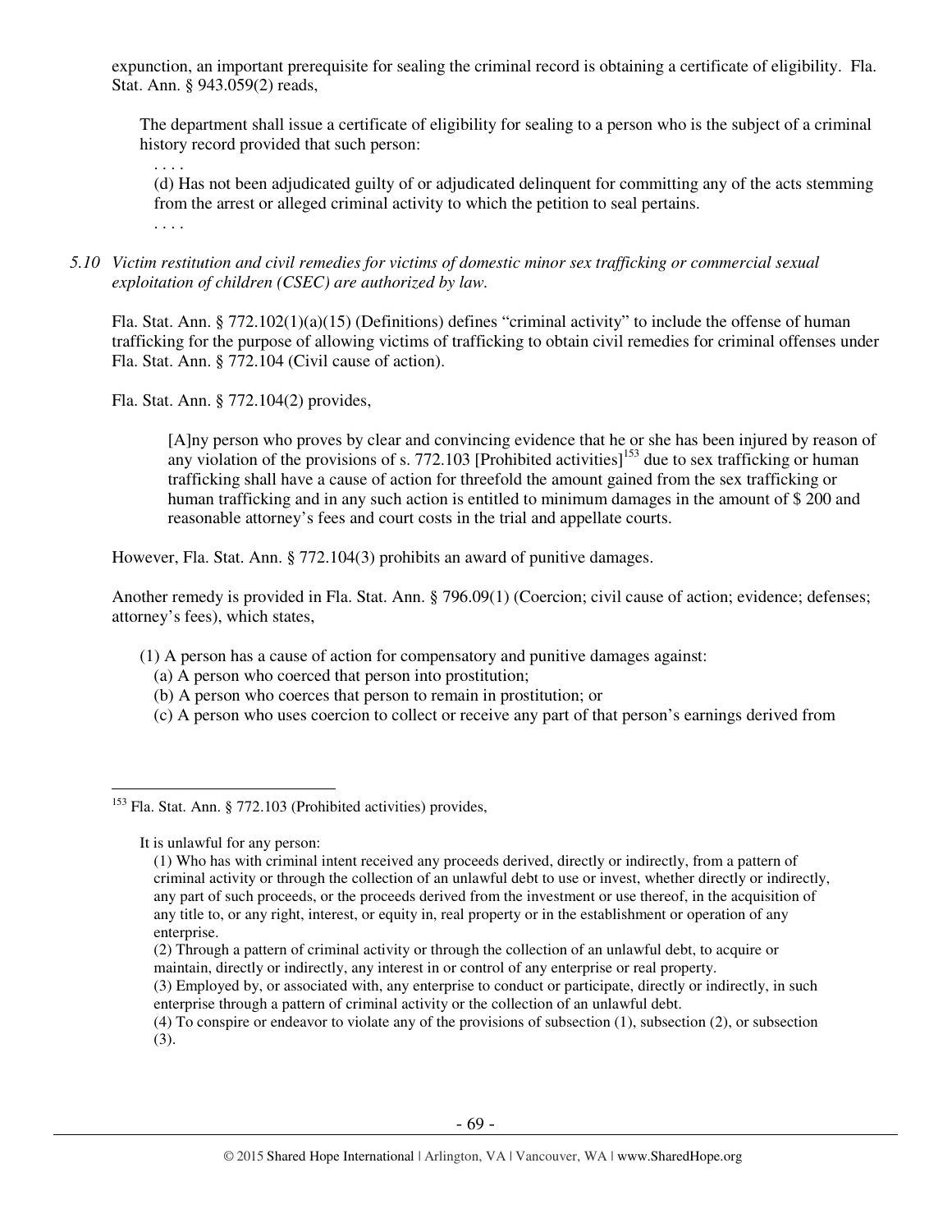expunction, an important prerequisite for sealing the criminal record is obtaining a certificate of eligibility. Fla. Stat. Ann. § 943.059(2) reads,

> The department shall issue a certificate of eligibility for sealing to a person who is the subject of a criminal history record provided that such person:
>
> . . . .
>
> (d) Has not been adjudicated guilty of or adjudicated delinquent for committing any of the acts stemming from the arrest or alleged criminal activity to which the petition to seal pertains.
>
> . . . .

*5.10 Victim restitution and civil remedies for victims of domestic minor sex trafficking or commercial sexual exploitation of children (CSEC) are authorized by law.*

Fla. Stat. Ann. § 772.102(1)(a)(15) (Definitions) defines "criminal activity" to include the offense of human trafficking for the purpose of allowing victims of trafficking to obtain civil remedies for criminal offenses under Fla. Stat. Ann. § 772.104 (Civil cause of action).

Fla. Stat. Ann. § 772.104(2) provides,

> [A]ny person who proves by clear and convincing evidence that he or she has been injured by reason of any violation of the provisions of s. 772.103 [Prohibited activities][153] due to sex trafficking or human trafficking shall have a cause of action for threefold the amount gained from the sex trafficking or human trafficking and in any such action is entitled to minimum damages in the amount of $ 200 and reasonable attorney's fees and court costs in the trial and appellate courts.

However, Fla. Stat. Ann. § 772.104(3) prohibits an award of punitive damages.

Another remedy is provided in Fla. Stat. Ann. § 796.09(1) (Coercion; civil cause of action; evidence; defenses; attorney's fees), which states,

> (1) A person has a cause of action for compensatory and punitive damages against:
> (a) A person who coerced that person into prostitution;
> (b) A person who coerces that person to remain in prostitution; or
> (c) A person who uses coercion to collect or receive any part of that person's earnings derived from

---

[153] Fla. Stat. Ann. § 772.103 (Prohibited activities) provides,

> It is unlawful for any person:
>
> (1) Who has with criminal intent received any proceeds derived, directly or indirectly, from a pattern of criminal activity or through the collection of an unlawful debt to use or invest, whether directly or indirectly, any part of such proceeds, or the proceeds derived from the investment or use thereof, in the acquisition of any title to, or any right, interest, or equity in, real property or in the establishment or operation of any enterprise.
>
> (2) Through a pattern of criminal activity or through the collection of an unlawful debt, to acquire or maintain, directly or indirectly, any interest in or control of any enterprise or real property.
>
> (3) Employed by, or associated with, any enterprise to conduct or participate, directly or indirectly, in such enterprise through a pattern of criminal activity or the collection of an unlawful debt.
>
> (4) To conspire or endeavor to violate any of the provisions of subsection (1), subsection (2), or subsection (3).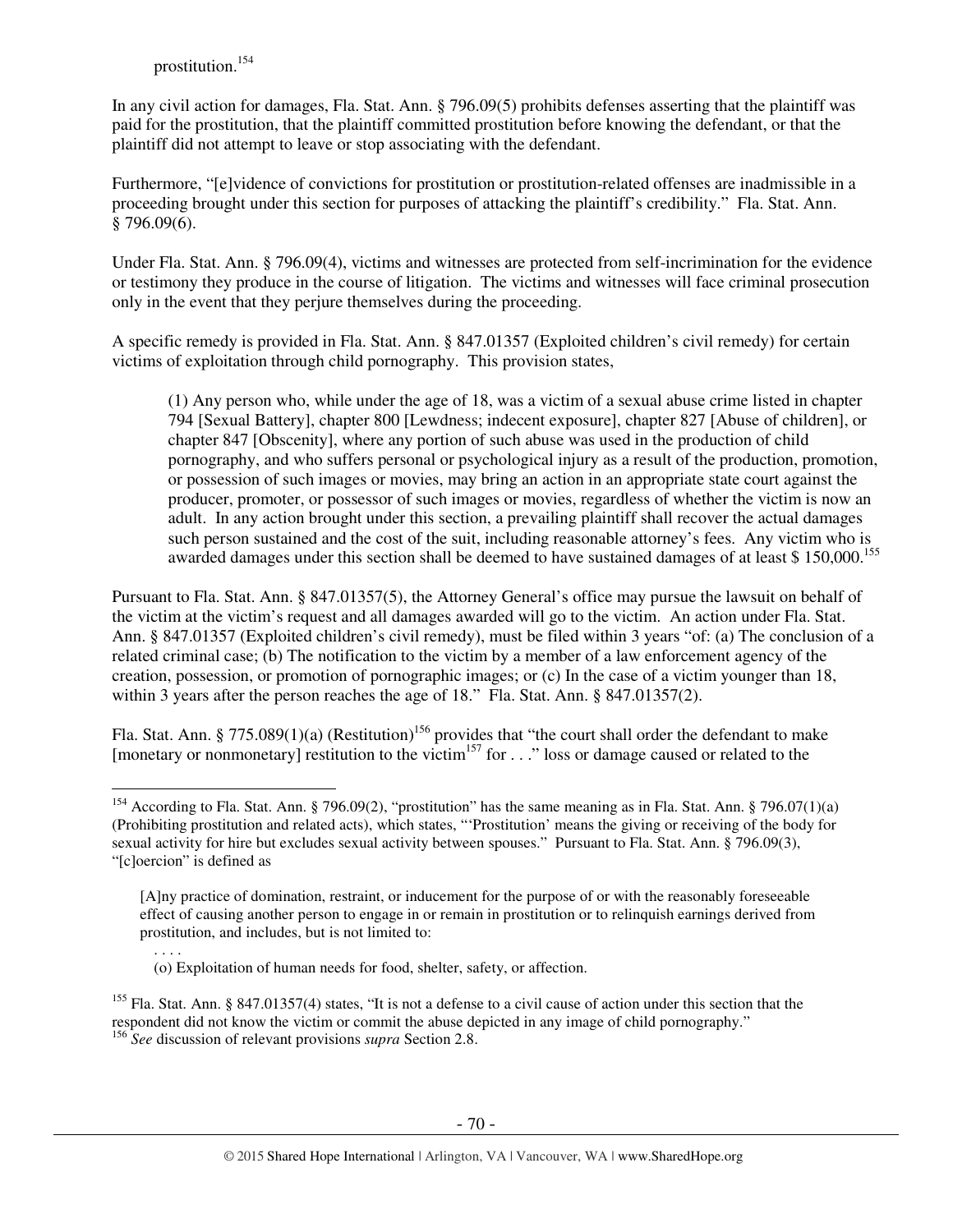prostitution.[154]

In any civil action for damages, Fla. Stat. Ann. § 796.09(5) prohibits defenses asserting that the plaintiff was paid for the prostitution, that the plaintiff committed prostitution before knowing the defendant, or that the plaintiff did not attempt to leave or stop associating with the defendant.

Furthermore, "[e]vidence of convictions for prostitution or prostitution-related offenses are inadmissible in a proceeding brought under this section for purposes of attacking the plaintiff's credibility." Fla. Stat. Ann. § 796.09(6).

Under Fla. Stat. Ann. § 796.09(4), victims and witnesses are protected from self-incrimination for the evidence or testimony they produce in the course of litigation. The victims and witnesses will face criminal prosecution only in the event that they perjure themselves during the proceeding.

A specific remedy is provided in Fla. Stat. Ann. § 847.01357 (Exploited children's civil remedy) for certain victims of exploitation through child pornography. This provision states,

> (1) Any person who, while under the age of 18, was a victim of a sexual abuse crime listed in chapter 794 [Sexual Battery], chapter 800 [Lewdness; indecent exposure], chapter 827 [Abuse of children], or chapter 847 [Obscenity], where any portion of such abuse was used in the production of child pornography, and who suffers personal or psychological injury as a result of the production, promotion, or possession of such images or movies, may bring an action in an appropriate state court against the producer, promoter, or possessor of such images or movies, regardless of whether the victim is now an adult. In any action brought under this section, a prevailing plaintiff shall recover the actual damages such person sustained and the cost of the suit, including reasonable attorney's fees. Any victim who is awarded damages under this section shall be deemed to have sustained damages of at least $ 150,000.[155]

Pursuant to Fla. Stat. Ann. § 847.01357(5), the Attorney General's office may pursue the lawsuit on behalf of the victim at the victim's request and all damages awarded will go to the victim. An action under Fla. Stat. Ann. § 847.01357 (Exploited children's civil remedy), must be filed within 3 years "of: (a) The conclusion of a related criminal case; (b) The notification to the victim by a member of a law enforcement agency of the creation, possession, or promotion of pornographic images; or (c) In the case of a victim younger than 18, within 3 years after the person reaches the age of 18." Fla. Stat. Ann. § 847.01357(2).

Fla. Stat. Ann. § 775.089(1)(a) (Restitution)[156] provides that "the court shall order the defendant to make [monetary or nonmonetary] restitution to the victim[157] for . . ." loss or damage caused or related to the

---

[154] According to Fla. Stat. Ann. § 796.09(2), "prostitution" has the same meaning as in Fla. Stat. Ann. § 796.07(1)(a) (Prohibiting prostitution and related acts), which states, "'Prostitution' means the giving or receiving of the body for sexual activity for hire but excludes sexual activity between spouses." Pursuant to Fla. Stat. Ann. § 796.09(3), "[c]oercion" is defined as

> [A]ny practice of domination, restraint, or inducement for the purpose of or with the reasonably foreseeable effect of causing another person to engage in or remain in prostitution or to relinquish earnings derived from prostitution, and includes, but is not limited to:
>
> . . . .
>
> (o) Exploitation of human needs for food, shelter, safety, or affection.

[155] Fla. Stat. Ann. § 847.01357(4) states, "It is not a defense to a civil cause of action under this section that the respondent did not know the victim or commit the abuse depicted in any image of child pornography."

[156] *See* discussion of relevant provisions *supra* Section 2.8.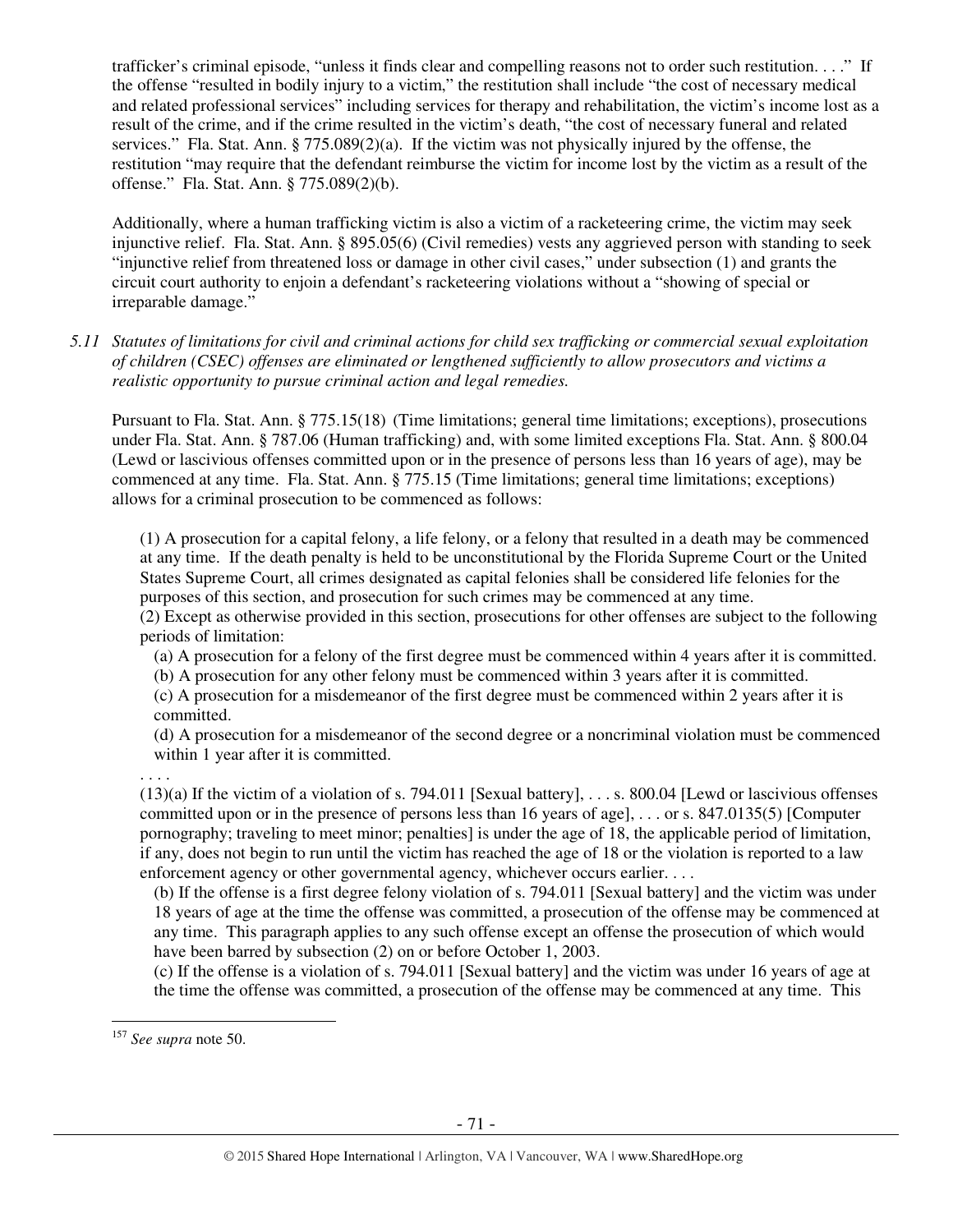trafficker's criminal episode, "unless it finds clear and compelling reasons not to order such restitution. . . ." If the offense "resulted in bodily injury to a victim," the restitution shall include "the cost of necessary medical and related professional services" including services for therapy and rehabilitation, the victim's income lost as a result of the crime, and if the crime resulted in the victim's death, "the cost of necessary funeral and related services." Fla. Stat. Ann. § 775.089(2)(a). If the victim was not physically injured by the offense, the restitution "may require that the defendant reimburse the victim for income lost by the victim as a result of the offense." Fla. Stat. Ann. § 775.089(2)(b).

Additionally, where a human trafficking victim is also a victim of a racketeering crime, the victim may seek injunctive relief. Fla. Stat. Ann. § 895.05(6) (Civil remedies) vests any aggrieved person with standing to seek "injunctive relief from threatened loss or damage in other civil cases," under subsection (1) and grants the circuit court authority to enjoin a defendant's racketeering violations without a "showing of special or irreparable damage."

*5.11 Statutes of limitations for civil and criminal actions for child sex trafficking or commercial sexual exploitation of children (CSEC) offenses are eliminated or lengthened sufficiently to allow prosecutors and victims a realistic opportunity to pursue criminal action and legal remedies.*

Pursuant to Fla. Stat. Ann. § 775.15(18) (Time limitations; general time limitations; exceptions), prosecutions under Fla. Stat. Ann. § 787.06 (Human trafficking) and, with some limited exceptions Fla. Stat. Ann. § 800.04 (Lewd or lascivious offenses committed upon or in the presence of persons less than 16 years of age), may be commenced at any time. Fla. Stat. Ann. § 775.15 (Time limitations; general time limitations; exceptions) allows for a criminal prosecution to be commenced as follows:

> (1) A prosecution for a capital felony, a life felony, or a felony that resulted in a death may be commenced at any time. If the death penalty is held to be unconstitutional by the Florida Supreme Court or the United States Supreme Court, all crimes designated as capital felonies shall be considered life felonies for the purposes of this section, and prosecution for such crimes may be commenced at any time.
> (2) Except as otherwise provided in this section, prosecutions for other offenses are subject to the following periods of limitation:
>
> (a) A prosecution for a felony of the first degree must be commenced within 4 years after it is committed.
> (b) A prosecution for any other felony must be commenced within 3 years after it is committed.
> (c) A prosecution for a misdemeanor of the first degree must be commenced within 2 years after it is committed.
> (d) A prosecution for a misdemeanor of the second degree or a noncriminal violation must be commenced within 1 year after it is committed.
>
> . . . .
> (13)(a) If the victim of a violation of s. 794.011 [Sexual battery], . . . s. 800.04 [Lewd or lascivious offenses committed upon or in the presence of persons less than 16 years of age], . . . or s. 847.0135(5) [Computer pornography; traveling to meet minor; penalties] is under the age of 18, the applicable period of limitation, if any, does not begin to run until the victim has reached the age of 18 or the violation is reported to a law enforcement agency or other governmental agency, whichever occurs earlier. . . .
>
> (b) If the offense is a first degree felony violation of s. 794.011 [Sexual battery] and the victim was under 18 years of age at the time the offense was committed, a prosecution of the offense may be commenced at any time. This paragraph applies to any such offense except an offense the prosecution of which would have been barred by subsection (2) on or before October 1, 2003.
> (c) If the offense is a violation of s. 794.011 [Sexual battery] and the victim was under 16 years of age at the time the offense was committed, a prosecution of the offense may be commenced at any time. This

[157] *See supra* note 50.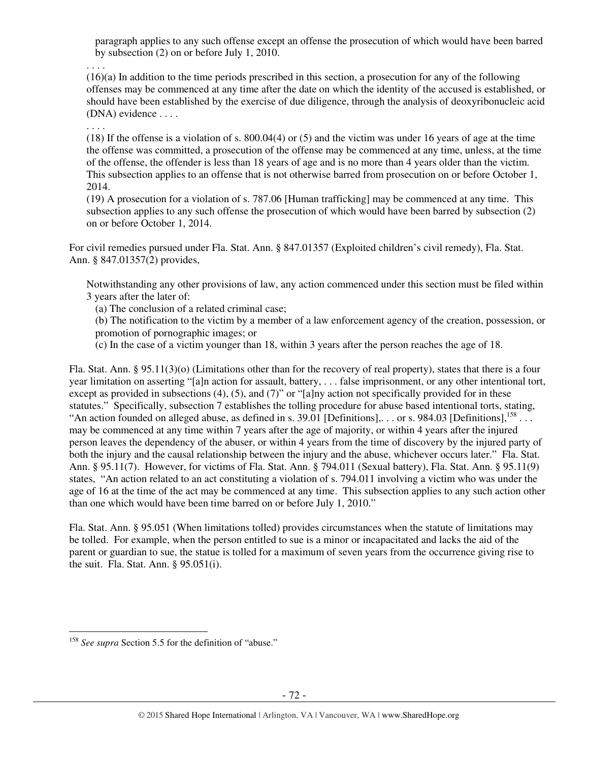paragraph applies to any such offense except an offense the prosecution of which would have been barred by subsection (2) on or before July 1, 2010.

. . . .

(16)(a) In addition to the time periods prescribed in this section, a prosecution for any of the following offenses may be commenced at any time after the date on which the identity of the accused is established, or should have been established by the exercise of due diligence, through the analysis of deoxyribonucleic acid (DNA) evidence . . . .

. . . .

(18) If the offense is a violation of s. 800.04(4) or (5) and the victim was under 16 years of age at the time the offense was committed, a prosecution of the offense may be commenced at any time, unless, at the time of the offense, the offender is less than 18 years of age and is no more than 4 years older than the victim. This subsection applies to an offense that is not otherwise barred from prosecution on or before October 1, 2014.

(19) A prosecution for a violation of s. 787.06 [Human trafficking] may be commenced at any time. This subsection applies to any such offense the prosecution of which would have been barred by subsection (2) on or before October 1, 2014.

For civil remedies pursued under Fla. Stat. Ann. § 847.01357 (Exploited children's civil remedy), Fla. Stat. Ann. § 847.01357(2) provides,

> Notwithstanding any other provisions of law, any action commenced under this section must be filed within 3 years after the later of:
>
> (a) The conclusion of a related criminal case;
>
> (b) The notification to the victim by a member of a law enforcement agency of the creation, possession, or promotion of pornographic images; or
>
> (c) In the case of a victim younger than 18, within 3 years after the person reaches the age of 18.

Fla. Stat. Ann. § 95.11(3)(o) (Limitations other than for the recovery of real property), states that there is a four year limitation on asserting "[a]n action for assault, battery, . . . false imprisonment, or any other intentional tort, except as provided in subsections (4), (5), and (7)" or "[a]ny action not specifically provided for in these statutes." Specifically, subsection 7 establishes the tolling procedure for abuse based intentional torts, stating, "An action founded on alleged abuse, as defined in s. 39.01 [Definitions],. . . or s. 984.03 [Definitions],[158] . . . may be commenced at any time within 7 years after the age of majority, or within 4 years after the injured person leaves the dependency of the abuser, or within 4 years from the time of discovery by the injured party of both the injury and the causal relationship between the injury and the abuse, whichever occurs later." Fla. Stat. Ann. § 95.11(7). However, for victims of Fla. Stat. Ann. § 794.011 (Sexual battery), Fla. Stat. Ann. § 95.11(9) states, "An action related to an act constituting a violation of s. 794.011 involving a victim who was under the age of 16 at the time of the act may be commenced at any time. This subsection applies to any such action other than one which would have been time barred on or before July 1, 2010."

Fla. Stat. Ann. § 95.051 (When limitations tolled) provides circumstances when the statute of limitations may be tolled. For example, when the person entitled to sue is a minor or incapacitated and lacks the aid of the parent or guardian to sue, the statue is tolled for a maximum of seven years from the occurrence giving rise to the suit. Fla. Stat. Ann. § 95.051(i).

---

[158] *See supra* Section 5.5 for the definition of "abuse."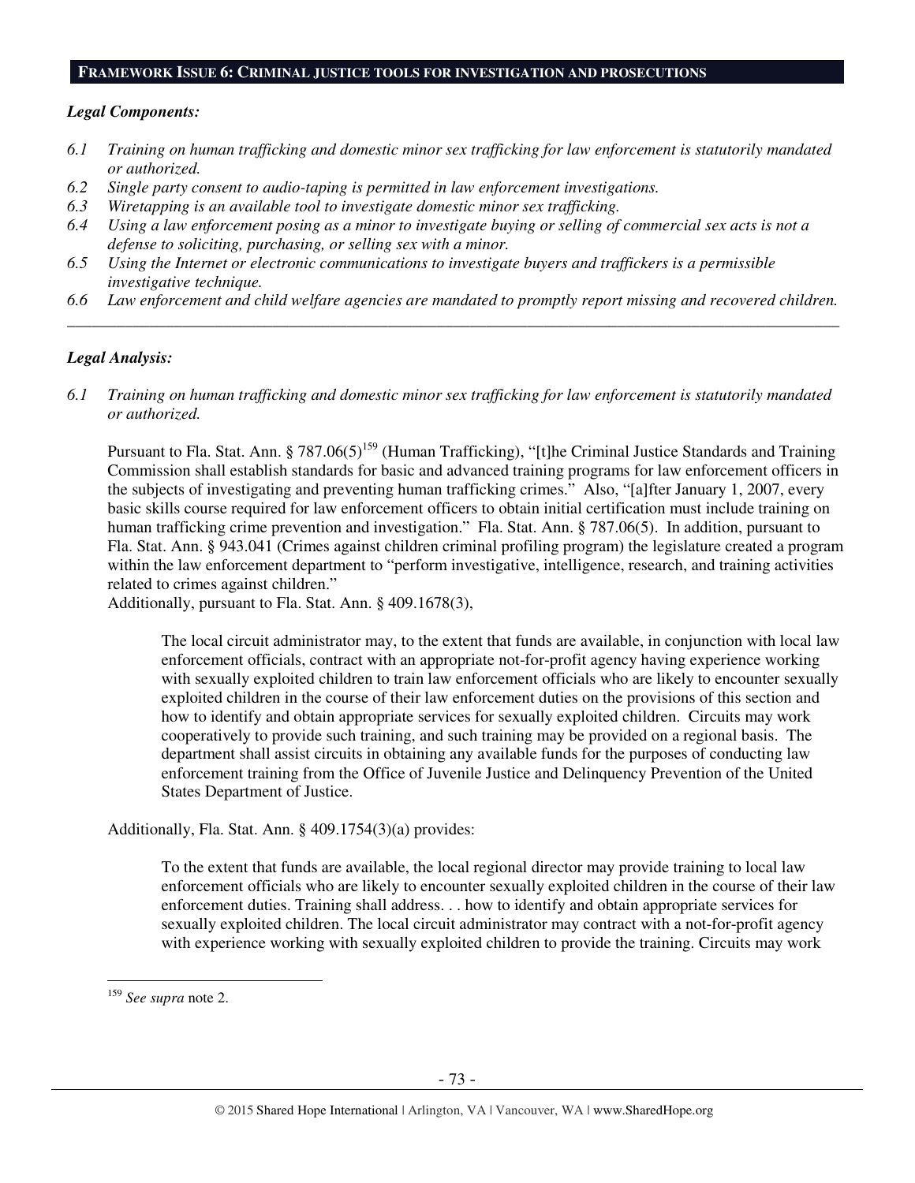## FRAMEWORK ISSUE 6: CRIMINAL JUSTICE TOOLS FOR INVESTIGATION AND PROSECUTIONS

***Legal Components:***

*6.1 Training on human trafficking and domestic minor sex trafficking for law enforcement is statutorily mandated or authorized.*

*6.2 Single party consent to audio-taping is permitted in law enforcement investigations.*

*6.3 Wiretapping is an available tool to investigate domestic minor sex trafficking.*

*6.4 Using a law enforcement posing as a minor to investigate buying or selling of commercial sex acts is not a defense to soliciting, purchasing, or selling sex with a minor.*

*6.5 Using the Internet or electronic communications to investigate buyers and traffickers is a permissible investigative technique.*

*6.6 Law enforcement and child welfare agencies are mandated to promptly report missing and recovered children.*

---

***Legal Analysis:***

*6.1 Training on human trafficking and domestic minor sex trafficking for law enforcement is statutorily mandated or authorized.*

Pursuant to Fla. Stat. Ann. § 787.06(5)[159] (Human Trafficking), "[t]he Criminal Justice Standards and Training Commission shall establish standards for basic and advanced training programs for law enforcement officers in the subjects of investigating and preventing human trafficking crimes." Also, "[a]fter January 1, 2007, every basic skills course required for law enforcement officers to obtain initial certification must include training on human trafficking crime prevention and investigation." Fla. Stat. Ann. § 787.06(5). In addition, pursuant to Fla. Stat. Ann. § 943.041 (Crimes against children criminal profiling program) the legislature created a program within the law enforcement department to "perform investigative, intelligence, research, and training activities related to crimes against children."

Additionally, pursuant to Fla. Stat. Ann. § 409.1678(3),

> The local circuit administrator may, to the extent that funds are available, in conjunction with local law enforcement officials, contract with an appropriate not-for-profit agency having experience working with sexually exploited children to train law enforcement officials who are likely to encounter sexually exploited children in the course of their law enforcement duties on the provisions of this section and how to identify and obtain appropriate services for sexually exploited children. Circuits may work cooperatively to provide such training, and such training may be provided on a regional basis. The department shall assist circuits in obtaining any available funds for the purposes of conducting law enforcement training from the Office of Juvenile Justice and Delinquency Prevention of the United States Department of Justice.

Additionally, Fla. Stat. Ann. § 409.1754(3)(a) provides:

> To the extent that funds are available, the local regional director may provide training to local law enforcement officials who are likely to encounter sexually exploited children in the course of their law enforcement duties. Training shall address. . . how to identify and obtain appropriate services for sexually exploited children. The local circuit administrator may contract with a not-for-profit agency with experience working with sexually exploited children to provide the training. Circuits may work

---

[159] *See supra* note 2.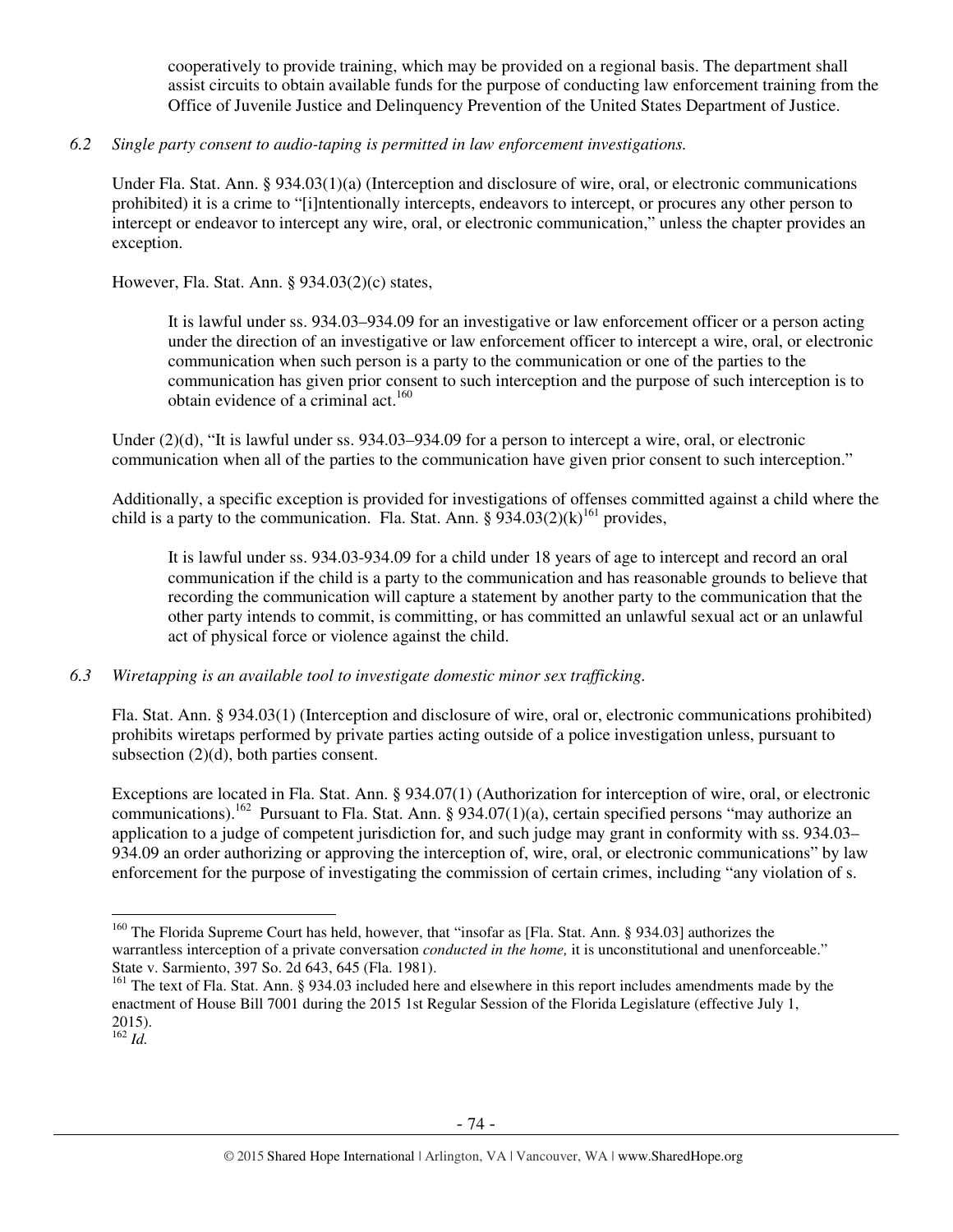cooperatively to provide training, which may be provided on a regional basis. The department shall assist circuits to obtain available funds for the purpose of conducting law enforcement training from the Office of Juvenile Justice and Delinquency Prevention of the United States Department of Justice.

*6.2 Single party consent to audio-taping is permitted in law enforcement investigations.*

Under Fla. Stat. Ann. § 934.03(1)(a) (Interception and disclosure of wire, oral, or electronic communications prohibited) it is a crime to "[i]ntentionally intercepts, endeavors to intercept, or procures any other person to intercept or endeavor to intercept any wire, oral, or electronic communication," unless the chapter provides an exception.

However, Fla. Stat. Ann. § 934.03(2)(c) states,

> It is lawful under ss. 934.03–934.09 for an investigative or law enforcement officer or a person acting under the direction of an investigative or law enforcement officer to intercept a wire, oral, or electronic communication when such person is a party to the communication or one of the parties to the communication has given prior consent to such interception and the purpose of such interception is to obtain evidence of a criminal act.[160]

Under (2)(d), "It is lawful under ss. 934.03–934.09 for a person to intercept a wire, oral, or electronic communication when all of the parties to the communication have given prior consent to such interception."

Additionally, a specific exception is provided for investigations of offenses committed against a child where the child is a party to the communication. Fla. Stat. Ann. § 934.03(2)(k)[161] provides,

> It is lawful under ss. 934.03-934.09 for a child under 18 years of age to intercept and record an oral communication if the child is a party to the communication and has reasonable grounds to believe that recording the communication will capture a statement by another party to the communication that the other party intends to commit, is committing, or has committed an unlawful sexual act or an unlawful act of physical force or violence against the child.

*6.3 Wiretapping is an available tool to investigate domestic minor sex trafficking.*

Fla. Stat. Ann. § 934.03(1) (Interception and disclosure of wire, oral or, electronic communications prohibited) prohibits wiretaps performed by private parties acting outside of a police investigation unless, pursuant to subsection (2)(d), both parties consent.

Exceptions are located in Fla. Stat. Ann. § 934.07(1) (Authorization for interception of wire, oral, or electronic communications).[162] Pursuant to Fla. Stat. Ann. § 934.07(1)(a), certain specified persons "may authorize an application to a judge of competent jurisdiction for, and such judge may grant in conformity with ss. 934.03–934.09 an order authorizing or approving the interception of, wire, oral, or electronic communications" by law enforcement for the purpose of investigating the commission of certain crimes, including "any violation of s.

---

[160] The Florida Supreme Court has held, however, that "insofar as [Fla. Stat. Ann. § 934.03] authorizes the warrantless interception of a private conversation *conducted in the home,* it is unconstitutional and unenforceable." State v. Sarmiento, 397 So. 2d 643, 645 (Fla. 1981).

[161] The text of Fla. Stat. Ann. § 934.03 included here and elsewhere in this report includes amendments made by the enactment of House Bill 7001 during the 2015 1st Regular Session of the Florida Legislature (effective July 1, 2015).

[162] *Id.*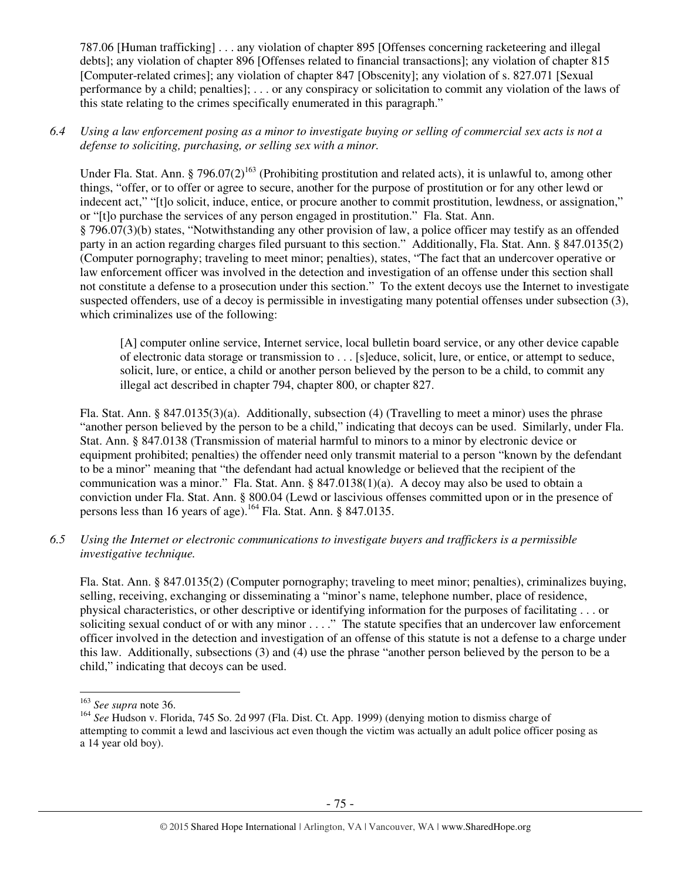787.06 [Human trafficking] . . . any violation of chapter 895 [Offenses concerning racketeering and illegal debts]; any violation of chapter 896 [Offenses related to financial transactions]; any violation of chapter 815 [Computer-related crimes]; any violation of chapter 847 [Obscenity]; any violation of s. 827.071 [Sexual performance by a child; penalties]; . . . or any conspiracy or solicitation to commit any violation of the laws of this state relating to the crimes specifically enumerated in this paragraph."

*6.4 Using a law enforcement posing as a minor to investigate buying or selling of commercial sex acts is not a defense to soliciting, purchasing, or selling sex with a minor.*

Under Fla. Stat. Ann. § 796.07(2)[163] (Prohibiting prostitution and related acts), it is unlawful to, among other things, "offer, or to offer or agree to secure, another for the purpose of prostitution or for any other lewd or indecent act," "[t]o solicit, induce, entice, or procure another to commit prostitution, lewdness, or assignation," or "[t]o purchase the services of any person engaged in prostitution." Fla. Stat. Ann. § 796.07(3)(b) states, "Notwithstanding any other provision of law, a police officer may testify as an offended party in an action regarding charges filed pursuant to this section." Additionally, Fla. Stat. Ann. § 847.0135(2) (Computer pornography; traveling to meet minor; penalties), states, "The fact that an undercover operative or law enforcement officer was involved in the detection and investigation of an offense under this section shall not constitute a defense to a prosecution under this section." To the extent decoys use the Internet to investigate suspected offenders, use of a decoy is permissible in investigating many potential offenses under subsection (3), which criminalizes use of the following:

> [A] computer online service, Internet service, local bulletin board service, or any other device capable of electronic data storage or transmission to . . . [s]educe, solicit, lure, or entice, or attempt to seduce, solicit, lure, or entice, a child or another person believed by the person to be a child, to commit any illegal act described in chapter 794, chapter 800, or chapter 827.

Fla. Stat. Ann. § 847.0135(3)(a). Additionally, subsection (4) (Travelling to meet a minor) uses the phrase "another person believed by the person to be a child," indicating that decoys can be used. Similarly, under Fla. Stat. Ann. § 847.0138 (Transmission of material harmful to minors to a minor by electronic device or equipment prohibited; penalties) the offender need only transmit material to a person "known by the defendant to be a minor" meaning that "the defendant had actual knowledge or believed that the recipient of the communication was a minor." Fla. Stat. Ann. § 847.0138(1)(a). A decoy may also be used to obtain a conviction under Fla. Stat. Ann. § 800.04 (Lewd or lascivious offenses committed upon or in the presence of persons less than 16 years of age).[164] Fla. Stat. Ann. § 847.0135.

*6.5 Using the Internet or electronic communications to investigate buyers and traffickers is a permissible investigative technique.*

Fla. Stat. Ann. § 847.0135(2) (Computer pornography; traveling to meet minor; penalties), criminalizes buying, selling, receiving, exchanging or disseminating a "minor's name, telephone number, place of residence, physical characteristics, or other descriptive or identifying information for the purposes of facilitating . . . or soliciting sexual conduct of or with any minor . . . ." The statute specifies that an undercover law enforcement officer involved in the detection and investigation of an offense of this statute is not a defense to a charge under this law. Additionally, subsections (3) and (4) use the phrase "another person believed by the person to be a child," indicating that decoys can be used.

---

[163] *See supra* note 36.

[164] *See* Hudson v. Florida, 745 So. 2d 997 (Fla. Dist. Ct. App. 1999) (denying motion to dismiss charge of attempting to commit a lewd and lascivious act even though the victim was actually an adult police officer posing as a 14 year old boy).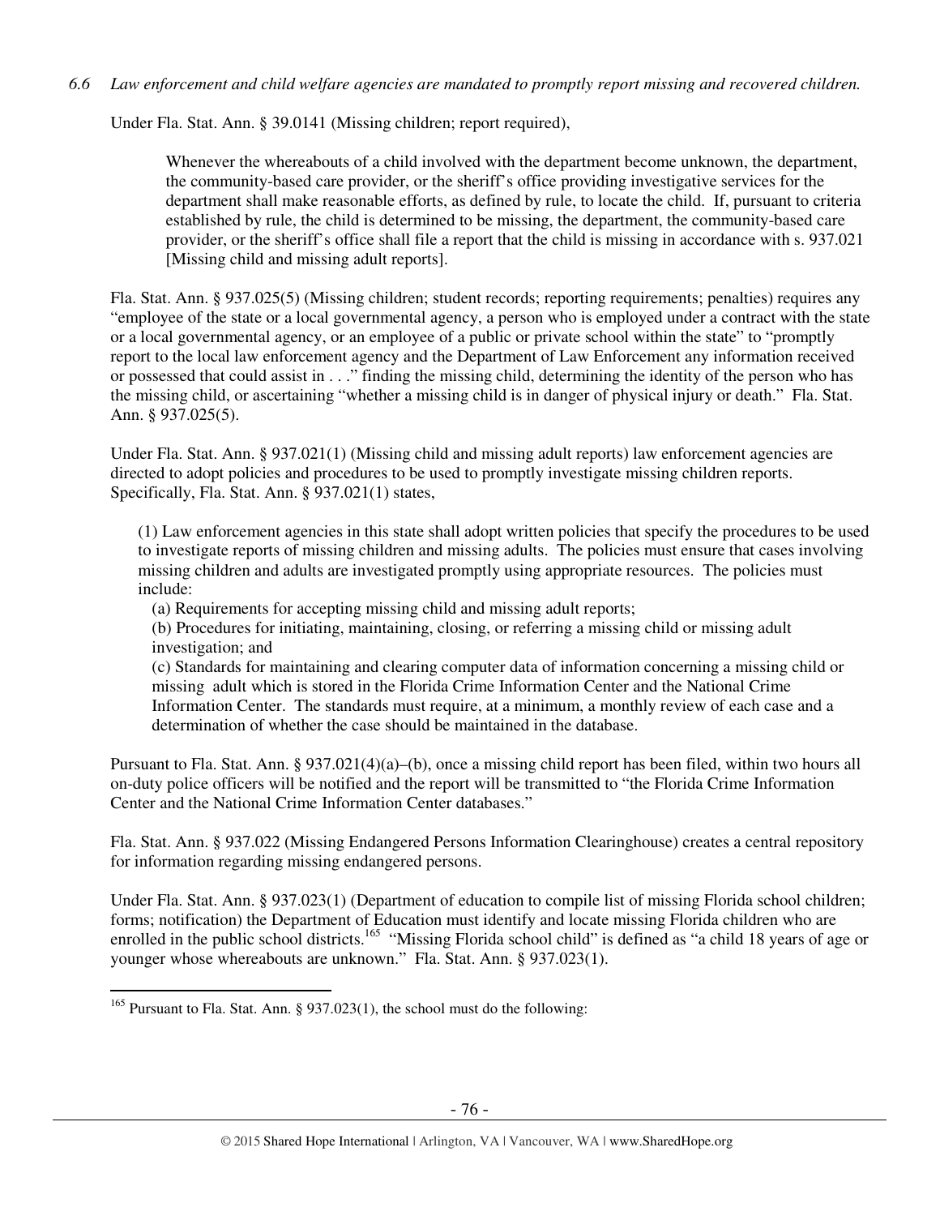*6.6 Law enforcement and child welfare agencies are mandated to promptly report missing and recovered children.*

Under Fla. Stat. Ann. § 39.0141 (Missing children; report required),

> Whenever the whereabouts of a child involved with the department become unknown, the department, the community-based care provider, or the sheriff's office providing investigative services for the department shall make reasonable efforts, as defined by rule, to locate the child. If, pursuant to criteria established by rule, the child is determined to be missing, the department, the community-based care provider, or the sheriff's office shall file a report that the child is missing in accordance with s. 937.021 [Missing child and missing adult reports].

Fla. Stat. Ann. § 937.025(5) (Missing children; student records; reporting requirements; penalties) requires any "employee of the state or a local governmental agency, a person who is employed under a contract with the state or a local governmental agency, or an employee of a public or private school within the state" to "promptly report to the local law enforcement agency and the Department of Law Enforcement any information received or possessed that could assist in . . ." finding the missing child, determining the identity of the person who has the missing child, or ascertaining "whether a missing child is in danger of physical injury or death." Fla. Stat. Ann. § 937.025(5).

Under Fla. Stat. Ann. § 937.021(1) (Missing child and missing adult reports) law enforcement agencies are directed to adopt policies and procedures to be used to promptly investigate missing children reports. Specifically, Fla. Stat. Ann. § 937.021(1) states,

> (1) Law enforcement agencies in this state shall adopt written policies that specify the procedures to be used to investigate reports of missing children and missing adults. The policies must ensure that cases involving missing children and adults are investigated promptly using appropriate resources. The policies must include:
>
> (a) Requirements for accepting missing child and missing adult reports;
>
> (b) Procedures for initiating, maintaining, closing, or referring a missing child or missing adult investigation; and
>
> (c) Standards for maintaining and clearing computer data of information concerning a missing child or missing adult which is stored in the Florida Crime Information Center and the National Crime Information Center. The standards must require, at a minimum, a monthly review of each case and a determination of whether the case should be maintained in the database.

Pursuant to Fla. Stat. Ann. § 937.021(4)(a)–(b), once a missing child report has been filed, within two hours all on-duty police officers will be notified and the report will be transmitted to "the Florida Crime Information Center and the National Crime Information Center databases."

Fla. Stat. Ann. § 937.022 (Missing Endangered Persons Information Clearinghouse) creates a central repository for information regarding missing endangered persons.

Under Fla. Stat. Ann. § 937.023(1) (Department of education to compile list of missing Florida school children; forms; notification) the Department of Education must identify and locate missing Florida children who are enrolled in the public school districts.[165] "Missing Florida school child" is defined as "a child 18 years of age or younger whose whereabouts are unknown." Fla. Stat. Ann. § 937.023(1).

---

[165] Pursuant to Fla. Stat. Ann. § 937.023(1), the school must do the following: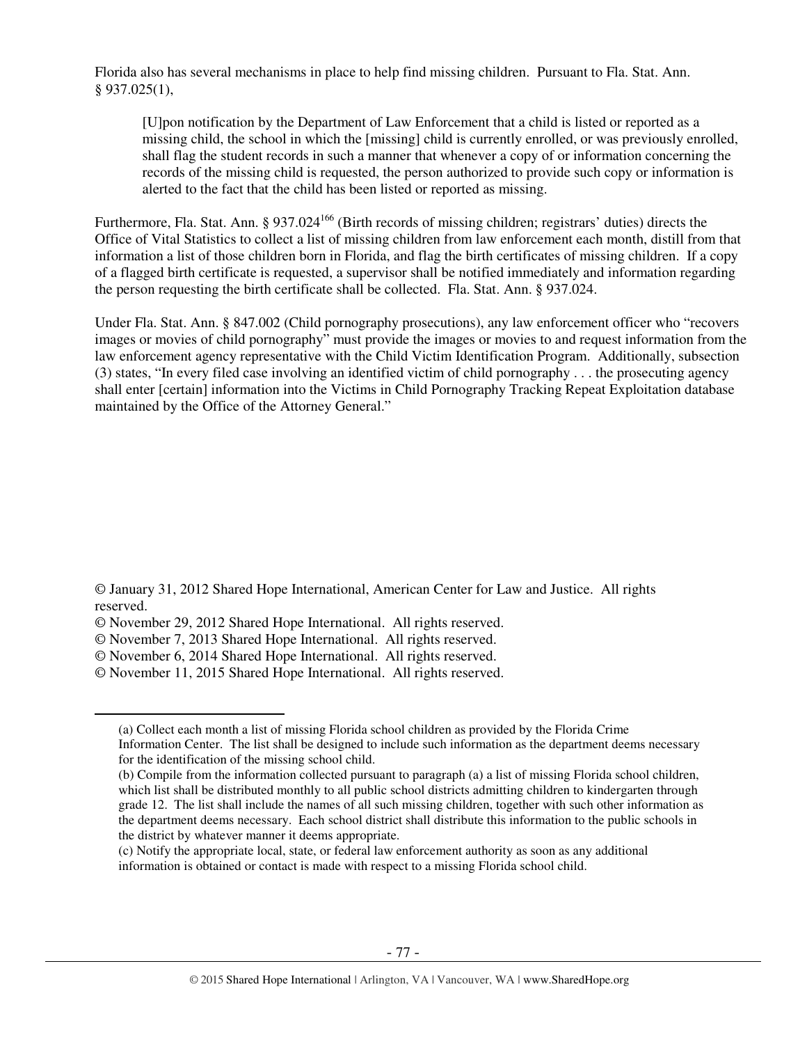Florida also has several mechanisms in place to help find missing children. Pursuant to Fla. Stat. Ann. § 937.025(1),

> [U]pon notification by the Department of Law Enforcement that a child is listed or reported as a missing child, the school in which the [missing] child is currently enrolled, or was previously enrolled, shall flag the student records in such a manner that whenever a copy of or information concerning the records of the missing child is requested, the person authorized to provide such copy or information is alerted to the fact that the child has been listed or reported as missing.

Furthermore, Fla. Stat. Ann. § 937.024[166] (Birth records of missing children; registrars' duties) directs the Office of Vital Statistics to collect a list of missing children from law enforcement each month, distill from that information a list of those children born in Florida, and flag the birth certificates of missing children. If a copy of a flagged birth certificate is requested, a supervisor shall be notified immediately and information regarding the person requesting the birth certificate shall be collected. Fla. Stat. Ann. § 937.024.

Under Fla. Stat. Ann. § 847.002 (Child pornography prosecutions), any law enforcement officer who "recovers images or movies of child pornography" must provide the images or movies to and request information from the law enforcement agency representative with the Child Victim Identification Program. Additionally, subsection (3) states, "In every filed case involving an identified victim of child pornography . . . the prosecuting agency shall enter [certain] information into the Victims in Child Pornography Tracking Repeat Exploitation database maintained by the Office of the Attorney General."

© January 31, 2012 Shared Hope International, American Center for Law and Justice. All rights reserved.
© November 29, 2012 Shared Hope International. All rights reserved.
© November 7, 2013 Shared Hope International. All rights reserved.
© November 6, 2014 Shared Hope International. All rights reserved.
© November 11, 2015 Shared Hope International. All rights reserved.

---

(a) Collect each month a list of missing Florida school children as provided by the Florida Crime Information Center. The list shall be designed to include such information as the department deems necessary for the identification of the missing school child.

(b) Compile from the information collected pursuant to paragraph (a) a list of missing Florida school children, which list shall be distributed monthly to all public school districts admitting children to kindergarten through grade 12. The list shall include the names of all such missing children, together with such other information as the department deems necessary. Each school district shall distribute this information to the public schools in the district by whatever manner it deems appropriate.

(c) Notify the appropriate local, state, or federal law enforcement authority as soon as any additional information is obtained or contact is made with respect to a missing Florida school child.